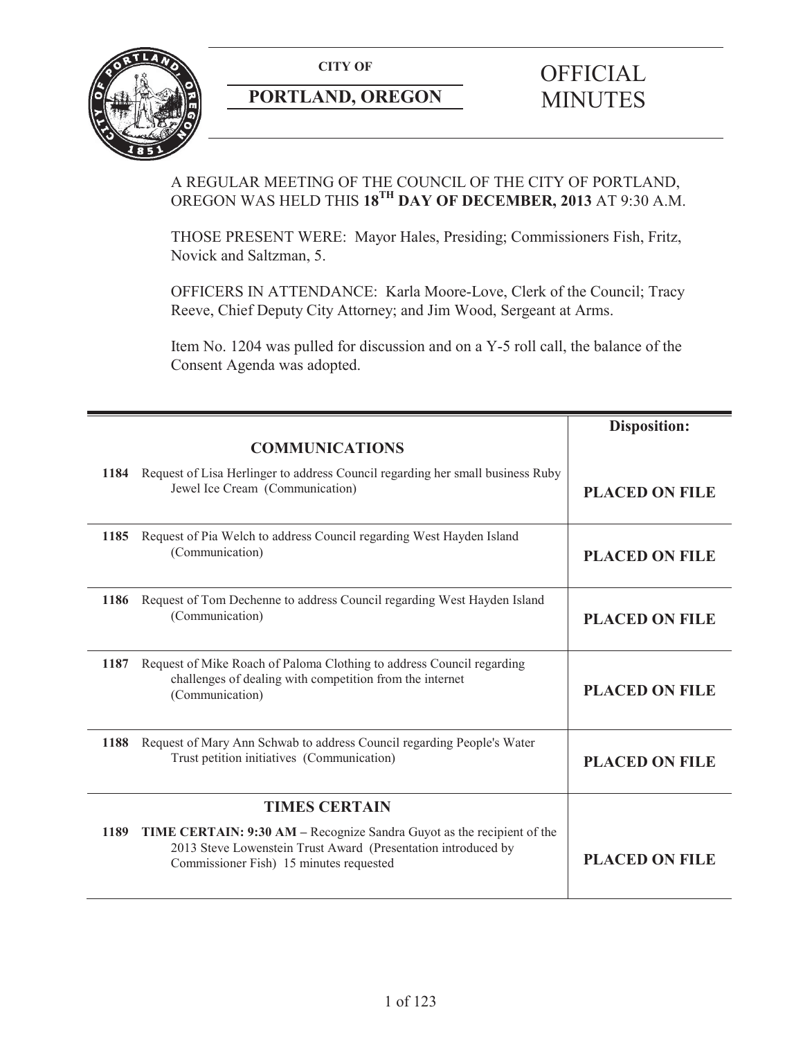**CITY OF**

**PORTLAND, OREGON**

# OFFICIAL MINUTES

A REGULAR MEETING OF THE COUNCIL OF THE CITY OF PORTLAND, OREGON WAS HELD THIS **18TH DAY OF DECEMBER, 2013** AT 9:30 A.M.

THOSE PRESENT WERE: Mayor Hales, Presiding; Commissioners Fish, Fritz, Novick and Saltzman, 5.

OFFICERS IN ATTENDANCE: Karla Moore-Love, Clerk of the Council; Tracy Reeve, Chief Deputy City Attorney; and Jim Wood, Sergeant at Arms.

Item No. 1204 was pulled for discussion and on a Y-5 roll call, the balance of the Consent Agenda was adopted.

| | | **Disposition:** |
|---|---|---|
| | **COMMUNICATIONS** | |
| **1184** | Request of Lisa Herlinger to address Council regarding her small business Ruby Jewel Ice Cream (Communication) | **PLACED ON FILE** |
| **1185** | Request of Pia Welch to address Council regarding West Hayden Island (Communication) | **PLACED ON FILE** |
| **1186** | Request of Tom Dechenne to address Council regarding West Hayden Island (Communication) | **PLACED ON FILE** |
| **1187** | Request of Mike Roach of Paloma Clothing to address Council regarding challenges of dealing with competition from the internet (Communication) | **PLACED ON FILE** |
| **1188** | Request of Mary Ann Schwab to address Council regarding People's Water Trust petition initiatives (Communication) | **PLACED ON FILE** |
| | **TIMES CERTAIN** | |
| **1189** | **TIME CERTAIN: 9:30 AM –** Recognize Sandra Guyot as the recipient of the 2013 Steve Lowenstein Trust Award (Presentation introduced by Commissioner Fish) 15 minutes requested | **PLACED ON FILE** |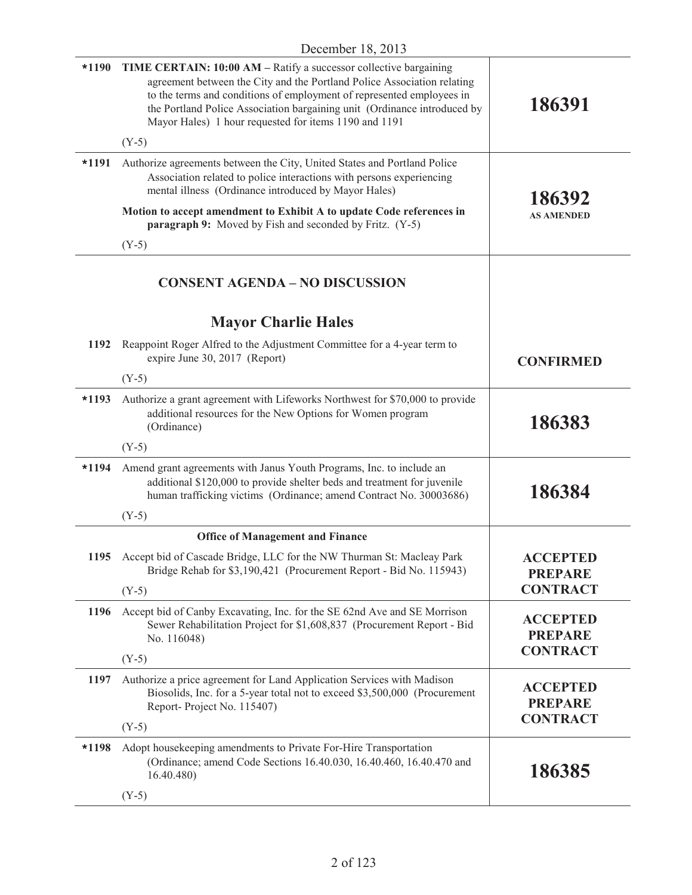December 18, 2013

| | | |
|---|---|---|
| *1190 | **TIME CERTAIN: 10:00 AM –** Ratify a successor collective bargaining agreement between the City and the Portland Police Association relating to the terms and conditions of employment of represented employees in the Portland Police Association bargaining unit (Ordinance introduced by Mayor Hales) 1 hour requested for items 1190 and 1191<br><br>(Y-5) | **186391** |
| *1191 | Authorize agreements between the City, United States and Portland Police Association related to police interactions with persons experiencing mental illness (Ordinance introduced by Mayor Hales)<br><br>**Motion to accept amendment to Exhibit A to update Code references in paragraph 9:** Moved by Fish and seconded by Fritz. (Y-5)<br><br>(Y-5) | **186392**<br>**AS AMENDED** |

## CONSENT AGENDA – NO DISCUSSION

## Mayor Charlie Hales

| | | |
|---|---|---|
| 1192 | Reappoint Roger Alfred to the Adjustment Committee for a 4-year term to expire June 30, 2017 (Report)<br><br>(Y-5) | **CONFIRMED** |
| *1193 | Authorize a grant agreement with Lifeworks Northwest for $70,000 to provide additional resources for the New Options for Women program (Ordinance)<br><br>(Y-5) | **186383** |
| *1194 | Amend grant agreements with Janus Youth Programs, Inc. to include an additional $120,000 to provide shelter beds and treatment for juvenile human trafficking victims (Ordinance; amend Contract No. 30003686)<br><br>(Y-5) | **186384** |
| | **Office of Management and Finance** | |
| 1195 | Accept bid of Cascade Bridge, LLC for the NW Thurman St: Macleay Park Bridge Rehab for $3,190,421 (Procurement Report - Bid No. 115943)<br><br>(Y-5) | **ACCEPTED PREPARE CONTRACT** |
| 1196 | Accept bid of Canby Excavating, Inc. for the SE 62nd Ave and SE Morrison Sewer Rehabilitation Project for $1,608,837 (Procurement Report - Bid No. 116048)<br><br>(Y-5) | **ACCEPTED PREPARE CONTRACT** |
| 1197 | Authorize a price agreement for Land Application Services with Madison Biosolids, Inc. for a 5-year total not to exceed $3,500,000 (Procurement Report- Project No. 115407)<br><br>(Y-5) | **ACCEPTED PREPARE CONTRACT** |
| *1198 | Adopt housekeeping amendments to Private For-Hire Transportation (Ordinance; amend Code Sections 16.40.030, 16.40.460, 16.40.470 and 16.40.480)<br><br>(Y-5) | **186385** |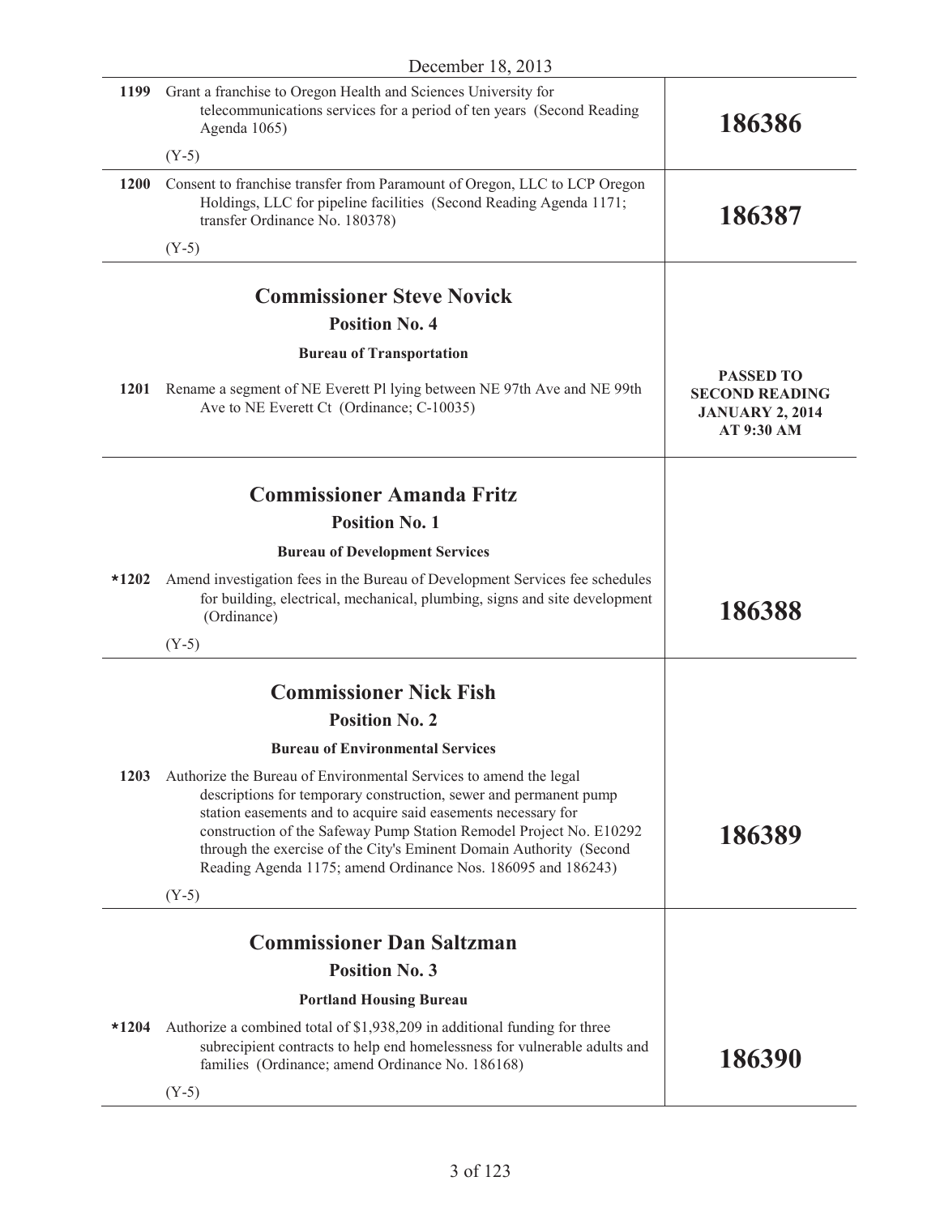December 18, 2013

| | | |
|---|---|---|
| 1199 | Grant a franchise to Oregon Health and Sciences University for telecommunications services for a period of ten years (Second Reading Agenda 1065)<br><br>(Y-5) | **186386** |
| 1200 | Consent to franchise transfer from Paramount of Oregon, LLC to LCP Oregon Holdings, LLC for pipeline facilities (Second Reading Agenda 1171; transfer Ordinance No. 180378)<br><br>(Y-5) | **186387** |

## Commissioner Steve Novick

### Position No. 4

**Bureau of Transportation**

| | | |
|---|---|---|
| 1201 | Rename a segment of NE Everett Pl lying between NE 97th Ave and NE 99th Ave to NE Everett Ct (Ordinance; C-10035) | **PASSED TO SECOND READING JANUARY 2, 2014 AT 9:30 AM** |

## Commissioner Amanda Fritz

### Position No. 1

**Bureau of Development Services**

| | | |
|---|---|---|
| *1202 | Amend investigation fees in the Bureau of Development Services fee schedules for building, electrical, mechanical, plumbing, signs and site development (Ordinance)<br><br>(Y-5) | **186388** |

## Commissioner Nick Fish

### Position No. 2

**Bureau of Environmental Services**

| | | |
|---|---|---|
| 1203 | Authorize the Bureau of Environmental Services to amend the legal descriptions for temporary construction, sewer and permanent pump station easements and to acquire said easements necessary for construction of the Safeway Pump Station Remodel Project No. E10292 through the exercise of the City's Eminent Domain Authority (Second Reading Agenda 1175; amend Ordinance Nos. 186095 and 186243)<br><br>(Y-5) | **186389** |

## Commissioner Dan Saltzman

### Position No. 3

**Portland Housing Bureau**

| | | |
|---|---|---|
| *1204 | Authorize a combined total of $1,938,209 in additional funding for three subrecipient contracts to help end homelessness for vulnerable adults and families (Ordinance; amend Ordinance No. 186168)<br><br>(Y-5) | **186390** |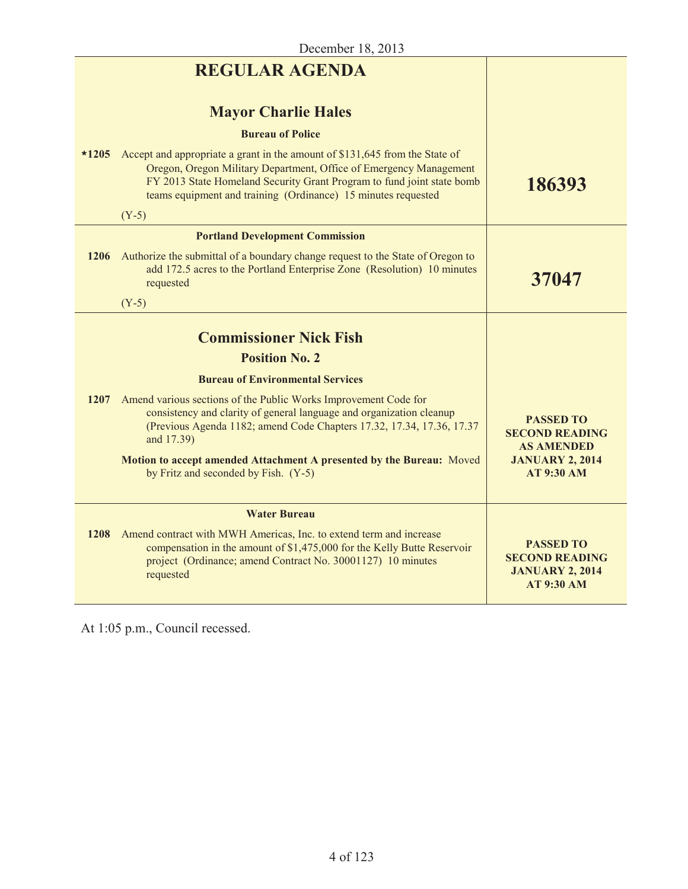December 18, 2013

| | |
|---|---|
| **REGULAR AGENDA** | |
| **Mayor Charlie Hales** | |
| **Bureau of Police** | |
| ***1205** Accept and appropriate a grant in the amount of $131,645 from the State of Oregon, Oregon Military Department, Office of Emergency Management FY 2013 State Homeland Security Grant Program to fund joint state bomb teams equipment and training (Ordinance) 15 minutes requested<br><br>(Y-5) | **186393** |
| **Portland Development Commission** | |
| **1206** Authorize the submittal of a boundary change request to the State of Oregon to add 172.5 acres to the Portland Enterprise Zone (Resolution) 10 minutes requested<br><br>(Y-5) | **37047** |
| **Commissioner Nick Fish**<br>**Position No. 2** | |
| **Bureau of Environmental Services** | |
| **1207** Amend various sections of the Public Works Improvement Code for consistency and clarity of general language and organization cleanup (Previous Agenda 1182; amend Code Chapters 17.32, 17.34, 17.36, 17.37 and 17.39)<br><br>**Motion to accept amended Attachment A presented by the Bureau:** Moved by Fritz and seconded by Fish. (Y-5) | **PASSED TO SECOND READING AS AMENDED JANUARY 2, 2014 AT 9:30 AM** |
| **Water Bureau** | |
| **1208** Amend contract with MWH Americas, Inc. to extend term and increase compensation in the amount of $1,475,000 for the Kelly Butte Reservoir project (Ordinance; amend Contract No. 30001127) 10 minutes requested | **PASSED TO SECOND READING JANUARY 2, 2014 AT 9:30 AM** |

At 1:05 p.m., Council recessed.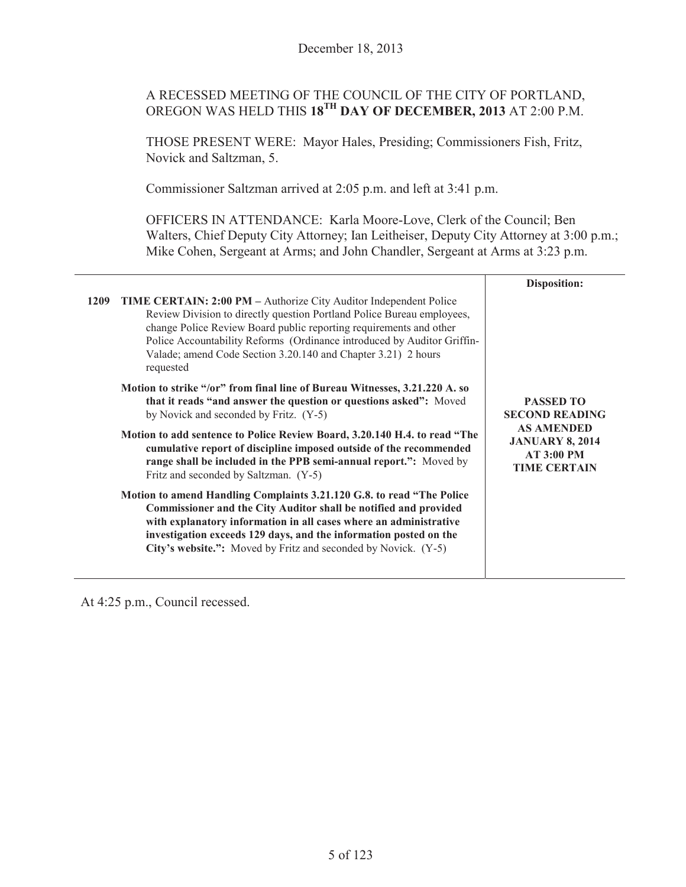December 18, 2013

A RECESSED MEETING OF THE COUNCIL OF THE CITY OF PORTLAND, OREGON WAS HELD THIS **18TH DAY OF DECEMBER, 2013** AT 2:00 P.M.

THOSE PRESENT WERE: Mayor Hales, Presiding; Commissioners Fish, Fritz, Novick and Saltzman, 5.

Commissioner Saltzman arrived at 2:05 p.m. and left at 3:41 p.m.

OFFICERS IN ATTENDANCE: Karla Moore-Love, Clerk of the Council; Ben Walters, Chief Deputy City Attorney; Ian Leitheiser, Deputy City Attorney at 3:00 p.m.; Mike Cohen, Sergeant at Arms; and John Chandler, Sergeant at Arms at 3:23 p.m.

| | | Disposition: |
|---|---|---|
| 1209 | **TIME CERTAIN: 2:00 PM –** Authorize City Auditor Independent Police Review Division to directly question Portland Police Bureau employees, change Police Review Board public reporting requirements and other Police Accountability Reforms (Ordinance introduced by Auditor Griffin-Valade; amend Code Section 3.20.140 and Chapter 3.21) 2 hours requested<br><br>**Motion to strike "/or" from final line of Bureau Witnesses, 3.21.220 A. so that it reads "and answer the question or questions asked":** Moved by Novick and seconded by Fritz. (Y-5)<br><br>**Motion to add sentence to Police Review Board, 3.20.140 H.4. to read "The cumulative report of discipline imposed outside of the recommended range shall be included in the PPB semi-annual report.":** Moved by Fritz and seconded by Saltzman. (Y-5)<br><br>**Motion to amend Handling Complaints 3.21.120 G.8. to read "The Police Commissioner and the City Auditor shall be notified and provided with explanatory information in all cases where an administrative investigation exceeds 129 days, and the information posted on the City's website.":** Moved by Fritz and seconded by Novick. (Y-5) | **PASSED TO SECOND READING AS AMENDED JANUARY 8, 2014 AT 3:00 PM TIME CERTAIN** |

At 4:25 p.m., Council recessed.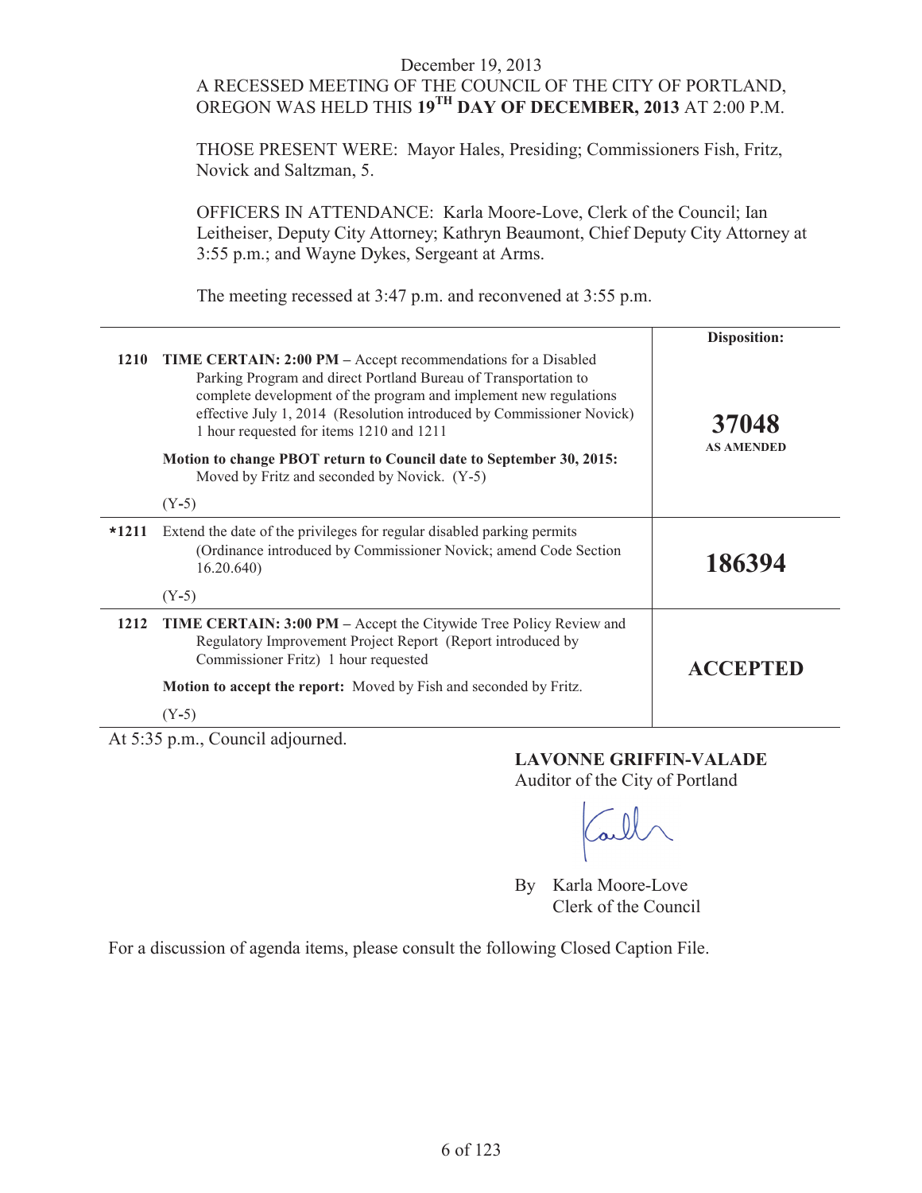December 19, 2013

A RECESSED MEETING OF THE COUNCIL OF THE CITY OF PORTLAND, OREGON WAS HELD THIS **19TH DAY OF DECEMBER, 2013** AT 2:00 P.M.

THOSE PRESENT WERE: Mayor Hales, Presiding; Commissioners Fish, Fritz, Novick and Saltzman, 5.

OFFICERS IN ATTENDANCE: Karla Moore-Love, Clerk of the Council; Ian Leitheiser, Deputy City Attorney; Kathryn Beaumont, Chief Deputy City Attorney at 3:55 p.m.; and Wayne Dykes, Sergeant at Arms.

The meeting recessed at 3:47 p.m. and reconvened at 3:55 p.m.

| | | Disposition: |
|---|---|---|
| 1210 | **TIME CERTAIN: 2:00 PM –** Accept recommendations for a Disabled Parking Program and direct Portland Bureau of Transportation to complete development of the program and implement new regulations effective July 1, 2014 (Resolution introduced by Commissioner Novick) 1 hour requested for items 1210 and 1211<br><br>**Motion to change PBOT return to Council date to September 30, 2015:** Moved by Fritz and seconded by Novick. (Y-5)<br><br>(Y-5) | **37048**<br>**AS AMENDED** |
| *1211 | Extend the date of the privileges for regular disabled parking permits (Ordinance introduced by Commissioner Novick; amend Code Section 16.20.640)<br><br>(Y-5) | **186394** |
| 1212 | **TIME CERTAIN: 3:00 PM –** Accept the Citywide Tree Policy Review and Regulatory Improvement Project Report (Report introduced by Commissioner Fritz) 1 hour requested<br><br>**Motion to accept the report:** Moved by Fish and seconded by Fritz.<br><br>(Y-5) | **ACCEPTED** |

At 5:35 p.m., Council adjourned.

**LAVONNE GRIFFIN-VALADE**
Auditor of the City of Portland

By Karla Moore-Love
Clerk of the Council

For a discussion of agenda items, please consult the following Closed Caption File.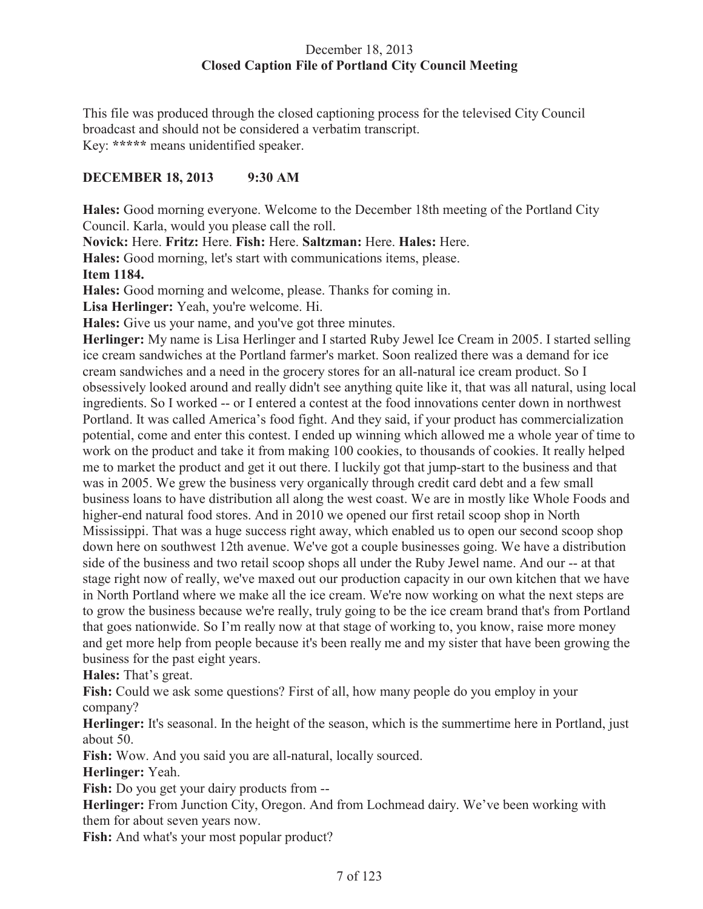December 18, 2013
**Closed Caption File of Portland City Council Meeting**

This file was produced through the closed captioning process for the televised City Council broadcast and should not be considered a verbatim transcript.
Key: ***** means unidentified speaker.

**DECEMBER 18, 2013 9:30 AM**

**Hales:** Good morning everyone. Welcome to the December 18th meeting of the Portland City Council. Karla, would you please call the roll.
**Novick:** Here. **Fritz:** Here. **Fish:** Here. **Saltzman:** Here. **Hales:** Here.
**Hales:** Good morning, let's start with communications items, please.
**Item 1184.**
**Hales:** Good morning and welcome, please. Thanks for coming in.
**Lisa Herlinger:** Yeah, you're welcome. Hi.
**Hales:** Give us your name, and you've got three minutes.
**Herlinger:** My name is Lisa Herlinger and I started Ruby Jewel Ice Cream in 2005. I started selling ice cream sandwiches at the Portland farmer's market. Soon realized there was a demand for ice cream sandwiches and a need in the grocery stores for an all-natural ice cream product. So I obsessively looked around and really didn't see anything quite like it, that was all natural, using local ingredients. So I worked -- or I entered a contest at the food innovations center down in northwest Portland. It was called America's food fight. And they said, if your product has commercialization potential, come and enter this contest. I ended up winning which allowed me a whole year of time to work on the product and take it from making 100 cookies, to thousands of cookies. It really helped me to market the product and get it out there. I luckily got that jump-start to the business and that was in 2005. We grew the business very organically through credit card debt and a few small business loans to have distribution all along the west coast. We are in mostly like Whole Foods and higher-end natural food stores. And in 2010 we opened our first retail scoop shop in North Mississippi. That was a huge success right away, which enabled us to open our second scoop shop down here on southwest 12th avenue. We've got a couple businesses going. We have a distribution side of the business and two retail scoop shops all under the Ruby Jewel name. And our -- at that stage right now of really, we've maxed out our production capacity in our own kitchen that we have in North Portland where we make all the ice cream. We're now working on what the next steps are to grow the business because we're really, truly going to be the ice cream brand that's from Portland that goes nationwide. So I'm really now at that stage of working to, you know, raise more money and get more help from people because it's been really me and my sister that have been growing the business for the past eight years.
**Hales:** That's great.
**Fish:** Could we ask some questions? First of all, how many people do you employ in your company?
**Herlinger:** It's seasonal. In the height of the season, which is the summertime here in Portland, just about 50.
**Fish:** Wow. And you said you are all-natural, locally sourced.
**Herlinger:** Yeah.
**Fish:** Do you get your dairy products from --
**Herlinger:** From Junction City, Oregon. And from Lochmead dairy. We've been working with them for about seven years now.
**Fish:** And what's your most popular product?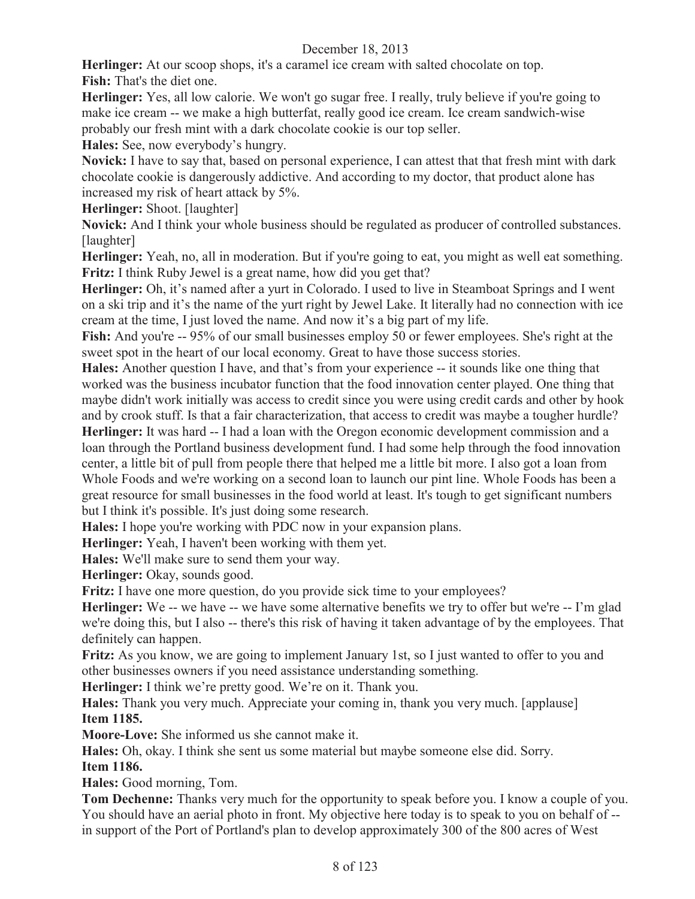**Herlinger:** At our scoop shops, it's a caramel ice cream with salted chocolate on top.

**Fish:** That's the diet one.

**Herlinger:** Yes, all low calorie. We won't go sugar free. I really, truly believe if you're going to make ice cream -- we make a high butterfat, really good ice cream. Ice cream sandwich-wise probably our fresh mint with a dark chocolate cookie is our top seller.

**Hales:** See, now everybody's hungry.

**Novick:** I have to say that, based on personal experience, I can attest that that fresh mint with dark chocolate cookie is dangerously addictive. And according to my doctor, that product alone has increased my risk of heart attack by 5%.

**Herlinger:** Shoot. [laughter]

**Novick:** And I think your whole business should be regulated as producer of controlled substances. [laughter]

**Herlinger:** Yeah, no, all in moderation. But if you're going to eat, you might as well eat something.

**Fritz:** I think Ruby Jewel is a great name, how did you get that?

**Herlinger:** Oh, it's named after a yurt in Colorado. I used to live in Steamboat Springs and I went on a ski trip and it's the name of the yurt right by Jewel Lake. It literally had no connection with ice cream at the time, I just loved the name. And now it's a big part of my life.

**Fish:** And you're -- 95% of our small businesses employ 50 or fewer employees. She's right at the sweet spot in the heart of our local economy. Great to have those success stories.

**Hales:** Another question I have, and that's from your experience -- it sounds like one thing that worked was the business incubator function that the food innovation center played. One thing that maybe didn't work initially was access to credit since you were using credit cards and other by hook and by crook stuff. Is that a fair characterization, that access to credit was maybe a tougher hurdle?

**Herlinger:** It was hard -- I had a loan with the Oregon economic development commission and a loan through the Portland business development fund. I had some help through the food innovation center, a little bit of pull from people there that helped me a little bit more. I also got a loan from Whole Foods and we're working on a second loan to launch our pint line. Whole Foods has been a great resource for small businesses in the food world at least. It's tough to get significant numbers but I think it's possible. It's just doing some research.

**Hales:** I hope you're working with PDC now in your expansion plans.

**Herlinger:** Yeah, I haven't been working with them yet.

**Hales:** We'll make sure to send them your way.

**Herlinger:** Okay, sounds good.

**Fritz:** I have one more question, do you provide sick time to your employees?

**Herlinger:** We -- we have -- we have some alternative benefits we try to offer but we're -- I'm glad we're doing this, but I also -- there's this risk of having it taken advantage of by the employees. That definitely can happen.

**Fritz:** As you know, we are going to implement January 1st, so I just wanted to offer to you and other businesses owners if you need assistance understanding something.

**Herlinger:** I think we're pretty good. We're on it. Thank you.

**Hales:** Thank you very much. Appreciate your coming in, thank you very much. [applause]

**Item 1185.**

**Moore-Love:** She informed us she cannot make it.

**Hales:** Oh, okay. I think she sent us some material but maybe someone else did. Sorry.

**Item 1186.**

**Hales:** Good morning, Tom.

**Tom Dechenne:** Thanks very much for the opportunity to speak before you. I know a couple of you. You should have an aerial photo in front. My objective here today is to speak to you on behalf of -- in support of the Port of Portland's plan to develop approximately 300 of the 800 acres of West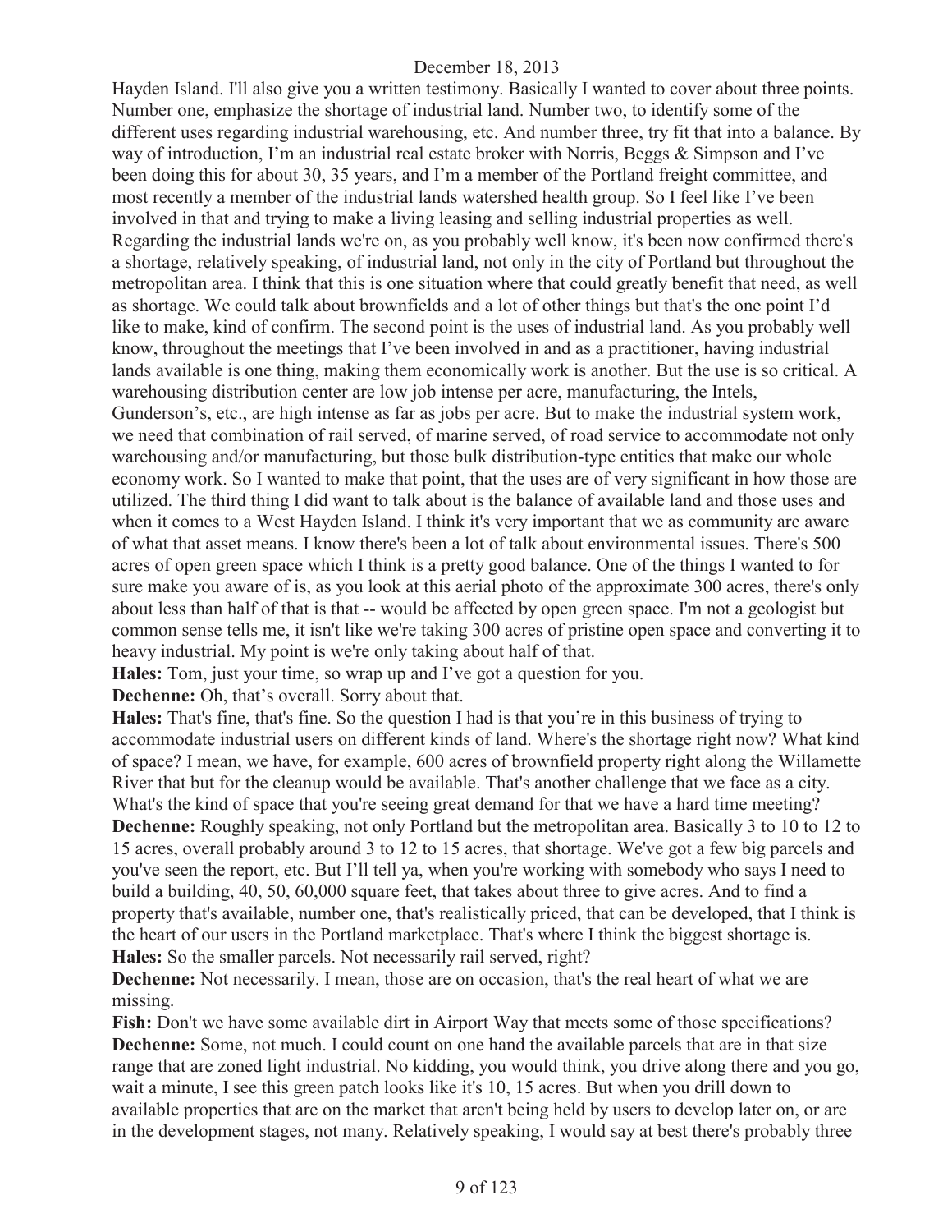Hayden Island. I'll also give you a written testimony. Basically I wanted to cover about three points. Number one, emphasize the shortage of industrial land. Number two, to identify some of the different uses regarding industrial warehousing, etc. And number three, try fit that into a balance. By way of introduction, I'm an industrial real estate broker with Norris, Beggs & Simpson and I've been doing this for about 30, 35 years, and I'm a member of the Portland freight committee, and most recently a member of the industrial lands watershed health group. So I feel like I've been involved in that and trying to make a living leasing and selling industrial properties as well. Regarding the industrial lands we're on, as you probably well know, it's been now confirmed there's a shortage, relatively speaking, of industrial land, not only in the city of Portland but throughout the metropolitan area. I think that this is one situation where that could greatly benefit that need, as well as shortage. We could talk about brownfields and a lot of other things but that's the one point I'd like to make, kind of confirm. The second point is the uses of industrial land. As you probably well know, throughout the meetings that I've been involved in and as a practitioner, having industrial lands available is one thing, making them economically work is another. But the use is so critical. A warehousing distribution center are low job intense per acre, manufacturing, the Intels, Gunderson's, etc., are high intense as far as jobs per acre. But to make the industrial system work, we need that combination of rail served, of marine served, of road service to accommodate not only warehousing and/or manufacturing, but those bulk distribution-type entities that make our whole economy work. So I wanted to make that point, that the uses are of very significant in how those are utilized. The third thing I did want to talk about is the balance of available land and those uses and when it comes to a West Hayden Island. I think it's very important that we as community are aware of what that asset means. I know there's been a lot of talk about environmental issues. There's 500 acres of open green space which I think is a pretty good balance. One of the things I wanted to for sure make you aware of is, as you look at this aerial photo of the approximate 300 acres, there's only about less than half of that is that -- would be affected by open green space. I'm not a geologist but common sense tells me, it isn't like we're taking 300 acres of pristine open space and converting it to heavy industrial. My point is we're only taking about half of that.

**Hales:** Tom, just your time, so wrap up and I've got a question for you.

**Dechenne:** Oh, that's overall. Sorry about that.

**Hales:** That's fine, that's fine. So the question I had is that you're in this business of trying to accommodate industrial users on different kinds of land. Where's the shortage right now? What kind of space? I mean, we have, for example, 600 acres of brownfield property right along the Willamette River that but for the cleanup would be available. That's another challenge that we face as a city. What's the kind of space that you're seeing great demand for that we have a hard time meeting?

**Dechenne:** Roughly speaking, not only Portland but the metropolitan area. Basically 3 to 10 to 12 to 15 acres, overall probably around 3 to 12 to 15 acres, that shortage. We've got a few big parcels and you've seen the report, etc. But I'll tell ya, when you're working with somebody who says I need to build a building, 40, 50, 60,000 square feet, that takes about three to give acres. And to find a property that's available, number one, that's realistically priced, that can be developed, that I think is the heart of our users in the Portland marketplace. That's where I think the biggest shortage is.

**Hales:** So the smaller parcels. Not necessarily rail served, right?

**Dechenne:** Not necessarily. I mean, those are on occasion, that's the real heart of what we are missing.

**Fish:** Don't we have some available dirt in Airport Way that meets some of those specifications?

**Dechenne:** Some, not much. I could count on one hand the available parcels that are in that size range that are zoned light industrial. No kidding, you would think, you drive along there and you go, wait a minute, I see this green patch looks like it's 10, 15 acres. But when you drill down to available properties that are on the market that aren't being held by users to develop later on, or are in the development stages, not many. Relatively speaking, I would say at best there's probably three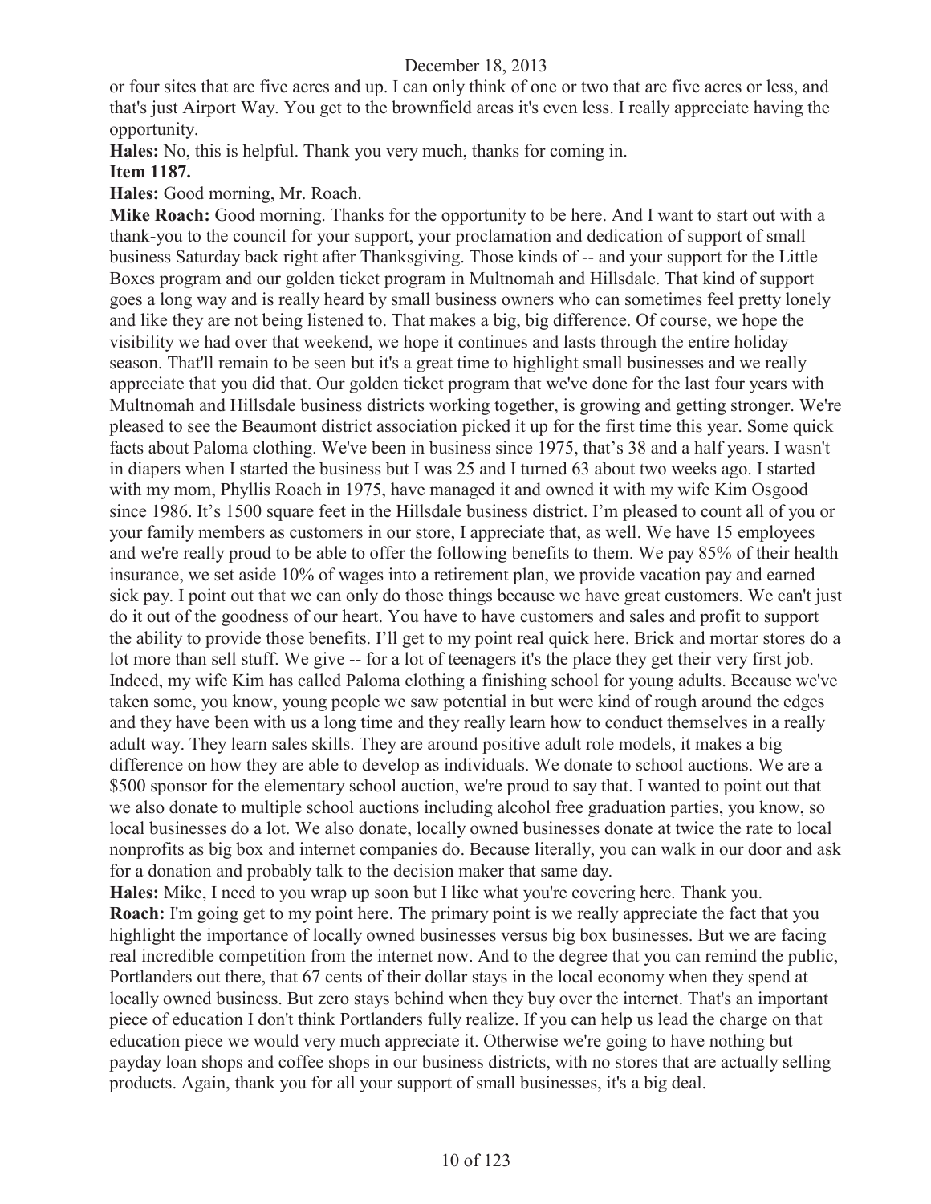or four sites that are five acres and up. I can only think of one or two that are five acres or less, and that's just Airport Way. You get to the brownfield areas it's even less. I really appreciate having the opportunity.

**Hales:** No, this is helpful. Thank you very much, thanks for coming in.

**Item 1187.**

**Hales:** Good morning, Mr. Roach.

**Mike Roach:** Good morning. Thanks for the opportunity to be here. And I want to start out with a thank-you to the council for your support, your proclamation and dedication of support of small business Saturday back right after Thanksgiving. Those kinds of -- and your support for the Little Boxes program and our golden ticket program in Multnomah and Hillsdale. That kind of support goes a long way and is really heard by small business owners who can sometimes feel pretty lonely and like they are not being listened to. That makes a big, big difference. Of course, we hope the visibility we had over that weekend, we hope it continues and lasts through the entire holiday season. That'll remain to be seen but it's a great time to highlight small businesses and we really appreciate that you did that. Our golden ticket program that we've done for the last four years with Multnomah and Hillsdale business districts working together, is growing and getting stronger. We're pleased to see the Beaumont district association picked it up for the first time this year. Some quick facts about Paloma clothing. We've been in business since 1975, that's 38 and a half years. I wasn't in diapers when I started the business but I was 25 and I turned 63 about two weeks ago. I started with my mom, Phyllis Roach in 1975, have managed it and owned it with my wife Kim Osgood since 1986. It's 1500 square feet in the Hillsdale business district. I'm pleased to count all of you or your family members as customers in our store, I appreciate that, as well. We have 15 employees and we're really proud to be able to offer the following benefits to them. We pay 85% of their health insurance, we set aside 10% of wages into a retirement plan, we provide vacation pay and earned sick pay. I point out that we can only do those things because we have great customers. We can't just do it out of the goodness of our heart. You have to have customers and sales and profit to support the ability to provide those benefits. I'll get to my point real quick here. Brick and mortar stores do a lot more than sell stuff. We give -- for a lot of teenagers it's the place they get their very first job. Indeed, my wife Kim has called Paloma clothing a finishing school for young adults. Because we've taken some, you know, young people we saw potential in but were kind of rough around the edges and they have been with us a long time and they really learn how to conduct themselves in a really adult way. They learn sales skills. They are around positive adult role models, it makes a big difference on how they are able to develop as individuals. We donate to school auctions. We are a $500 sponsor for the elementary school auction, we're proud to say that. I wanted to point out that we also donate to multiple school auctions including alcohol free graduation parties, you know, so local businesses do a lot. We also donate, locally owned businesses donate at twice the rate to local nonprofits as big box and internet companies do. Because literally, you can walk in our door and ask for a donation and probably talk to the decision maker that same day.

**Hales:** Mike, I need to you wrap up soon but I like what you're covering here. Thank you.

**Roach:** I'm going get to my point here. The primary point is we really appreciate the fact that you highlight the importance of locally owned businesses versus big box businesses. But we are facing real incredible competition from the internet now. And to the degree that you can remind the public, Portlanders out there, that 67 cents of their dollar stays in the local economy when they spend at locally owned business. But zero stays behind when they buy over the internet. That's an important piece of education I don't think Portlanders fully realize. If you can help us lead the charge on that education piece we would very much appreciate it. Otherwise we're going to have nothing but payday loan shops and coffee shops in our business districts, with no stores that are actually selling products. Again, thank you for all your support of small businesses, it's a big deal.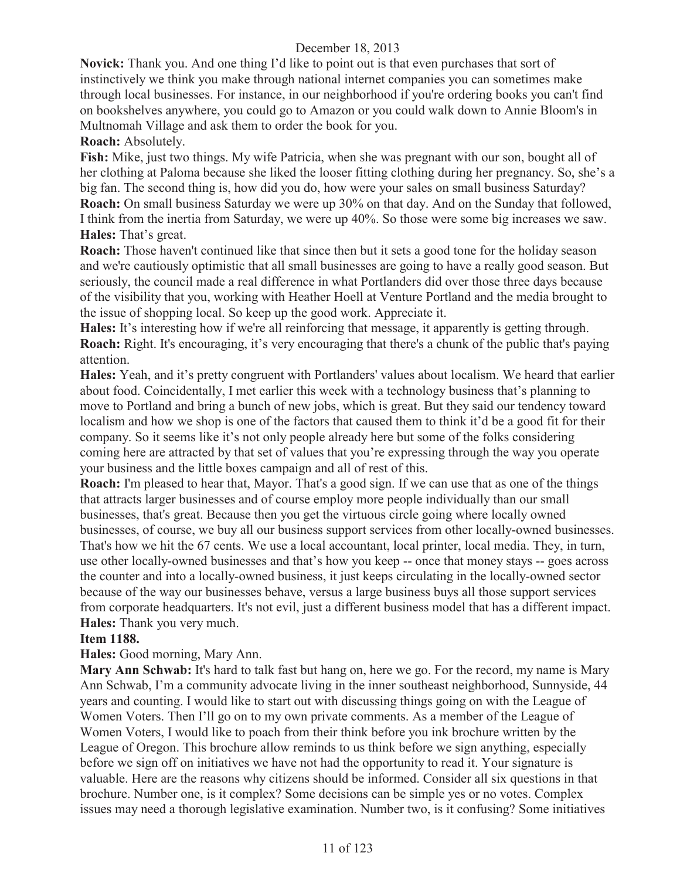**Novick:** Thank you. And one thing I'd like to point out is that even purchases that sort of instinctively we think you make through national internet companies you can sometimes make through local businesses. For instance, in our neighborhood if you're ordering books you can't find on bookshelves anywhere, you could go to Amazon or you could walk down to Annie Bloom's in Multnomah Village and ask them to order the book for you.

**Roach:** Absolutely.

**Fish:** Mike, just two things. My wife Patricia, when she was pregnant with our son, bought all of her clothing at Paloma because she liked the looser fitting clothing during her pregnancy. So, she's a big fan. The second thing is, how did you do, how were your sales on small business Saturday?

**Roach:** On small business Saturday we were up 30% on that day. And on the Sunday that followed, I think from the inertia from Saturday, we were up 40%. So those were some big increases we saw.

**Hales:** That's great.

**Roach:** Those haven't continued like that since then but it sets a good tone for the holiday season and we're cautiously optimistic that all small businesses are going to have a really good season. But seriously, the council made a real difference in what Portlanders did over those three days because of the visibility that you, working with Heather Hoell at Venture Portland and the media brought to the issue of shopping local. So keep up the good work. Appreciate it.

**Hales:** It's interesting how if we're all reinforcing that message, it apparently is getting through.

**Roach:** Right. It's encouraging, it's very encouraging that there's a chunk of the public that's paying attention.

**Hales:** Yeah, and it's pretty congruent with Portlanders' values about localism. We heard that earlier about food. Coincidentally, I met earlier this week with a technology business that's planning to move to Portland and bring a bunch of new jobs, which is great. But they said our tendency toward localism and how we shop is one of the factors that caused them to think it'd be a good fit for their company. So it seems like it's not only people already here but some of the folks considering coming here are attracted by that set of values that you're expressing through the way you operate your business and the little boxes campaign and all of rest of this.

**Roach:** I'm pleased to hear that, Mayor. That's a good sign. If we can use that as one of the things that attracts larger businesses and of course employ more people individually than our small businesses, that's great. Because then you get the virtuous circle going where locally owned businesses, of course, we buy all our business support services from other locally-owned businesses. That's how we hit the 67 cents. We use a local accountant, local printer, local media. They, in turn, use other locally-owned businesses and that's how you keep -- once that money stays -- goes across the counter and into a locally-owned business, it just keeps circulating in the locally-owned sector because of the way our businesses behave, versus a large business buys all those support services from corporate headquarters. It's not evil, just a different business model that has a different impact.

**Hales:** Thank you very much.

**Item 1188.**

**Hales:** Good morning, Mary Ann.

**Mary Ann Schwab:** It's hard to talk fast but hang on, here we go. For the record, my name is Mary Ann Schwab, I'm a community advocate living in the inner southeast neighborhood, Sunnyside, 44 years and counting. I would like to start out with discussing things going on with the League of Women Voters. Then I'll go on to my own private comments. As a member of the League of Women Voters, I would like to poach from their think before you ink brochure written by the League of Oregon. This brochure allow reminds to us think before we sign anything, especially before we sign off on initiatives we have not had the opportunity to read it. Your signature is valuable. Here are the reasons why citizens should be informed. Consider all six questions in that brochure. Number one, is it complex? Some decisions can be simple yes or no votes. Complex issues may need a thorough legislative examination. Number two, is it confusing? Some initiatives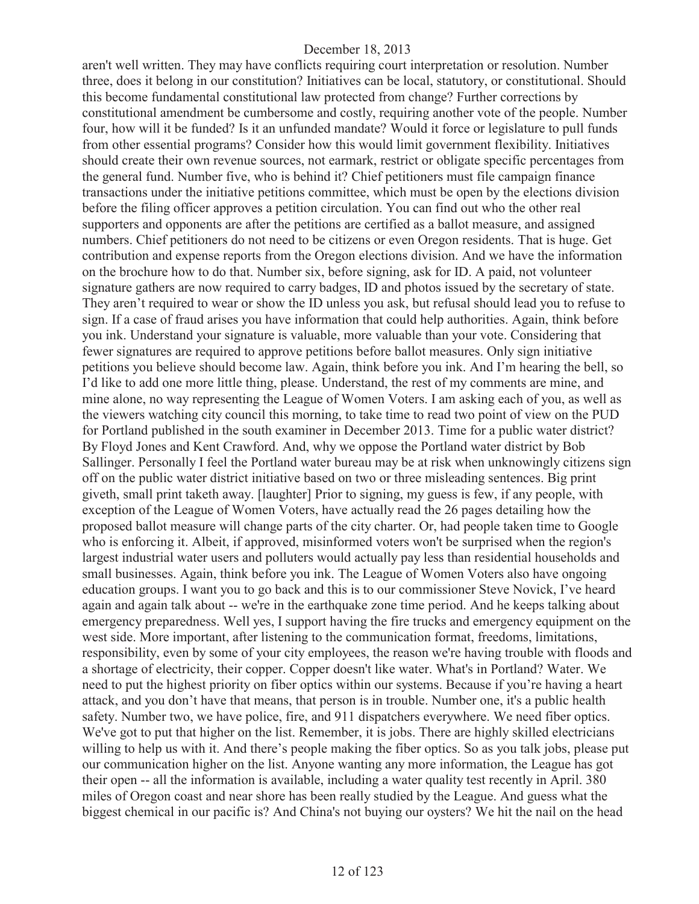aren't well written. They may have conflicts requiring court interpretation or resolution. Number three, does it belong in our constitution? Initiatives can be local, statutory, or constitutional. Should this become fundamental constitutional law protected from change? Further corrections by constitutional amendment be cumbersome and costly, requiring another vote of the people. Number four, how will it be funded? Is it an unfunded mandate? Would it force or legislature to pull funds from other essential programs? Consider how this would limit government flexibility. Initiatives should create their own revenue sources, not earmark, restrict or obligate specific percentages from the general fund. Number five, who is behind it? Chief petitioners must file campaign finance transactions under the initiative petitions committee, which must be open by the elections division before the filing officer approves a petition circulation. You can find out who the other real supporters and opponents are after the petitions are certified as a ballot measure, and assigned numbers. Chief petitioners do not need to be citizens or even Oregon residents. That is huge. Get contribution and expense reports from the Oregon elections division. And we have the information on the brochure how to do that. Number six, before signing, ask for ID. A paid, not volunteer signature gathers are now required to carry badges, ID and photos issued by the secretary of state. They aren't required to wear or show the ID unless you ask, but refusal should lead you to refuse to sign. If a case of fraud arises you have information that could help authorities. Again, think before you ink. Understand your signature is valuable, more valuable than your vote. Considering that fewer signatures are required to approve petitions before ballot measures. Only sign initiative petitions you believe should become law. Again, think before you ink. And I'm hearing the bell, so I'd like to add one more little thing, please. Understand, the rest of my comments are mine, and mine alone, no way representing the League of Women Voters. I am asking each of you, as well as the viewers watching city council this morning, to take time to read two point of view on the PUD for Portland published in the south examiner in December 2013. Time for a public water district? By Floyd Jones and Kent Crawford. And, why we oppose the Portland water district by Bob Sallinger. Personally I feel the Portland water bureau may be at risk when unknowingly citizens sign off on the public water district initiative based on two or three misleading sentences. Big print giveth, small print taketh away. [laughter] Prior to signing, my guess is few, if any people, with exception of the League of Women Voters, have actually read the 26 pages detailing how the proposed ballot measure will change parts of the city charter. Or, had people taken time to Google who is enforcing it. Albeit, if approved, misinformed voters won't be surprised when the region's largest industrial water users and polluters would actually pay less than residential households and small businesses. Again, think before you ink. The League of Women Voters also have ongoing education groups. I want you to go back and this is to our commissioner Steve Novick, I've heard again and again talk about -- we're in the earthquake zone time period. And he keeps talking about emergency preparedness. Well yes, I support having the fire trucks and emergency equipment on the west side. More important, after listening to the communication format, freedoms, limitations, responsibility, even by some of your city employees, the reason we're having trouble with floods and a shortage of electricity, their copper. Copper doesn't like water. What's in Portland? Water. We need to put the highest priority on fiber optics within our systems. Because if you're having a heart attack, and you don't have that means, that person is in trouble. Number one, it's a public health safety. Number two, we have police, fire, and 911 dispatchers everywhere. We need fiber optics. We've got to put that higher on the list. Remember, it is jobs. There are highly skilled electricians willing to help us with it. And there's people making the fiber optics. So as you talk jobs, please put our communication higher on the list. Anyone wanting any more information, the League has got their open -- all the information is available, including a water quality test recently in April. 380 miles of Oregon coast and near shore has been really studied by the League. And guess what the biggest chemical in our pacific is? And China's not buying our oysters? We hit the nail on the head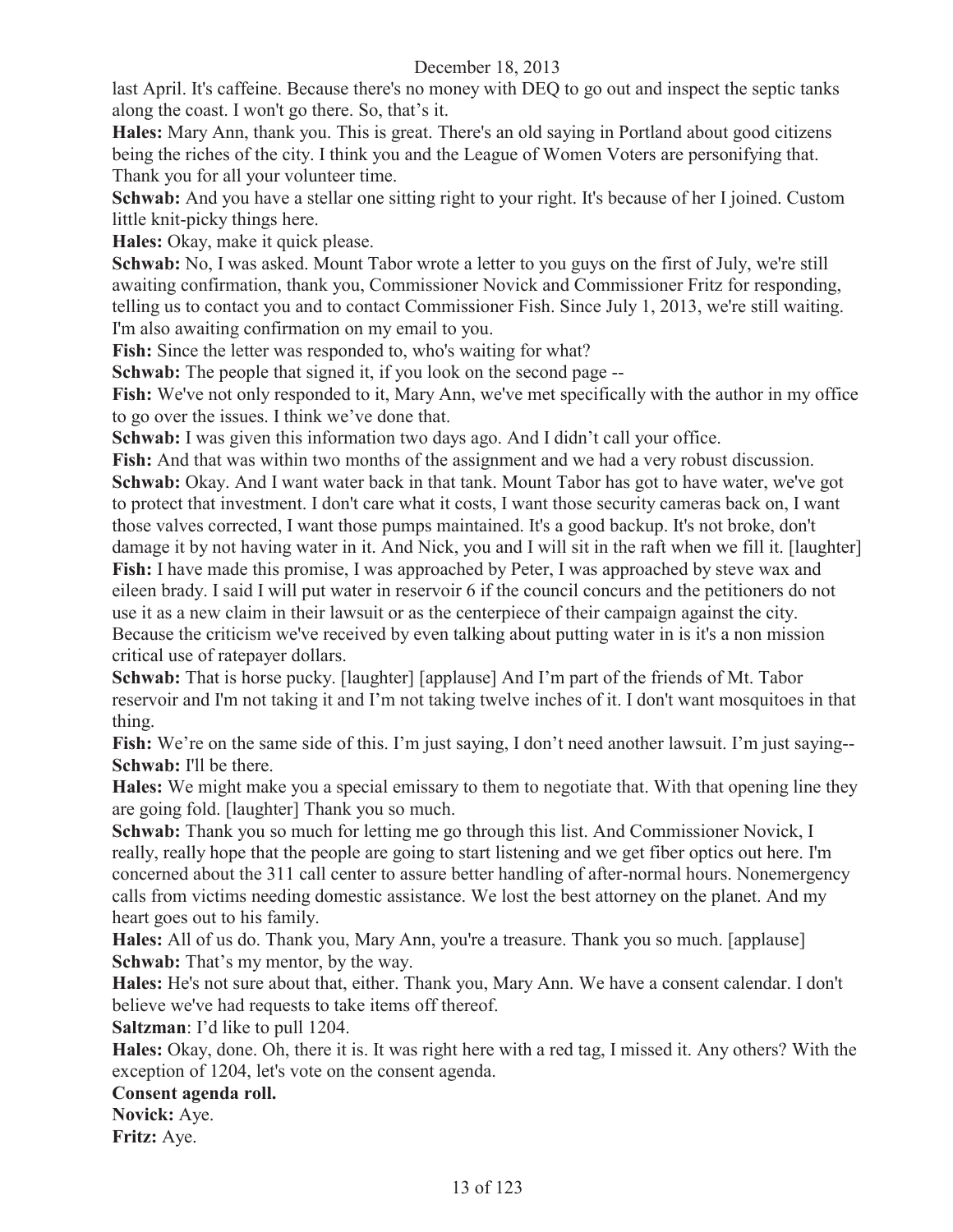last April. It's caffeine. Because there's no money with DEQ to go out and inspect the septic tanks along the coast. I won't go there. So, that's it.

**Hales:** Mary Ann, thank you. This is great. There's an old saying in Portland about good citizens being the riches of the city. I think you and the League of Women Voters are personifying that. Thank you for all your volunteer time.

**Schwab:** And you have a stellar one sitting right to your right. It's because of her I joined. Custom little knit-picky things here.

**Hales:** Okay, make it quick please.

**Schwab:** No, I was asked. Mount Tabor wrote a letter to you guys on the first of July, we're still awaiting confirmation, thank you, Commissioner Novick and Commissioner Fritz for responding, telling us to contact you and to contact Commissioner Fish. Since July 1, 2013, we're still waiting. I'm also awaiting confirmation on my email to you.

**Fish:** Since the letter was responded to, who's waiting for what?

**Schwab:** The people that signed it, if you look on the second page --

**Fish:** We've not only responded to it, Mary Ann, we've met specifically with the author in my office to go over the issues. I think we've done that.

**Schwab:** I was given this information two days ago. And I didn't call your office.

**Fish:** And that was within two months of the assignment and we had a very robust discussion.

**Schwab:** Okay. And I want water back in that tank. Mount Tabor has got to have water, we've got to protect that investment. I don't care what it costs, I want those security cameras back on, I want those valves corrected, I want those pumps maintained. It's a good backup. It's not broke, don't damage it by not having water in it. And Nick, you and I will sit in the raft when we fill it. [laughter]

**Fish:** I have made this promise, I was approached by Peter, I was approached by steve wax and eileen brady. I said I will put water in reservoir 6 if the council concurs and the petitioners do not use it as a new claim in their lawsuit or as the centerpiece of their campaign against the city. Because the criticism we've received by even talking about putting water in is it's a non mission critical use of ratepayer dollars.

**Schwab:** That is horse pucky. [laughter] [applause] And I'm part of the friends of Mt. Tabor reservoir and I'm not taking it and I'm not taking twelve inches of it. I don't want mosquitoes in that thing.

**Fish:** We're on the same side of this. I'm just saying, I don't need another lawsuit. I'm just saying--

**Schwab:** I'll be there.

**Hales:** We might make you a special emissary to them to negotiate that. With that opening line they are going fold. [laughter] Thank you so much.

**Schwab:** Thank you so much for letting me go through this list. And Commissioner Novick, I really, really hope that the people are going to start listening and we get fiber optics out here. I'm concerned about the 311 call center to assure better handling of after-normal hours. Nonemergency calls from victims needing domestic assistance. We lost the best attorney on the planet. And my heart goes out to his family.

**Hales:** All of us do. Thank you, Mary Ann, you're a treasure. Thank you so much. [applause]

**Schwab:** That's my mentor, by the way.

**Hales:** He's not sure about that, either. Thank you, Mary Ann. We have a consent calendar. I don't believe we've had requests to take items off thereof.

**Saltzman**: I'd like to pull 1204.

**Hales:** Okay, done. Oh, there it is. It was right here with a red tag, I missed it. Any others? With the exception of 1204, let's vote on the consent agenda.

**Consent agenda roll.**

**Novick:** Aye.

**Fritz:** Aye.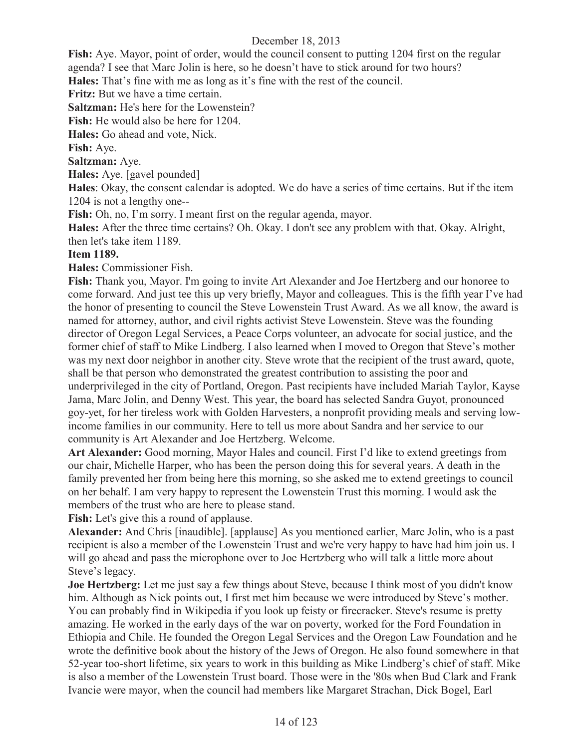**Fish:** Aye. Mayor, point of order, would the council consent to putting 1204 first on the regular agenda? I see that Marc Jolin is here, so he doesn't have to stick around for two hours?

**Hales:** That's fine with me as long as it's fine with the rest of the council.

**Fritz:** But we have a time certain.

**Saltzman:** He's here for the Lowenstein?

**Fish:** He would also be here for 1204.

**Hales:** Go ahead and vote, Nick.

**Fish:** Aye.

**Saltzman:** Aye.

**Hales:** Aye. [gavel pounded]

**Hales**: Okay, the consent calendar is adopted. We do have a series of time certains. But if the item 1204 is not a lengthy one--

**Fish:** Oh, no, I'm sorry. I meant first on the regular agenda, mayor.

**Hales:** After the three time certains? Oh. Okay. I don't see any problem with that. Okay. Alright, then let's take item 1189.

**Item 1189.**

**Hales:** Commissioner Fish.

**Fish:** Thank you, Mayor. I'm going to invite Art Alexander and Joe Hertzberg and our honoree to come forward. And just tee this up very briefly, Mayor and colleagues. This is the fifth year I've had the honor of presenting to council the Steve Lowenstein Trust Award. As we all know, the award is named for attorney, author, and civil rights activist Steve Lowenstein. Steve was the founding director of Oregon Legal Services, a Peace Corps volunteer, an advocate for social justice, and the former chief of staff to Mike Lindberg. I also learned when I moved to Oregon that Steve's mother was my next door neighbor in another city. Steve wrote that the recipient of the trust award, quote, shall be that person who demonstrated the greatest contribution to assisting the poor and underprivileged in the city of Portland, Oregon. Past recipients have included Mariah Taylor, Kayse Jama, Marc Jolin, and Denny West. This year, the board has selected Sandra Guyot, pronounced goy-yet, for her tireless work with Golden Harvesters, a nonprofit providing meals and serving low-income families in our community. Here to tell us more about Sandra and her service to our community is Art Alexander and Joe Hertzberg. Welcome.

**Art Alexander:** Good morning, Mayor Hales and council. First I'd like to extend greetings from our chair, Michelle Harper, who has been the person doing this for several years. A death in the family prevented her from being here this morning, so she asked me to extend greetings to council on her behalf. I am very happy to represent the Lowenstein Trust this morning. I would ask the members of the trust who are here to please stand.

**Fish:** Let's give this a round of applause.

**Alexander:** And Chris [inaudible]. [applause] As you mentioned earlier, Marc Jolin, who is a past recipient is also a member of the Lowenstein Trust and we're very happy to have had him join us. I will go ahead and pass the microphone over to Joe Hertzberg who will talk a little more about Steve's legacy.

**Joe Hertzberg:** Let me just say a few things about Steve, because I think most of you didn't know him. Although as Nick points out, I first met him because we were introduced by Steve's mother. You can probably find in Wikipedia if you look up feisty or firecracker. Steve's resume is pretty amazing. He worked in the early days of the war on poverty, worked for the Ford Foundation in Ethiopia and Chile. He founded the Oregon Legal Services and the Oregon Law Foundation and he wrote the definitive book about the history of the Jews of Oregon. He also found somewhere in that 52-year too-short lifetime, six years to work in this building as Mike Lindberg's chief of staff. Mike is also a member of the Lowenstein Trust board. Those were in the '80s when Bud Clark and Frank Ivancie were mayor, when the council had members like Margaret Strachan, Dick Bogel, Earl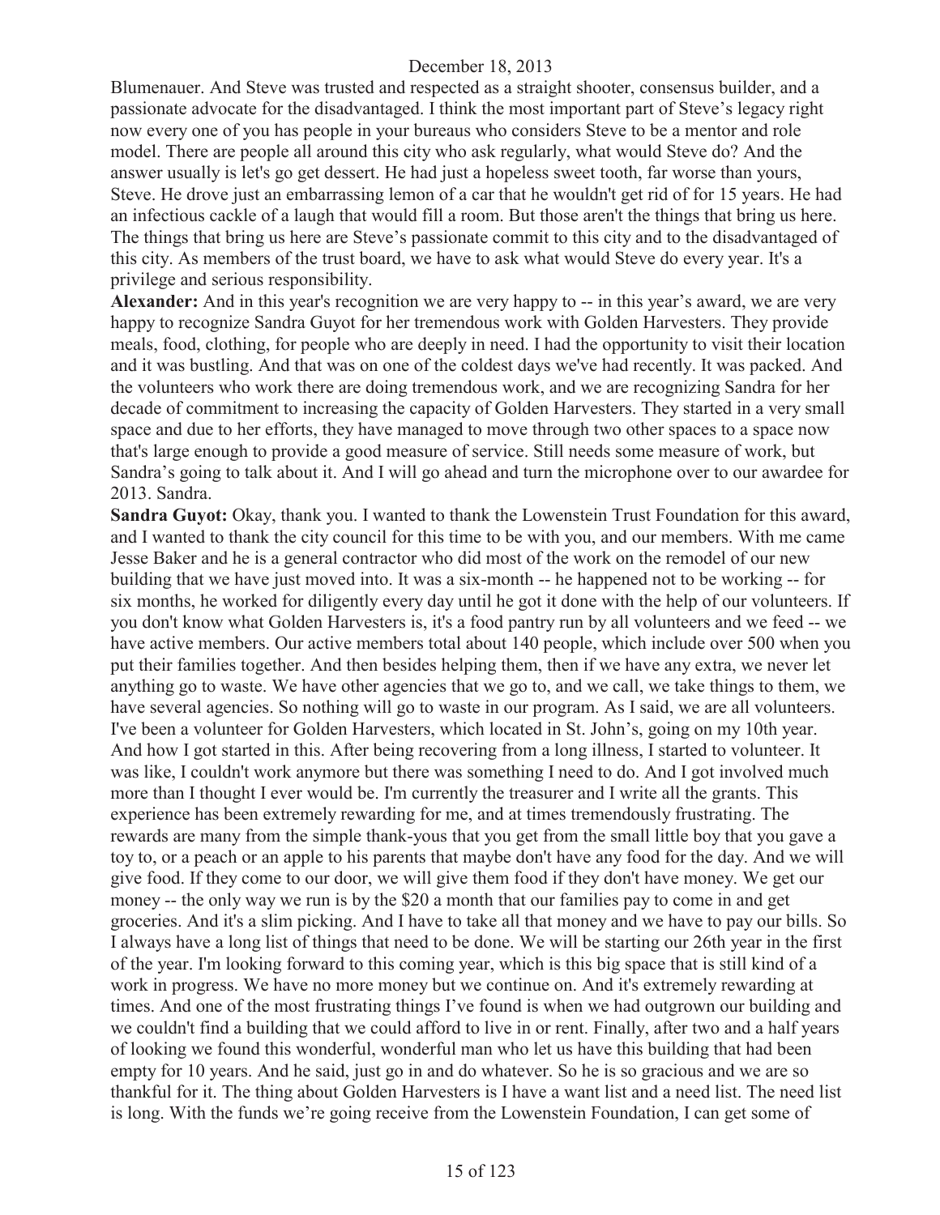Blumenauer. And Steve was trusted and respected as a straight shooter, consensus builder, and a passionate advocate for the disadvantaged. I think the most important part of Steve's legacy right now every one of you has people in your bureaus who considers Steve to be a mentor and role model. There are people all around this city who ask regularly, what would Steve do? And the answer usually is let's go get dessert. He had just a hopeless sweet tooth, far worse than yours, Steve. He drove just an embarrassing lemon of a car that he wouldn't get rid of for 15 years. He had an infectious cackle of a laugh that would fill a room. But those aren't the things that bring us here. The things that bring us here are Steve's passionate commit to this city and to the disadvantaged of this city. As members of the trust board, we have to ask what would Steve do every year. It's a privilege and serious responsibility.

**Alexander:** And in this year's recognition we are very happy to -- in this year's award, we are very happy to recognize Sandra Guyot for her tremendous work with Golden Harvesters. They provide meals, food, clothing, for people who are deeply in need. I had the opportunity to visit their location and it was bustling. And that was on one of the coldest days we've had recently. It was packed. And the volunteers who work there are doing tremendous work, and we are recognizing Sandra for her decade of commitment to increasing the capacity of Golden Harvesters. They started in a very small space and due to her efforts, they have managed to move through two other spaces to a space now that's large enough to provide a good measure of service. Still needs some measure of work, but Sandra's going to talk about it. And I will go ahead and turn the microphone over to our awardee for 2013. Sandra.

**Sandra Guyot:** Okay, thank you. I wanted to thank the Lowenstein Trust Foundation for this award, and I wanted to thank the city council for this time to be with you, and our members. With me came Jesse Baker and he is a general contractor who did most of the work on the remodel of our new building that we have just moved into. It was a six-month -- he happened not to be working -- for six months, he worked for diligently every day until he got it done with the help of our volunteers. If you don't know what Golden Harvesters is, it's a food pantry run by all volunteers and we feed -- we have active members. Our active members total about 140 people, which include over 500 when you put their families together. And then besides helping them, then if we have any extra, we never let anything go to waste. We have other agencies that we go to, and we call, we take things to them, we have several agencies. So nothing will go to waste in our program. As I said, we are all volunteers. I've been a volunteer for Golden Harvesters, which located in St. John's, going on my 10th year. And how I got started in this. After being recovering from a long illness, I started to volunteer. It was like, I couldn't work anymore but there was something I need to do. And I got involved much more than I thought I ever would be. I'm currently the treasurer and I write all the grants. This experience has been extremely rewarding for me, and at times tremendously frustrating. The rewards are many from the simple thank-yous that you get from the small little boy that you gave a toy to, or a peach or an apple to his parents that maybe don't have any food for the day. And we will give food. If they come to our door, we will give them food if they don't have money. We get our money -- the only way we run is by the $20 a month that our families pay to come in and get groceries. And it's a slim picking. And I have to take all that money and we have to pay our bills. So I always have a long list of things that need to be done. We will be starting our 26th year in the first of the year. I'm looking forward to this coming year, which is this big space that is still kind of a work in progress. We have no more money but we continue on. And it's extremely rewarding at times. And one of the most frustrating things I've found is when we had outgrown our building and we couldn't find a building that we could afford to live in or rent. Finally, after two and a half years of looking we found this wonderful, wonderful man who let us have this building that had been empty for 10 years. And he said, just go in and do whatever. So he is so gracious and we are so thankful for it. The thing about Golden Harvesters is I have a want list and a need list. The need list is long. With the funds we're going receive from the Lowenstein Foundation, I can get some of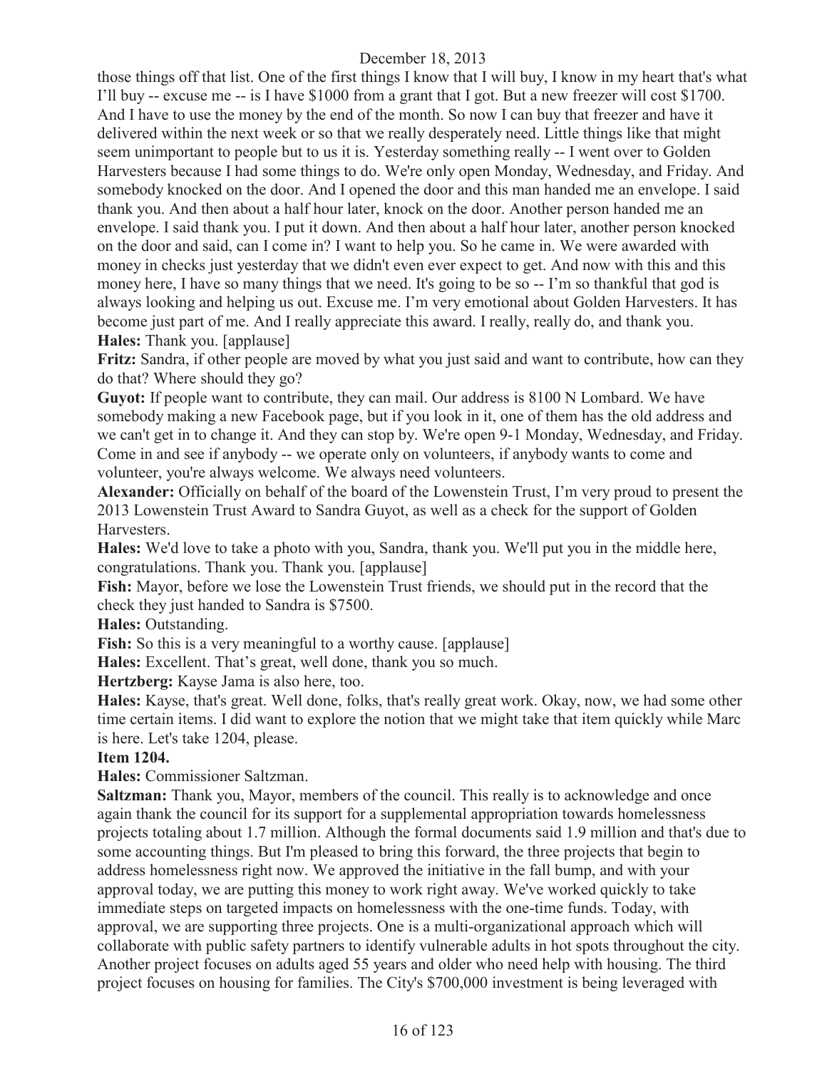those things off that list. One of the first things I know that I will buy, I know in my heart that's what I'll buy -- excuse me -- is I have $1000 from a grant that I got. But a new freezer will cost $1700. And I have to use the money by the end of the month. So now I can buy that freezer and have it delivered within the next week or so that we really desperately need. Little things like that might seem unimportant to people but to us it is. Yesterday something really -- I went over to Golden Harvesters because I had some things to do. We're only open Monday, Wednesday, and Friday. And somebody knocked on the door. And I opened the door and this man handed me an envelope. I said thank you. And then about a half hour later, knock on the door. Another person handed me an envelope. I said thank you. I put it down. And then about a half hour later, another person knocked on the door and said, can I come in? I want to help you. So he came in. We were awarded with money in checks just yesterday that we didn't even ever expect to get. And now with this and this money here, I have so many things that we need. It's going to be so -- I'm so thankful that god is always looking and helping us out. Excuse me. I'm very emotional about Golden Harvesters. It has become just part of me. And I really appreciate this award. I really, really do, and thank you.

**Hales:** Thank you. [applause]

**Fritz:** Sandra, if other people are moved by what you just said and want to contribute, how can they do that? Where should they go?

**Guyot:** If people want to contribute, they can mail. Our address is 8100 N Lombard. We have somebody making a new Facebook page, but if you look in it, one of them has the old address and we can't get in to change it. And they can stop by. We're open 9-1 Monday, Wednesday, and Friday. Come in and see if anybody -- we operate only on volunteers, if anybody wants to come and volunteer, you're always welcome. We always need volunteers.

**Alexander:** Officially on behalf of the board of the Lowenstein Trust, I'm very proud to present the 2013 Lowenstein Trust Award to Sandra Guyot, as well as a check for the support of Golden Harvesters.

**Hales:** We'd love to take a photo with you, Sandra, thank you. We'll put you in the middle here, congratulations. Thank you. Thank you. [applause]

**Fish:** Mayor, before we lose the Lowenstein Trust friends, we should put in the record that the check they just handed to Sandra is $7500.

**Hales:** Outstanding.

**Fish:** So this is a very meaningful to a worthy cause. [applause]

**Hales:** Excellent. That's great, well done, thank you so much.

**Hertzberg:** Kayse Jama is also here, too.

**Hales:** Kayse, that's great. Well done, folks, that's really great work. Okay, now, we had some other time certain items. I did want to explore the notion that we might take that item quickly while Marc is here. Let's take 1204, please.

**Item 1204.**

**Hales:** Commissioner Saltzman.

**Saltzman:** Thank you, Mayor, members of the council. This really is to acknowledge and once again thank the council for its support for a supplemental appropriation towards homelessness projects totaling about 1.7 million. Although the formal documents said 1.9 million and that's due to some accounting things. But I'm pleased to bring this forward, the three projects that begin to address homelessness right now. We approved the initiative in the fall bump, and with your approval today, we are putting this money to work right away. We've worked quickly to take immediate steps on targeted impacts on homelessness with the one-time funds. Today, with approval, we are supporting three projects. One is a multi-organizational approach which will collaborate with public safety partners to identify vulnerable adults in hot spots throughout the city. Another project focuses on adults aged 55 years and older who need help with housing. The third project focuses on housing for families. The City's $700,000 investment is being leveraged with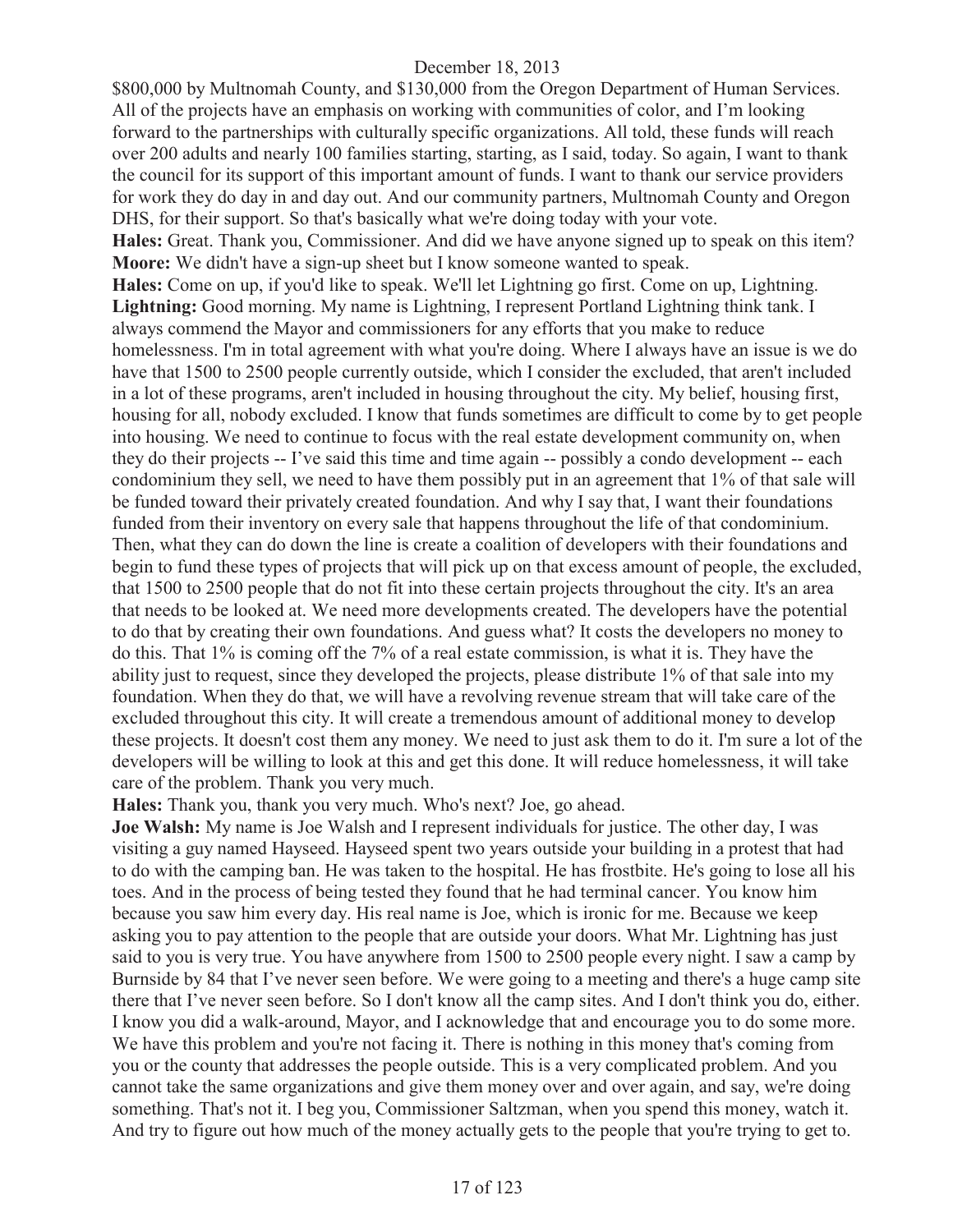$800,000 by Multnomah County, and $130,000 from the Oregon Department of Human Services. All of the projects have an emphasis on working with communities of color, and I'm looking forward to the partnerships with culturally specific organizations. All told, these funds will reach over 200 adults and nearly 100 families starting, starting, as I said, today. So again, I want to thank the council for its support of this important amount of funds. I want to thank our service providers for work they do day in and day out. And our community partners, Multnomah County and Oregon DHS, for their support. So that's basically what we're doing today with your vote.

**Hales:** Great. Thank you, Commissioner. And did we have anyone signed up to speak on this item?

**Moore:** We didn't have a sign-up sheet but I know someone wanted to speak.

**Hales:** Come on up, if you'd like to speak. We'll let Lightning go first. Come on up, Lightning.

**Lightning:** Good morning. My name is Lightning, I represent Portland Lightning think tank. I always commend the Mayor and commissioners for any efforts that you make to reduce homelessness. I'm in total agreement with what you're doing. Where I always have an issue is we do have that 1500 to 2500 people currently outside, which I consider the excluded, that aren't included in a lot of these programs, aren't included in housing throughout the city. My belief, housing first, housing for all, nobody excluded. I know that funds sometimes are difficult to come by to get people into housing. We need to continue to focus with the real estate development community on, when they do their projects -- I've said this time and time again -- possibly a condo development -- each condominium they sell, we need to have them possibly put in an agreement that 1% of that sale will be funded toward their privately created foundation. And why I say that, I want their foundations funded from their inventory on every sale that happens throughout the life of that condominium. Then, what they can do down the line is create a coalition of developers with their foundations and begin to fund these types of projects that will pick up on that excess amount of people, the excluded, that 1500 to 2500 people that do not fit into these certain projects throughout the city. It's an area that needs to be looked at. We need more developments created. The developers have the potential to do that by creating their own foundations. And guess what? It costs the developers no money to do this. That 1% is coming off the 7% of a real estate commission, is what it is. They have the ability just to request, since they developed the projects, please distribute 1% of that sale into my foundation. When they do that, we will have a revolving revenue stream that will take care of the excluded throughout this city. It will create a tremendous amount of additional money to develop these projects. It doesn't cost them any money. We need to just ask them to do it. I'm sure a lot of the developers will be willing to look at this and get this done. It will reduce homelessness, it will take care of the problem. Thank you very much.

**Hales:** Thank you, thank you very much. Who's next? Joe, go ahead.

**Joe Walsh:** My name is Joe Walsh and I represent individuals for justice. The other day, I was visiting a guy named Hayseed. Hayseed spent two years outside your building in a protest that had to do with the camping ban. He was taken to the hospital. He has frostbite. He's going to lose all his toes. And in the process of being tested they found that he had terminal cancer. You know him because you saw him every day. His real name is Joe, which is ironic for me. Because we keep asking you to pay attention to the people that are outside your doors. What Mr. Lightning has just said to you is very true. You have anywhere from 1500 to 2500 people every night. I saw a camp by Burnside by 84 that I've never seen before. We were going to a meeting and there's a huge camp site there that I've never seen before. So I don't know all the camp sites. And I don't think you do, either. I know you did a walk-around, Mayor, and I acknowledge that and encourage you to do some more. We have this problem and you're not facing it. There is nothing in this money that's coming from you or the county that addresses the people outside. This is a very complicated problem. And you cannot take the same organizations and give them money over and over again, and say, we're doing something. That's not it. I beg you, Commissioner Saltzman, when you spend this money, watch it. And try to figure out how much of the money actually gets to the people that you're trying to get to.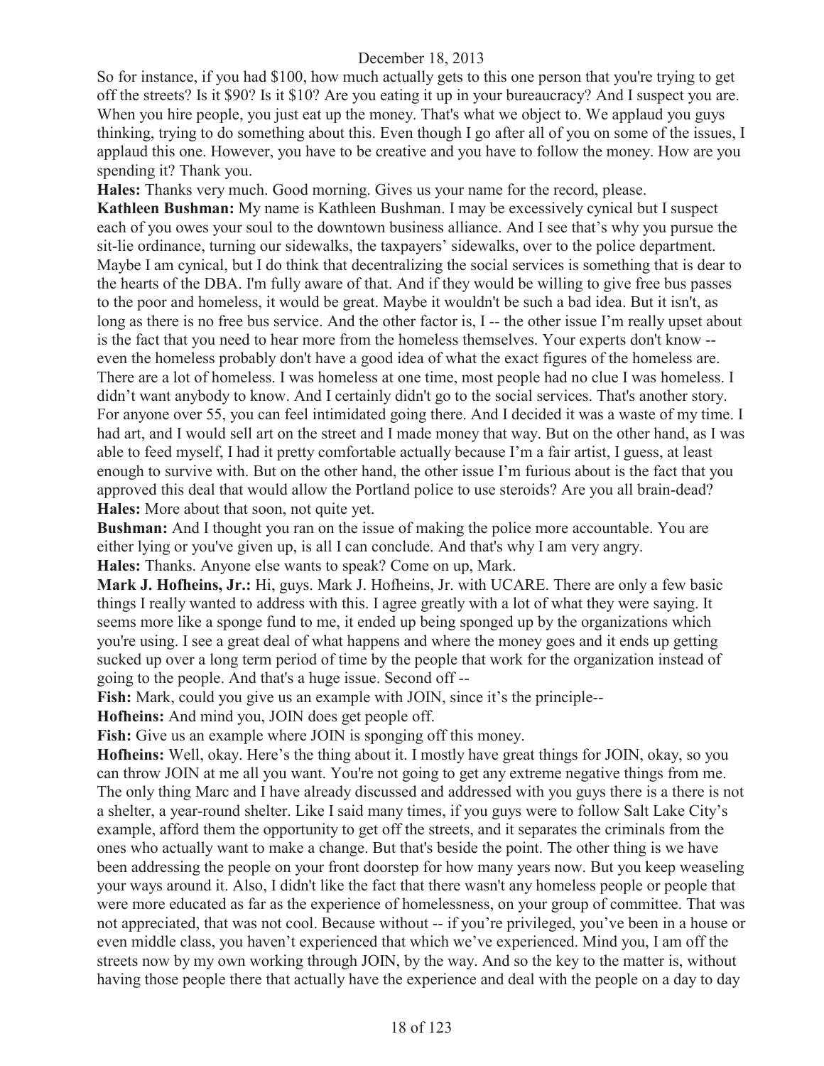So for instance, if you had $100, how much actually gets to this one person that you're trying to get off the streets? Is it $90? Is it $10? Are you eating it up in your bureaucracy? And I suspect you are. When you hire people, you just eat up the money. That's what we object to. We applaud you guys thinking, trying to do something about this. Even though I go after all of you on some of the issues, I applaud this one. However, you have to be creative and you have to follow the money. How are you spending it? Thank you.

**Hales:** Thanks very much. Good morning. Gives us your name for the record, please.

**Kathleen Bushman:** My name is Kathleen Bushman. I may be excessively cynical but I suspect each of you owes your soul to the downtown business alliance. And I see that's why you pursue the sit-lie ordinance, turning our sidewalks, the taxpayers' sidewalks, over to the police department. Maybe I am cynical, but I do think that decentralizing the social services is something that is dear to the hearts of the DBA. I'm fully aware of that. And if they would be willing to give free bus passes to the poor and homeless, it would be great. Maybe it wouldn't be such a bad idea. But it isn't, as long as there is no free bus service. And the other factor is, I -- the other issue I'm really upset about is the fact that you need to hear more from the homeless themselves. Your experts don't know -- even the homeless probably don't have a good idea of what the exact figures of the homeless are. There are a lot of homeless. I was homeless at one time, most people had no clue I was homeless. I didn't want anybody to know. And I certainly didn't go to the social services. That's another story. For anyone over 55, you can feel intimidated going there. And I decided it was a waste of my time. I had art, and I would sell art on the street and I made money that way. But on the other hand, as I was able to feed myself, I had it pretty comfortable actually because I'm a fair artist, I guess, at least enough to survive with. But on the other hand, the other issue I'm furious about is the fact that you approved this deal that would allow the Portland police to use steroids? Are you all brain-dead?

**Hales:** More about that soon, not quite yet.

**Bushman:** And I thought you ran on the issue of making the police more accountable. You are either lying or you've given up, is all I can conclude. And that's why I am very angry.

**Hales:** Thanks. Anyone else wants to speak? Come on up, Mark.

**Mark J. Hofheins, Jr.:** Hi, guys. Mark J. Hofheins, Jr. with UCARE. There are only a few basic things I really wanted to address with this. I agree greatly with a lot of what they were saying. It seems more like a sponge fund to me, it ended up being sponged up by the organizations which you're using. I see a great deal of what happens and where the money goes and it ends up getting sucked up over a long term period of time by the people that work for the organization instead of going to the people. And that's a huge issue. Second off --

**Fish:** Mark, could you give us an example with JOIN, since it's the principle--

**Hofheins:** And mind you, JOIN does get people off.

**Fish:** Give us an example where JOIN is sponging off this money.

**Hofheins:** Well, okay. Here's the thing about it. I mostly have great things for JOIN, okay, so you can throw JOIN at me all you want. You're not going to get any extreme negative things from me. The only thing Marc and I have already discussed and addressed with you guys there is a there is not a shelter, a year-round shelter. Like I said many times, if you guys were to follow Salt Lake City's example, afford them the opportunity to get off the streets, and it separates the criminals from the ones who actually want to make a change. But that's beside the point. The other thing is we have been addressing the people on your front doorstep for how many years now. But you keep weaseling your ways around it. Also, I didn't like the fact that there wasn't any homeless people or people that were more educated as far as the experience of homelessness, on your group of committee. That was not appreciated, that was not cool. Because without -- if you're privileged, you've been in a house or even middle class, you haven't experienced that which we've experienced. Mind you, I am off the streets now by my own working through JOIN, by the way. And so the key to the matter is, without having those people there that actually have the experience and deal with the people on a day to day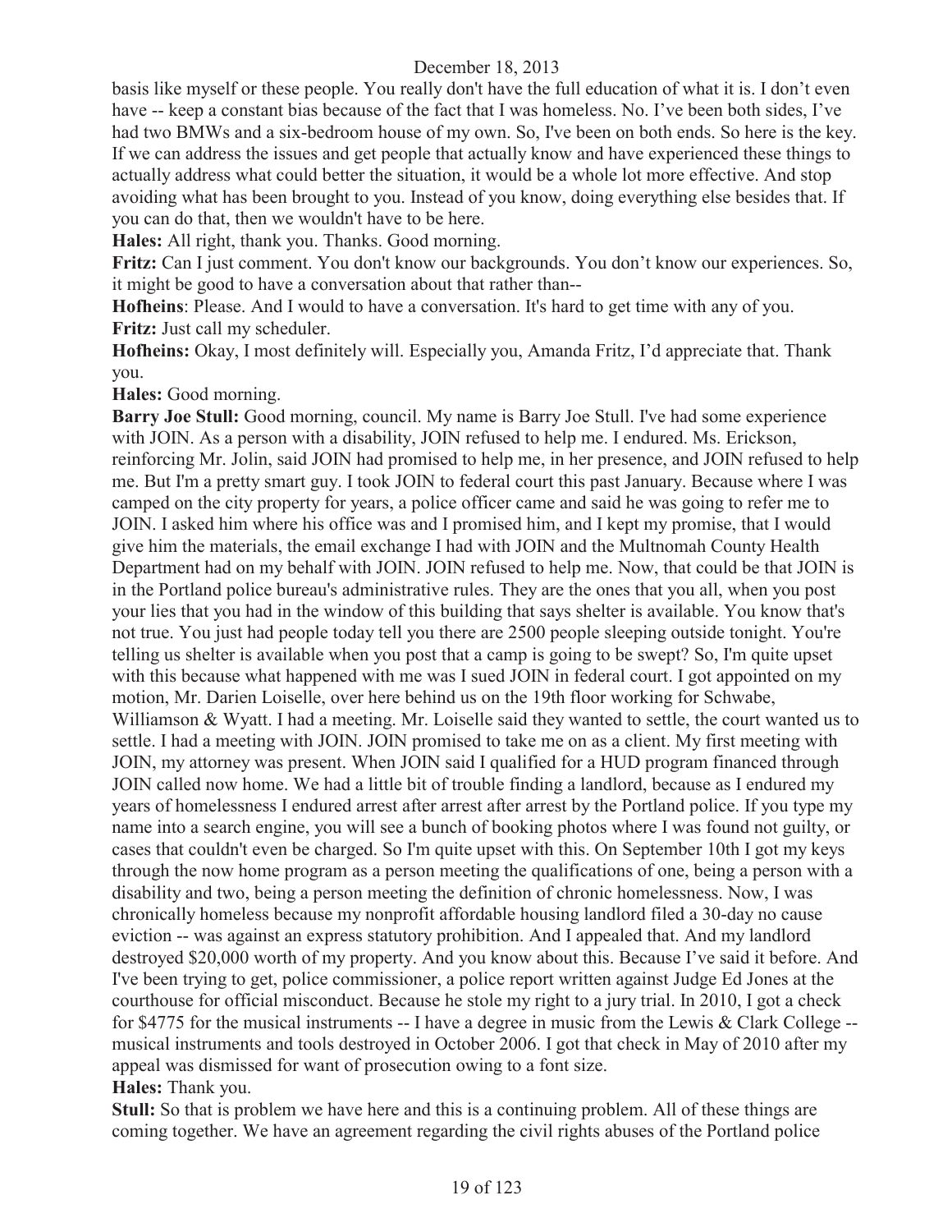basis like myself or these people. You really don't have the full education of what it is. I don't even have -- keep a constant bias because of the fact that I was homeless. No. I've been both sides, I've had two BMWs and a six-bedroom house of my own. So, I've been on both ends. So here is the key. If we can address the issues and get people that actually know and have experienced these things to actually address what could better the situation, it would be a whole lot more effective. And stop avoiding what has been brought to you. Instead of you know, doing everything else besides that. If you can do that, then we wouldn't have to be here.

**Hales:** All right, thank you. Thanks. Good morning.

**Fritz:** Can I just comment. You don't know our backgrounds. You don't know our experiences. So, it might be good to have a conversation about that rather than--

**Hofheins**: Please. And I would to have a conversation. It's hard to get time with any of you.

**Fritz:** Just call my scheduler.

**Hofheins:** Okay, I most definitely will. Especially you, Amanda Fritz, I'd appreciate that. Thank you.

**Hales:** Good morning.

**Barry Joe Stull:** Good morning, council. My name is Barry Joe Stull. I've had some experience with JOIN. As a person with a disability, JOIN refused to help me. I endured. Ms. Erickson, reinforcing Mr. Jolin, said JOIN had promised to help me, in her presence, and JOIN refused to help me. But I'm a pretty smart guy. I took JOIN to federal court this past January. Because where I was camped on the city property for years, a police officer came and said he was going to refer me to JOIN. I asked him where his office was and I promised him, and I kept my promise, that I would give him the materials, the email exchange I had with JOIN and the Multnomah County Health Department had on my behalf with JOIN. JOIN refused to help me. Now, that could be that JOIN is in the Portland police bureau's administrative rules. They are the ones that you all, when you post your lies that you had in the window of this building that says shelter is available. You know that's not true. You just had people today tell you there are 2500 people sleeping outside tonight. You're telling us shelter is available when you post that a camp is going to be swept? So, I'm quite upset with this because what happened with me was I sued JOIN in federal court. I got appointed on my motion, Mr. Darien Loiselle, over here behind us on the 19th floor working for Schwabe, Williamson & Wyatt. I had a meeting. Mr. Loiselle said they wanted to settle, the court wanted us to settle. I had a meeting with JOIN. JOIN promised to take me on as a client. My first meeting with JOIN, my attorney was present. When JOIN said I qualified for a HUD program financed through JOIN called now home. We had a little bit of trouble finding a landlord, because as I endured my years of homelessness I endured arrest after arrest after arrest by the Portland police. If you type my name into a search engine, you will see a bunch of booking photos where I was found not guilty, or cases that couldn't even be charged. So I'm quite upset with this. On September 10th I got my keys through the now home program as a person meeting the qualifications of one, being a person with a disability and two, being a person meeting the definition of chronic homelessness. Now, I was chronically homeless because my nonprofit affordable housing landlord filed a 30-day no cause eviction -- was against an express statutory prohibition. And I appealed that. And my landlord destroyed $20,000 worth of my property. And you know about this. Because I've said it before. And I've been trying to get, police commissioner, a police report written against Judge Ed Jones at the courthouse for official misconduct. Because he stole my right to a jury trial. In 2010, I got a check for $4775 for the musical instruments -- I have a degree in music from the Lewis & Clark College -- musical instruments and tools destroyed in October 2006. I got that check in May of 2010 after my appeal was dismissed for want of prosecution owing to a font size.

**Hales:** Thank you.

**Stull:** So that is problem we have here and this is a continuing problem. All of these things are coming together. We have an agreement regarding the civil rights abuses of the Portland police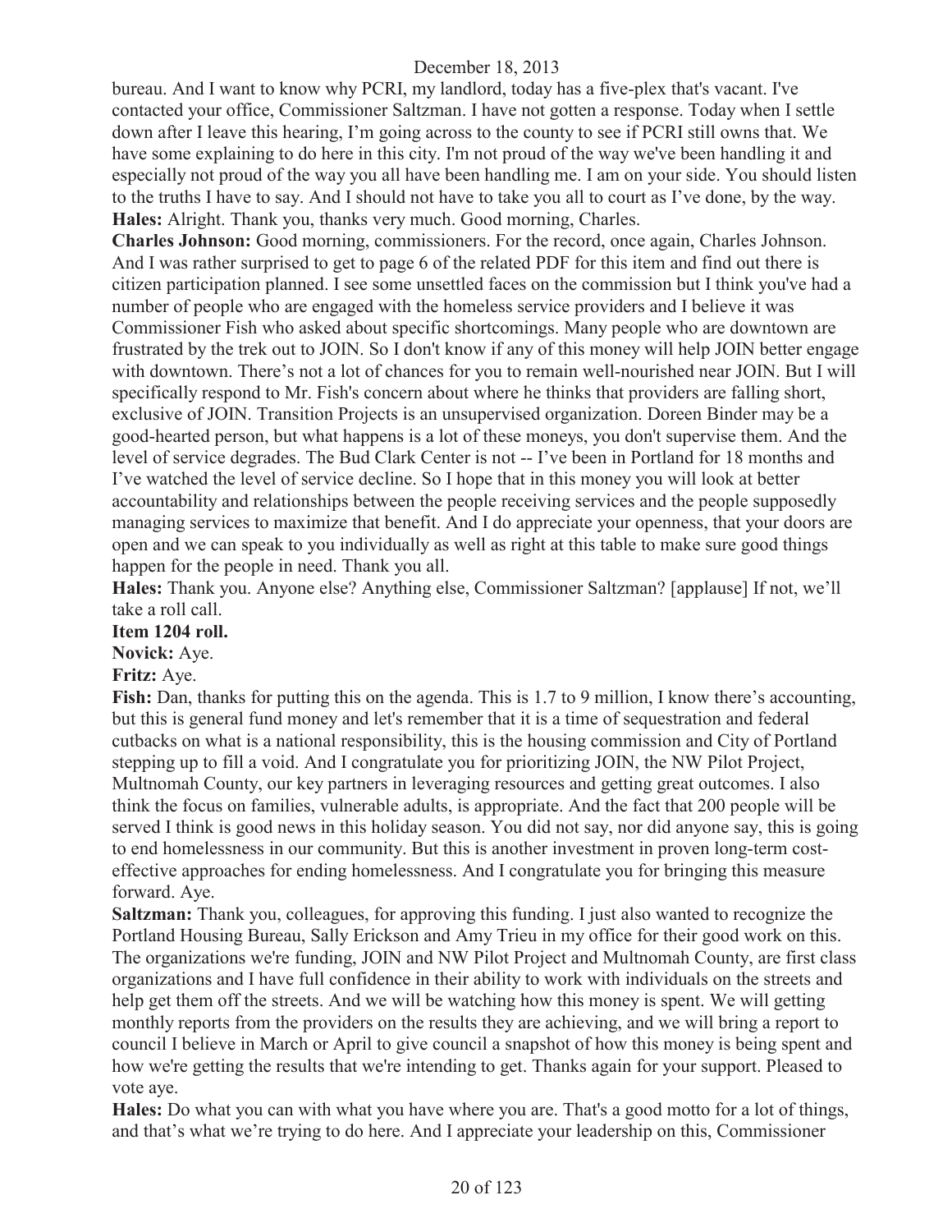bureau. And I want to know why PCRI, my landlord, today has a five-plex that's vacant. I've contacted your office, Commissioner Saltzman. I have not gotten a response. Today when I settle down after I leave this hearing, I'm going across to the county to see if PCRI still owns that. We have some explaining to do here in this city. I'm not proud of the way we've been handling it and especially not proud of the way you all have been handling me. I am on your side. You should listen to the truths I have to say. And I should not have to take you all to court as I've done, by the way.

**Hales:** Alright. Thank you, thanks very much. Good morning, Charles.

**Charles Johnson:** Good morning, commissioners. For the record, once again, Charles Johnson. And I was rather surprised to get to page 6 of the related PDF for this item and find out there is citizen participation planned. I see some unsettled faces on the commission but I think you've had a number of people who are engaged with the homeless service providers and I believe it was Commissioner Fish who asked about specific shortcomings. Many people who are downtown are frustrated by the trek out to JOIN. So I don't know if any of this money will help JOIN better engage with downtown. There's not a lot of chances for you to remain well-nourished near JOIN. But I will specifically respond to Mr. Fish's concern about where he thinks that providers are falling short, exclusive of JOIN. Transition Projects is an unsupervised organization. Doreen Binder may be a good-hearted person, but what happens is a lot of these moneys, you don't supervise them. And the level of service degrades. The Bud Clark Center is not -- I've been in Portland for 18 months and I've watched the level of service decline. So I hope that in this money you will look at better accountability and relationships between the people receiving services and the people supposedly managing services to maximize that benefit. And I do appreciate your openness, that your doors are open and we can speak to you individually as well as right at this table to make sure good things happen for the people in need. Thank you all.

**Hales:** Thank you. Anyone else? Anything else, Commissioner Saltzman? [applause] If not, we'll take a roll call.

**Item 1204 roll.**

**Novick:** Aye.

**Fritz:** Aye.

**Fish:** Dan, thanks for putting this on the agenda. This is 1.7 to 9 million, I know there's accounting, but this is general fund money and let's remember that it is a time of sequestration and federal cutbacks on what is a national responsibility, this is the housing commission and City of Portland stepping up to fill a void. And I congratulate you for prioritizing JOIN, the NW Pilot Project, Multnomah County, our key partners in leveraging resources and getting great outcomes. I also think the focus on families, vulnerable adults, is appropriate. And the fact that 200 people will be served I think is good news in this holiday season. You did not say, nor did anyone say, this is going to end homelessness in our community. But this is another investment in proven long-term cost-effective approaches for ending homelessness. And I congratulate you for bringing this measure forward. Aye.

**Saltzman:** Thank you, colleagues, for approving this funding. I just also wanted to recognize the Portland Housing Bureau, Sally Erickson and Amy Trieu in my office for their good work on this. The organizations we're funding, JOIN and NW Pilot Project and Multnomah County, are first class organizations and I have full confidence in their ability to work with individuals on the streets and help get them off the streets. And we will be watching how this money is spent. We will getting monthly reports from the providers on the results they are achieving, and we will bring a report to council I believe in March or April to give council a snapshot of how this money is being spent and how we're getting the results that we're intending to get. Thanks again for your support. Pleased to vote aye.

**Hales:** Do what you can with what you have where you are. That's a good motto for a lot of things, and that's what we're trying to do here. And I appreciate your leadership on this, Commissioner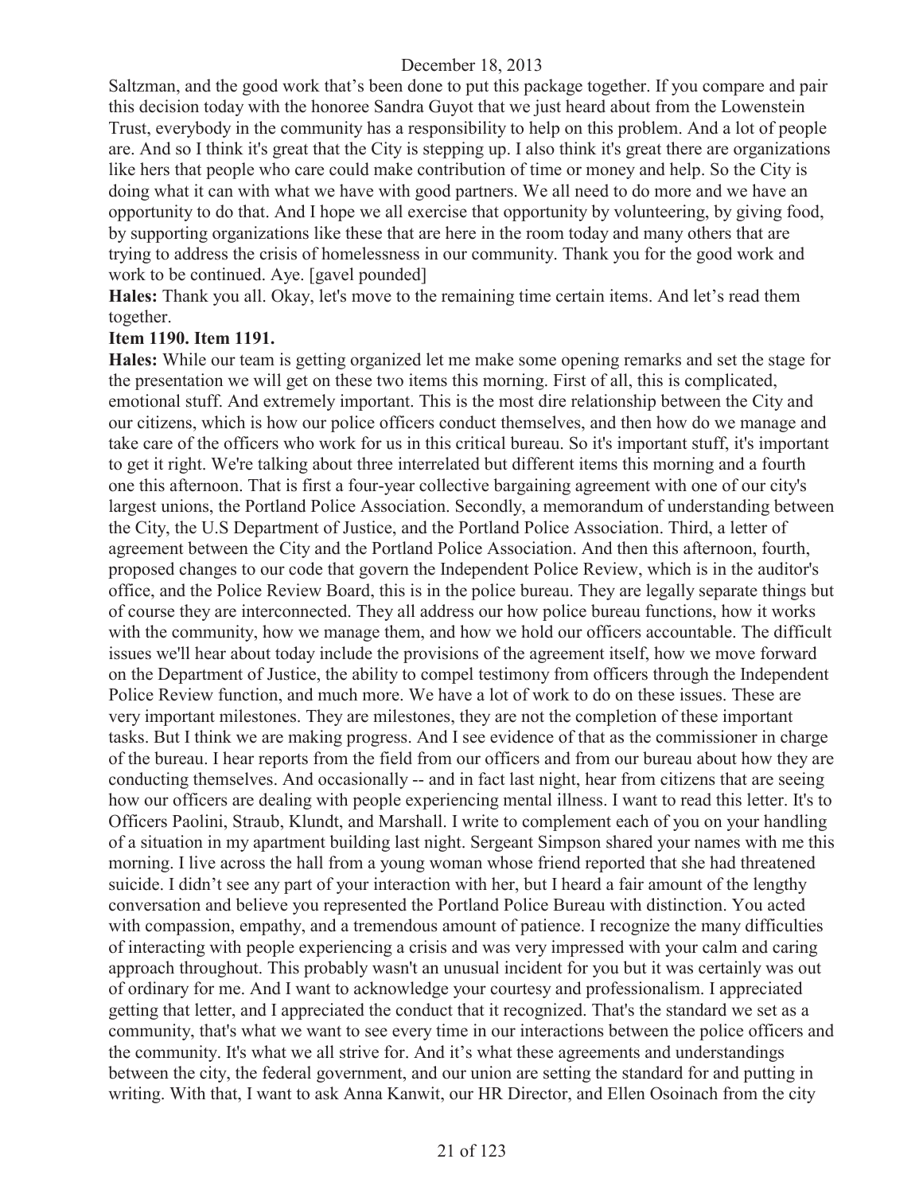Saltzman, and the good work that's been done to put this package together. If you compare and pair this decision today with the honoree Sandra Guyot that we just heard about from the Lowenstein Trust, everybody in the community has a responsibility to help on this problem. And a lot of people are. And so I think it's great that the City is stepping up. I also think it's great there are organizations like hers that people who care could make contribution of time or money and help. So the City is doing what it can with what we have with good partners. We all need to do more and we have an opportunity to do that. And I hope we all exercise that opportunity by volunteering, by giving food, by supporting organizations like these that are here in the room today and many others that are trying to address the crisis of homelessness in our community. Thank you for the good work and work to be continued. Aye. [gavel pounded]

**Hales:** Thank you all. Okay, let's move to the remaining time certain items. And let's read them together.

**Item 1190. Item 1191.**

**Hales:** While our team is getting organized let me make some opening remarks and set the stage for the presentation we will get on these two items this morning. First of all, this is complicated, emotional stuff. And extremely important. This is the most dire relationship between the City and our citizens, which is how our police officers conduct themselves, and then how do we manage and take care of the officers who work for us in this critical bureau. So it's important stuff, it's important to get it right. We're talking about three interrelated but different items this morning and a fourth one this afternoon. That is first a four-year collective bargaining agreement with one of our city's largest unions, the Portland Police Association. Secondly, a memorandum of understanding between the City, the U.S Department of Justice, and the Portland Police Association. Third, a letter of agreement between the City and the Portland Police Association. And then this afternoon, fourth, proposed changes to our code that govern the Independent Police Review, which is in the auditor's office, and the Police Review Board, this is in the police bureau. They are legally separate things but of course they are interconnected. They all address our how police bureau functions, how it works with the community, how we manage them, and how we hold our officers accountable. The difficult issues we'll hear about today include the provisions of the agreement itself, how we move forward on the Department of Justice, the ability to compel testimony from officers through the Independent Police Review function, and much more. We have a lot of work to do on these issues. These are very important milestones. They are milestones, they are not the completion of these important tasks. But I think we are making progress. And I see evidence of that as the commissioner in charge of the bureau. I hear reports from the field from our officers and from our bureau about how they are conducting themselves. And occasionally -- and in fact last night, hear from citizens that are seeing how our officers are dealing with people experiencing mental illness. I want to read this letter. It's to Officers Paolini, Straub, Klundt, and Marshall. I write to complement each of you on your handling of a situation in my apartment building last night. Sergeant Simpson shared your names with me this morning. I live across the hall from a young woman whose friend reported that she had threatened suicide. I didn't see any part of your interaction with her, but I heard a fair amount of the lengthy conversation and believe you represented the Portland Police Bureau with distinction. You acted with compassion, empathy, and a tremendous amount of patience. I recognize the many difficulties of interacting with people experiencing a crisis and was very impressed with your calm and caring approach throughout. This probably wasn't an unusual incident for you but it was certainly was out of ordinary for me. And I want to acknowledge your courtesy and professionalism. I appreciated getting that letter, and I appreciated the conduct that it recognized. That's the standard we set as a community, that's what we want to see every time in our interactions between the police officers and the community. It's what we all strive for. And it's what these agreements and understandings between the city, the federal government, and our union are setting the standard for and putting in writing. With that, I want to ask Anna Kanwit, our HR Director, and Ellen Osoinach from the city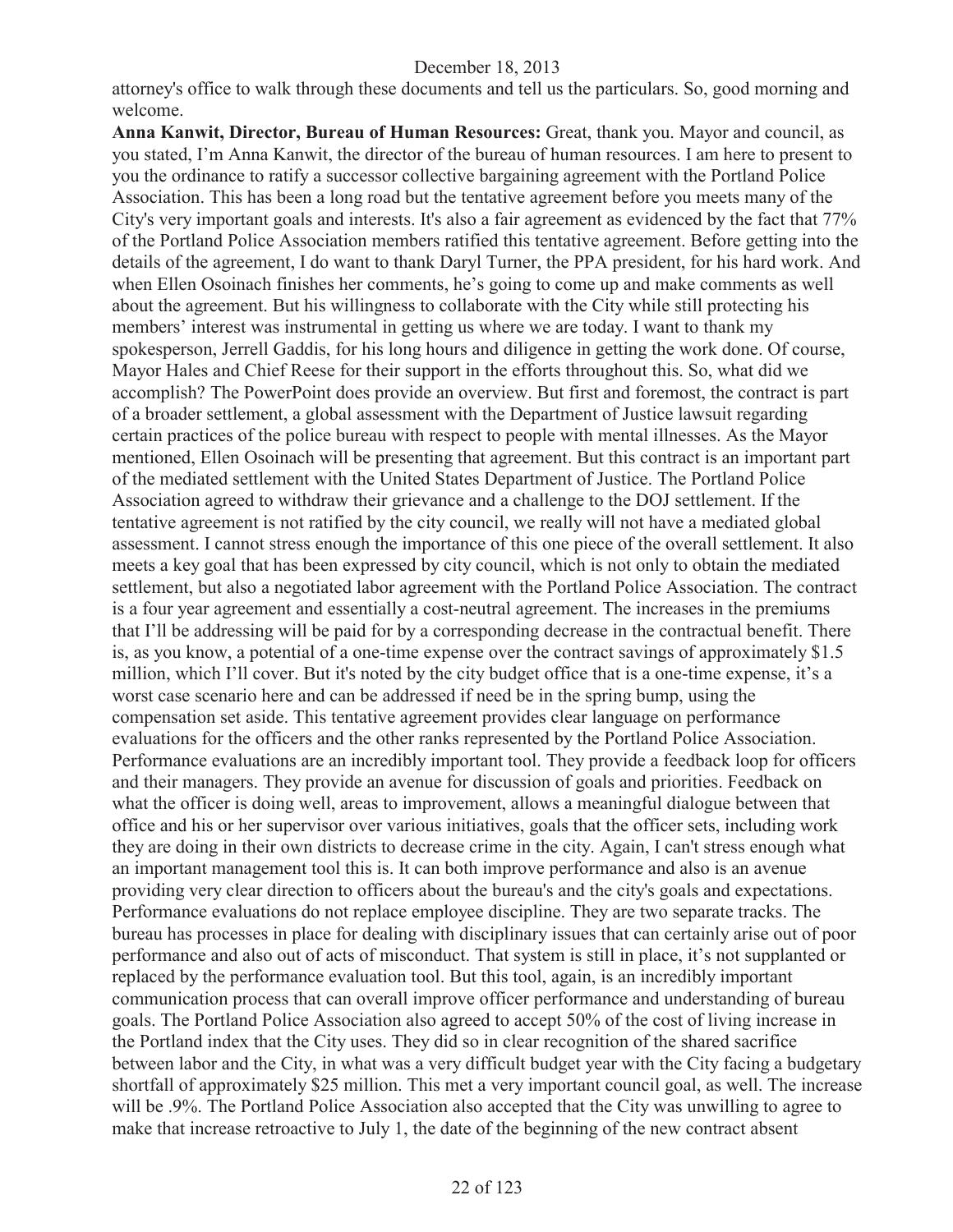attorney's office to walk through these documents and tell us the particulars. So, good morning and welcome.

**Anna Kanwit, Director, Bureau of Human Resources:** Great, thank you. Mayor and council, as you stated, I'm Anna Kanwit, the director of the bureau of human resources. I am here to present to you the ordinance to ratify a successor collective bargaining agreement with the Portland Police Association. This has been a long road but the tentative agreement before you meets many of the City's very important goals and interests. It's also a fair agreement as evidenced by the fact that 77% of the Portland Police Association members ratified this tentative agreement. Before getting into the details of the agreement, I do want to thank Daryl Turner, the PPA president, for his hard work. And when Ellen Osoinach finishes her comments, he's going to come up and make comments as well about the agreement. But his willingness to collaborate with the City while still protecting his members' interest was instrumental in getting us where we are today. I want to thank my spokesperson, Jerrell Gaddis, for his long hours and diligence in getting the work done. Of course, Mayor Hales and Chief Reese for their support in the efforts throughout this. So, what did we accomplish? The PowerPoint does provide an overview. But first and foremost, the contract is part of a broader settlement, a global assessment with the Department of Justice lawsuit regarding certain practices of the police bureau with respect to people with mental illnesses. As the Mayor mentioned, Ellen Osoinach will be presenting that agreement. But this contract is an important part of the mediated settlement with the United States Department of Justice. The Portland Police Association agreed to withdraw their grievance and a challenge to the DOJ settlement. If the tentative agreement is not ratified by the city council, we really will not have a mediated global assessment. I cannot stress enough the importance of this one piece of the overall settlement. It also meets a key goal that has been expressed by city council, which is not only to obtain the mediated settlement, but also a negotiated labor agreement with the Portland Police Association. The contract is a four year agreement and essentially a cost-neutral agreement. The increases in the premiums that I'll be addressing will be paid for by a corresponding decrease in the contractual benefit. There is, as you know, a potential of a one-time expense over the contract savings of approximately $1.5 million, which I'll cover. But it's noted by the city budget office that is a one-time expense, it's a worst case scenario here and can be addressed if need be in the spring bump, using the compensation set aside. This tentative agreement provides clear language on performance evaluations for the officers and the other ranks represented by the Portland Police Association. Performance evaluations are an incredibly important tool. They provide a feedback loop for officers and their managers. They provide an avenue for discussion of goals and priorities. Feedback on what the officer is doing well, areas to improvement, allows a meaningful dialogue between that office and his or her supervisor over various initiatives, goals that the officer sets, including work they are doing in their own districts to decrease crime in the city. Again, I can't stress enough what an important management tool this is. It can both improve performance and also is an avenue providing very clear direction to officers about the bureau's and the city's goals and expectations. Performance evaluations do not replace employee discipline. They are two separate tracks. The bureau has processes in place for dealing with disciplinary issues that can certainly arise out of poor performance and also out of acts of misconduct. That system is still in place, it's not supplanted or replaced by the performance evaluation tool. But this tool, again, is an incredibly important communication process that can overall improve officer performance and understanding of bureau goals. The Portland Police Association also agreed to accept 50% of the cost of living increase in the Portland index that the City uses. They did so in clear recognition of the shared sacrifice between labor and the City, in what was a very difficult budget year with the City facing a budgetary shortfall of approximately $25 million. This met a very important council goal, as well. The increase will be .9%. The Portland Police Association also accepted that the City was unwilling to agree to make that increase retroactive to July 1, the date of the beginning of the new contract absent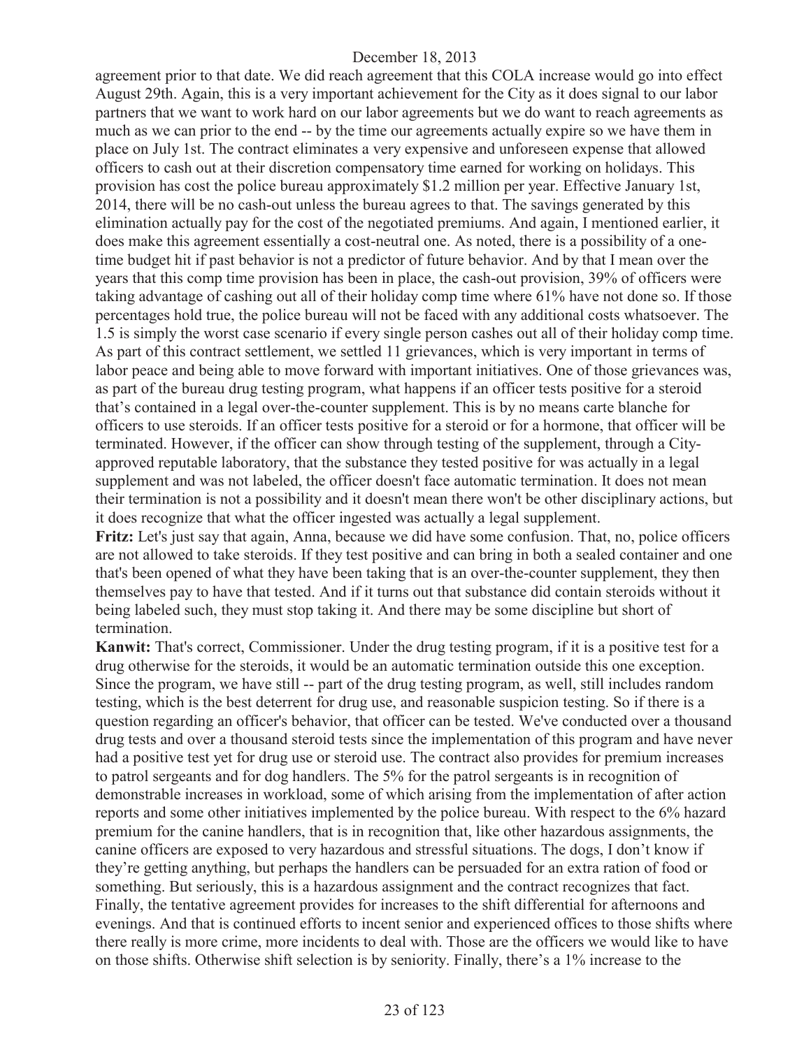agreement prior to that date. We did reach agreement that this COLA increase would go into effect August 29th. Again, this is a very important achievement for the City as it does signal to our labor partners that we want to work hard on our labor agreements but we do want to reach agreements as much as we can prior to the end -- by the time our agreements actually expire so we have them in place on July 1st. The contract eliminates a very expensive and unforeseen expense that allowed officers to cash out at their discretion compensatory time earned for working on holidays. This provision has cost the police bureau approximately $1.2 million per year. Effective January 1st, 2014, there will be no cash-out unless the bureau agrees to that. The savings generated by this elimination actually pay for the cost of the negotiated premiums. And again, I mentioned earlier, it does make this agreement essentially a cost-neutral one. As noted, there is a possibility of a one-time budget hit if past behavior is not a predictor of future behavior. And by that I mean over the years that this comp time provision has been in place, the cash-out provision, 39% of officers were taking advantage of cashing out all of their holiday comp time where 61% have not done so. If those percentages hold true, the police bureau will not be faced with any additional costs whatsoever. The 1.5 is simply the worst case scenario if every single person cashes out all of their holiday comp time. As part of this contract settlement, we settled 11 grievances, which is very important in terms of labor peace and being able to move forward with important initiatives. One of those grievances was, as part of the bureau drug testing program, what happens if an officer tests positive for a steroid that's contained in a legal over-the-counter supplement. This is by no means carte blanche for officers to use steroids. If an officer tests positive for a steroid or for a hormone, that officer will be terminated. However, if the officer can show through testing of the supplement, through a City-approved reputable laboratory, that the substance they tested positive for was actually in a legal supplement and was not labeled, the officer doesn't face automatic termination. It does not mean their termination is not a possibility and it doesn't mean there won't be other disciplinary actions, but it does recognize that what the officer ingested was actually a legal supplement.

**Fritz:** Let's just say that again, Anna, because we did have some confusion. That, no, police officers are not allowed to take steroids. If they test positive and can bring in both a sealed container and one that's been opened of what they have been taking that is an over-the-counter supplement, they then themselves pay to have that tested. And if it turns out that substance did contain steroids without it being labeled such, they must stop taking it. And there may be some discipline but short of termination.

**Kanwit:** That's correct, Commissioner. Under the drug testing program, if it is a positive test for a drug otherwise for the steroids, it would be an automatic termination outside this one exception. Since the program, we have still -- part of the drug testing program, as well, still includes random testing, which is the best deterrent for drug use, and reasonable suspicion testing. So if there is a question regarding an officer's behavior, that officer can be tested. We've conducted over a thousand drug tests and over a thousand steroid tests since the implementation of this program and have never had a positive test yet for drug use or steroid use. The contract also provides for premium increases to patrol sergeants and for dog handlers. The 5% for the patrol sergeants is in recognition of demonstrable increases in workload, some of which arising from the implementation of after action reports and some other initiatives implemented by the police bureau. With respect to the 6% hazard premium for the canine handlers, that is in recognition that, like other hazardous assignments, the canine officers are exposed to very hazardous and stressful situations. The dogs, I don't know if they're getting anything, but perhaps the handlers can be persuaded for an extra ration of food or something. But seriously, this is a hazardous assignment and the contract recognizes that fact. Finally, the tentative agreement provides for increases to the shift differential for afternoons and evenings. And that is continued efforts to incent senior and experienced offices to those shifts where there really is more crime, more incidents to deal with. Those are the officers we would like to have on those shifts. Otherwise shift selection is by seniority. Finally, there's a 1% increase to the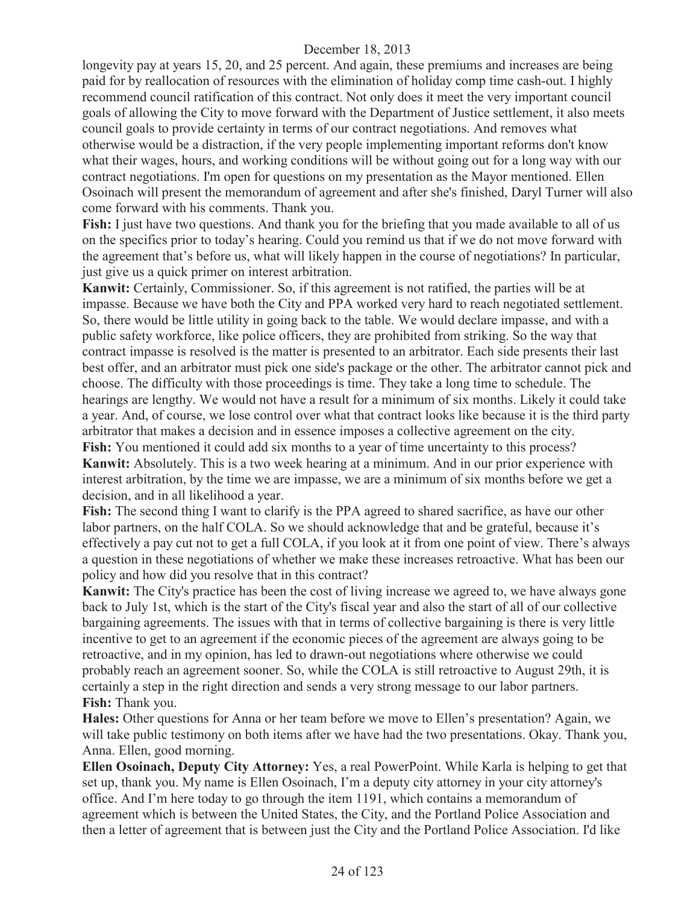longevity pay at years 15, 20, and 25 percent. And again, these premiums and increases are being paid for by reallocation of resources with the elimination of holiday comp time cash-out. I highly recommend council ratification of this contract. Not only does it meet the very important council goals of allowing the City to move forward with the Department of Justice settlement, it also meets council goals to provide certainty in terms of our contract negotiations. And removes what otherwise would be a distraction, if the very people implementing important reforms don't know what their wages, hours, and working conditions will be without going out for a long way with our contract negotiations. I'm open for questions on my presentation as the Mayor mentioned. Ellen Osoinach will present the memorandum of agreement and after she's finished, Daryl Turner will also come forward with his comments. Thank you.

**Fish:** I just have two questions. And thank you for the briefing that you made available to all of us on the specifics prior to today's hearing. Could you remind us that if we do not move forward with the agreement that's before us, what will likely happen in the course of negotiations? In particular, just give us a quick primer on interest arbitration.

**Kanwit:** Certainly, Commissioner. So, if this agreement is not ratified, the parties will be at impasse. Because we have both the City and PPA worked very hard to reach negotiated settlement. So, there would be little utility in going back to the table. We would declare impasse, and with a public safety workforce, like police officers, they are prohibited from striking. So the way that contract impasse is resolved is the matter is presented to an arbitrator. Each side presents their last best offer, and an arbitrator must pick one side's package or the other. The arbitrator cannot pick and choose. The difficulty with those proceedings is time. They take a long time to schedule. The hearings are lengthy. We would not have a result for a minimum of six months. Likely it could take a year. And, of course, we lose control over what that contract looks like because it is the third party arbitrator that makes a decision and in essence imposes a collective agreement on the city.

**Fish:** You mentioned it could add six months to a year of time uncertainty to this process?

**Kanwit:** Absolutely. This is a two week hearing at a minimum. And in our prior experience with interest arbitration, by the time we are impasse, we are a minimum of six months before we get a decision, and in all likelihood a year.

**Fish:** The second thing I want to clarify is the PPA agreed to shared sacrifice, as have our other labor partners, on the half COLA. So we should acknowledge that and be grateful, because it's effectively a pay cut not to get a full COLA, if you look at it from one point of view. There's always a question in these negotiations of whether we make these increases retroactive. What has been our policy and how did you resolve that in this contract?

**Kanwit:** The City's practice has been the cost of living increase we agreed to, we have always gone back to July 1st, which is the start of the City's fiscal year and also the start of all of our collective bargaining agreements. The issues with that in terms of collective bargaining is there is very little incentive to get to an agreement if the economic pieces of the agreement are always going to be retroactive, and in my opinion, has led to drawn-out negotiations where otherwise we could probably reach an agreement sooner. So, while the COLA is still retroactive to August 29th, it is certainly a step in the right direction and sends a very strong message to our labor partners.

**Fish:** Thank you.

**Hales:** Other questions for Anna or her team before we move to Ellen's presentation? Again, we will take public testimony on both items after we have had the two presentations. Okay. Thank you, Anna. Ellen, good morning.

**Ellen Osoinach, Deputy City Attorney:** Yes, a real PowerPoint. While Karla is helping to get that set up, thank you. My name is Ellen Osoinach, I'm a deputy city attorney in your city attorney's office. And I'm here today to go through the item 1191, which contains a memorandum of agreement which is between the United States, the City, and the Portland Police Association and then a letter of agreement that is between just the City and the Portland Police Association. I'd like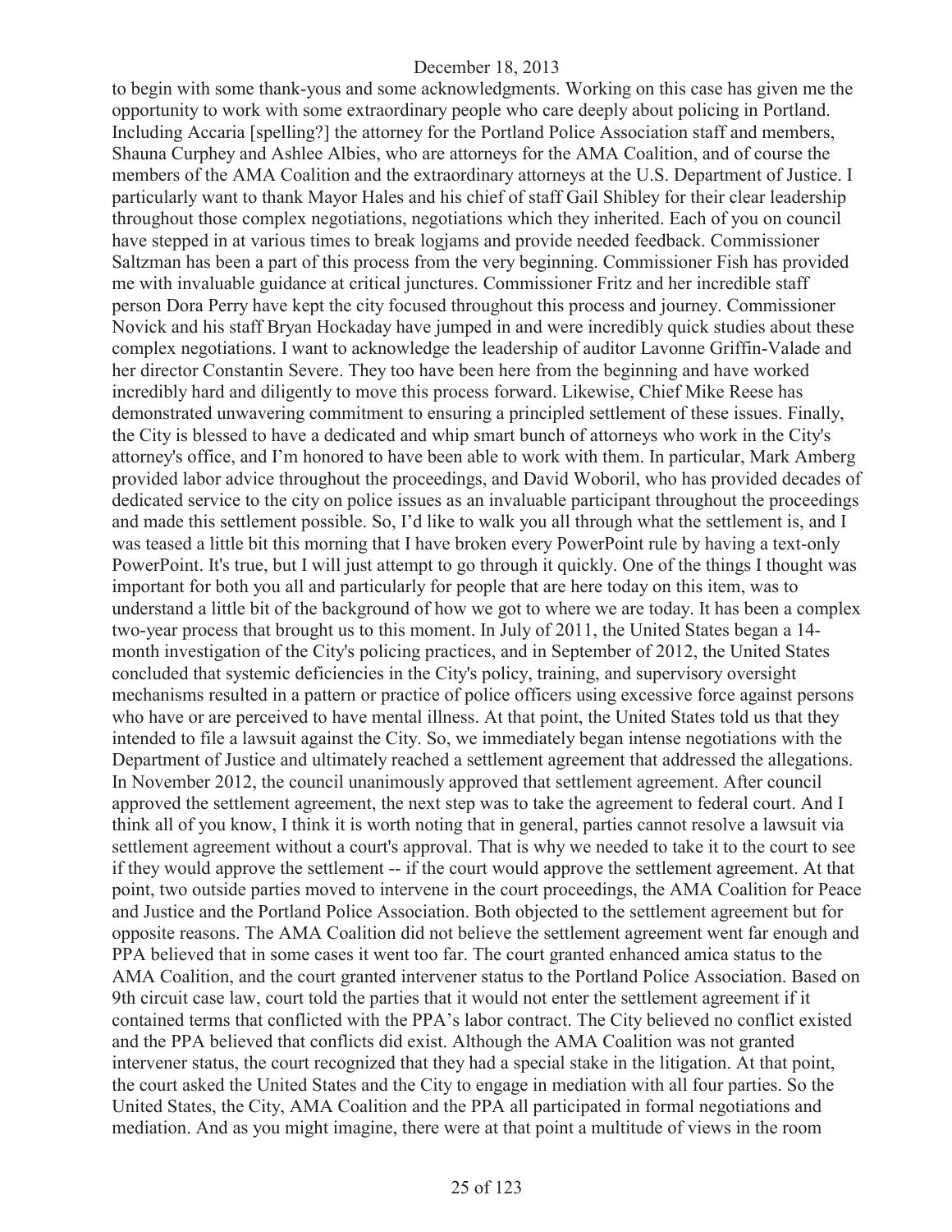to begin with some thank-yous and some acknowledgments. Working on this case has given me the opportunity to work with some extraordinary people who care deeply about policing in Portland. Including Accaria [spelling?] the attorney for the Portland Police Association staff and members, Shauna Curphey and Ashlee Albies, who are attorneys for the AMA Coalition, and of course the members of the AMA Coalition and the extraordinary attorneys at the U.S. Department of Justice. I particularly want to thank Mayor Hales and his chief of staff Gail Shibley for their clear leadership throughout those complex negotiations, negotiations which they inherited. Each of you on council have stepped in at various times to break logjams and provide needed feedback. Commissioner Saltzman has been a part of this process from the very beginning. Commissioner Fish has provided me with invaluable guidance at critical junctures. Commissioner Fritz and her incredible staff person Dora Perry have kept the city focused throughout this process and journey. Commissioner Novick and his staff Bryan Hockaday have jumped in and were incredibly quick studies about these complex negotiations. I want to acknowledge the leadership of auditor Lavonne Griffin-Valade and her director Constantin Severe. They too have been here from the beginning and have worked incredibly hard and diligently to move this process forward. Likewise, Chief Mike Reese has demonstrated unwavering commitment to ensuring a principled settlement of these issues. Finally, the City is blessed to have a dedicated and whip smart bunch of attorneys who work in the City's attorney's office, and I'm honored to have been able to work with them. In particular, Mark Amberg provided labor advice throughout the proceedings, and David Woboril, who has provided decades of dedicated service to the city on police issues as an invaluable participant throughout the proceedings and made this settlement possible. So, I'd like to walk you all through what the settlement is, and I was teased a little bit this morning that I have broken every PowerPoint rule by having a text-only PowerPoint. It's true, but I will just attempt to go through it quickly. One of the things I thought was important for both you all and particularly for people that are here today on this item, was to understand a little bit of the background of how we got to where we are today. It has been a complex two-year process that brought us to this moment. In July of 2011, the United States began a 14-month investigation of the City's policing practices, and in September of 2012, the United States concluded that systemic deficiencies in the City's policy, training, and supervisory oversight mechanisms resulted in a pattern or practice of police officers using excessive force against persons who have or are perceived to have mental illness. At that point, the United States told us that they intended to file a lawsuit against the City. So, we immediately began intense negotiations with the Department of Justice and ultimately reached a settlement agreement that addressed the allegations. In November 2012, the council unanimously approved that settlement agreement. After council approved the settlement agreement, the next step was to take the agreement to federal court. And I think all of you know, I think it is worth noting that in general, parties cannot resolve a lawsuit via settlement agreement without a court's approval. That is why we needed to take it to the court to see if they would approve the settlement -- if the court would approve the settlement agreement. At that point, two outside parties moved to intervene in the court proceedings, the AMA Coalition for Peace and Justice and the Portland Police Association. Both objected to the settlement agreement but for opposite reasons. The AMA Coalition did not believe the settlement agreement went far enough and PPA believed that in some cases it went too far. The court granted enhanced amica status to the AMA Coalition, and the court granted intervener status to the Portland Police Association. Based on 9th circuit case law, court told the parties that it would not enter the settlement agreement if it contained terms that conflicted with the PPA's labor contract. The City believed no conflict existed and the PPA believed that conflicts did exist. Although the AMA Coalition was not granted intervener status, the court recognized that they had a special stake in the litigation. At that point, the court asked the United States and the City to engage in mediation with all four parties. So the United States, the City, AMA Coalition and the PPA all participated in formal negotiations and mediation. And as you might imagine, there were at that point a multitude of views in the room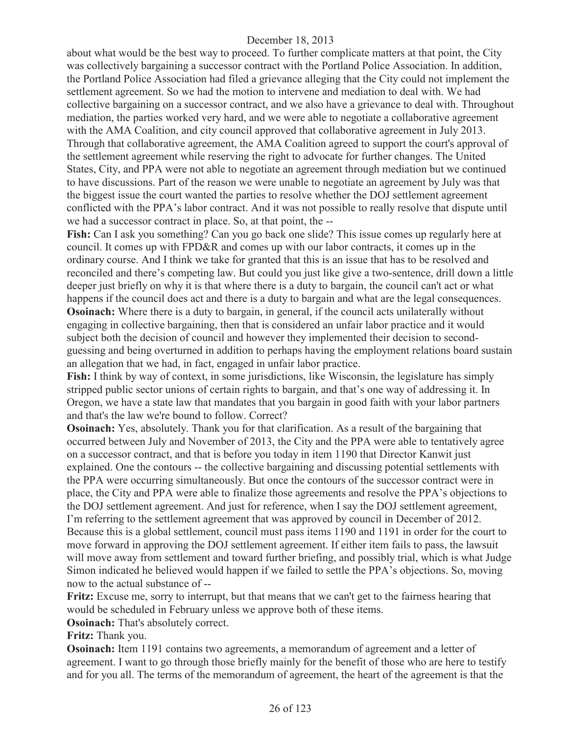about what would be the best way to proceed. To further complicate matters at that point, the City was collectively bargaining a successor contract with the Portland Police Association. In addition, the Portland Police Association had filed a grievance alleging that the City could not implement the settlement agreement. So we had the motion to intervene and mediation to deal with. We had collective bargaining on a successor contract, and we also have a grievance to deal with. Throughout mediation, the parties worked very hard, and we were able to negotiate a collaborative agreement with the AMA Coalition, and city council approved that collaborative agreement in July 2013. Through that collaborative agreement, the AMA Coalition agreed to support the court's approval of the settlement agreement while reserving the right to advocate for further changes. The United States, City, and PPA were not able to negotiate an agreement through mediation but we continued to have discussions. Part of the reason we were unable to negotiate an agreement by July was that the biggest issue the court wanted the parties to resolve whether the DOJ settlement agreement conflicted with the PPA's labor contract. And it was not possible to really resolve that dispute until we had a successor contract in place. So, at that point, the --

**Fish:** Can I ask you something? Can you go back one slide? This issue comes up regularly here at council. It comes up with FPD&R and comes up with our labor contracts, it comes up in the ordinary course. And I think we take for granted that this is an issue that has to be resolved and reconciled and there's competing law. But could you just like give a two-sentence, drill down a little deeper just briefly on why it is that where there is a duty to bargain, the council can't act or what happens if the council does act and there is a duty to bargain and what are the legal consequences.

**Osoinach:** Where there is a duty to bargain, in general, if the council acts unilaterally without engaging in collective bargaining, then that is considered an unfair labor practice and it would subject both the decision of council and however they implemented their decision to second-guessing and being overturned in addition to perhaps having the employment relations board sustain an allegation that we had, in fact, engaged in unfair labor practice.

**Fish:** I think by way of context, in some jurisdictions, like Wisconsin, the legislature has simply stripped public sector unions of certain rights to bargain, and that's one way of addressing it. In Oregon, we have a state law that mandates that you bargain in good faith with your labor partners and that's the law we're bound to follow. Correct?

**Osoinach:** Yes, absolutely. Thank you for that clarification. As a result of the bargaining that occurred between July and November of 2013, the City and the PPA were able to tentatively agree on a successor contract, and that is before you today in item 1190 that Director Kanwit just explained. One the contours -- the collective bargaining and discussing potential settlements with the PPA were occurring simultaneously. But once the contours of the successor contract were in place, the City and PPA were able to finalize those agreements and resolve the PPA's objections to the DOJ settlement agreement. And just for reference, when I say the DOJ settlement agreement, I'm referring to the settlement agreement that was approved by council in December of 2012. Because this is a global settlement, council must pass items 1190 and 1191 in order for the court to move forward in approving the DOJ settlement agreement. If either item fails to pass, the lawsuit will move away from settlement and toward further briefing, and possibly trial, which is what Judge Simon indicated he believed would happen if we failed to settle the PPA's objections. So, moving now to the actual substance of --

**Fritz:** Excuse me, sorry to interrupt, but that means that we can't get to the fairness hearing that would be scheduled in February unless we approve both of these items.

**Osoinach:** That's absolutely correct.

**Fritz:** Thank you.

**Osoinach:** Item 1191 contains two agreements, a memorandum of agreement and a letter of agreement. I want to go through those briefly mainly for the benefit of those who are here to testify and for you all. The terms of the memorandum of agreement, the heart of the agreement is that the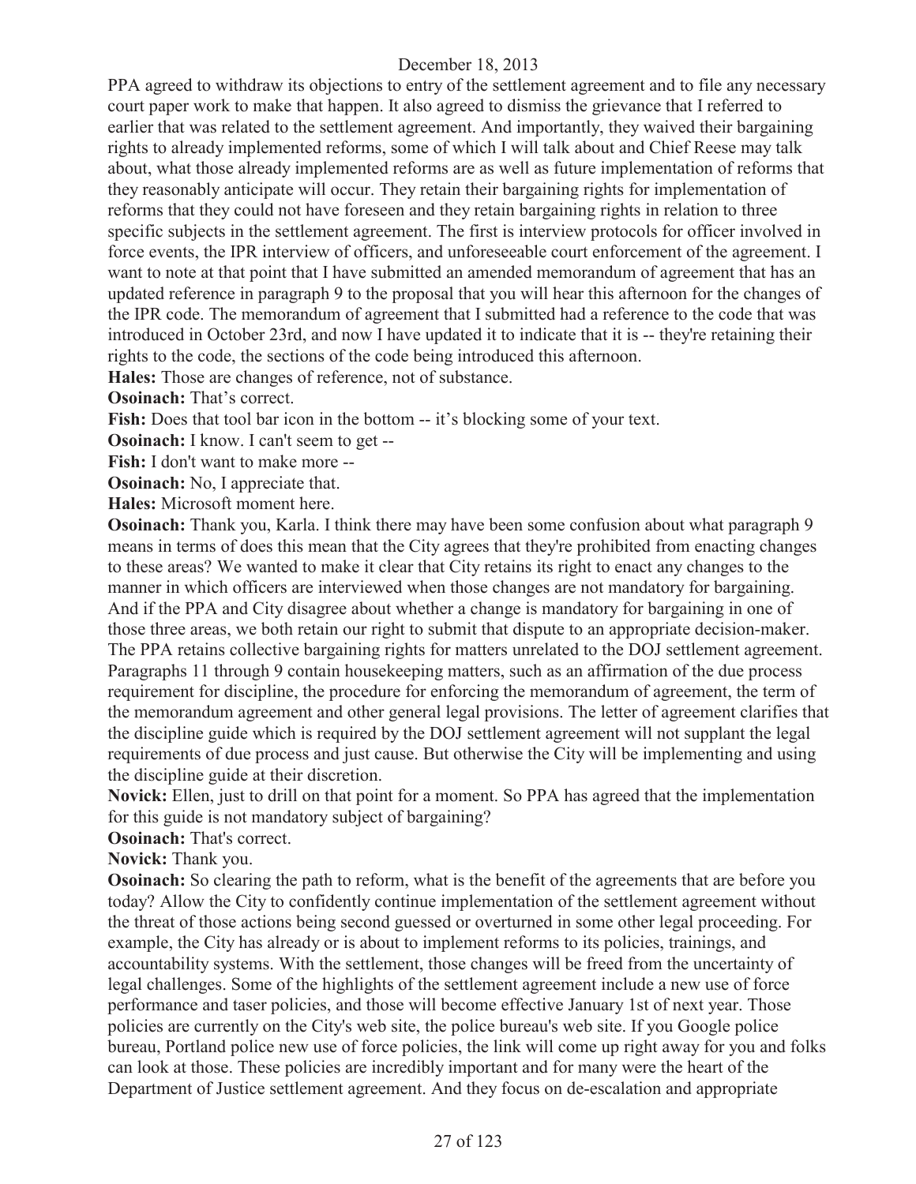PPA agreed to withdraw its objections to entry of the settlement agreement and to file any necessary court paper work to make that happen. It also agreed to dismiss the grievance that I referred to earlier that was related to the settlement agreement. And importantly, they waived their bargaining rights to already implemented reforms, some of which I will talk about and Chief Reese may talk about, what those already implemented reforms are as well as future implementation of reforms that they reasonably anticipate will occur. They retain their bargaining rights for implementation of reforms that they could not have foreseen and they retain bargaining rights in relation to three specific subjects in the settlement agreement. The first is interview protocols for officer involved in force events, the IPR interview of officers, and unforeseeable court enforcement of the agreement. I want to note at that point that I have submitted an amended memorandum of agreement that has an updated reference in paragraph 9 to the proposal that you will hear this afternoon for the changes of the IPR code. The memorandum of agreement that I submitted had a reference to the code that was introduced in October 23rd, and now I have updated it to indicate that it is -- they're retaining their rights to the code, the sections of the code being introduced this afternoon.

**Hales:** Those are changes of reference, not of substance.

**Osoinach:** That's correct.

**Fish:** Does that tool bar icon in the bottom -- it's blocking some of your text.

**Osoinach:** I know. I can't seem to get --

**Fish:** I don't want to make more --

**Osoinach:** No, I appreciate that.

**Hales:** Microsoft moment here.

**Osoinach:** Thank you, Karla. I think there may have been some confusion about what paragraph 9 means in terms of does this mean that the City agrees that they're prohibited from enacting changes to these areas? We wanted to make it clear that City retains its right to enact any changes to the manner in which officers are interviewed when those changes are not mandatory for bargaining. And if the PPA and City disagree about whether a change is mandatory for bargaining in one of those three areas, we both retain our right to submit that dispute to an appropriate decision-maker. The PPA retains collective bargaining rights for matters unrelated to the DOJ settlement agreement. Paragraphs 11 through 9 contain housekeeping matters, such as an affirmation of the due process requirement for discipline, the procedure for enforcing the memorandum of agreement, the term of the memorandum agreement and other general legal provisions. The letter of agreement clarifies that the discipline guide which is required by the DOJ settlement agreement will not supplant the legal requirements of due process and just cause. But otherwise the City will be implementing and using the discipline guide at their discretion.

**Novick:** Ellen, just to drill on that point for a moment. So PPA has agreed that the implementation for this guide is not mandatory subject of bargaining?

**Osoinach:** That's correct.

**Novick:** Thank you.

**Osoinach:** So clearing the path to reform, what is the benefit of the agreements that are before you today? Allow the City to confidently continue implementation of the settlement agreement without the threat of those actions being second guessed or overturned in some other legal proceeding. For example, the City has already or is about to implement reforms to its policies, trainings, and accountability systems. With the settlement, those changes will be freed from the uncertainty of legal challenges. Some of the highlights of the settlement agreement include a new use of force performance and taser policies, and those will become effective January 1st of next year. Those policies are currently on the City's web site, the police bureau's web site. If you Google police bureau, Portland police new use of force policies, the link will come up right away for you and folks can look at those. These policies are incredibly important and for many were the heart of the Department of Justice settlement agreement. And they focus on de-escalation and appropriate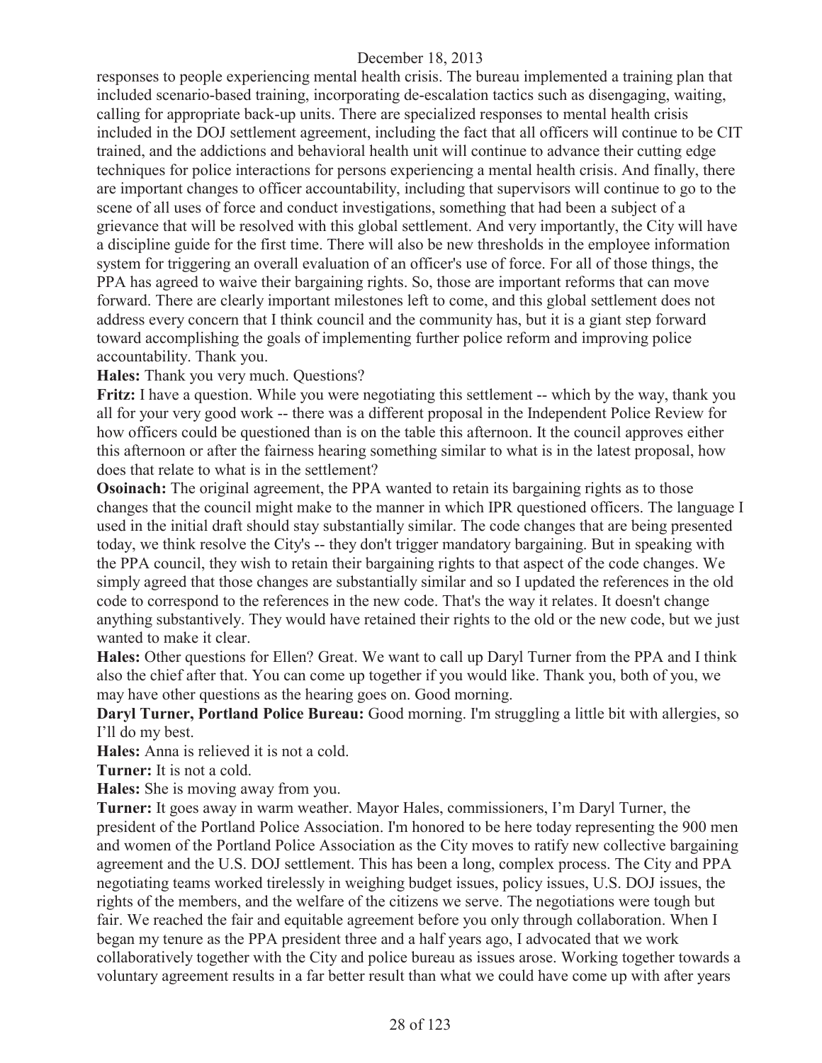responses to people experiencing mental health crisis. The bureau implemented a training plan that included scenario-based training, incorporating de-escalation tactics such as disengaging, waiting, calling for appropriate back-up units. There are specialized responses to mental health crisis included in the DOJ settlement agreement, including the fact that all officers will continue to be CIT trained, and the addictions and behavioral health unit will continue to advance their cutting edge techniques for police interactions for persons experiencing a mental health crisis. And finally, there are important changes to officer accountability, including that supervisors will continue to go to the scene of all uses of force and conduct investigations, something that had been a subject of a grievance that will be resolved with this global settlement. And very importantly, the City will have a discipline guide for the first time. There will also be new thresholds in the employee information system for triggering an overall evaluation of an officer's use of force. For all of those things, the PPA has agreed to waive their bargaining rights. So, those are important reforms that can move forward. There are clearly important milestones left to come, and this global settlement does not address every concern that I think council and the community has, but it is a giant step forward toward accomplishing the goals of implementing further police reform and improving police accountability. Thank you.

**Hales:** Thank you very much. Questions?

**Fritz:** I have a question. While you were negotiating this settlement -- which by the way, thank you all for your very good work -- there was a different proposal in the Independent Police Review for how officers could be questioned than is on the table this afternoon. It the council approves either this afternoon or after the fairness hearing something similar to what is in the latest proposal, how does that relate to what is in the settlement?

**Osoinach:** The original agreement, the PPA wanted to retain its bargaining rights as to those changes that the council might make to the manner in which IPR questioned officers. The language I used in the initial draft should stay substantially similar. The code changes that are being presented today, we think resolve the City's -- they don't trigger mandatory bargaining. But in speaking with the PPA council, they wish to retain their bargaining rights to that aspect of the code changes. We simply agreed that those changes are substantially similar and so I updated the references in the old code to correspond to the references in the new code. That's the way it relates. It doesn't change anything substantively. They would have retained their rights to the old or the new code, but we just wanted to make it clear.

**Hales:** Other questions for Ellen? Great. We want to call up Daryl Turner from the PPA and I think also the chief after that. You can come up together if you would like. Thank you, both of you, we may have other questions as the hearing goes on. Good morning.

**Daryl Turner, Portland Police Bureau:** Good morning. I'm struggling a little bit with allergies, so I'll do my best.

**Hales:** Anna is relieved it is not a cold.

**Turner:** It is not a cold.

**Hales:** She is moving away from you.

**Turner:** It goes away in warm weather. Mayor Hales, commissioners, I'm Daryl Turner, the president of the Portland Police Association. I'm honored to be here today representing the 900 men and women of the Portland Police Association as the City moves to ratify new collective bargaining agreement and the U.S. DOJ settlement. This has been a long, complex process. The City and PPA negotiating teams worked tirelessly in weighing budget issues, policy issues, U.S. DOJ issues, the rights of the members, and the welfare of the citizens we serve. The negotiations were tough but fair. We reached the fair and equitable agreement before you only through collaboration. When I began my tenure as the PPA president three and a half years ago, I advocated that we work collaboratively together with the City and police bureau as issues arose. Working together towards a voluntary agreement results in a far better result than what we could have come up with after years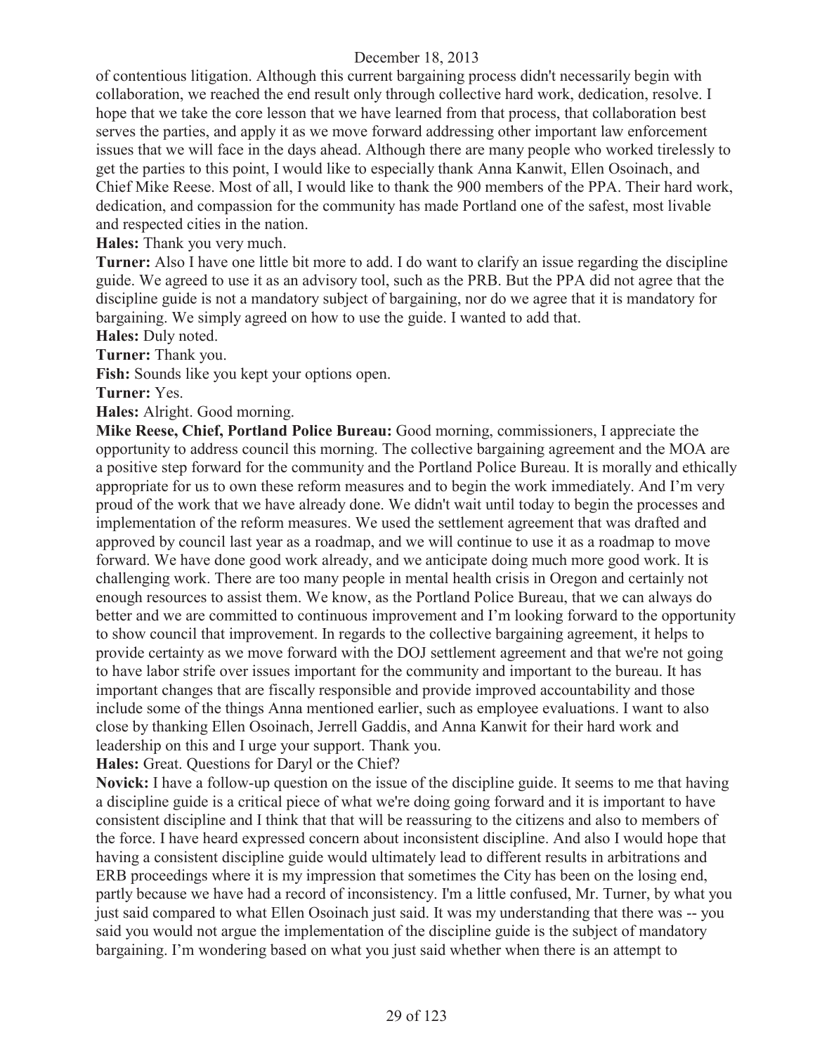of contentious litigation. Although this current bargaining process didn't necessarily begin with collaboration, we reached the end result only through collective hard work, dedication, resolve. I hope that we take the core lesson that we have learned from that process, that collaboration best serves the parties, and apply it as we move forward addressing other important law enforcement issues that we will face in the days ahead. Although there are many people who worked tirelessly to get the parties to this point, I would like to especially thank Anna Kanwit, Ellen Osoinach, and Chief Mike Reese. Most of all, I would like to thank the 900 members of the PPA. Their hard work, dedication, and compassion for the community has made Portland one of the safest, most livable and respected cities in the nation.

**Hales:** Thank you very much.

**Turner:** Also I have one little bit more to add. I do want to clarify an issue regarding the discipline guide. We agreed to use it as an advisory tool, such as the PRB. But the PPA did not agree that the discipline guide is not a mandatory subject of bargaining, nor do we agree that it is mandatory for bargaining. We simply agreed on how to use the guide. I wanted to add that.

**Hales:** Duly noted.

**Turner:** Thank you.

**Fish:** Sounds like you kept your options open.

**Turner:** Yes.

**Hales:** Alright. Good morning.

**Mike Reese, Chief, Portland Police Bureau:** Good morning, commissioners, I appreciate the opportunity to address council this morning. The collective bargaining agreement and the MOA are a positive step forward for the community and the Portland Police Bureau. It is morally and ethically appropriate for us to own these reform measures and to begin the work immediately. And I'm very proud of the work that we have already done. We didn't wait until today to begin the processes and implementation of the reform measures. We used the settlement agreement that was drafted and approved by council last year as a roadmap, and we will continue to use it as a roadmap to move forward. We have done good work already, and we anticipate doing much more good work. It is challenging work. There are too many people in mental health crisis in Oregon and certainly not enough resources to assist them. We know, as the Portland Police Bureau, that we can always do better and we are committed to continuous improvement and I'm looking forward to the opportunity to show council that improvement. In regards to the collective bargaining agreement, it helps to provide certainty as we move forward with the DOJ settlement agreement and that we're not going to have labor strife over issues important for the community and important to the bureau. It has important changes that are fiscally responsible and provide improved accountability and those include some of the things Anna mentioned earlier, such as employee evaluations. I want to also close by thanking Ellen Osoinach, Jerrell Gaddis, and Anna Kanwit for their hard work and leadership on this and I urge your support. Thank you.

**Hales:** Great. Questions for Daryl or the Chief?

**Novick:** I have a follow-up question on the issue of the discipline guide. It seems to me that having a discipline guide is a critical piece of what we're doing going forward and it is important to have consistent discipline and I think that that will be reassuring to the citizens and also to members of the force. I have heard expressed concern about inconsistent discipline. And also I would hope that having a consistent discipline guide would ultimately lead to different results in arbitrations and ERB proceedings where it is my impression that sometimes the City has been on the losing end, partly because we have had a record of inconsistency. I'm a little confused, Mr. Turner, by what you just said compared to what Ellen Osoinach just said. It was my understanding that there was -- you said you would not argue the implementation of the discipline guide is the subject of mandatory bargaining. I'm wondering based on what you just said whether when there is an attempt to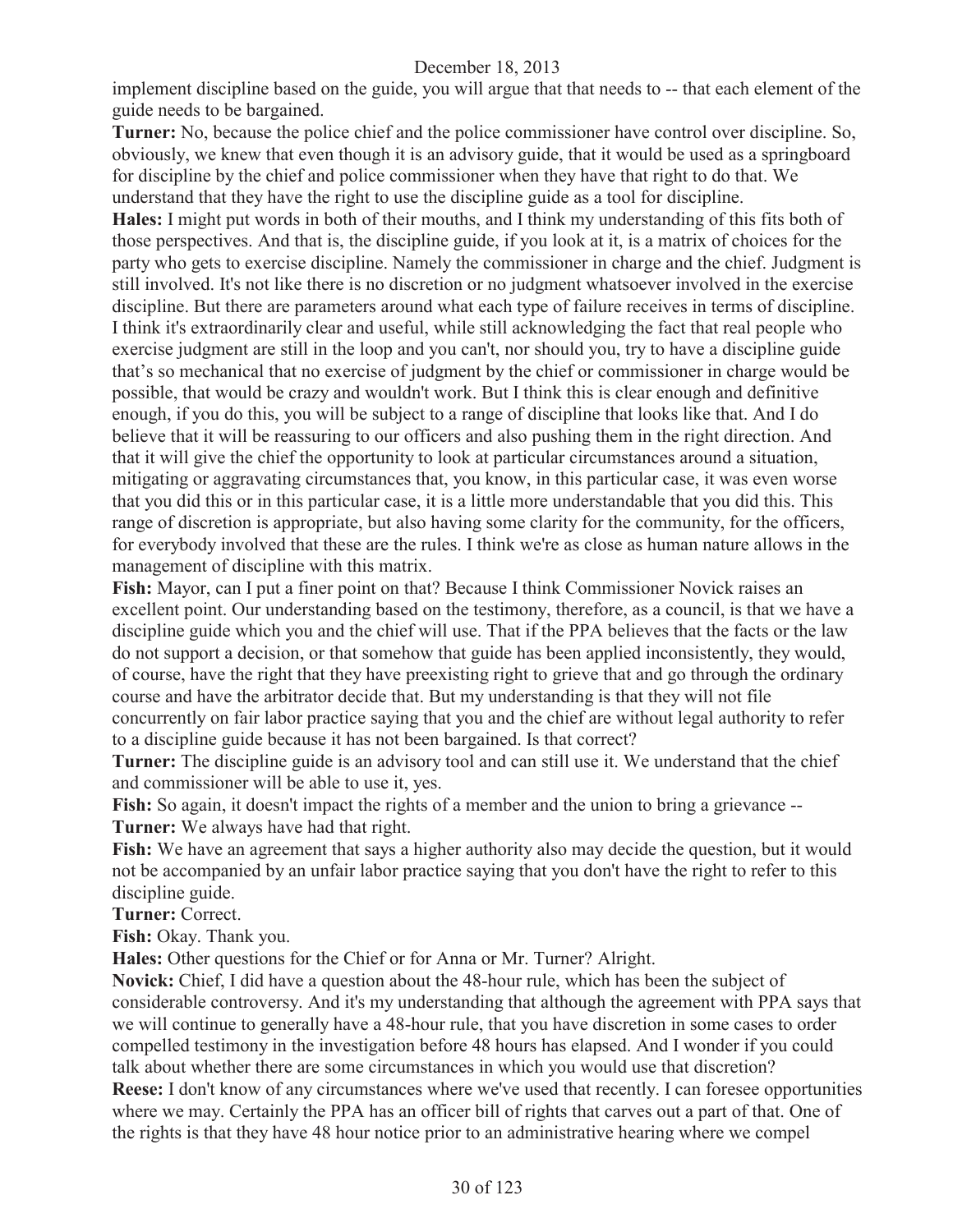implement discipline based on the guide, you will argue that that needs to -- that each element of the guide needs to be bargained.

**Turner:** No, because the police chief and the police commissioner have control over discipline. So, obviously, we knew that even though it is an advisory guide, that it would be used as a springboard for discipline by the chief and police commissioner when they have that right to do that. We understand that they have the right to use the discipline guide as a tool for discipline.

**Hales:** I might put words in both of their mouths, and I think my understanding of this fits both of those perspectives. And that is, the discipline guide, if you look at it, is a matrix of choices for the party who gets to exercise discipline. Namely the commissioner in charge and the chief. Judgment is still involved. It's not like there is no discretion or no judgment whatsoever involved in the exercise discipline. But there are parameters around what each type of failure receives in terms of discipline. I think it's extraordinarily clear and useful, while still acknowledging the fact that real people who exercise judgment are still in the loop and you can't, nor should you, try to have a discipline guide that's so mechanical that no exercise of judgment by the chief or commissioner in charge would be possible, that would be crazy and wouldn't work. But I think this is clear enough and definitive enough, if you do this, you will be subject to a range of discipline that looks like that. And I do believe that it will be reassuring to our officers and also pushing them in the right direction. And that it will give the chief the opportunity to look at particular circumstances around a situation, mitigating or aggravating circumstances that, you know, in this particular case, it was even worse that you did this or in this particular case, it is a little more understandable that you did this. This range of discretion is appropriate, but also having some clarity for the community, for the officers, for everybody involved that these are the rules. I think we're as close as human nature allows in the management of discipline with this matrix.

**Fish:** Mayor, can I put a finer point on that? Because I think Commissioner Novick raises an excellent point. Our understanding based on the testimony, therefore, as a council, is that we have a discipline guide which you and the chief will use. That if the PPA believes that the facts or the law do not support a decision, or that somehow that guide has been applied inconsistently, they would, of course, have the right that they have preexisting right to grieve that and go through the ordinary course and have the arbitrator decide that. But my understanding is that they will not file concurrently on fair labor practice saying that you and the chief are without legal authority to refer to a discipline guide because it has not been bargained. Is that correct?

**Turner:** The discipline guide is an advisory tool and can still use it. We understand that the chief and commissioner will be able to use it, yes.

**Fish:** So again, it doesn't impact the rights of a member and the union to bring a grievance --

**Turner:** We always have had that right.

**Fish:** We have an agreement that says a higher authority also may decide the question, but it would not be accompanied by an unfair labor practice saying that you don't have the right to refer to this discipline guide.

**Turner:** Correct.

**Fish:** Okay. Thank you.

**Hales:** Other questions for the Chief or for Anna or Mr. Turner? Alright.

**Novick:** Chief, I did have a question about the 48-hour rule, which has been the subject of considerable controversy. And it's my understanding that although the agreement with PPA says that we will continue to generally have a 48-hour rule, that you have discretion in some cases to order compelled testimony in the investigation before 48 hours has elapsed. And I wonder if you could talk about whether there are some circumstances in which you would use that discretion?

**Reese:** I don't know of any circumstances where we've used that recently. I can foresee opportunities where we may. Certainly the PPA has an officer bill of rights that carves out a part of that. One of the rights is that they have 48 hour notice prior to an administrative hearing where we compel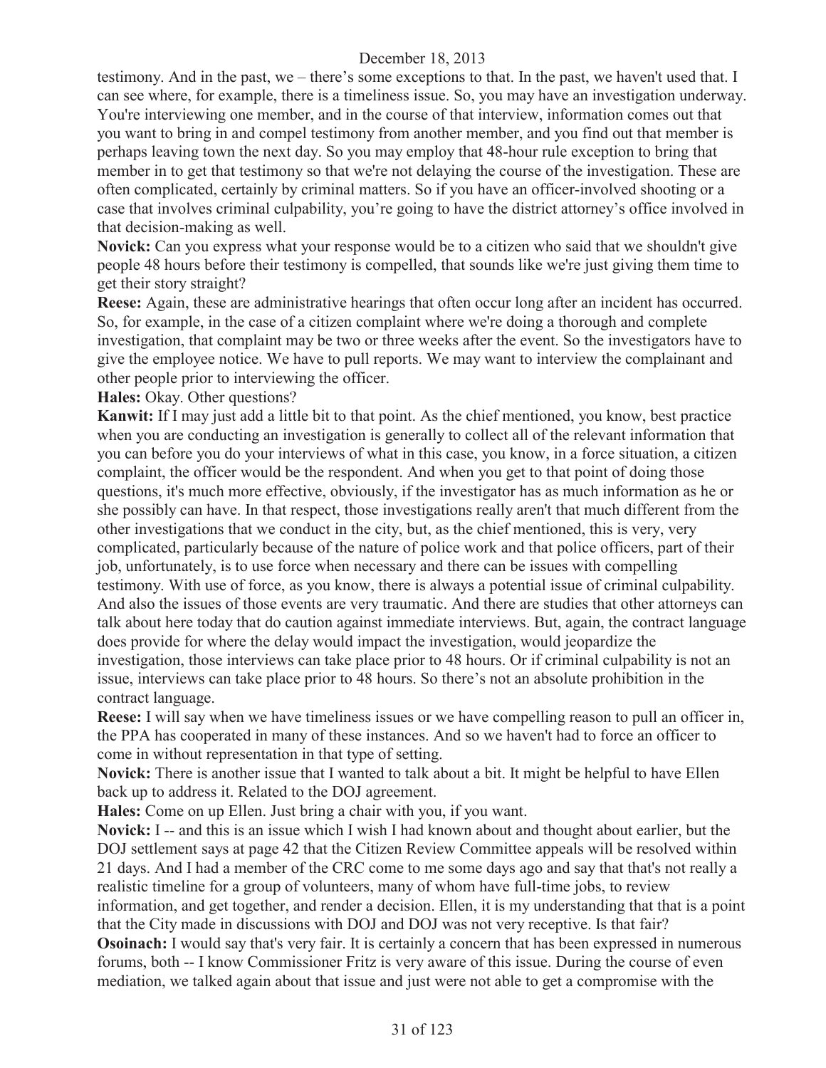testimony. And in the past, we – there's some exceptions to that. In the past, we haven't used that. I can see where, for example, there is a timeliness issue. So, you may have an investigation underway. You're interviewing one member, and in the course of that interview, information comes out that you want to bring in and compel testimony from another member, and you find out that member is perhaps leaving town the next day. So you may employ that 48-hour rule exception to bring that member in to get that testimony so that we're not delaying the course of the investigation. These are often complicated, certainly by criminal matters. So if you have an officer-involved shooting or a case that involves criminal culpability, you're going to have the district attorney's office involved in that decision-making as well.

**Novick:** Can you express what your response would be to a citizen who said that we shouldn't give people 48 hours before their testimony is compelled, that sounds like we're just giving them time to get their story straight?

**Reese:** Again, these are administrative hearings that often occur long after an incident has occurred. So, for example, in the case of a citizen complaint where we're doing a thorough and complete investigation, that complaint may be two or three weeks after the event. So the investigators have to give the employee notice. We have to pull reports. We may want to interview the complainant and other people prior to interviewing the officer.

**Hales:** Okay. Other questions?

**Kanwit:** If I may just add a little bit to that point. As the chief mentioned, you know, best practice when you are conducting an investigation is generally to collect all of the relevant information that you can before you do your interviews of what in this case, you know, in a force situation, a citizen complaint, the officer would be the respondent. And when you get to that point of doing those questions, it's much more effective, obviously, if the investigator has as much information as he or she possibly can have. In that respect, those investigations really aren't that much different from the other investigations that we conduct in the city, but, as the chief mentioned, this is very, very complicated, particularly because of the nature of police work and that police officers, part of their job, unfortunately, is to use force when necessary and there can be issues with compelling testimony. With use of force, as you know, there is always a potential issue of criminal culpability. And also the issues of those events are very traumatic. And there are studies that other attorneys can talk about here today that do caution against immediate interviews. But, again, the contract language does provide for where the delay would impact the investigation, would jeopardize the investigation, those interviews can take place prior to 48 hours. Or if criminal culpability is not an issue, interviews can take place prior to 48 hours. So there's not an absolute prohibition in the contract language.

**Reese:** I will say when we have timeliness issues or we have compelling reason to pull an officer in, the PPA has cooperated in many of these instances. And so we haven't had to force an officer to come in without representation in that type of setting.

**Novick:** There is another issue that I wanted to talk about a bit. It might be helpful to have Ellen back up to address it. Related to the DOJ agreement.

**Hales:** Come on up Ellen. Just bring a chair with you, if you want.

**Novick:** I -- and this is an issue which I wish I had known about and thought about earlier, but the DOJ settlement says at page 42 that the Citizen Review Committee appeals will be resolved within 21 days. And I had a member of the CRC come to me some days ago and say that that's not really a realistic timeline for a group of volunteers, many of whom have full-time jobs, to review information, and get together, and render a decision. Ellen, it is my understanding that that is a point that the City made in discussions with DOJ and DOJ was not very receptive. Is that fair?

**Osoinach:** I would say that's very fair. It is certainly a concern that has been expressed in numerous forums, both -- I know Commissioner Fritz is very aware of this issue. During the course of even mediation, we talked again about that issue and just were not able to get a compromise with the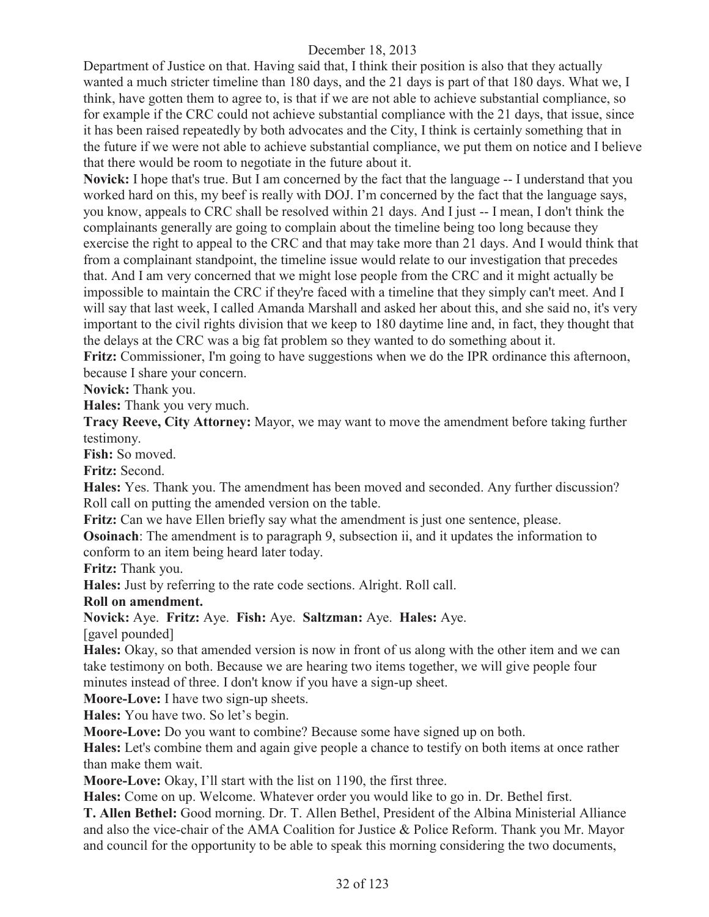Department of Justice on that. Having said that, I think their position is also that they actually wanted a much stricter timeline than 180 days, and the 21 days is part of that 180 days. What we, I think, have gotten them to agree to, is that if we are not able to achieve substantial compliance, so for example if the CRC could not achieve substantial compliance with the 21 days, that issue, since it has been raised repeatedly by both advocates and the City, I think is certainly something that in the future if we were not able to achieve substantial compliance, we put them on notice and I believe that there would be room to negotiate in the future about it.

**Novick:** I hope that's true. But I am concerned by the fact that the language -- I understand that you worked hard on this, my beef is really with DOJ. I'm concerned by the fact that the language says, you know, appeals to CRC shall be resolved within 21 days. And I just -- I mean, I don't think the complainants generally are going to complain about the timeline being too long because they exercise the right to appeal to the CRC and that may take more than 21 days. And I would think that from a complainant standpoint, the timeline issue would relate to our investigation that precedes that. And I am very concerned that we might lose people from the CRC and it might actually be impossible to maintain the CRC if they're faced with a timeline that they simply can't meet. And I will say that last week, I called Amanda Marshall and asked her about this, and she said no, it's very important to the civil rights division that we keep to 180 daytime line and, in fact, they thought that the delays at the CRC was a big fat problem so they wanted to do something about it.

**Fritz:** Commissioner, I'm going to have suggestions when we do the IPR ordinance this afternoon, because I share your concern.

**Novick:** Thank you.

**Hales:** Thank you very much.

**Tracy Reeve, City Attorney:** Mayor, we may want to move the amendment before taking further testimony.

**Fish:** So moved.

**Fritz:** Second.

**Hales:** Yes. Thank you. The amendment has been moved and seconded. Any further discussion? Roll call on putting the amended version on the table.

**Fritz:** Can we have Ellen briefly say what the amendment is just one sentence, please.

**Osoinach**: The amendment is to paragraph 9, subsection ii, and it updates the information to conform to an item being heard later today.

**Fritz:** Thank you.

**Hales:** Just by referring to the rate code sections. Alright. Roll call.

**Roll on amendment.**

**Novick:** Aye. **Fritz:** Aye. **Fish:** Aye. **Saltzman:** Aye. **Hales:** Aye.

[gavel pounded]

**Hales:** Okay, so that amended version is now in front of us along with the other item and we can take testimony on both. Because we are hearing two items together, we will give people four minutes instead of three. I don't know if you have a sign-up sheet.

**Moore-Love:** I have two sign-up sheets.

**Hales:** You have two. So let's begin.

**Moore-Love:** Do you want to combine? Because some have signed up on both.

**Hales:** Let's combine them and again give people a chance to testify on both items at once rather than make them wait.

**Moore-Love:** Okay, I'll start with the list on 1190, the first three.

**Hales:** Come on up. Welcome. Whatever order you would like to go in. Dr. Bethel first.

**T. Allen Bethel:** Good morning. Dr. T. Allen Bethel, President of the Albina Ministerial Alliance and also the vice-chair of the AMA Coalition for Justice & Police Reform. Thank you Mr. Mayor and council for the opportunity to be able to speak this morning considering the two documents,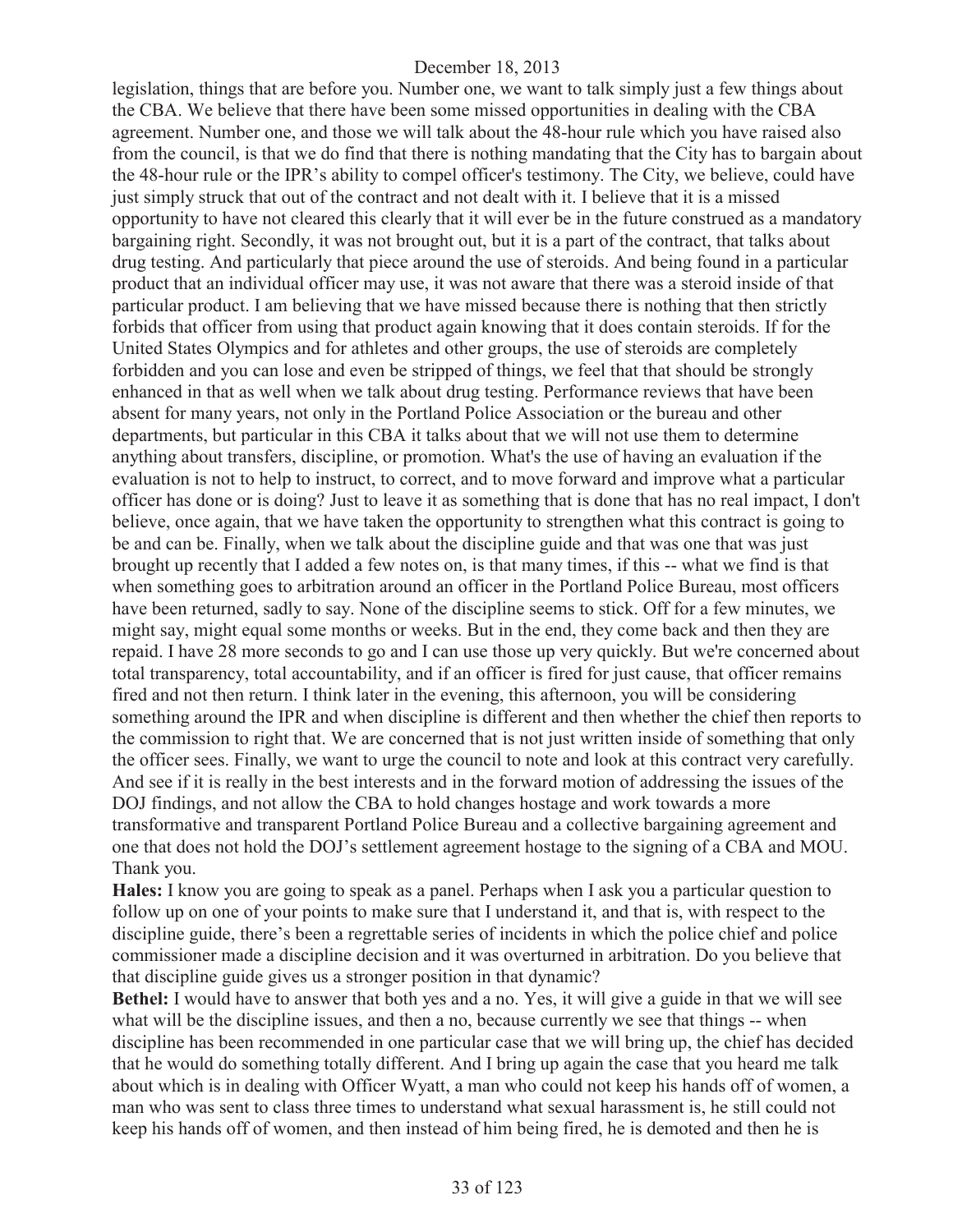legislation, things that are before you. Number one, we want to talk simply just a few things about the CBA. We believe that there have been some missed opportunities in dealing with the CBA agreement. Number one, and those we will talk about the 48-hour rule which you have raised also from the council, is that we do find that there is nothing mandating that the City has to bargain about the 48-hour rule or the IPR's ability to compel officer's testimony. The City, we believe, could have just simply struck that out of the contract and not dealt with it. I believe that it is a missed opportunity to have not cleared this clearly that it will ever be in the future construed as a mandatory bargaining right. Secondly, it was not brought out, but it is a part of the contract, that talks about drug testing. And particularly that piece around the use of steroids. And being found in a particular product that an individual officer may use, it was not aware that there was a steroid inside of that particular product. I am believing that we have missed because there is nothing that then strictly forbids that officer from using that product again knowing that it does contain steroids. If for the United States Olympics and for athletes and other groups, the use of steroids are completely forbidden and you can lose and even be stripped of things, we feel that that should be strongly enhanced in that as well when we talk about drug testing. Performance reviews that have been absent for many years, not only in the Portland Police Association or the bureau and other departments, but particular in this CBA it talks about that we will not use them to determine anything about transfers, discipline, or promotion. What's the use of having an evaluation if the evaluation is not to help to instruct, to correct, and to move forward and improve what a particular officer has done or is doing? Just to leave it as something that is done that has no real impact, I don't believe, once again, that we have taken the opportunity to strengthen what this contract is going to be and can be. Finally, when we talk about the discipline guide and that was one that was just brought up recently that I added a few notes on, is that many times, if this -- what we find is that when something goes to arbitration around an officer in the Portland Police Bureau, most officers have been returned, sadly to say. None of the discipline seems to stick. Off for a few minutes, we might say, might equal some months or weeks. But in the end, they come back and then they are repaid. I have 28 more seconds to go and I can use those up very quickly. But we're concerned about total transparency, total accountability, and if an officer is fired for just cause, that officer remains fired and not then return. I think later in the evening, this afternoon, you will be considering something around the IPR and when discipline is different and then whether the chief then reports to the commission to right that. We are concerned that is not just written inside of something that only the officer sees. Finally, we want to urge the council to note and look at this contract very carefully. And see if it is really in the best interests and in the forward motion of addressing the issues of the DOJ findings, and not allow the CBA to hold changes hostage and work towards a more transformative and transparent Portland Police Bureau and a collective bargaining agreement and one that does not hold the DOJ's settlement agreement hostage to the signing of a CBA and MOU. Thank you.

**Hales:** I know you are going to speak as a panel. Perhaps when I ask you a particular question to follow up on one of your points to make sure that I understand it, and that is, with respect to the discipline guide, there's been a regrettable series of incidents in which the police chief and police commissioner made a discipline decision and it was overturned in arbitration. Do you believe that that discipline guide gives us a stronger position in that dynamic?

**Bethel:** I would have to answer that both yes and a no. Yes, it will give a guide in that we will see what will be the discipline issues, and then a no, because currently we see that things -- when discipline has been recommended in one particular case that we will bring up, the chief has decided that he would do something totally different. And I bring up again the case that you heard me talk about which is in dealing with Officer Wyatt, a man who could not keep his hands off of women, a man who was sent to class three times to understand what sexual harassment is, he still could not keep his hands off of women, and then instead of him being fired, he is demoted and then he is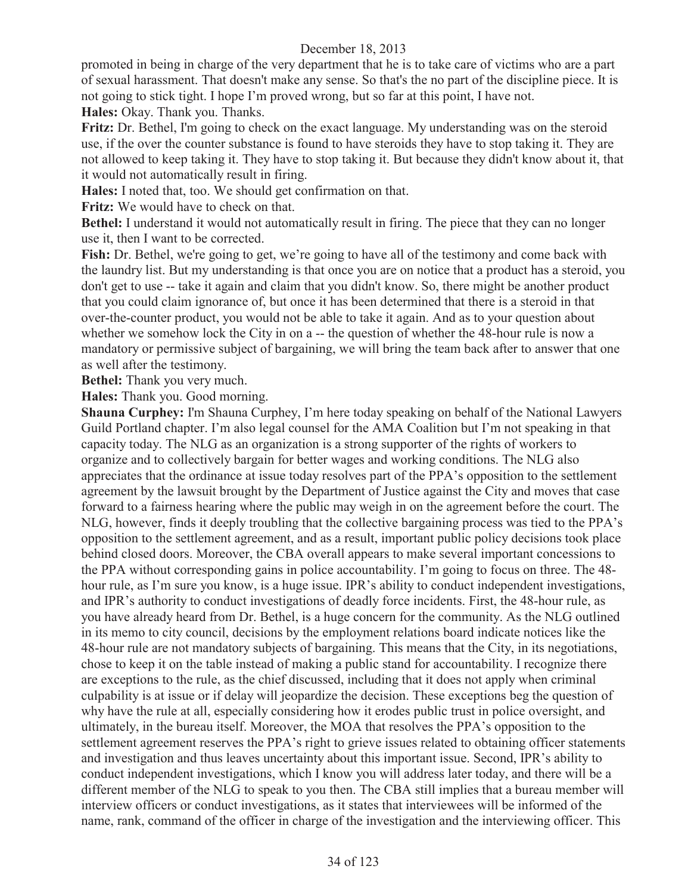promoted in being in charge of the very department that he is to take care of victims who are a part of sexual harassment. That doesn't make any sense. So that's the no part of the discipline piece. It is not going to stick tight. I hope I'm proved wrong, but so far at this point, I have not.

**Hales:** Okay. Thank you. Thanks.

**Fritz:** Dr. Bethel, I'm going to check on the exact language. My understanding was on the steroid use, if the over the counter substance is found to have steroids they have to stop taking it. They are not allowed to keep taking it. They have to stop taking it. But because they didn't know about it, that it would not automatically result in firing.

**Hales:** I noted that, too. We should get confirmation on that.

**Fritz:** We would have to check on that.

**Bethel:** I understand it would not automatically result in firing. The piece that they can no longer use it, then I want to be corrected.

**Fish:** Dr. Bethel, we're going to get, we're going to have all of the testimony and come back with the laundry list. But my understanding is that once you are on notice that a product has a steroid, you don't get to use -- take it again and claim that you didn't know. So, there might be another product that you could claim ignorance of, but once it has been determined that there is a steroid in that over-the-counter product, you would not be able to take it again. And as to your question about whether we somehow lock the City in on a -- the question of whether the 48-hour rule is now a mandatory or permissive subject of bargaining, we will bring the team back after to answer that one as well after the testimony.

**Bethel:** Thank you very much.

**Hales:** Thank you. Good morning.

**Shauna Curphey:** I'm Shauna Curphey, I'm here today speaking on behalf of the National Lawyers Guild Portland chapter. I'm also legal counsel for the AMA Coalition but I'm not speaking in that capacity today. The NLG as an organization is a strong supporter of the rights of workers to organize and to collectively bargain for better wages and working conditions. The NLG also appreciates that the ordinance at issue today resolves part of the PPA's opposition to the settlement agreement by the lawsuit brought by the Department of Justice against the City and moves that case forward to a fairness hearing where the public may weigh in on the agreement before the court. The NLG, however, finds it deeply troubling that the collective bargaining process was tied to the PPA's opposition to the settlement agreement, and as a result, important public policy decisions took place behind closed doors. Moreover, the CBA overall appears to make several important concessions to the PPA without corresponding gains in police accountability. I'm going to focus on three. The 48-hour rule, as I'm sure you know, is a huge issue. IPR's ability to conduct independent investigations, and IPR's authority to conduct investigations of deadly force incidents. First, the 48-hour rule, as you have already heard from Dr. Bethel, is a huge concern for the community. As the NLG outlined in its memo to city council, decisions by the employment relations board indicate notices like the 48-hour rule are not mandatory subjects of bargaining. This means that the City, in its negotiations, chose to keep it on the table instead of making a public stand for accountability. I recognize there are exceptions to the rule, as the chief discussed, including that it does not apply when criminal culpability is at issue or if delay will jeopardize the decision. These exceptions beg the question of why have the rule at all, especially considering how it erodes public trust in police oversight, and ultimately, in the bureau itself. Moreover, the MOA that resolves the PPA's opposition to the settlement agreement reserves the PPA's right to grieve issues related to obtaining officer statements and investigation and thus leaves uncertainty about this important issue. Second, IPR's ability to conduct independent investigations, which I know you will address later today, and there will be a different member of the NLG to speak to you then. The CBA still implies that a bureau member will interview officers or conduct investigations, as it states that interviewees will be informed of the name, rank, command of the officer in charge of the investigation and the interviewing officer. This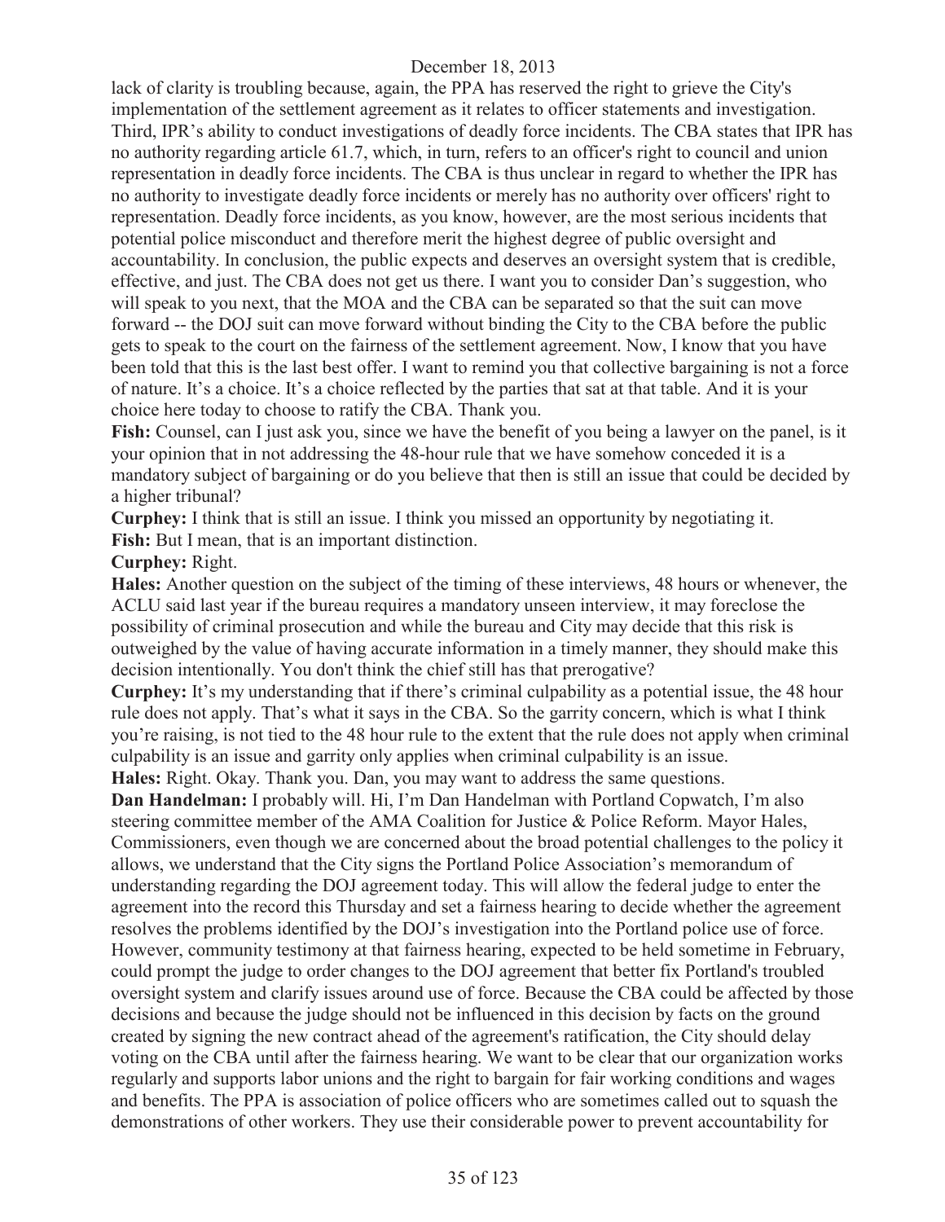lack of clarity is troubling because, again, the PPA has reserved the right to grieve the City's implementation of the settlement agreement as it relates to officer statements and investigation. Third, IPR's ability to conduct investigations of deadly force incidents. The CBA states that IPR has no authority regarding article 61.7, which, in turn, refers to an officer's right to council and union representation in deadly force incidents. The CBA is thus unclear in regard to whether the IPR has no authority to investigate deadly force incidents or merely has no authority over officers' right to representation. Deadly force incidents, as you know, however, are the most serious incidents that potential police misconduct and therefore merit the highest degree of public oversight and accountability. In conclusion, the public expects and deserves an oversight system that is credible, effective, and just. The CBA does not get us there. I want you to consider Dan's suggestion, who will speak to you next, that the MOA and the CBA can be separated so that the suit can move forward -- the DOJ suit can move forward without binding the City to the CBA before the public gets to speak to the court on the fairness of the settlement agreement. Now, I know that you have been told that this is the last best offer. I want to remind you that collective bargaining is not a force of nature. It's a choice. It's a choice reflected by the parties that sat at that table. And it is your choice here today to choose to ratify the CBA. Thank you.

**Fish:** Counsel, can I just ask you, since we have the benefit of you being a lawyer on the panel, is it your opinion that in not addressing the 48-hour rule that we have somehow conceded it is a mandatory subject of bargaining or do you believe that then is still an issue that could be decided by a higher tribunal?

**Curphey:** I think that is still an issue. I think you missed an opportunity by negotiating it.

**Fish:** But I mean, that is an important distinction.

**Curphey:** Right.

**Hales:** Another question on the subject of the timing of these interviews, 48 hours or whenever, the ACLU said last year if the bureau requires a mandatory unseen interview, it may foreclose the possibility of criminal prosecution and while the bureau and City may decide that this risk is outweighed by the value of having accurate information in a timely manner, they should make this decision intentionally. You don't think the chief still has that prerogative?

**Curphey:** It's my understanding that if there's criminal culpability as a potential issue, the 48 hour rule does not apply. That's what it says in the CBA. So the garrity concern, which is what I think you're raising, is not tied to the 48 hour rule to the extent that the rule does not apply when criminal culpability is an issue and garrity only applies when criminal culpability is an issue.

**Hales:** Right. Okay. Thank you. Dan, you may want to address the same questions.

**Dan Handelman:** I probably will. Hi, I'm Dan Handelman with Portland Copwatch, I'm also steering committee member of the AMA Coalition for Justice & Police Reform. Mayor Hales, Commissioners, even though we are concerned about the broad potential challenges to the policy it allows, we understand that the City signs the Portland Police Association's memorandum of understanding regarding the DOJ agreement today. This will allow the federal judge to enter the agreement into the record this Thursday and set a fairness hearing to decide whether the agreement resolves the problems identified by the DOJ's investigation into the Portland police use of force. However, community testimony at that fairness hearing, expected to be held sometime in February, could prompt the judge to order changes to the DOJ agreement that better fix Portland's troubled oversight system and clarify issues around use of force. Because the CBA could be affected by those decisions and because the judge should not be influenced in this decision by facts on the ground created by signing the new contract ahead of the agreement's ratification, the City should delay voting on the CBA until after the fairness hearing. We want to be clear that our organization works regularly and supports labor unions and the right to bargain for fair working conditions and wages and benefits. The PPA is association of police officers who are sometimes called out to squash the demonstrations of other workers. They use their considerable power to prevent accountability for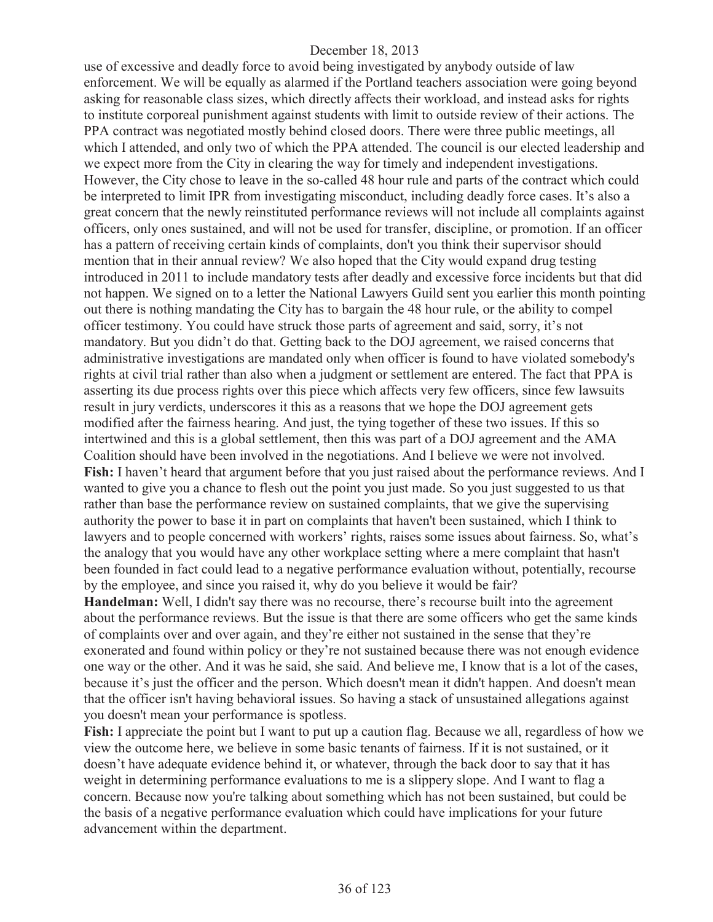use of excessive and deadly force to avoid being investigated by anybody outside of law enforcement. We will be equally as alarmed if the Portland teachers association were going beyond asking for reasonable class sizes, which directly affects their workload, and instead asks for rights to institute corporeal punishment against students with limit to outside review of their actions. The PPA contract was negotiated mostly behind closed doors. There were three public meetings, all which I attended, and only two of which the PPA attended. The council is our elected leadership and we expect more from the City in clearing the way for timely and independent investigations. However, the City chose to leave in the so-called 48 hour rule and parts of the contract which could be interpreted to limit IPR from investigating misconduct, including deadly force cases. It's also a great concern that the newly reinstituted performance reviews will not include all complaints against officers, only ones sustained, and will not be used for transfer, discipline, or promotion. If an officer has a pattern of receiving certain kinds of complaints, don't you think their supervisor should mention that in their annual review? We also hoped that the City would expand drug testing introduced in 2011 to include mandatory tests after deadly and excessive force incidents but that did not happen. We signed on to a letter the National Lawyers Guild sent you earlier this month pointing out there is nothing mandating the City has to bargain the 48 hour rule, or the ability to compel officer testimony. You could have struck those parts of agreement and said, sorry, it's not mandatory. But you didn't do that. Getting back to the DOJ agreement, we raised concerns that administrative investigations are mandated only when officer is found to have violated somebody's rights at civil trial rather than also when a judgment or settlement are entered. The fact that PPA is asserting its due process rights over this piece which affects very few officers, since few lawsuits result in jury verdicts, underscores it this as a reasons that we hope the DOJ agreement gets modified after the fairness hearing. And just, the tying together of these two issues. If this so intertwined and this is a global settlement, then this was part of a DOJ agreement and the AMA Coalition should have been involved in the negotiations. And I believe we were not involved.

**Fish:** I haven't heard that argument before that you just raised about the performance reviews. And I wanted to give you a chance to flesh out the point you just made. So you just suggested to us that rather than base the performance review on sustained complaints, that we give the supervising authority the power to base it in part on complaints that haven't been sustained, which I think to lawyers and to people concerned with workers' rights, raises some issues about fairness. So, what's the analogy that you would have any other workplace setting where a mere complaint that hasn't been founded in fact could lead to a negative performance evaluation without, potentially, recourse by the employee, and since you raised it, why do you believe it would be fair?

**Handelman:** Well, I didn't say there was no recourse, there's recourse built into the agreement about the performance reviews. But the issue is that there are some officers who get the same kinds of complaints over and over again, and they're either not sustained in the sense that they're exonerated and found within policy or they're not sustained because there was not enough evidence one way or the other. And it was he said, she said. And believe me, I know that is a lot of the cases, because it's just the officer and the person. Which doesn't mean it didn't happen. And doesn't mean that the officer isn't having behavioral issues. So having a stack of unsustained allegations against you doesn't mean your performance is spotless.

**Fish:** I appreciate the point but I want to put up a caution flag. Because we all, regardless of how we view the outcome here, we believe in some basic tenants of fairness. If it is not sustained, or it doesn't have adequate evidence behind it, or whatever, through the back door to say that it has weight in determining performance evaluations to me is a slippery slope. And I want to flag a concern. Because now you're talking about something which has not been sustained, but could be the basis of a negative performance evaluation which could have implications for your future advancement within the department.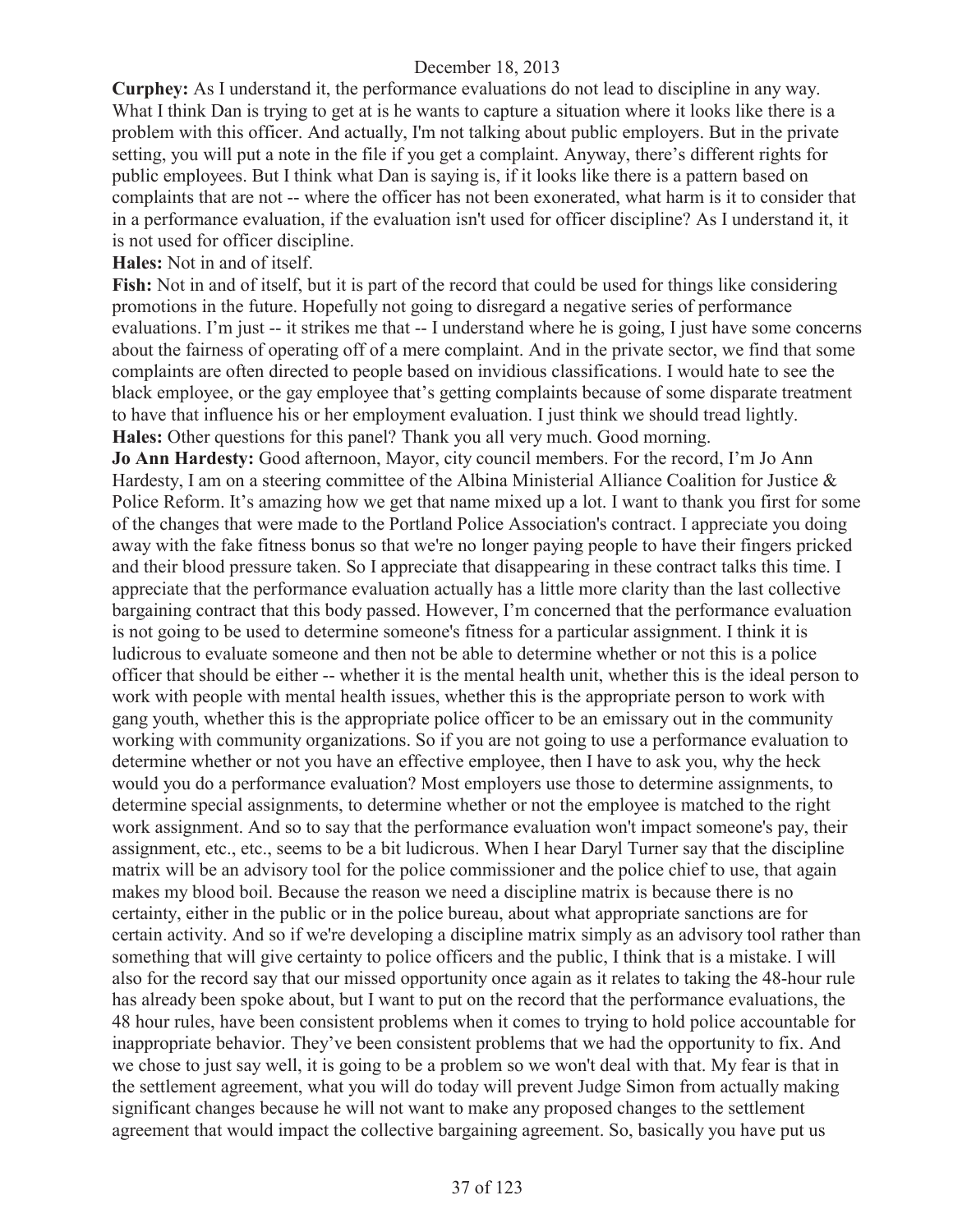**Curphey:** As I understand it, the performance evaluations do not lead to discipline in any way. What I think Dan is trying to get at is he wants to capture a situation where it looks like there is a problem with this officer. And actually, I'm not talking about public employers. But in the private setting, you will put a note in the file if you get a complaint. Anyway, there's different rights for public employees. But I think what Dan is saying is, if it looks like there is a pattern based on complaints that are not -- where the officer has not been exonerated, what harm is it to consider that in a performance evaluation, if the evaluation isn't used for officer discipline? As I understand it, it is not used for officer discipline.

**Hales:** Not in and of itself.

**Fish:** Not in and of itself, but it is part of the record that could be used for things like considering promotions in the future. Hopefully not going to disregard a negative series of performance evaluations. I'm just -- it strikes me that -- I understand where he is going, I just have some concerns about the fairness of operating off of a mere complaint. And in the private sector, we find that some complaints are often directed to people based on invidious classifications. I would hate to see the black employee, or the gay employee that's getting complaints because of some disparate treatment to have that influence his or her employment evaluation. I just think we should tread lightly.

**Hales:** Other questions for this panel? Thank you all very much. Good morning.

**Jo Ann Hardesty:** Good afternoon, Mayor, city council members. For the record, I'm Jo Ann Hardesty, I am on a steering committee of the Albina Ministerial Alliance Coalition for Justice & Police Reform. It's amazing how we get that name mixed up a lot. I want to thank you first for some of the changes that were made to the Portland Police Association's contract. I appreciate you doing away with the fake fitness bonus so that we're no longer paying people to have their fingers pricked and their blood pressure taken. So I appreciate that disappearing in these contract talks this time. I appreciate that the performance evaluation actually has a little more clarity than the last collective bargaining contract that this body passed. However, I'm concerned that the performance evaluation is not going to be used to determine someone's fitness for a particular assignment. I think it is ludicrous to evaluate someone and then not be able to determine whether or not this is a police officer that should be either -- whether it is the mental health unit, whether this is the ideal person to work with people with mental health issues, whether this is the appropriate person to work with gang youth, whether this is the appropriate police officer to be an emissary out in the community working with community organizations. So if you are not going to use a performance evaluation to determine whether or not you have an effective employee, then I have to ask you, why the heck would you do a performance evaluation? Most employers use those to determine assignments, to determine special assignments, to determine whether or not the employee is matched to the right work assignment. And so to say that the performance evaluation won't impact someone's pay, their assignment, etc., etc., seems to be a bit ludicrous. When I hear Daryl Turner say that the discipline matrix will be an advisory tool for the police commissioner and the police chief to use, that again makes my blood boil. Because the reason we need a discipline matrix is because there is no certainty, either in the public or in the police bureau, about what appropriate sanctions are for certain activity. And so if we're developing a discipline matrix simply as an advisory tool rather than something that will give certainty to police officers and the public, I think that is a mistake. I will also for the record say that our missed opportunity once again as it relates to taking the 48-hour rule has already been spoke about, but I want to put on the record that the performance evaluations, the 48 hour rules, have been consistent problems when it comes to trying to hold police accountable for inappropriate behavior. They've been consistent problems that we had the opportunity to fix. And we chose to just say well, it is going to be a problem so we won't deal with that. My fear is that in the settlement agreement, what you will do today will prevent Judge Simon from actually making significant changes because he will not want to make any proposed changes to the settlement agreement that would impact the collective bargaining agreement. So, basically you have put us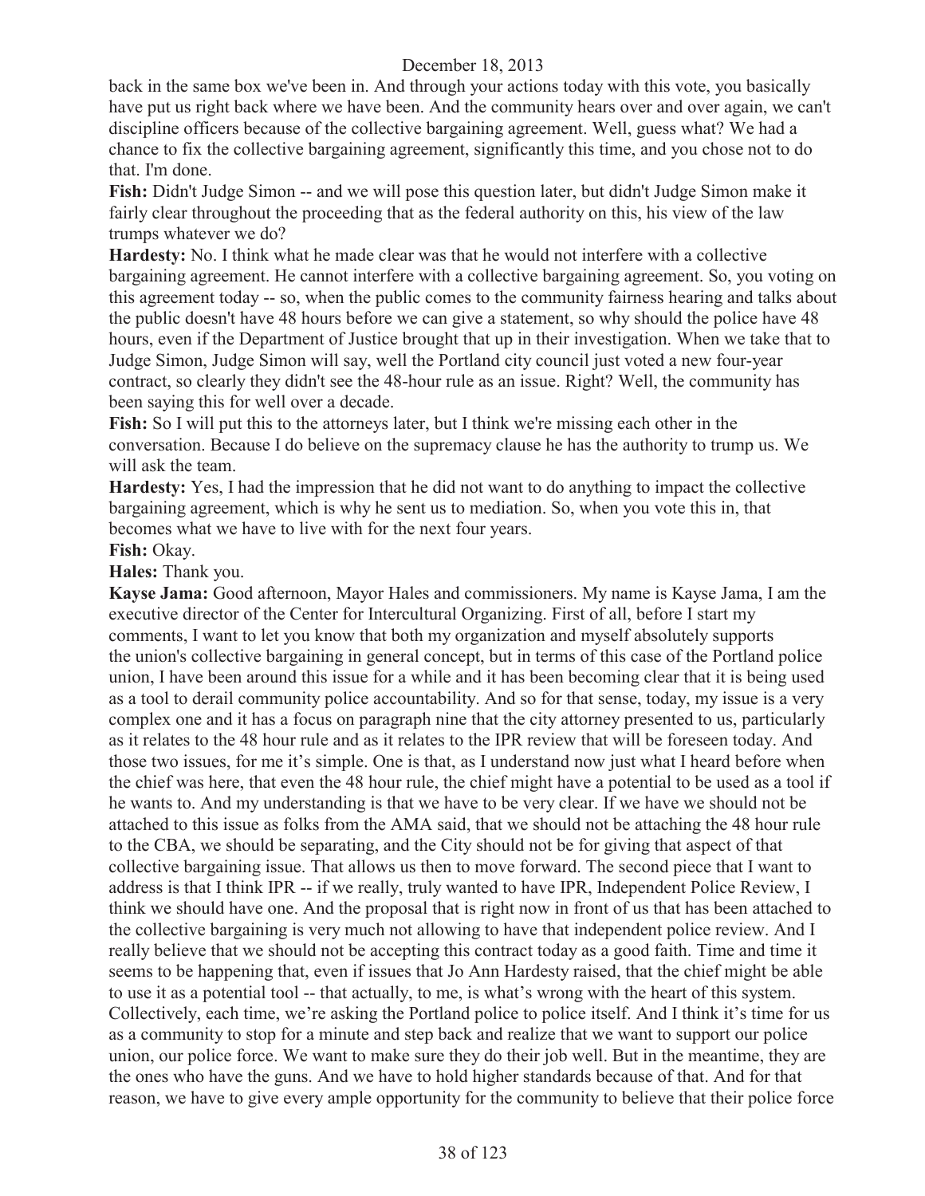back in the same box we've been in. And through your actions today with this vote, you basically have put us right back where we have been. And the community hears over and over again, we can't discipline officers because of the collective bargaining agreement. Well, guess what? We had a chance to fix the collective bargaining agreement, significantly this time, and you chose not to do that. I'm done.

**Fish:** Didn't Judge Simon -- and we will pose this question later, but didn't Judge Simon make it fairly clear throughout the proceeding that as the federal authority on this, his view of the law trumps whatever we do?

**Hardesty:** No. I think what he made clear was that he would not interfere with a collective bargaining agreement. He cannot interfere with a collective bargaining agreement. So, you voting on this agreement today -- so, when the public comes to the community fairness hearing and talks about the public doesn't have 48 hours before we can give a statement, so why should the police have 48 hours, even if the Department of Justice brought that up in their investigation. When we take that to Judge Simon, Judge Simon will say, well the Portland city council just voted a new four-year contract, so clearly they didn't see the 48-hour rule as an issue. Right? Well, the community has been saying this for well over a decade.

**Fish:** So I will put this to the attorneys later, but I think we're missing each other in the conversation. Because I do believe on the supremacy clause he has the authority to trump us. We will ask the team.

**Hardesty:** Yes, I had the impression that he did not want to do anything to impact the collective bargaining agreement, which is why he sent us to mediation. So, when you vote this in, that becomes what we have to live with for the next four years.

**Fish:** Okay.

**Hales:** Thank you.

**Kayse Jama:** Good afternoon, Mayor Hales and commissioners. My name is Kayse Jama, I am the executive director of the Center for Intercultural Organizing. First of all, before I start my comments, I want to let you know that both my organization and myself absolutely supports the union's collective bargaining in general concept, but in terms of this case of the Portland police union, I have been around this issue for a while and it has been becoming clear that it is being used as a tool to derail community police accountability. And so for that sense, today, my issue is a very complex one and it has a focus on paragraph nine that the city attorney presented to us, particularly as it relates to the 48 hour rule and as it relates to the IPR review that will be foreseen today. And those two issues, for me it's simple. One is that, as I understand now just what I heard before when the chief was here, that even the 48 hour rule, the chief might have a potential to be used as a tool if he wants to. And my understanding is that we have to be very clear. If we have we should not be attached to this issue as folks from the AMA said, that we should not be attaching the 48 hour rule to the CBA, we should be separating, and the City should not be for giving that aspect of that collective bargaining issue. That allows us then to move forward. The second piece that I want to address is that I think IPR -- if we really, truly wanted to have IPR, Independent Police Review, I think we should have one. And the proposal that is right now in front of us that has been attached to the collective bargaining is very much not allowing to have that independent police review. And I really believe that we should not be accepting this contract today as a good faith. Time and time it seems to be happening that, even if issues that Jo Ann Hardesty raised, that the chief might be able to use it as a potential tool -- that actually, to me, is what's wrong with the heart of this system. Collectively, each time, we're asking the Portland police to police itself. And I think it's time for us as a community to stop for a minute and step back and realize that we want to support our police union, our police force. We want to make sure they do their job well. But in the meantime, they are the ones who have the guns. And we have to hold higher standards because of that. And for that reason, we have to give every ample opportunity for the community to believe that their police force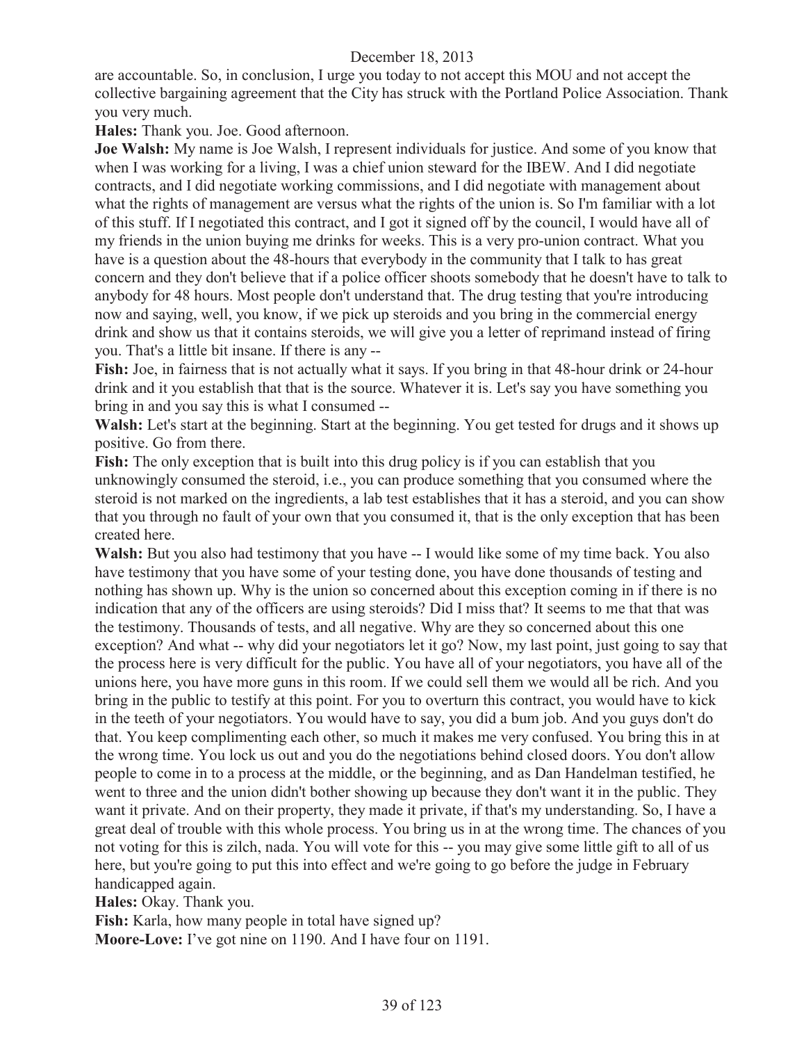are accountable. So, in conclusion, I urge you today to not accept this MOU and not accept the collective bargaining agreement that the City has struck with the Portland Police Association. Thank you very much.

**Hales:** Thank you. Joe. Good afternoon.

**Joe Walsh:** My name is Joe Walsh, I represent individuals for justice. And some of you know that when I was working for a living, I was a chief union steward for the IBEW. And I did negotiate contracts, and I did negotiate working commissions, and I did negotiate with management about what the rights of management are versus what the rights of the union is. So I'm familiar with a lot of this stuff. If I negotiated this contract, and I got it signed off by the council, I would have all of my friends in the union buying me drinks for weeks. This is a very pro-union contract. What you have is a question about the 48-hours that everybody in the community that I talk to has great concern and they don't believe that if a police officer shoots somebody that he doesn't have to talk to anybody for 48 hours. Most people don't understand that. The drug testing that you're introducing now and saying, well, you know, if we pick up steroids and you bring in the commercial energy drink and show us that it contains steroids, we will give you a letter of reprimand instead of firing you. That's a little bit insane. If there is any --

**Fish:** Joe, in fairness that is not actually what it says. If you bring in that 48-hour drink or 24-hour drink and it you establish that that is the source. Whatever it is. Let's say you have something you bring in and you say this is what I consumed --

**Walsh:** Let's start at the beginning. Start at the beginning. You get tested for drugs and it shows up positive. Go from there.

**Fish:** The only exception that is built into this drug policy is if you can establish that you unknowingly consumed the steroid, i.e., you can produce something that you consumed where the steroid is not marked on the ingredients, a lab test establishes that it has a steroid, and you can show that you through no fault of your own that you consumed it, that is the only exception that has been created here.

**Walsh:** But you also had testimony that you have -- I would like some of my time back. You also have testimony that you have some of your testing done, you have done thousands of testing and nothing has shown up. Why is the union so concerned about this exception coming in if there is no indication that any of the officers are using steroids? Did I miss that? It seems to me that that was the testimony. Thousands of tests, and all negative. Why are they so concerned about this one exception? And what -- why did your negotiators let it go? Now, my last point, just going to say that the process here is very difficult for the public. You have all of your negotiators, you have all of the unions here, you have more guns in this room. If we could sell them we would all be rich. And you bring in the public to testify at this point. For you to overturn this contract, you would have to kick in the teeth of your negotiators. You would have to say, you did a bum job. And you guys don't do that. You keep complimenting each other, so much it makes me very confused. You bring this in at the wrong time. You lock us out and you do the negotiations behind closed doors. You don't allow people to come in to a process at the middle, or the beginning, and as Dan Handelman testified, he went to three and the union didn't bother showing up because they don't want it in the public. They want it private. And on their property, they made it private, if that's my understanding. So, I have a great deal of trouble with this whole process. You bring us in at the wrong time. The chances of you not voting for this is zilch, nada. You will vote for this -- you may give some little gift to all of us here, but you're going to put this into effect and we're going to go before the judge in February handicapped again.

**Hales:** Okay. Thank you.

**Fish:** Karla, how many people in total have signed up?

**Moore-Love:** I've got nine on 1190. And I have four on 1191.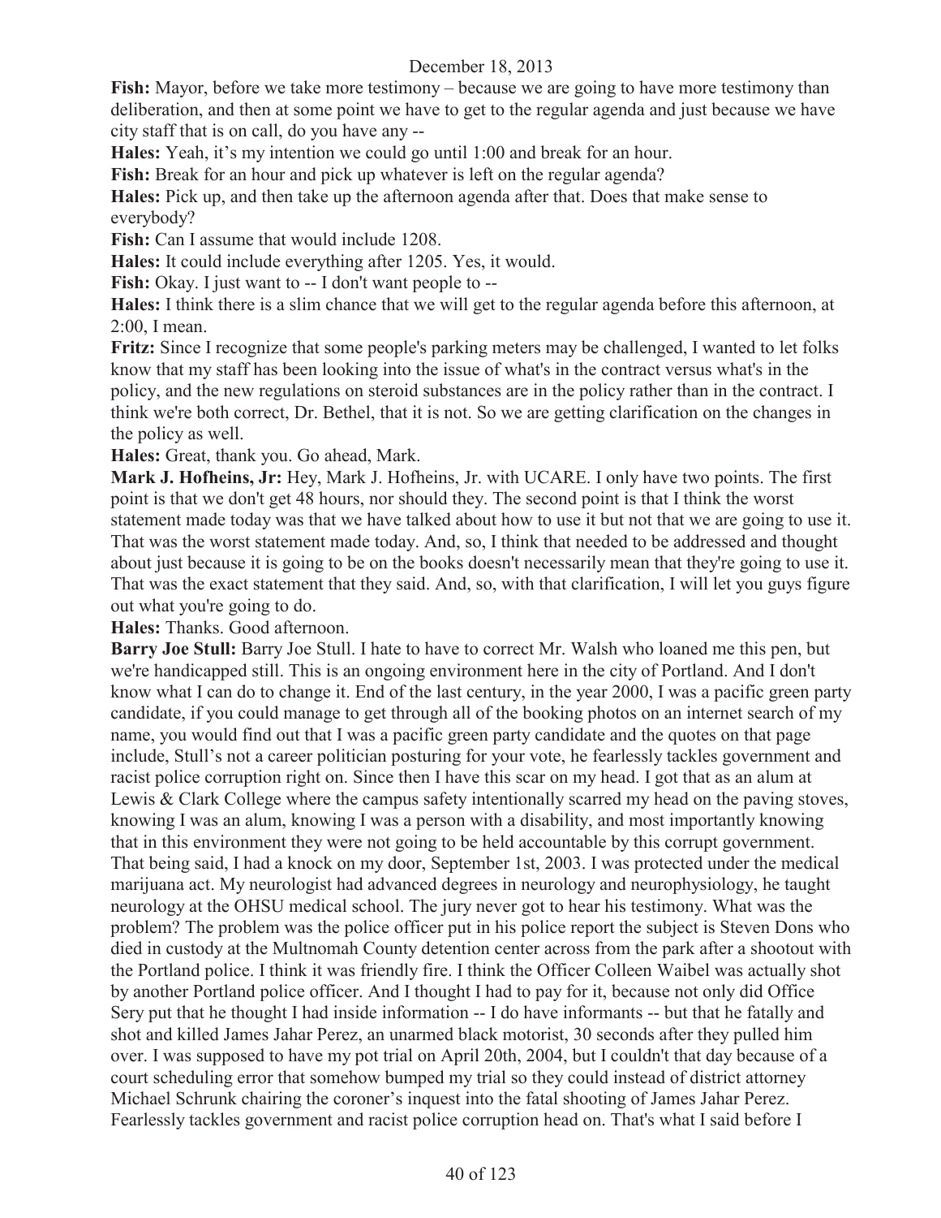**Fish:** Mayor, before we take more testimony – because we are going to have more testimony than deliberation, and then at some point we have to get to the regular agenda and just because we have city staff that is on call, do you have any --

**Hales:** Yeah, it's my intention we could go until 1:00 and break for an hour.

**Fish:** Break for an hour and pick up whatever is left on the regular agenda?

**Hales:** Pick up, and then take up the afternoon agenda after that. Does that make sense to everybody?

**Fish:** Can I assume that would include 1208.

**Hales:** It could include everything after 1205. Yes, it would.

**Fish:** Okay. I just want to -- I don't want people to --

**Hales:** I think there is a slim chance that we will get to the regular agenda before this afternoon, at 2:00, I mean.

**Fritz:** Since I recognize that some people's parking meters may be challenged, I wanted to let folks know that my staff has been looking into the issue of what's in the contract versus what's in the policy, and the new regulations on steroid substances are in the policy rather than in the contract. I think we're both correct, Dr. Bethel, that it is not. So we are getting clarification on the changes in the policy as well.

**Hales:** Great, thank you. Go ahead, Mark.

**Mark J. Hofheins, Jr:** Hey, Mark J. Hofheins, Jr. with UCARE. I only have two points. The first point is that we don't get 48 hours, nor should they. The second point is that I think the worst statement made today was that we have talked about how to use it but not that we are going to use it. That was the worst statement made today. And, so, I think that needed to be addressed and thought about just because it is going to be on the books doesn't necessarily mean that they're going to use it. That was the exact statement that they said. And, so, with that clarification, I will let you guys figure out what you're going to do.

**Hales:** Thanks. Good afternoon.

**Barry Joe Stull:** Barry Joe Stull. I hate to have to correct Mr. Walsh who loaned me this pen, but we're handicapped still. This is an ongoing environment here in the city of Portland. And I don't know what I can do to change it. End of the last century, in the year 2000, I was a pacific green party candidate, if you could manage to get through all of the booking photos on an internet search of my name, you would find out that I was a pacific green party candidate and the quotes on that page include, Stull's not a career politician posturing for your vote, he fearlessly tackles government and racist police corruption right on. Since then I have this scar on my head. I got that as an alum at Lewis & Clark College where the campus safety intentionally scarred my head on the paving stoves, knowing I was an alum, knowing I was a person with a disability, and most importantly knowing that in this environment they were not going to be held accountable by this corrupt government. That being said, I had a knock on my door, September 1st, 2003. I was protected under the medical marijuana act. My neurologist had advanced degrees in neurology and neurophysiology, he taught neurology at the OHSU medical school. The jury never got to hear his testimony. What was the problem? The problem was the police officer put in his police report the subject is Steven Dons who died in custody at the Multnomah County detention center across from the park after a shootout with the Portland police. I think it was friendly fire. I think the Officer Colleen Waibel was actually shot by another Portland police officer. And I thought I had to pay for it, because not only did Office Sery put that he thought I had inside information -- I do have informants -- but that he fatally and shot and killed James Jahar Perez, an unarmed black motorist, 30 seconds after they pulled him over. I was supposed to have my pot trial on April 20th, 2004, but I couldn't that day because of a court scheduling error that somehow bumped my trial so they could instead of district attorney Michael Schrunk chairing the coroner's inquest into the fatal shooting of James Jahar Perez. Fearlessly tackles government and racist police corruption head on. That's what I said before I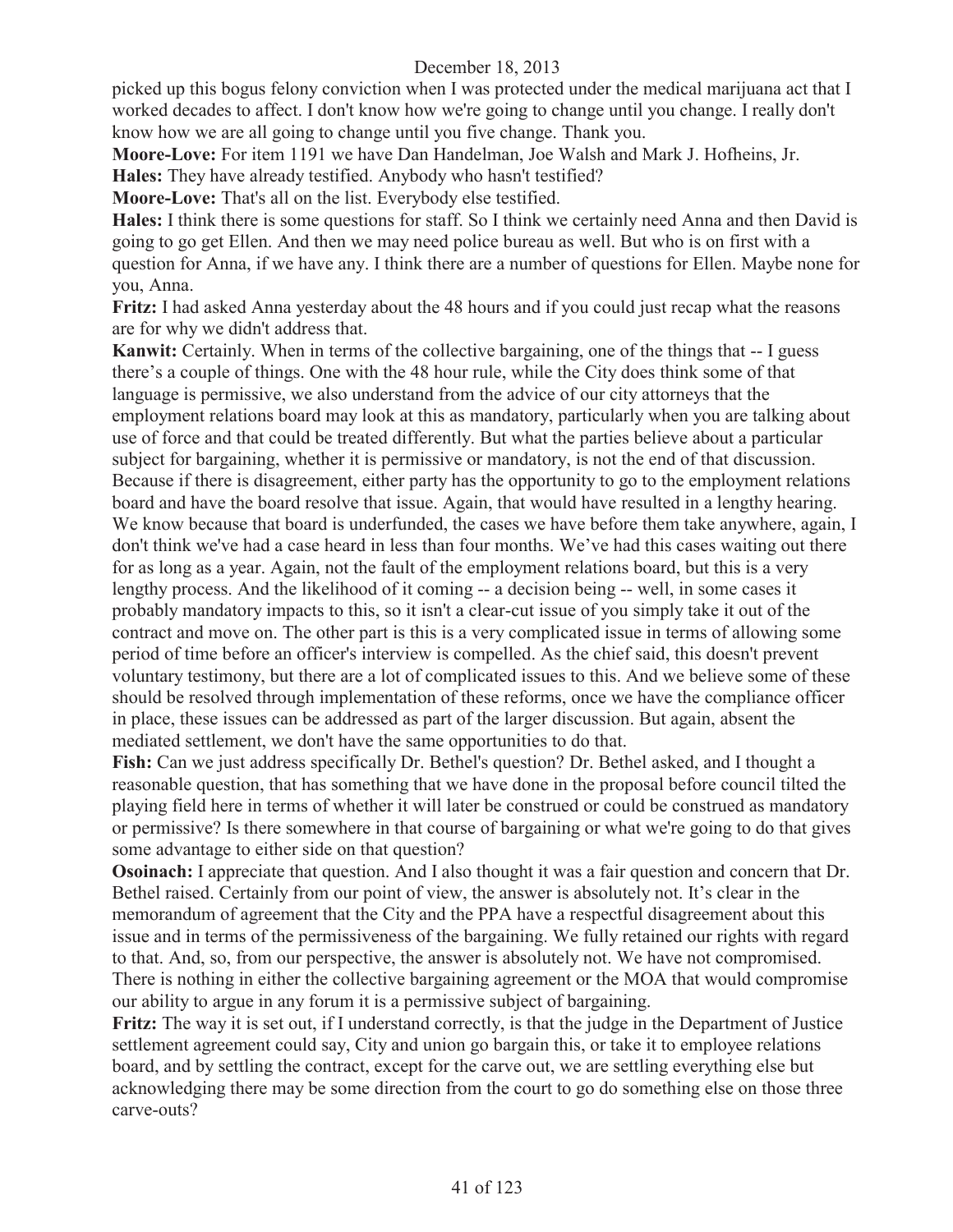picked up this bogus felony conviction when I was protected under the medical marijuana act that I worked decades to affect. I don't know how we're going to change until you change. I really don't know how we are all going to change until you five change. Thank you.

**Moore-Love:** For item 1191 we have Dan Handelman, Joe Walsh and Mark J. Hofheins, Jr.

**Hales:** They have already testified. Anybody who hasn't testified?

**Moore-Love:** That's all on the list. Everybody else testified.

**Hales:** I think there is some questions for staff. So I think we certainly need Anna and then David is going to go get Ellen. And then we may need police bureau as well. But who is on first with a question for Anna, if we have any. I think there are a number of questions for Ellen. Maybe none for you, Anna.

**Fritz:** I had asked Anna yesterday about the 48 hours and if you could just recap what the reasons are for why we didn't address that.

**Kanwit:** Certainly. When in terms of the collective bargaining, one of the things that -- I guess there's a couple of things. One with the 48 hour rule, while the City does think some of that language is permissive, we also understand from the advice of our city attorneys that the employment relations board may look at this as mandatory, particularly when you are talking about use of force and that could be treated differently. But what the parties believe about a particular subject for bargaining, whether it is permissive or mandatory, is not the end of that discussion. Because if there is disagreement, either party has the opportunity to go to the employment relations board and have the board resolve that issue. Again, that would have resulted in a lengthy hearing. We know because that board is underfunded, the cases we have before them take anywhere, again, I don't think we've had a case heard in less than four months. We've had this cases waiting out there for as long as a year. Again, not the fault of the employment relations board, but this is a very lengthy process. And the likelihood of it coming -- a decision being -- well, in some cases it probably mandatory impacts to this, so it isn't a clear-cut issue of you simply take it out of the contract and move on. The other part is this is a very complicated issue in terms of allowing some period of time before an officer's interview is compelled. As the chief said, this doesn't prevent voluntary testimony, but there are a lot of complicated issues to this. And we believe some of these should be resolved through implementation of these reforms, once we have the compliance officer in place, these issues can be addressed as part of the larger discussion. But again, absent the mediated settlement, we don't have the same opportunities to do that.

**Fish:** Can we just address specifically Dr. Bethel's question? Dr. Bethel asked, and I thought a reasonable question, that has something that we have done in the proposal before council tilted the playing field here in terms of whether it will later be construed or could be construed as mandatory or permissive? Is there somewhere in that course of bargaining or what we're going to do that gives some advantage to either side on that question?

**Osoinach:** I appreciate that question. And I also thought it was a fair question and concern that Dr. Bethel raised. Certainly from our point of view, the answer is absolutely not. It's clear in the memorandum of agreement that the City and the PPA have a respectful disagreement about this issue and in terms of the permissiveness of the bargaining. We fully retained our rights with regard to that. And, so, from our perspective, the answer is absolutely not. We have not compromised. There is nothing in either the collective bargaining agreement or the MOA that would compromise our ability to argue in any forum it is a permissive subject of bargaining.

**Fritz:** The way it is set out, if I understand correctly, is that the judge in the Department of Justice settlement agreement could say, City and union go bargain this, or take it to employee relations board, and by settling the contract, except for the carve out, we are settling everything else but acknowledging there may be some direction from the court to go do something else on those three carve-outs?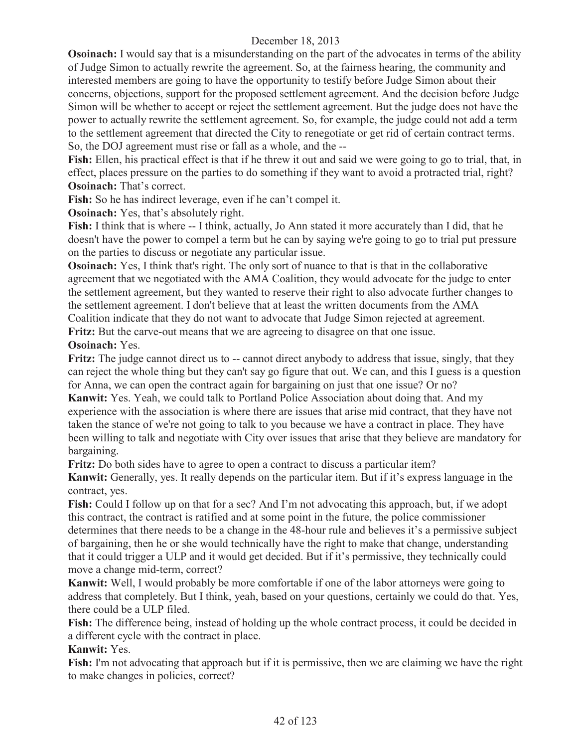**Osoinach:** I would say that is a misunderstanding on the part of the advocates in terms of the ability of Judge Simon to actually rewrite the agreement. So, at the fairness hearing, the community and interested members are going to have the opportunity to testify before Judge Simon about their concerns, objections, support for the proposed settlement agreement. And the decision before Judge Simon will be whether to accept or reject the settlement agreement. But the judge does not have the power to actually rewrite the settlement agreement. So, for example, the judge could not add a term to the settlement agreement that directed the City to renegotiate or get rid of certain contract terms. So, the DOJ agreement must rise or fall as a whole, and the --

**Fish:** Ellen, his practical effect is that if he threw it out and said we were going to go to trial, that, in effect, places pressure on the parties to do something if they want to avoid a protracted trial, right?

**Osoinach:** That's correct.

**Fish:** So he has indirect leverage, even if he can't compel it.

**Osoinach:** Yes, that's absolutely right.

**Fish:** I think that is where -- I think, actually, Jo Ann stated it more accurately than I did, that he doesn't have the power to compel a term but he can by saying we're going to go to trial put pressure on the parties to discuss or negotiate any particular issue.

**Osoinach:** Yes, I think that's right. The only sort of nuance to that is that in the collaborative agreement that we negotiated with the AMA Coalition, they would advocate for the judge to enter the settlement agreement, but they wanted to reserve their right to also advocate further changes to the settlement agreement. I don't believe that at least the written documents from the AMA Coalition indicate that they do not want to advocate that Judge Simon rejected at agreement.

**Fritz:** But the carve-out means that we are agreeing to disagree on that one issue.

**Osoinach:** Yes.

**Fritz:** The judge cannot direct us to -- cannot direct anybody to address that issue, singly, that they can reject the whole thing but they can't say go figure that out. We can, and this I guess is a question for Anna, we can open the contract again for bargaining on just that one issue? Or no?

**Kanwit:** Yes. Yeah, we could talk to Portland Police Association about doing that. And my experience with the association is where there are issues that arise mid contract, that they have not taken the stance of we're not going to talk to you because we have a contract in place. They have been willing to talk and negotiate with City over issues that arise that they believe are mandatory for bargaining.

**Fritz:** Do both sides have to agree to open a contract to discuss a particular item?

**Kanwit:** Generally, yes. It really depends on the particular item. But if it's express language in the contract, yes.

**Fish:** Could I follow up on that for a sec? And I'm not advocating this approach, but, if we adopt this contract, the contract is ratified and at some point in the future, the police commissioner determines that there needs to be a change in the 48-hour rule and believes it's a permissive subject of bargaining, then he or she would technically have the right to make that change, understanding that it could trigger a ULP and it would get decided. But if it's permissive, they technically could move a change mid-term, correct?

**Kanwit:** Well, I would probably be more comfortable if one of the labor attorneys were going to address that completely. But I think, yeah, based on your questions, certainly we could do that. Yes, there could be a ULP filed.

**Fish:** The difference being, instead of holding up the whole contract process, it could be decided in a different cycle with the contract in place.

**Kanwit:** Yes.

**Fish:** I'm not advocating that approach but if it is permissive, then we are claiming we have the right to make changes in policies, correct?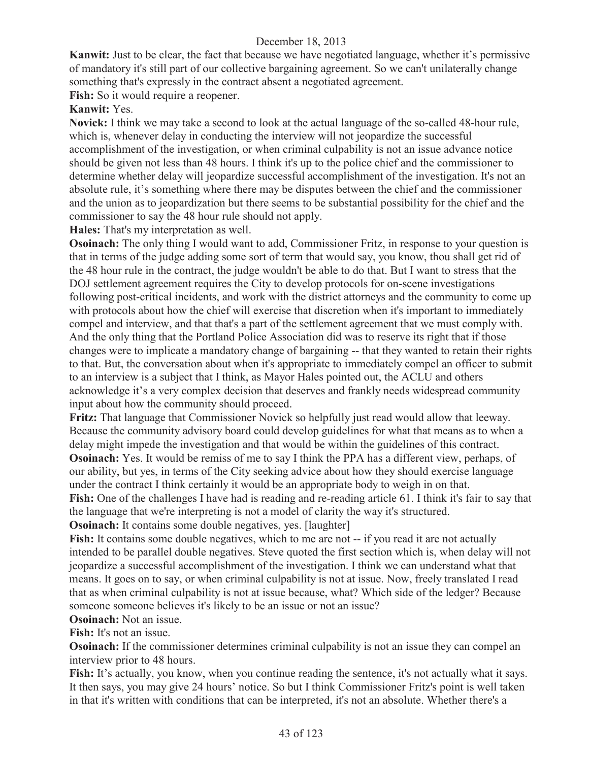**Kanwit:** Just to be clear, the fact that because we have negotiated language, whether it's permissive of mandatory it's still part of our collective bargaining agreement. So we can't unilaterally change something that's expressly in the contract absent a negotiated agreement.

**Fish:** So it would require a reopener.

**Kanwit:** Yes.

**Novick:** I think we may take a second to look at the actual language of the so-called 48-hour rule, which is, whenever delay in conducting the interview will not jeopardize the successful accomplishment of the investigation, or when criminal culpability is not an issue advance notice should be given not less than 48 hours. I think it's up to the police chief and the commissioner to determine whether delay will jeopardize successful accomplishment of the investigation. It's not an absolute rule, it's something where there may be disputes between the chief and the commissioner and the union as to jeopardization but there seems to be substantial possibility for the chief and the commissioner to say the 48 hour rule should not apply.

**Hales:** That's my interpretation as well.

**Osoinach:** The only thing I would want to add, Commissioner Fritz, in response to your question is that in terms of the judge adding some sort of term that would say, you know, thou shall get rid of the 48 hour rule in the contract, the judge wouldn't be able to do that. But I want to stress that the DOJ settlement agreement requires the City to develop protocols for on-scene investigations following post-critical incidents, and work with the district attorneys and the community to come up with protocols about how the chief will exercise that discretion when it's important to immediately compel and interview, and that that's a part of the settlement agreement that we must comply with. And the only thing that the Portland Police Association did was to reserve its right that if those changes were to implicate a mandatory change of bargaining -- that they wanted to retain their rights to that. But, the conversation about when it's appropriate to immediately compel an officer to submit to an interview is a subject that I think, as Mayor Hales pointed out, the ACLU and others acknowledge it's a very complex decision that deserves and frankly needs widespread community input about how the community should proceed.

**Fritz:** That language that Commissioner Novick so helpfully just read would allow that leeway. Because the community advisory board could develop guidelines for what that means as to when a delay might impede the investigation and that would be within the guidelines of this contract.

**Osoinach:** Yes. It would be remiss of me to say I think the PPA has a different view, perhaps, of our ability, but yes, in terms of the City seeking advice about how they should exercise language under the contract I think certainly it would be an appropriate body to weigh in on that.

**Fish:** One of the challenges I have had is reading and re-reading article 61. I think it's fair to say that the language that we're interpreting is not a model of clarity the way it's structured.

**Osoinach:** It contains some double negatives, yes. [laughter]

**Fish:** It contains some double negatives, which to me are not -- if you read it are not actually intended to be parallel double negatives. Steve quoted the first section which is, when delay will not jeopardize a successful accomplishment of the investigation. I think we can understand what that means. It goes on to say, or when criminal culpability is not at issue. Now, freely translated I read that as when criminal culpability is not at issue because, what? Which side of the ledger? Because someone someone believes it's likely to be an issue or not an issue?

**Osoinach:** Not an issue.

**Fish:** It's not an issue.

**Osoinach:** If the commissioner determines criminal culpability is not an issue they can compel an interview prior to 48 hours.

**Fish:** It's actually, you know, when you continue reading the sentence, it's not actually what it says. It then says, you may give 24 hours' notice. So but I think Commissioner Fritz's point is well taken in that it's written with conditions that can be interpreted, it's not an absolute. Whether there's a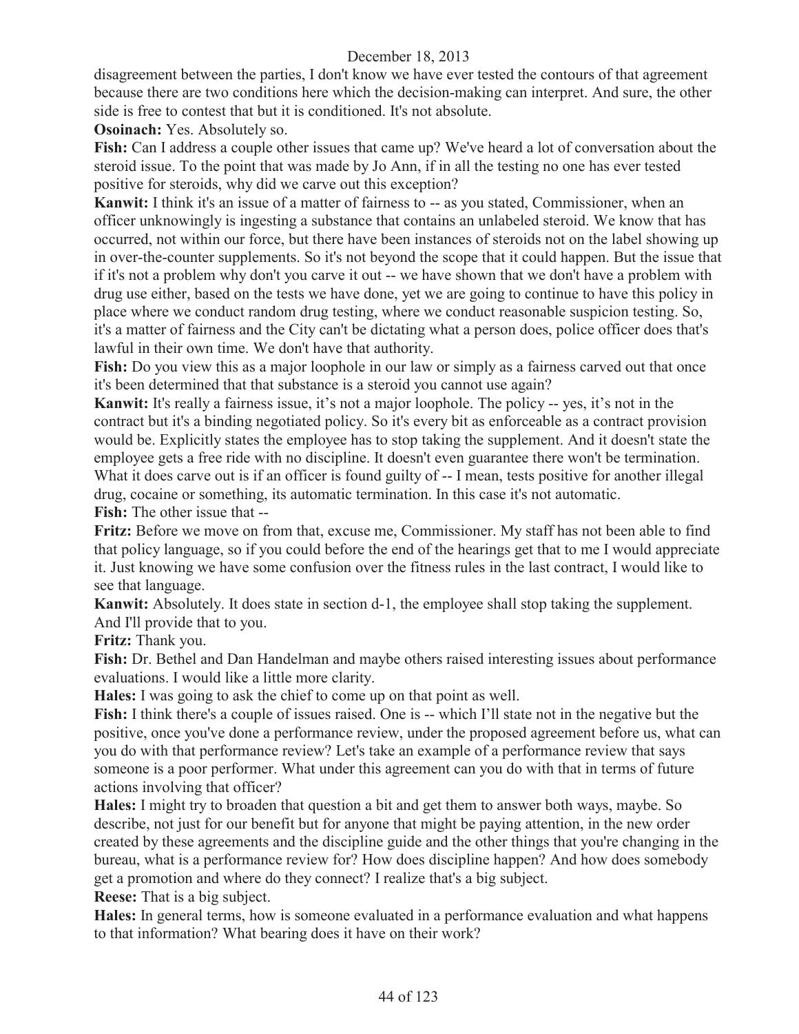disagreement between the parties, I don't know we have ever tested the contours of that agreement because there are two conditions here which the decision-making can interpret. And sure, the other side is free to contest that but it is conditioned. It's not absolute.

**Osoinach:** Yes. Absolutely so.

**Fish:** Can I address a couple other issues that came up? We've heard a lot of conversation about the steroid issue. To the point that was made by Jo Ann, if in all the testing no one has ever tested positive for steroids, why did we carve out this exception?

**Kanwit:** I think it's an issue of a matter of fairness to -- as you stated, Commissioner, when an officer unknowingly is ingesting a substance that contains an unlabeled steroid. We know that has occurred, not within our force, but there have been instances of steroids not on the label showing up in over-the-counter supplements. So it's not beyond the scope that it could happen. But the issue that if it's not a problem why don't you carve it out -- we have shown that we don't have a problem with drug use either, based on the tests we have done, yet we are going to continue to have this policy in place where we conduct random drug testing, where we conduct reasonable suspicion testing. So, it's a matter of fairness and the City can't be dictating what a person does, police officer does that's lawful in their own time. We don't have that authority.

**Fish:** Do you view this as a major loophole in our law or simply as a fairness carved out that once it's been determined that that substance is a steroid you cannot use again?

**Kanwit:** It's really a fairness issue, it's not a major loophole. The policy -- yes, it's not in the contract but it's a binding negotiated policy. So it's every bit as enforceable as a contract provision would be. Explicitly states the employee has to stop taking the supplement. And it doesn't state the employee gets a free ride with no discipline. It doesn't even guarantee there won't be termination. What it does carve out is if an officer is found guilty of -- I mean, tests positive for another illegal drug, cocaine or something, its automatic termination. In this case it's not automatic.

**Fish:** The other issue that --

**Fritz:** Before we move on from that, excuse me, Commissioner. My staff has not been able to find that policy language, so if you could before the end of the hearings get that to me I would appreciate it. Just knowing we have some confusion over the fitness rules in the last contract, I would like to see that language.

**Kanwit:** Absolutely. It does state in section d-1, the employee shall stop taking the supplement. And I'll provide that to you.

**Fritz:** Thank you.

**Fish:** Dr. Bethel and Dan Handelman and maybe others raised interesting issues about performance evaluations. I would like a little more clarity.

**Hales:** I was going to ask the chief to come up on that point as well.

**Fish:** I think there's a couple of issues raised. One is -- which I'll state not in the negative but the positive, once you've done a performance review, under the proposed agreement before us, what can you do with that performance review? Let's take an example of a performance review that says someone is a poor performer. What under this agreement can you do with that in terms of future actions involving that officer?

**Hales:** I might try to broaden that question a bit and get them to answer both ways, maybe. So describe, not just for our benefit but for anyone that might be paying attention, in the new order created by these agreements and the discipline guide and the other things that you're changing in the bureau, what is a performance review for? How does discipline happen? And how does somebody get a promotion and where do they connect? I realize that's a big subject.

**Reese:** That is a big subject.

**Hales:** In general terms, how is someone evaluated in a performance evaluation and what happens to that information? What bearing does it have on their work?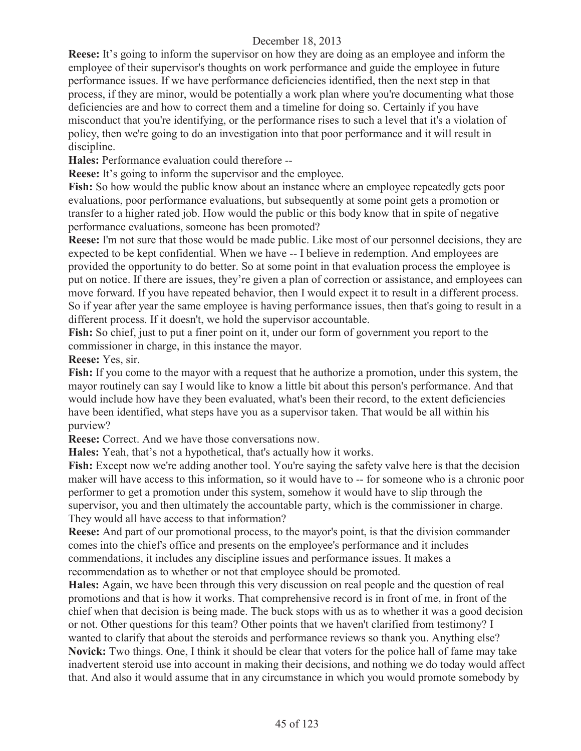**Reese:** It's going to inform the supervisor on how they are doing as an employee and inform the employee of their supervisor's thoughts on work performance and guide the employee in future performance issues. If we have performance deficiencies identified, then the next step in that process, if they are minor, would be potentially a work plan where you're documenting what those deficiencies are and how to correct them and a timeline for doing so. Certainly if you have misconduct that you're identifying, or the performance rises to such a level that it's a violation of policy, then we're going to do an investigation into that poor performance and it will result in discipline.

**Hales:** Performance evaluation could therefore --

**Reese:** It's going to inform the supervisor and the employee.

**Fish:** So how would the public know about an instance where an employee repeatedly gets poor evaluations, poor performance evaluations, but subsequently at some point gets a promotion or transfer to a higher rated job. How would the public or this body know that in spite of negative performance evaluations, someone has been promoted?

**Reese:** I'm not sure that those would be made public. Like most of our personnel decisions, they are expected to be kept confidential. When we have -- I believe in redemption. And employees are provided the opportunity to do better. So at some point in that evaluation process the employee is put on notice. If there are issues, they're given a plan of correction or assistance, and employees can move forward. If you have repeated behavior, then I would expect it to result in a different process. So if year after year the same employee is having performance issues, then that's going to result in a different process. If it doesn't, we hold the supervisor accountable.

**Fish:** So chief, just to put a finer point on it, under our form of government you report to the commissioner in charge, in this instance the mayor.

**Reese:** Yes, sir.

**Fish:** If you come to the mayor with a request that he authorize a promotion, under this system, the mayor routinely can say I would like to know a little bit about this person's performance. And that would include how have they been evaluated, what's been their record, to the extent deficiencies have been identified, what steps have you as a supervisor taken. That would be all within his purview?

**Reese:** Correct. And we have those conversations now.

**Hales:** Yeah, that's not a hypothetical, that's actually how it works.

**Fish:** Except now we're adding another tool. You're saying the safety valve here is that the decision maker will have access to this information, so it would have to -- for someone who is a chronic poor performer to get a promotion under this system, somehow it would have to slip through the supervisor, you and then ultimately the accountable party, which is the commissioner in charge. They would all have access to that information?

**Reese:** And part of our promotional process, to the mayor's point, is that the division commander comes into the chief's office and presents on the employee's performance and it includes commendations, it includes any discipline issues and performance issues. It makes a recommendation as to whether or not that employee should be promoted.

**Hales:** Again, we have been through this very discussion on real people and the question of real promotions and that is how it works. That comprehensive record is in front of me, in front of the chief when that decision is being made. The buck stops with us as to whether it was a good decision or not. Other questions for this team? Other points that we haven't clarified from testimony? I wanted to clarify that about the steroids and performance reviews so thank you. Anything else?

**Novick:** Two things. One, I think it should be clear that voters for the police hall of fame may take inadvertent steroid use into account in making their decisions, and nothing we do today would affect that. And also it would assume that in any circumstance in which you would promote somebody by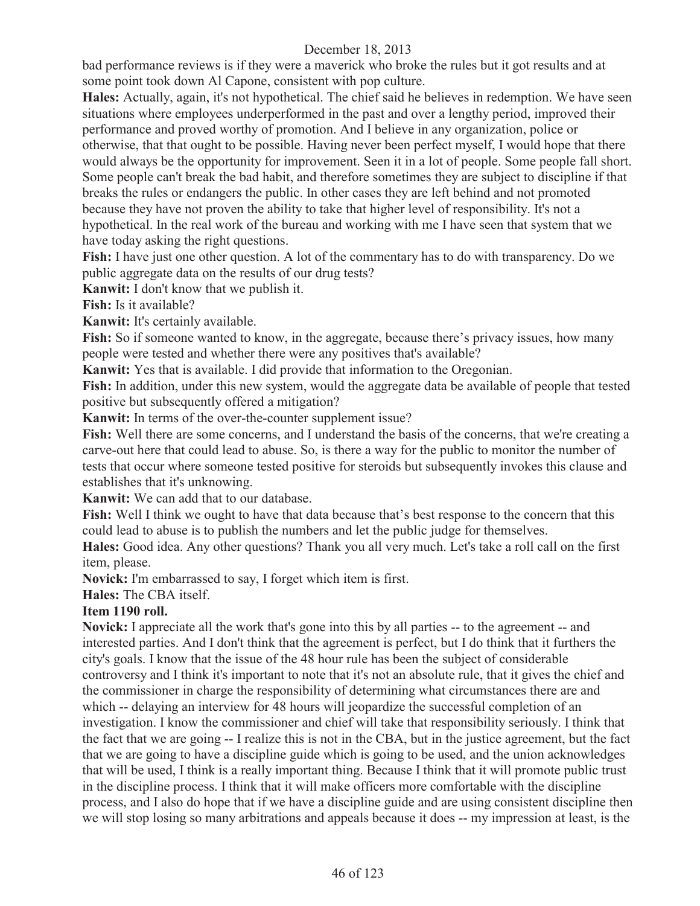bad performance reviews is if they were a maverick who broke the rules but it got results and at some point took down Al Capone, consistent with pop culture.

**Hales:** Actually, again, it's not hypothetical. The chief said he believes in redemption. We have seen situations where employees underperformed in the past and over a lengthy period, improved their performance and proved worthy of promotion. And I believe in any organization, police or otherwise, that that ought to be possible. Having never been perfect myself, I would hope that there would always be the opportunity for improvement. Seen it in a lot of people. Some people fall short. Some people can't break the bad habit, and therefore sometimes they are subject to discipline if that breaks the rules or endangers the public. In other cases they are left behind and not promoted because they have not proven the ability to take that higher level of responsibility. It's not a hypothetical. In the real work of the bureau and working with me I have seen that system that we have today asking the right questions.

**Fish:** I have just one other question. A lot of the commentary has to do with transparency. Do we public aggregate data on the results of our drug tests?

**Kanwit:** I don't know that we publish it.

**Fish:** Is it available?

**Kanwit:** It's certainly available.

**Fish:** So if someone wanted to know, in the aggregate, because there's privacy issues, how many people were tested and whether there were any positives that's available?

**Kanwit:** Yes that is available. I did provide that information to the Oregonian.

**Fish:** In addition, under this new system, would the aggregate data be available of people that tested positive but subsequently offered a mitigation?

**Kanwit:** In terms of the over-the-counter supplement issue?

**Fish:** Well there are some concerns, and I understand the basis of the concerns, that we're creating a carve-out here that could lead to abuse. So, is there a way for the public to monitor the number of tests that occur where someone tested positive for steroids but subsequently invokes this clause and establishes that it's unknowing.

**Kanwit:** We can add that to our database.

**Fish:** Well I think we ought to have that data because that's best response to the concern that this could lead to abuse is to publish the numbers and let the public judge for themselves.

**Hales:** Good idea. Any other questions? Thank you all very much. Let's take a roll call on the first item, please.

**Novick:** I'm embarrassed to say, I forget which item is first.

**Hales:** The CBA itself.

**Item 1190 roll.**

**Novick:** I appreciate all the work that's gone into this by all parties -- to the agreement -- and interested parties. And I don't think that the agreement is perfect, but I do think that it furthers the city's goals. I know that the issue of the 48 hour rule has been the subject of considerable controversy and I think it's important to note that it's not an absolute rule, that it gives the chief and the commissioner in charge the responsibility of determining what circumstances there are and which -- delaying an interview for 48 hours will jeopardize the successful completion of an investigation. I know the commissioner and chief will take that responsibility seriously. I think that the fact that we are going -- I realize this is not in the CBA, but in the justice agreement, but the fact that we are going to have a discipline guide which is going to be used, and the union acknowledges that will be used, I think is a really important thing. Because I think that it will promote public trust in the discipline process. I think that it will make officers more comfortable with the discipline process, and I also do hope that if we have a discipline guide and are using consistent discipline then we will stop losing so many arbitrations and appeals because it does -- my impression at least, is the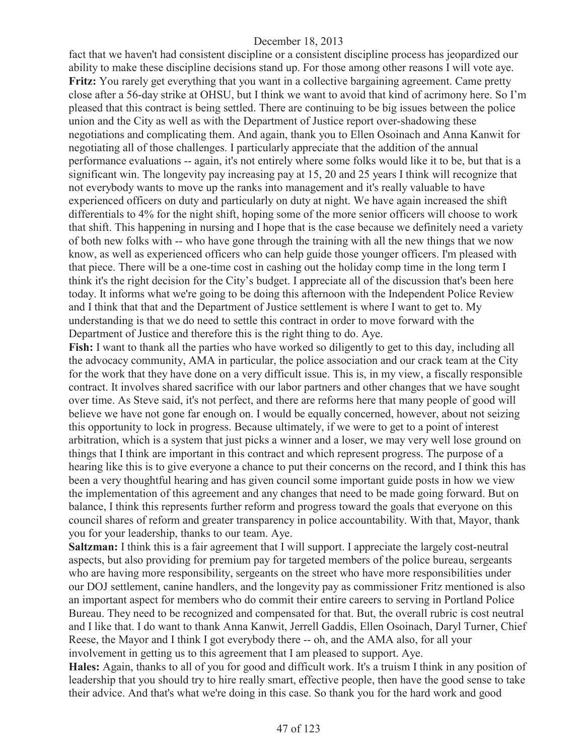fact that we haven't had consistent discipline or a consistent discipline process has jeopardized our ability to make these discipline decisions stand up. For those among other reasons I will vote aye.

**Fritz:** You rarely get everything that you want in a collective bargaining agreement. Came pretty close after a 56-day strike at OHSU, but I think we want to avoid that kind of acrimony here. So I'm pleased that this contract is being settled. There are continuing to be big issues between the police union and the City as well as with the Department of Justice report over-shadowing these negotiations and complicating them. And again, thank you to Ellen Osoinach and Anna Kanwit for negotiating all of those challenges. I particularly appreciate that the addition of the annual performance evaluations -- again, it's not entirely where some folks would like it to be, but that is a significant win. The longevity pay increasing pay at 15, 20 and 25 years I think will recognize that not everybody wants to move up the ranks into management and it's really valuable to have experienced officers on duty and particularly on duty at night. We have again increased the shift differentials to 4% for the night shift, hoping some of the more senior officers will choose to work that shift. This happening in nursing and I hope that is the case because we definitely need a variety of both new folks with -- who have gone through the training with all the new things that we now know, as well as experienced officers who can help guide those younger officers. I'm pleased with that piece. There will be a one-time cost in cashing out the holiday comp time in the long term I think it's the right decision for the City's budget. I appreciate all of the discussion that's been here today. It informs what we're going to be doing this afternoon with the Independent Police Review and I think that that and the Department of Justice settlement is where I want to get to. My understanding is that we do need to settle this contract in order to move forward with the Department of Justice and therefore this is the right thing to do. Aye.

**Fish:** I want to thank all the parties who have worked so diligently to get to this day, including all the advocacy community, AMA in particular, the police association and our crack team at the City for the work that they have done on a very difficult issue. This is, in my view, a fiscally responsible contract. It involves shared sacrifice with our labor partners and other changes that we have sought over time. As Steve said, it's not perfect, and there are reforms here that many people of good will believe we have not gone far enough on. I would be equally concerned, however, about not seizing this opportunity to lock in progress. Because ultimately, if we were to get to a point of interest arbitration, which is a system that just picks a winner and a loser, we may very well lose ground on things that I think are important in this contract and which represent progress. The purpose of a hearing like this is to give everyone a chance to put their concerns on the record, and I think this has been a very thoughtful hearing and has given council some important guide posts in how we view the implementation of this agreement and any changes that need to be made going forward. But on balance, I think this represents further reform and progress toward the goals that everyone on this council shares of reform and greater transparency in police accountability. With that, Mayor, thank you for your leadership, thanks to our team. Aye.

**Saltzman:** I think this is a fair agreement that I will support. I appreciate the largely cost-neutral aspects, but also providing for premium pay for targeted members of the police bureau, sergeants who are having more responsibility, sergeants on the street who have more responsibilities under our DOJ settlement, canine handlers, and the longevity pay as commissioner Fritz mentioned is also an important aspect for members who do commit their entire careers to serving in Portland Police Bureau. They need to be recognized and compensated for that. But, the overall rubric is cost neutral and I like that. I do want to thank Anna Kanwit, Jerrell Gaddis, Ellen Osoinach, Daryl Turner, Chief Reese, the Mayor and I think I got everybody there -- oh, and the AMA also, for all your involvement in getting us to this agreement that I am pleased to support. Aye.

**Hales:** Again, thanks to all of you for good and difficult work. It's a truism I think in any position of leadership that you should try to hire really smart, effective people, then have the good sense to take their advice. And that's what we're doing in this case. So thank you for the hard work and good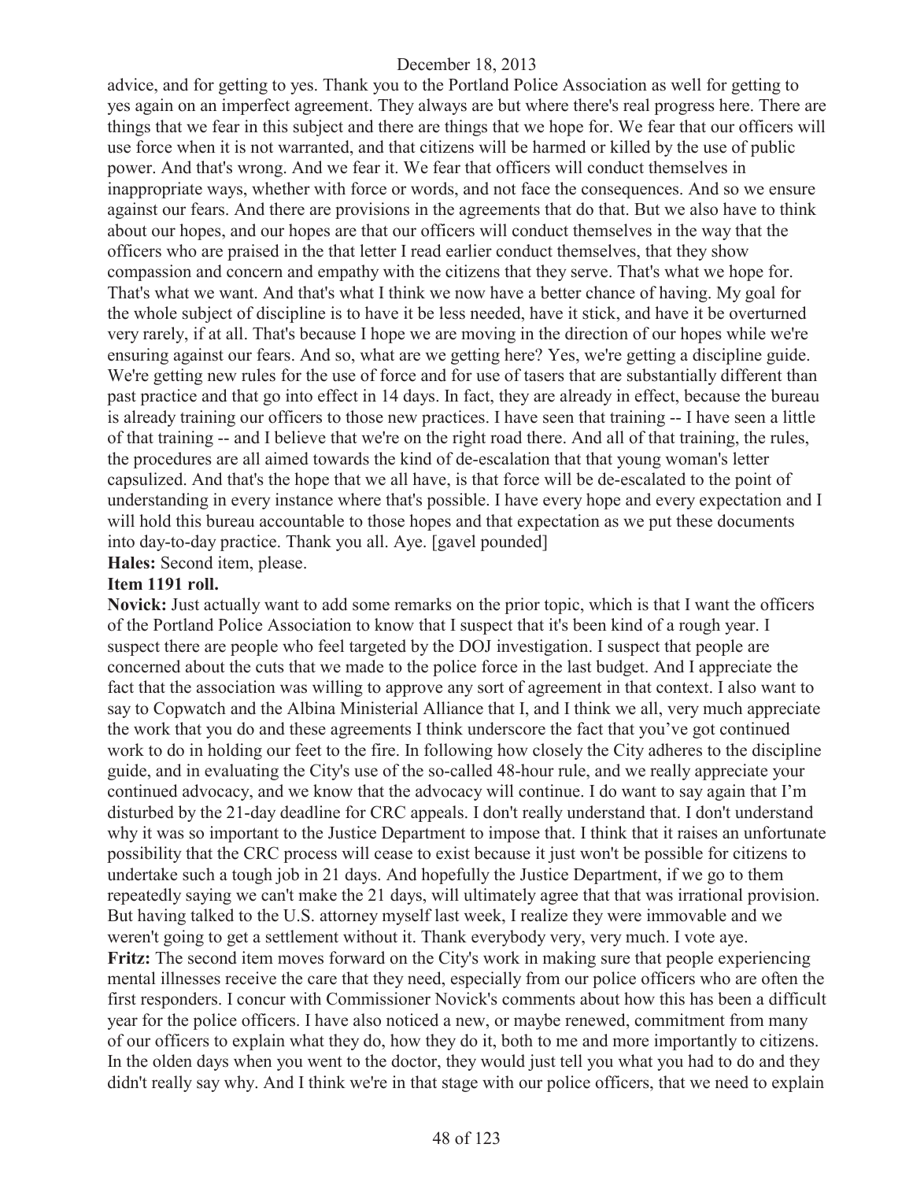advice, and for getting to yes. Thank you to the Portland Police Association as well for getting to yes again on an imperfect agreement. They always are but where there's real progress here. There are things that we fear in this subject and there are things that we hope for. We fear that our officers will use force when it is not warranted, and that citizens will be harmed or killed by the use of public power. And that's wrong. And we fear it. We fear that officers will conduct themselves in inappropriate ways, whether with force or words, and not face the consequences. And so we ensure against our fears. And there are provisions in the agreements that do that. But we also have to think about our hopes, and our hopes are that our officers will conduct themselves in the way that the officers who are praised in the that letter I read earlier conduct themselves, that they show compassion and concern and empathy with the citizens that they serve. That's what we hope for. That's what we want. And that's what I think we now have a better chance of having. My goal for the whole subject of discipline is to have it be less needed, have it stick, and have it be overturned very rarely, if at all. That's because I hope we are moving in the direction of our hopes while we're ensuring against our fears. And so, what are we getting here? Yes, we're getting a discipline guide. We're getting new rules for the use of force and for use of tasers that are substantially different than past practice and that go into effect in 14 days. In fact, they are already in effect, because the bureau is already training our officers to those new practices. I have seen that training -- I have seen a little of that training -- and I believe that we're on the right road there. And all of that training, the rules, the procedures are all aimed towards the kind of de-escalation that that young woman's letter capsulized. And that's the hope that we all have, is that force will be de-escalated to the point of understanding in every instance where that's possible. I have every hope and every expectation and I will hold this bureau accountable to those hopes and that expectation as we put these documents into day-to-day practice. Thank you all. Aye. [gavel pounded]

**Hales:** Second item, please.

**Item 1191 roll.**

**Novick:** Just actually want to add some remarks on the prior topic, which is that I want the officers of the Portland Police Association to know that I suspect that it's been kind of a rough year. I suspect there are people who feel targeted by the DOJ investigation. I suspect that people are concerned about the cuts that we made to the police force in the last budget. And I appreciate the fact that the association was willing to approve any sort of agreement in that context. I also want to say to Copwatch and the Albina Ministerial Alliance that I, and I think we all, very much appreciate the work that you do and these agreements I think underscore the fact that you've got continued work to do in holding our feet to the fire. In following how closely the City adheres to the discipline guide, and in evaluating the City's use of the so-called 48-hour rule, and we really appreciate your continued advocacy, and we know that the advocacy will continue. I do want to say again that I'm disturbed by the 21-day deadline for CRC appeals. I don't really understand that. I don't understand why it was so important to the Justice Department to impose that. I think that it raises an unfortunate possibility that the CRC process will cease to exist because it just won't be possible for citizens to undertake such a tough job in 21 days. And hopefully the Justice Department, if we go to them repeatedly saying we can't make the 21 days, will ultimately agree that that was irrational provision. But having talked to the U.S. attorney myself last week, I realize they were immovable and we weren't going to get a settlement without it. Thank everybody very, very much. I vote aye.

**Fritz:** The second item moves forward on the City's work in making sure that people experiencing mental illnesses receive the care that they need, especially from our police officers who are often the first responders. I concur with Commissioner Novick's comments about how this has been a difficult year for the police officers. I have also noticed a new, or maybe renewed, commitment from many of our officers to explain what they do, how they do it, both to me and more importantly to citizens. In the olden days when you went to the doctor, they would just tell you what you had to do and they didn't really say why. And I think we're in that stage with our police officers, that we need to explain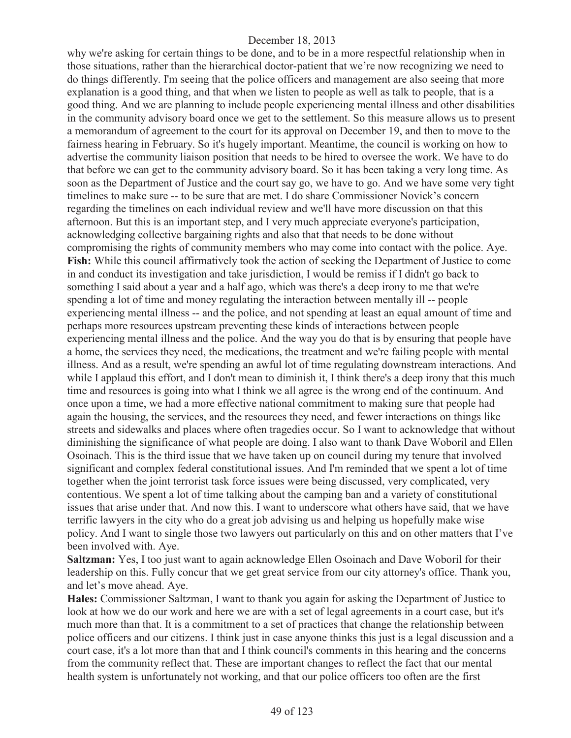why we're asking for certain things to be done, and to be in a more respectful relationship when in those situations, rather than the hierarchical doctor-patient that we're now recognizing we need to do things differently. I'm seeing that the police officers and management are also seeing that more explanation is a good thing, and that when we listen to people as well as talk to people, that is a good thing. And we are planning to include people experiencing mental illness and other disabilities in the community advisory board once we get to the settlement. So this measure allows us to present a memorandum of agreement to the court for its approval on December 19, and then to move to the fairness hearing in February. So it's hugely important. Meantime, the council is working on how to advertise the community liaison position that needs to be hired to oversee the work. We have to do that before we can get to the community advisory board. So it has been taking a very long time. As soon as the Department of Justice and the court say go, we have to go. And we have some very tight timelines to make sure -- to be sure that are met. I do share Commissioner Novick's concern regarding the timelines on each individual review and we'll have more discussion on that this afternoon. But this is an important step, and I very much appreciate everyone's participation, acknowledging collective bargaining rights and also that that needs to be done without compromising the rights of community members who may come into contact with the police. Aye.

**Fish:** While this council affirmatively took the action of seeking the Department of Justice to come in and conduct its investigation and take jurisdiction, I would be remiss if I didn't go back to something I said about a year and a half ago, which was there's a deep irony to me that we're spending a lot of time and money regulating the interaction between mentally ill -- people experiencing mental illness -- and the police, and not spending at least an equal amount of time and perhaps more resources upstream preventing these kinds of interactions between people experiencing mental illness and the police. And the way you do that is by ensuring that people have a home, the services they need, the medications, the treatment and we're failing people with mental illness. And as a result, we're spending an awful lot of time regulating downstream interactions. And while I applaud this effort, and I don't mean to diminish it, I think there's a deep irony that this much time and resources is going into what I think we all agree is the wrong end of the continuum. And once upon a time, we had a more effective national commitment to making sure that people had again the housing, the services, and the resources they need, and fewer interactions on things like streets and sidewalks and places where often tragedies occur. So I want to acknowledge that without diminishing the significance of what people are doing. I also want to thank Dave Woboril and Ellen Osoinach. This is the third issue that we have taken up on council during my tenure that involved significant and complex federal constitutional issues. And I'm reminded that we spent a lot of time together when the joint terrorist task force issues were being discussed, very complicated, very contentious. We spent a lot of time talking about the camping ban and a variety of constitutional issues that arise under that. And now this. I want to underscore what others have said, that we have terrific lawyers in the city who do a great job advising us and helping us hopefully make wise policy. And I want to single those two lawyers out particularly on this and on other matters that I've been involved with. Aye.

**Saltzman:** Yes, I too just want to again acknowledge Ellen Osoinach and Dave Woboril for their leadership on this. Fully concur that we get great service from our city attorney's office. Thank you, and let's move ahead. Aye.

**Hales:** Commissioner Saltzman, I want to thank you again for asking the Department of Justice to look at how we do our work and here we are with a set of legal agreements in a court case, but it's much more than that. It is a commitment to a set of practices that change the relationship between police officers and our citizens. I think just in case anyone thinks this just is a legal discussion and a court case, it's a lot more than that and I think council's comments in this hearing and the concerns from the community reflect that. These are important changes to reflect the fact that our mental health system is unfortunately not working, and that our police officers too often are the first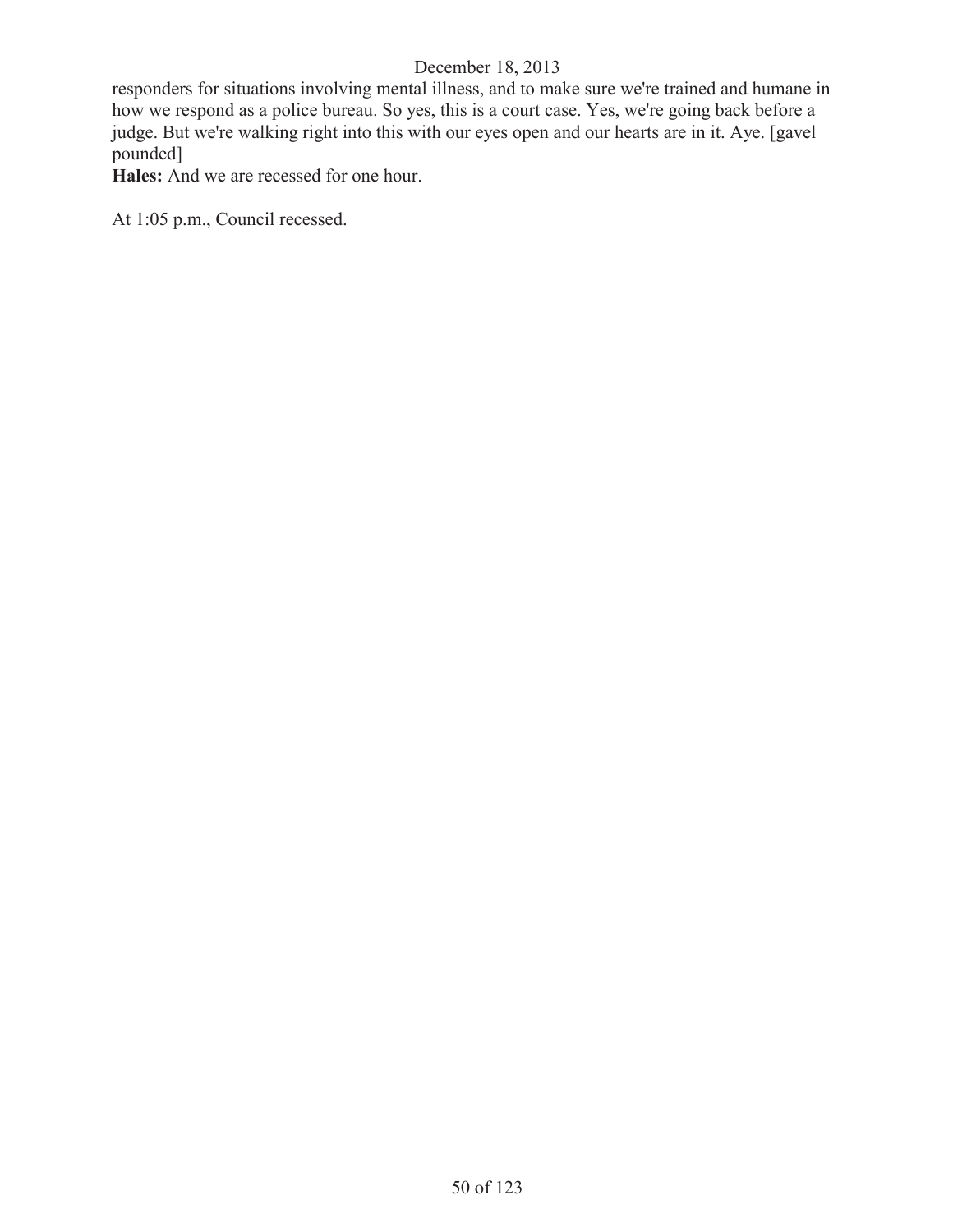responders for situations involving mental illness, and to make sure we're trained and humane in how we respond as a police bureau. So yes, this is a court case. Yes, we're going back before a judge. But we're walking right into this with our eyes open and our hearts are in it. Aye. [gavel pounded]

**Hales:** And we are recessed for one hour.

At 1:05 p.m., Council recessed.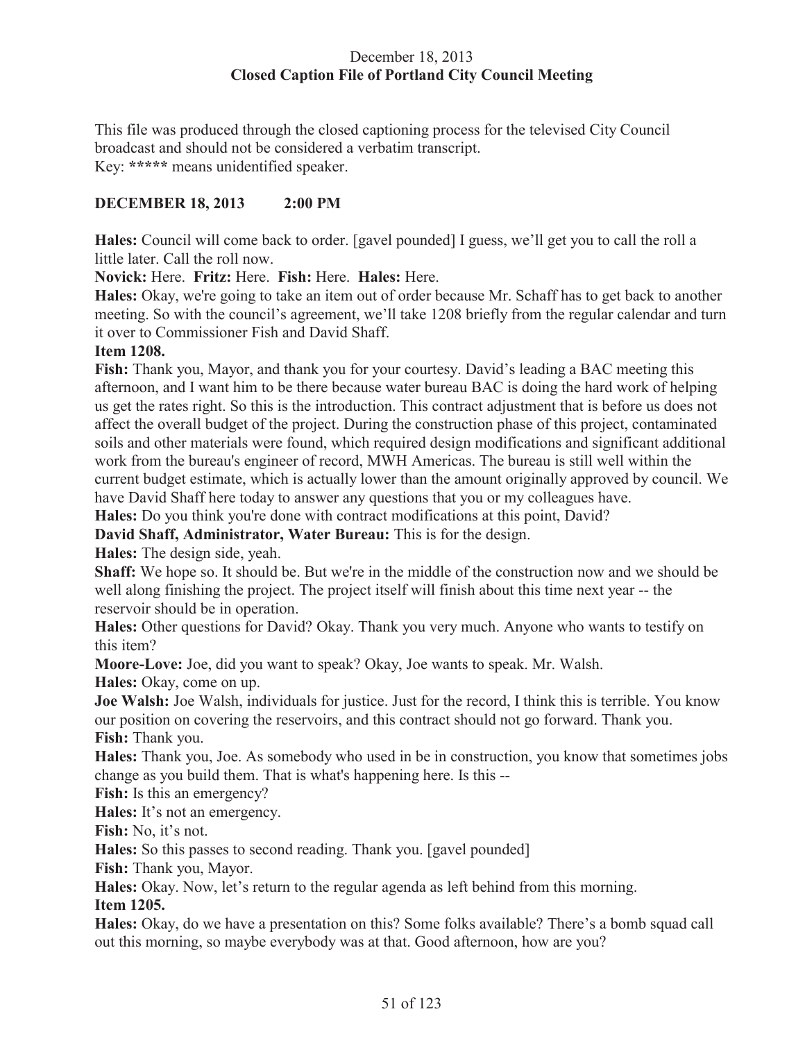December 18, 2013
**Closed Caption File of Portland City Council Meeting**

This file was produced through the closed captioning process for the televised City Council broadcast and should not be considered a verbatim transcript.
Key: ***** means unidentified speaker.

**DECEMBER 18, 2013 2:00 PM**

**Hales:** Council will come back to order. [gavel pounded] I guess, we'll get you to call the roll a little later. Call the roll now.

**Novick:** Here. **Fritz:** Here. **Fish:** Here. **Hales:** Here.

**Hales:** Okay, we're going to take an item out of order because Mr. Schaff has to get back to another meeting. So with the council's agreement, we'll take 1208 briefly from the regular calendar and turn it over to Commissioner Fish and David Shaff.

**Item 1208.**

**Fish:** Thank you, Mayor, and thank you for your courtesy. David's leading a BAC meeting this afternoon, and I want him to be there because water bureau BAC is doing the hard work of helping us get the rates right. So this is the introduction. This contract adjustment that is before us does not affect the overall budget of the project. During the construction phase of this project, contaminated soils and other materials were found, which required design modifications and significant additional work from the bureau's engineer of record, MWH Americas. The bureau is still well within the current budget estimate, which is actually lower than the amount originally approved by council. We have David Shaff here today to answer any questions that you or my colleagues have.

**Hales:** Do you think you're done with contract modifications at this point, David?

**David Shaff, Administrator, Water Bureau:** This is for the design.

**Hales:** The design side, yeah.

**Shaff:** We hope so. It should be. But we're in the middle of the construction now and we should be well along finishing the project. The project itself will finish about this time next year -- the reservoir should be in operation.

**Hales:** Other questions for David? Okay. Thank you very much. Anyone who wants to testify on this item?

**Moore-Love:** Joe, did you want to speak? Okay, Joe wants to speak. Mr. Walsh.

**Hales:** Okay, come on up.

**Joe Walsh:** Joe Walsh, individuals for justice. Just for the record, I think this is terrible. You know our position on covering the reservoirs, and this contract should not go forward. Thank you.

**Fish:** Thank you.

**Hales:** Thank you, Joe. As somebody who used in be in construction, you know that sometimes jobs change as you build them. That is what's happening here. Is this --

**Fish:** Is this an emergency?

**Hales:** It's not an emergency.

**Fish:** No, it's not.

**Hales:** So this passes to second reading. Thank you. [gavel pounded]

**Fish:** Thank you, Mayor.

**Hales:** Okay. Now, let's return to the regular agenda as left behind from this morning.

**Item 1205.**

**Hales:** Okay, do we have a presentation on this? Some folks available? There's a bomb squad call out this morning, so maybe everybody was at that. Good afternoon, how are you?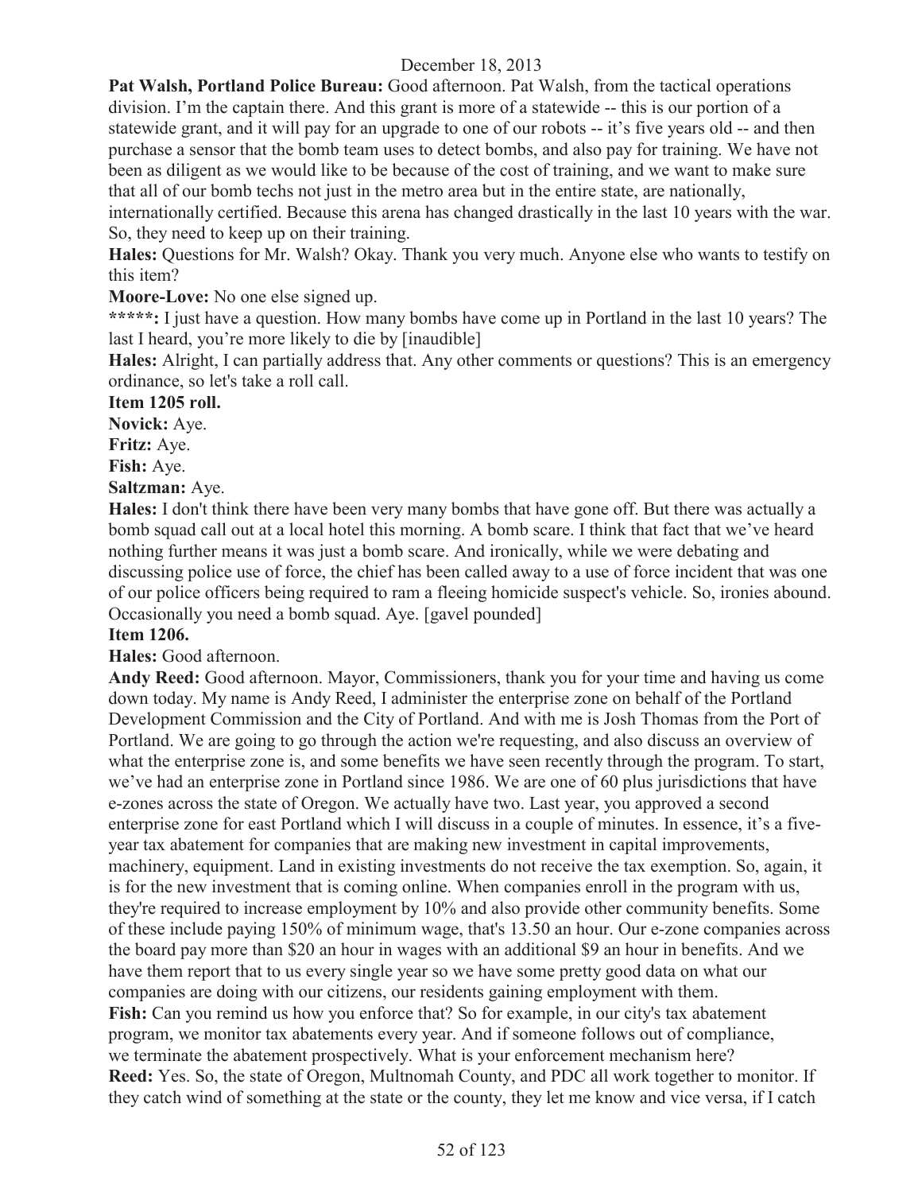December 18, 2013

**Pat Walsh, Portland Police Bureau:** Good afternoon. Pat Walsh, from the tactical operations division. I'm the captain there. And this grant is more of a statewide -- this is our portion of a statewide grant, and it will pay for an upgrade to one of our robots -- it's five years old -- and then purchase a sensor that the bomb team uses to detect bombs, and also pay for training. We have not been as diligent as we would like to be because of the cost of training, and we want to make sure that all of our bomb techs not just in the metro area but in the entire state, are nationally, internationally certified. Because this arena has changed drastically in the last 10 years with the war. So, they need to keep up on their training.

**Hales:** Questions for Mr. Walsh? Okay. Thank you very much. Anyone else who wants to testify on this item?

**Moore-Love:** No one else signed up.

*****:** I just have a question. How many bombs have come up in Portland in the last 10 years? The last I heard, you're more likely to die by [inaudible]

**Hales:** Alright, I can partially address that. Any other comments or questions? This is an emergency ordinance, so let's take a roll call.

**Item 1205 roll.**

**Novick:** Aye.

**Fritz:** Aye.

**Fish:** Aye.

**Saltzman:** Aye.

**Hales:** I don't think there have been very many bombs that have gone off. But there was actually a bomb squad call out at a local hotel this morning. A bomb scare. I think that fact that we've heard nothing further means it was just a bomb scare. And ironically, while we were debating and discussing police use of force, the chief has been called away to a use of force incident that was one of our police officers being required to ram a fleeing homicide suspect's vehicle. So, ironies abound. Occasionally you need a bomb squad. Aye. [gavel pounded]

**Item 1206.**

**Hales:** Good afternoon.

**Andy Reed:** Good afternoon. Mayor, Commissioners, thank you for your time and having us come down today. My name is Andy Reed, I administer the enterprise zone on behalf of the Portland Development Commission and the City of Portland. And with me is Josh Thomas from the Port of Portland. We are going to go through the action we're requesting, and also discuss an overview of what the enterprise zone is, and some benefits we have seen recently through the program. To start, we've had an enterprise zone in Portland since 1986. We are one of 60 plus jurisdictions that have e-zones across the state of Oregon. We actually have two. Last year, you approved a second enterprise zone for east Portland which I will discuss in a couple of minutes. In essence, it's a five-year tax abatement for companies that are making new investment in capital improvements, machinery, equipment. Land in existing investments do not receive the tax exemption. So, again, it is for the new investment that is coming online. When companies enroll in the program with us, they're required to increase employment by 10% and also provide other community benefits. Some of these include paying 150% of minimum wage, that's 13.50 an hour. Our e-zone companies across the board pay more than $20 an hour in wages with an additional $9 an hour in benefits. And we have them report that to us every single year so we have some pretty good data on what our companies are doing with our citizens, our residents gaining employment with them.

**Fish:** Can you remind us how you enforce that? So for example, in our city's tax abatement program, we monitor tax abatements every year. And if someone follows out of compliance, we terminate the abatement prospectively. What is your enforcement mechanism here?

**Reed:** Yes. So, the state of Oregon, Multnomah County, and PDC all work together to monitor. If they catch wind of something at the state or the county, they let me know and vice versa, if I catch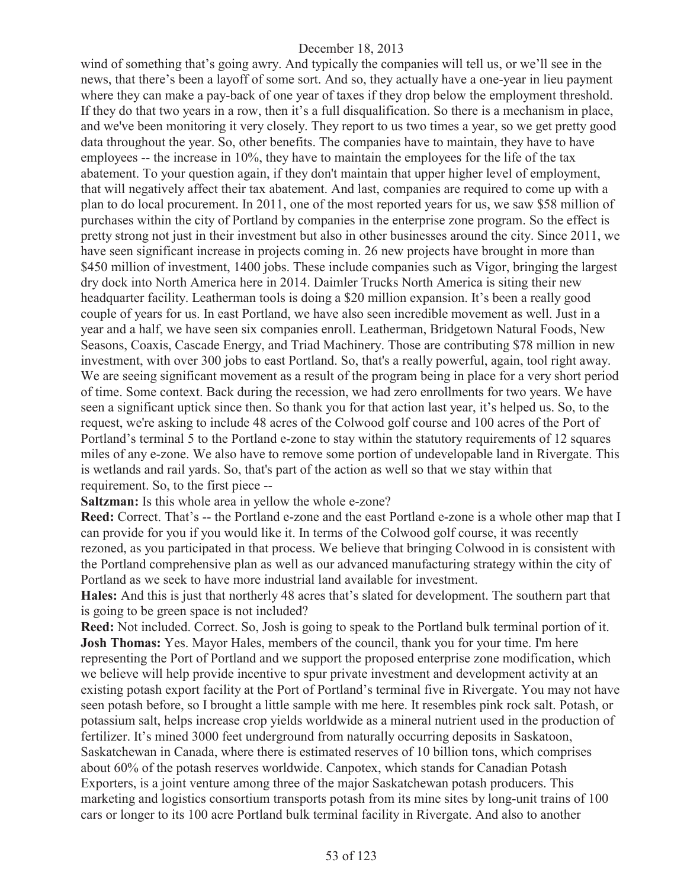wind of something that's going awry. And typically the companies will tell us, or we'll see in the news, that there's been a layoff of some sort. And so, they actually have a one-year in lieu payment where they can make a pay-back of one year of taxes if they drop below the employment threshold. If they do that two years in a row, then it's a full disqualification. So there is a mechanism in place, and we've been monitoring it very closely. They report to us two times a year, so we get pretty good data throughout the year. So, other benefits. The companies have to maintain, they have to have employees -- the increase in 10%, they have to maintain the employees for the life of the tax abatement. To your question again, if they don't maintain that upper higher level of employment, that will negatively affect their tax abatement. And last, companies are required to come up with a plan to do local procurement. In 2011, one of the most reported years for us, we saw $58 million of purchases within the city of Portland by companies in the enterprise zone program. So the effect is pretty strong not just in their investment but also in other businesses around the city. Since 2011, we have seen significant increase in projects coming in. 26 new projects have brought in more than $450 million of investment, 1400 jobs. These include companies such as Vigor, bringing the largest dry dock into North America here in 2014. Daimler Trucks North America is siting their new headquarter facility. Leatherman tools is doing a $20 million expansion. It's been a really good couple of years for us. In east Portland, we have also seen incredible movement as well. Just in a year and a half, we have seen six companies enroll. Leatherman, Bridgetown Natural Foods, New Seasons, Coaxis, Cascade Energy, and Triad Machinery. Those are contributing $78 million in new investment, with over 300 jobs to east Portland. So, that's a really powerful, again, tool right away. We are seeing significant movement as a result of the program being in place for a very short period of time. Some context. Back during the recession, we had zero enrollments for two years. We have seen a significant uptick since then. So thank you for that action last year, it's helped us. So, to the request, we're asking to include 48 acres of the Colwood golf course and 100 acres of the Port of Portland's terminal 5 to the Portland e-zone to stay within the statutory requirements of 12 squares miles of any e-zone. We also have to remove some portion of undevelopable land in Rivergate. This is wetlands and rail yards. So, that's part of the action as well so that we stay within that requirement. So, to the first piece --

**Saltzman:** Is this whole area in yellow the whole e-zone?

**Reed:** Correct. That's -- the Portland e-zone and the east Portland e-zone is a whole other map that I can provide for you if you would like it. In terms of the Colwood golf course, it was recently rezoned, as you participated in that process. We believe that bringing Colwood in is consistent with the Portland comprehensive plan as well as our advanced manufacturing strategy within the city of Portland as we seek to have more industrial land available for investment.

**Hales:** And this is just that northerly 48 acres that's slated for development. The southern part that is going to be green space is not included?

**Reed:** Not included. Correct. So, Josh is going to speak to the Portland bulk terminal portion of it.

**Josh Thomas:** Yes. Mayor Hales, members of the council, thank you for your time. I'm here representing the Port of Portland and we support the proposed enterprise zone modification, which we believe will help provide incentive to spur private investment and development activity at an existing potash export facility at the Port of Portland's terminal five in Rivergate. You may not have seen potash before, so I brought a little sample with me here. It resembles pink rock salt. Potash, or potassium salt, helps increase crop yields worldwide as a mineral nutrient used in the production of fertilizer. It's mined 3000 feet underground from naturally occurring deposits in Saskatoon, Saskatchewan in Canada, where there is estimated reserves of 10 billion tons, which comprises about 60% of the potash reserves worldwide. Canpotex, which stands for Canadian Potash Exporters, is a joint venture among three of the major Saskatchewan potash producers. This marketing and logistics consortium transports potash from its mine sites by long-unit trains of 100 cars or longer to its 100 acre Portland bulk terminal facility in Rivergate. And also to another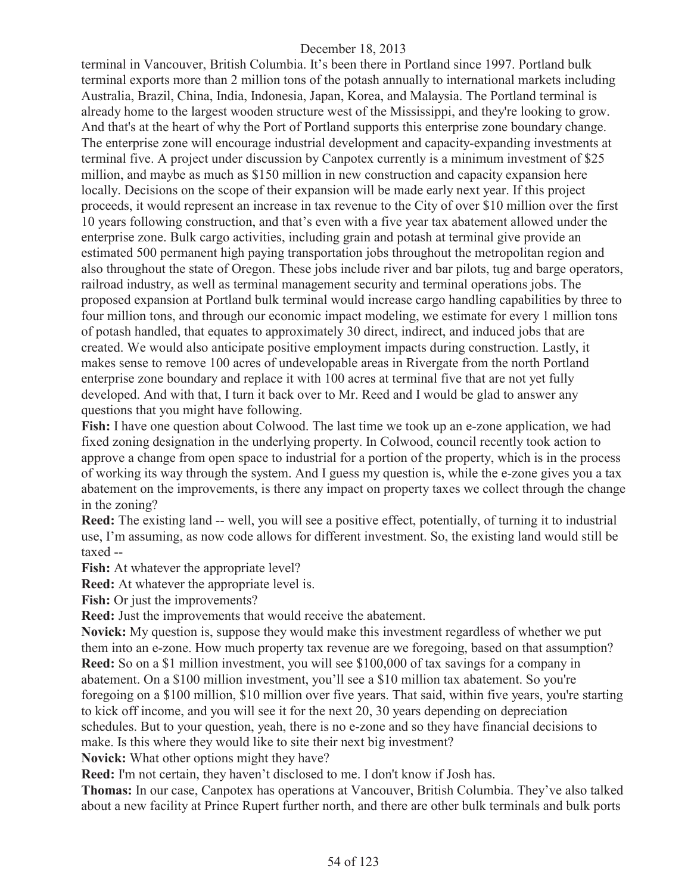terminal in Vancouver, British Columbia. It's been there in Portland since 1997. Portland bulk terminal exports more than 2 million tons of the potash annually to international markets including Australia, Brazil, China, India, Indonesia, Japan, Korea, and Malaysia. The Portland terminal is already home to the largest wooden structure west of the Mississippi, and they're looking to grow. And that's at the heart of why the Port of Portland supports this enterprise zone boundary change. The enterprise zone will encourage industrial development and capacity-expanding investments at terminal five. A project under discussion by Canpotex currently is a minimum investment of $25 million, and maybe as much as $150 million in new construction and capacity expansion here locally. Decisions on the scope of their expansion will be made early next year. If this project proceeds, it would represent an increase in tax revenue to the City of over $10 million over the first 10 years following construction, and that's even with a five year tax abatement allowed under the enterprise zone. Bulk cargo activities, including grain and potash at terminal give provide an estimated 500 permanent high paying transportation jobs throughout the metropolitan region and also throughout the state of Oregon. These jobs include river and bar pilots, tug and barge operators, railroad industry, as well as terminal management security and terminal operations jobs. The proposed expansion at Portland bulk terminal would increase cargo handling capabilities by three to four million tons, and through our economic impact modeling, we estimate for every 1 million tons of potash handled, that equates to approximately 30 direct, indirect, and induced jobs that are created. We would also anticipate positive employment impacts during construction. Lastly, it makes sense to remove 100 acres of undevelopable areas in Rivergate from the north Portland enterprise zone boundary and replace it with 100 acres at terminal five that are not yet fully developed. And with that, I turn it back over to Mr. Reed and I would be glad to answer any questions that you might have following.

**Fish:** I have one question about Colwood. The last time we took up an e-zone application, we had fixed zoning designation in the underlying property. In Colwood, council recently took action to approve a change from open space to industrial for a portion of the property, which is in the process of working its way through the system. And I guess my question is, while the e-zone gives you a tax abatement on the improvements, is there any impact on property taxes we collect through the change in the zoning?

**Reed:** The existing land -- well, you will see a positive effect, potentially, of turning it to industrial use, I'm assuming, as now code allows for different investment. So, the existing land would still be taxed --

**Fish:** At whatever the appropriate level?

**Reed:** At whatever the appropriate level is.

**Fish:** Or just the improvements?

**Reed:** Just the improvements that would receive the abatement.

**Novick:** My question is, suppose they would make this investment regardless of whether we put them into an e-zone. How much property tax revenue are we foregoing, based on that assumption?

**Reed:** So on a $1 million investment, you will see $100,000 of tax savings for a company in abatement. On a $100 million investment, you'll see a $10 million tax abatement. So you're foregoing on a $100 million, $10 million over five years. That said, within five years, you're starting to kick off income, and you will see it for the next 20, 30 years depending on depreciation schedules. But to your question, yeah, there is no e-zone and so they have financial decisions to make. Is this where they would like to site their next big investment?

**Novick:** What other options might they have?

**Reed:** I'm not certain, they haven't disclosed to me. I don't know if Josh has.

**Thomas:** In our case, Canpotex has operations at Vancouver, British Columbia. They've also talked about a new facility at Prince Rupert further north, and there are other bulk terminals and bulk ports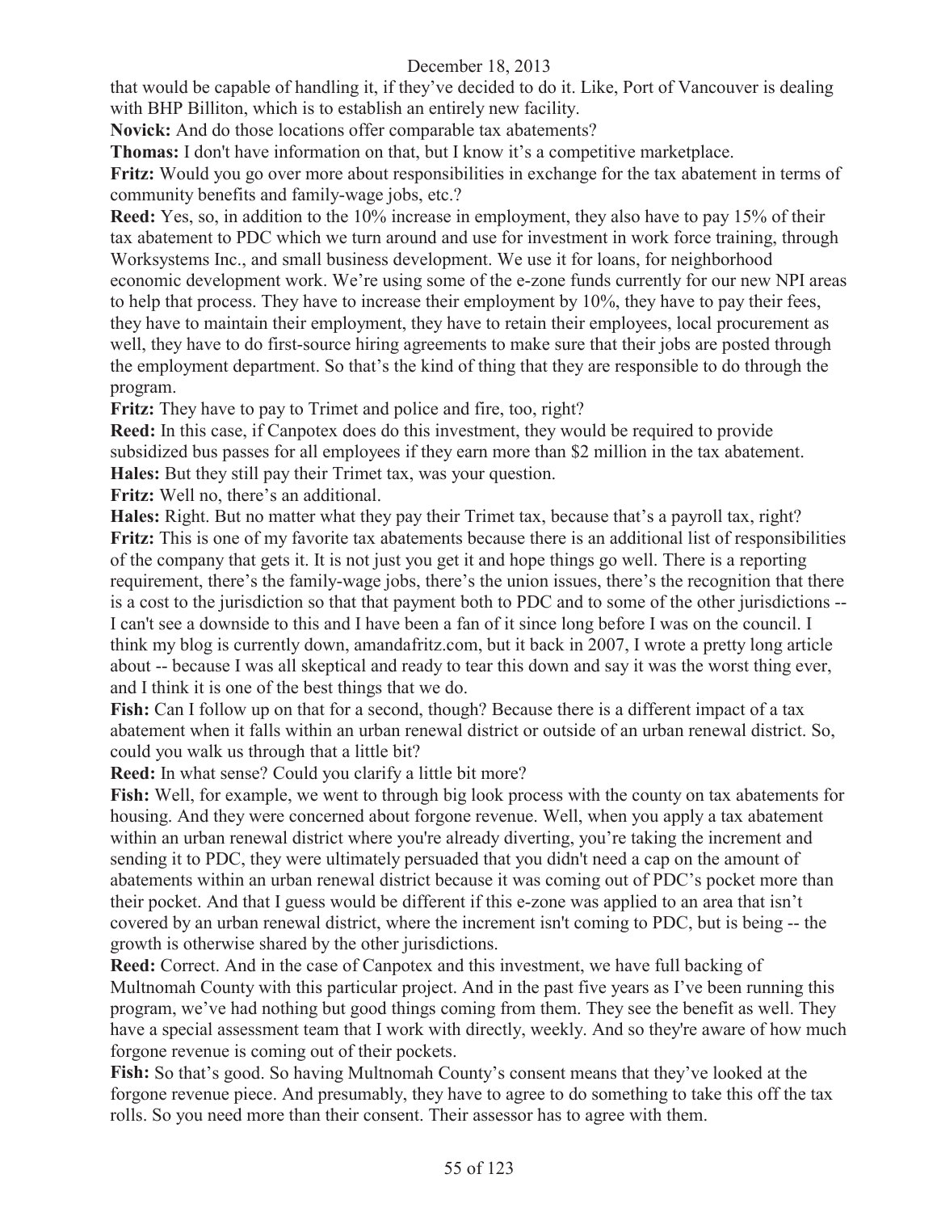that would be capable of handling it, if they've decided to do it. Like, Port of Vancouver is dealing with BHP Billiton, which is to establish an entirely new facility.

**Novick:** And do those locations offer comparable tax abatements?

**Thomas:** I don't have information on that, but I know it's a competitive marketplace.

**Fritz:** Would you go over more about responsibilities in exchange for the tax abatement in terms of community benefits and family-wage jobs, etc.?

**Reed:** Yes, so, in addition to the 10% increase in employment, they also have to pay 15% of their tax abatement to PDC which we turn around and use for investment in work force training, through Worksystems Inc., and small business development. We use it for loans, for neighborhood economic development work. We're using some of the e-zone funds currently for our new NPI areas to help that process. They have to increase their employment by 10%, they have to pay their fees, they have to maintain their employment, they have to retain their employees, local procurement as well, they have to do first-source hiring agreements to make sure that their jobs are posted through the employment department. So that's the kind of thing that they are responsible to do through the program.

**Fritz:** They have to pay to Trimet and police and fire, too, right?

**Reed:** In this case, if Canpotex does do this investment, they would be required to provide subsidized bus passes for all employees if they earn more than $2 million in the tax abatement.

**Hales:** But they still pay their Trimet tax, was your question.

**Fritz:** Well no, there's an additional.

**Hales:** Right. But no matter what they pay their Trimet tax, because that's a payroll tax, right?

**Fritz:** This is one of my favorite tax abatements because there is an additional list of responsibilities of the company that gets it. It is not just you get it and hope things go well. There is a reporting requirement, there's the family-wage jobs, there's the union issues, there's the recognition that there is a cost to the jurisdiction so that that payment both to PDC and to some of the other jurisdictions -- I can't see a downside to this and I have been a fan of it since long before I was on the council. I think my blog is currently down, amandafritz.com, but it back in 2007, I wrote a pretty long article about -- because I was all skeptical and ready to tear this down and say it was the worst thing ever, and I think it is one of the best things that we do.

**Fish:** Can I follow up on that for a second, though? Because there is a different impact of a tax abatement when it falls within an urban renewal district or outside of an urban renewal district. So, could you walk us through that a little bit?

**Reed:** In what sense? Could you clarify a little bit more?

**Fish:** Well, for example, we went to through big look process with the county on tax abatements for housing. And they were concerned about forgone revenue. Well, when you apply a tax abatement within an urban renewal district where you're already diverting, you're taking the increment and sending it to PDC, they were ultimately persuaded that you didn't need a cap on the amount of abatements within an urban renewal district because it was coming out of PDC's pocket more than their pocket. And that I guess would be different if this e-zone was applied to an area that isn't covered by an urban renewal district, where the increment isn't coming to PDC, but is being -- the growth is otherwise shared by the other jurisdictions.

**Reed:** Correct. And in the case of Canpotex and this investment, we have full backing of Multnomah County with this particular project. And in the past five years as I've been running this program, we've had nothing but good things coming from them. They see the benefit as well. They have a special assessment team that I work with directly, weekly. And so they're aware of how much forgone revenue is coming out of their pockets.

**Fish:** So that's good. So having Multnomah County's consent means that they've looked at the forgone revenue piece. And presumably, they have to agree to do something to take this off the tax rolls. So you need more than their consent. Their assessor has to agree with them.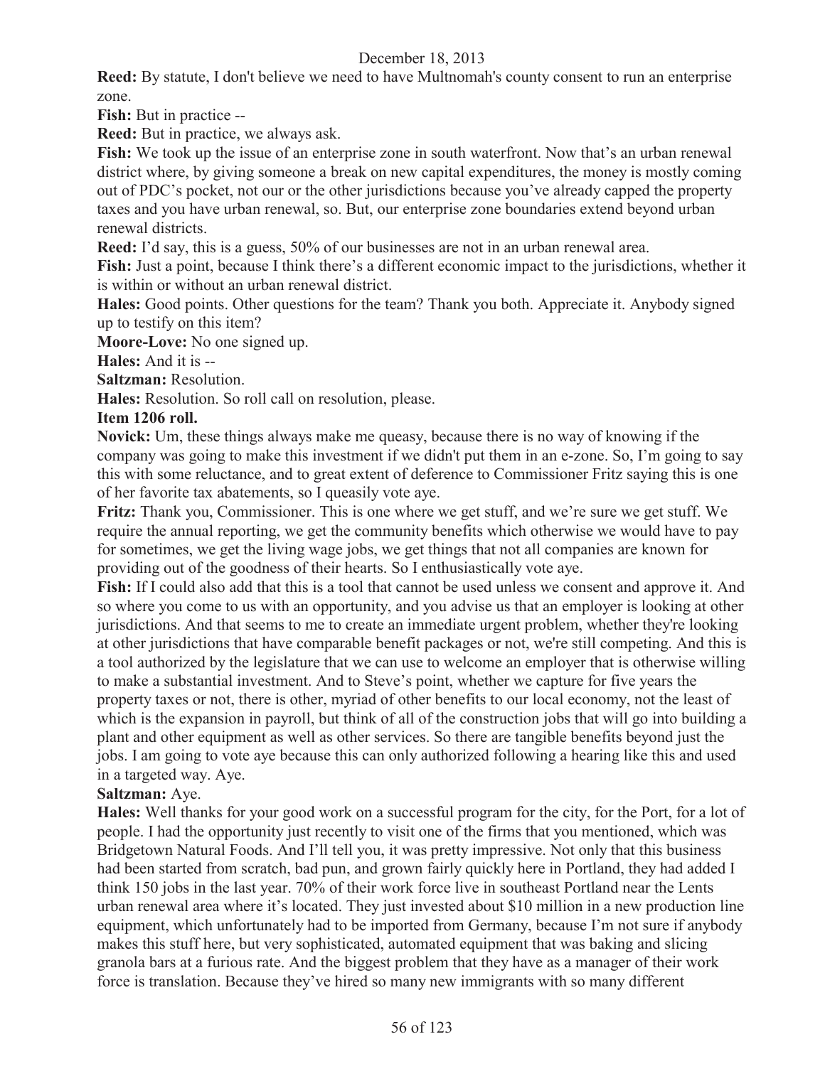**Reed:** By statute, I don't believe we need to have Multnomah's county consent to run an enterprise zone.

**Fish:** But in practice --

**Reed:** But in practice, we always ask.

**Fish:** We took up the issue of an enterprise zone in south waterfront. Now that's an urban renewal district where, by giving someone a break on new capital expenditures, the money is mostly coming out of PDC's pocket, not our or the other jurisdictions because you've already capped the property taxes and you have urban renewal, so. But, our enterprise zone boundaries extend beyond urban renewal districts.

**Reed:** I'd say, this is a guess, 50% of our businesses are not in an urban renewal area.

**Fish:** Just a point, because I think there's a different economic impact to the jurisdictions, whether it is within or without an urban renewal district.

**Hales:** Good points. Other questions for the team? Thank you both. Appreciate it. Anybody signed up to testify on this item?

**Moore-Love:** No one signed up.

**Hales:** And it is --

**Saltzman:** Resolution.

**Hales:** Resolution. So roll call on resolution, please.

**Item 1206 roll.**

**Novick:** Um, these things always make me queasy, because there is no way of knowing if the company was going to make this investment if we didn't put them in an e-zone. So, I'm going to say this with some reluctance, and to great extent of deference to Commissioner Fritz saying this is one of her favorite tax abatements, so I queasily vote aye.

**Fritz:** Thank you, Commissioner. This is one where we get stuff, and we're sure we get stuff. We require the annual reporting, we get the community benefits which otherwise we would have to pay for sometimes, we get the living wage jobs, we get things that not all companies are known for providing out of the goodness of their hearts. So I enthusiastically vote aye.

**Fish:** If I could also add that this is a tool that cannot be used unless we consent and approve it. And so where you come to us with an opportunity, and you advise us that an employer is looking at other jurisdictions. And that seems to me to create an immediate urgent problem, whether they're looking at other jurisdictions that have comparable benefit packages or not, we're still competing. And this is a tool authorized by the legislature that we can use to welcome an employer that is otherwise willing to make a substantial investment. And to Steve's point, whether we capture for five years the property taxes or not, there is other, myriad of other benefits to our local economy, not the least of which is the expansion in payroll, but think of all of the construction jobs that will go into building a plant and other equipment as well as other services. So there are tangible benefits beyond just the jobs. I am going to vote aye because this can only authorized following a hearing like this and used in a targeted way. Aye.

**Saltzman:** Aye.

**Hales:** Well thanks for your good work on a successful program for the city, for the Port, for a lot of people. I had the opportunity just recently to visit one of the firms that you mentioned, which was Bridgetown Natural Foods. And I'll tell you, it was pretty impressive. Not only that this business had been started from scratch, bad pun, and grown fairly quickly here in Portland, they had added I think 150 jobs in the last year. 70% of their work force live in southeast Portland near the Lents urban renewal area where it's located. They just invested about $10 million in a new production line equipment, which unfortunately had to be imported from Germany, because I'm not sure if anybody makes this stuff here, but very sophisticated, automated equipment that was baking and slicing granola bars at a furious rate. And the biggest problem that they have as a manager of their work force is translation. Because they've hired so many new immigrants with so many different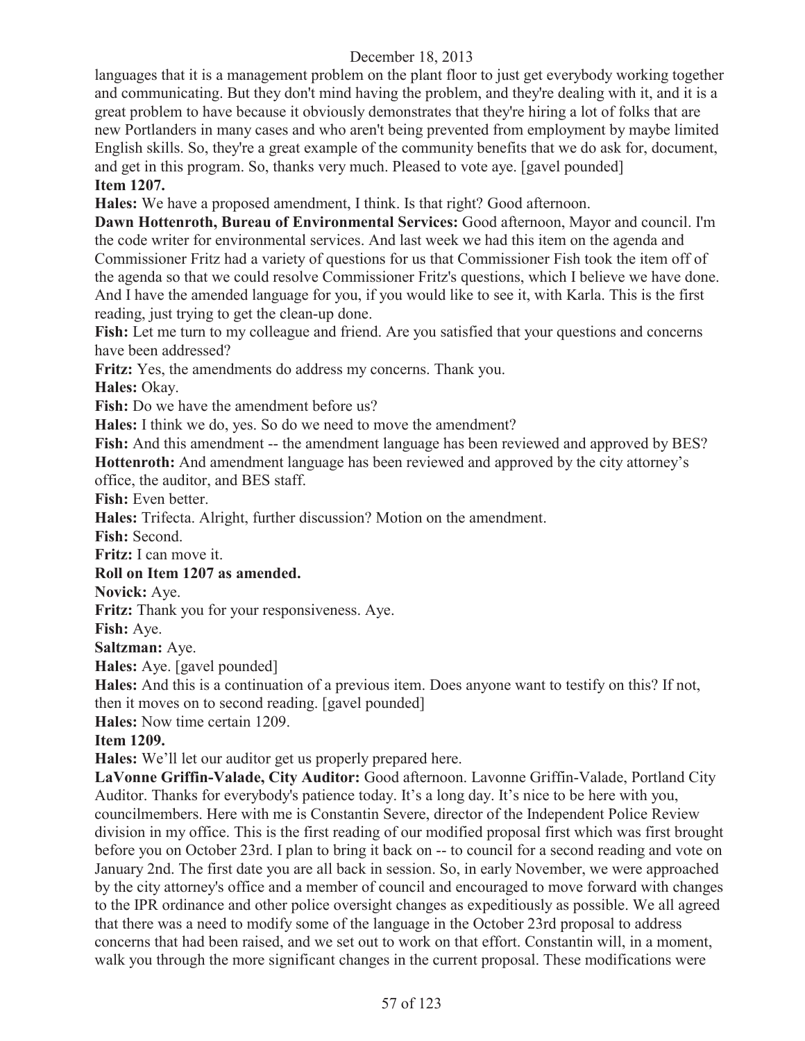languages that it is a management problem on the plant floor to just get everybody working together and communicating. But they don't mind having the problem, and they're dealing with it, and it is a great problem to have because it obviously demonstrates that they're hiring a lot of folks that are new Portlanders in many cases and who aren't being prevented from employment by maybe limited English skills. So, they're a great example of the community benefits that we do ask for, document, and get in this program. So, thanks very much. Pleased to vote aye. [gavel pounded]

**Item 1207.**

**Hales:** We have a proposed amendment, I think. Is that right? Good afternoon.

**Dawn Hottenroth, Bureau of Environmental Services:** Good afternoon, Mayor and council. I'm the code writer for environmental services. And last week we had this item on the agenda and Commissioner Fritz had a variety of questions for us that Commissioner Fish took the item off of the agenda so that we could resolve Commissioner Fritz's questions, which I believe we have done. And I have the amended language for you, if you would like to see it, with Karla. This is the first reading, just trying to get the clean-up done.

**Fish:** Let me turn to my colleague and friend. Are you satisfied that your questions and concerns have been addressed?

**Fritz:** Yes, the amendments do address my concerns. Thank you.

**Hales:** Okay.

**Fish:** Do we have the amendment before us?

**Hales:** I think we do, yes. So do we need to move the amendment?

**Fish:** And this amendment -- the amendment language has been reviewed and approved by BES?

**Hottenroth:** And amendment language has been reviewed and approved by the city attorney's office, the auditor, and BES staff.

**Fish:** Even better.

**Hales:** Trifecta. Alright, further discussion? Motion on the amendment.

**Fish:** Second.

**Fritz:** I can move it.

**Roll on Item 1207 as amended.**

**Novick:** Aye.

**Fritz:** Thank you for your responsiveness. Aye.

**Fish:** Aye.

**Saltzman:** Aye.

**Hales:** Aye. [gavel pounded]

**Hales:** And this is a continuation of a previous item. Does anyone want to testify on this? If not, then it moves on to second reading. [gavel pounded]

**Hales:** Now time certain 1209.

**Item 1209.**

**Hales:** We'll let our auditor get us properly prepared here.

**LaVonne Griffin-Valade, City Auditor:** Good afternoon. Lavonne Griffin-Valade, Portland City Auditor. Thanks for everybody's patience today. It's a long day. It's nice to be here with you, councilmembers. Here with me is Constantin Severe, director of the Independent Police Review division in my office. This is the first reading of our modified proposal first which was first brought before you on October 23rd. I plan to bring it back on -- to council for a second reading and vote on January 2nd. The first date you are all back in session. So, in early November, we were approached by the city attorney's office and a member of council and encouraged to move forward with changes to the IPR ordinance and other police oversight changes as expeditiously as possible. We all agreed that there was a need to modify some of the language in the October 23rd proposal to address concerns that had been raised, and we set out to work on that effort. Constantin will, in a moment, walk you through the more significant changes in the current proposal. These modifications were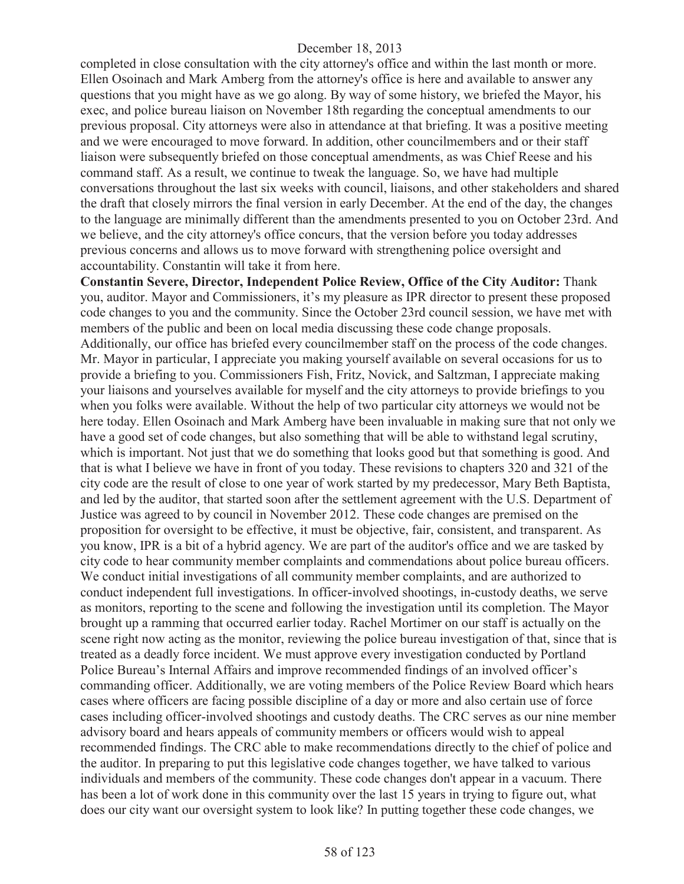completed in close consultation with the city attorney's office and within the last month or more. Ellen Osoinach and Mark Amberg from the attorney's office is here and available to answer any questions that you might have as we go along. By way of some history, we briefed the Mayor, his exec, and police bureau liaison on November 18th regarding the conceptual amendments to our previous proposal. City attorneys were also in attendance at that briefing. It was a positive meeting and we were encouraged to move forward. In addition, other councilmembers and or their staff liaison were subsequently briefed on those conceptual amendments, as was Chief Reese and his command staff. As a result, we continue to tweak the language. So, we have had multiple conversations throughout the last six weeks with council, liaisons, and other stakeholders and shared the draft that closely mirrors the final version in early December. At the end of the day, the changes to the language are minimally different than the amendments presented to you on October 23rd. And we believe, and the city attorney's office concurs, that the version before you today addresses previous concerns and allows us to move forward with strengthening police oversight and accountability. Constantin will take it from here.

**Constantin Severe, Director, Independent Police Review, Office of the City Auditor:** Thank you, auditor. Mayor and Commissioners, it's my pleasure as IPR director to present these proposed code changes to you and the community. Since the October 23rd council session, we have met with members of the public and been on local media discussing these code change proposals. Additionally, our office has briefed every councilmember staff on the process of the code changes. Mr. Mayor in particular, I appreciate you making yourself available on several occasions for us to provide a briefing to you. Commissioners Fish, Fritz, Novick, and Saltzman, I appreciate making your liaisons and yourselves available for myself and the city attorneys to provide briefings to you when you folks were available. Without the help of two particular city attorneys we would not be here today. Ellen Osoinach and Mark Amberg have been invaluable in making sure that not only we have a good set of code changes, but also something that will be able to withstand legal scrutiny, which is important. Not just that we do something that looks good but that something is good. And that is what I believe we have in front of you today. These revisions to chapters 320 and 321 of the city code are the result of close to one year of work started by my predecessor, Mary Beth Baptista, and led by the auditor, that started soon after the settlement agreement with the U.S. Department of Justice was agreed to by council in November 2012. These code changes are premised on the proposition for oversight to be effective, it must be objective, fair, consistent, and transparent. As you know, IPR is a bit of a hybrid agency. We are part of the auditor's office and we are tasked by city code to hear community member complaints and commendations about police bureau officers. We conduct initial investigations of all community member complaints, and are authorized to conduct independent full investigations. In officer-involved shootings, in-custody deaths, we serve as monitors, reporting to the scene and following the investigation until its completion. The Mayor brought up a ramming that occurred earlier today. Rachel Mortimer on our staff is actually on the scene right now acting as the monitor, reviewing the police bureau investigation of that, since that is treated as a deadly force incident. We must approve every investigation conducted by Portland Police Bureau's Internal Affairs and improve recommended findings of an involved officer's commanding officer. Additionally, we are voting members of the Police Review Board which hears cases where officers are facing possible discipline of a day or more and also certain use of force cases including officer-involved shootings and custody deaths. The CRC serves as our nine member advisory board and hears appeals of community members or officers would wish to appeal recommended findings. The CRC able to make recommendations directly to the chief of police and the auditor. In preparing to put this legislative code changes together, we have talked to various individuals and members of the community. These code changes don't appear in a vacuum. There has been a lot of work done in this community over the last 15 years in trying to figure out, what does our city want our oversight system to look like? In putting together these code changes, we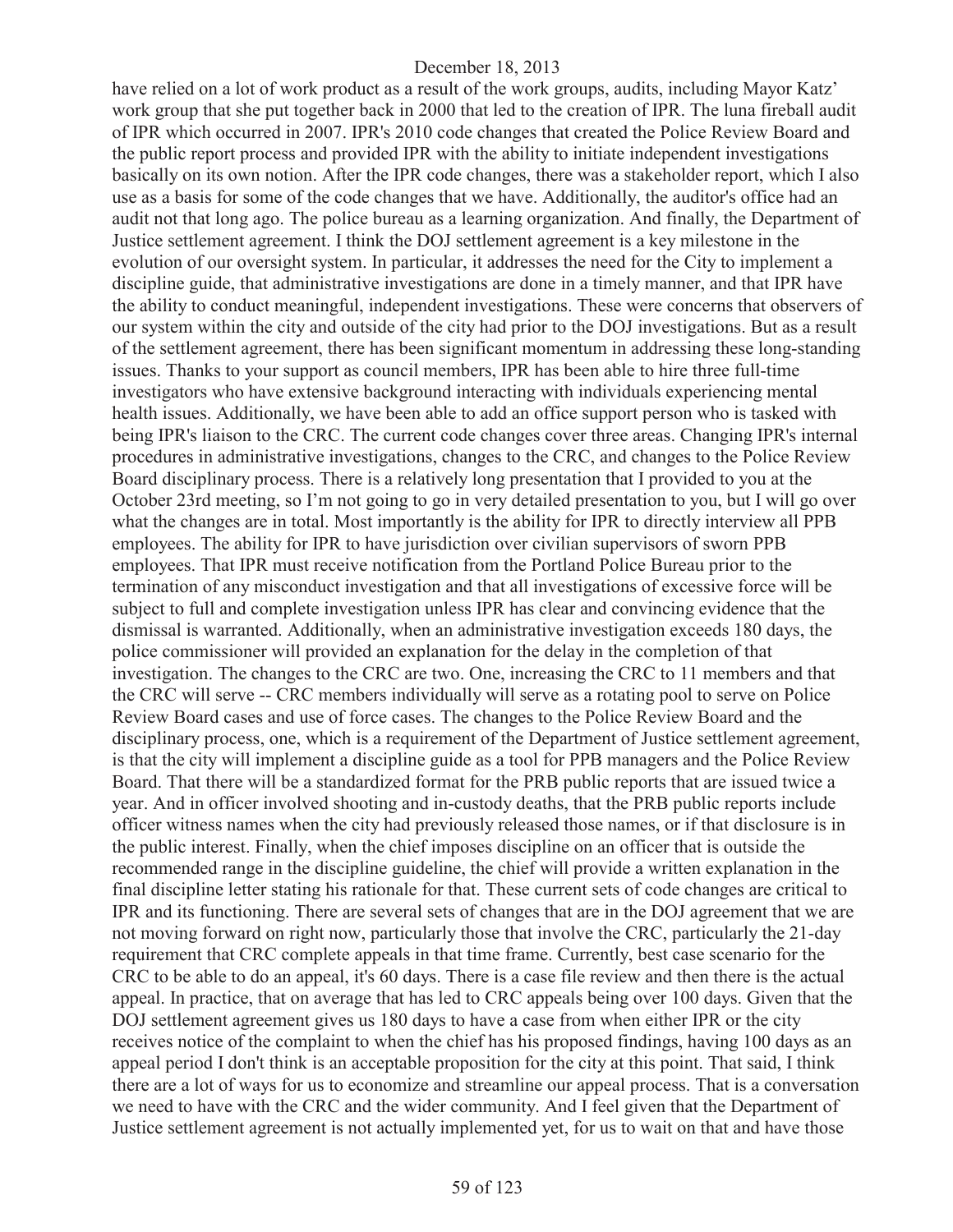have relied on a lot of work product as a result of the work groups, audits, including Mayor Katz' work group that she put together back in 2000 that led to the creation of IPR. The luna fireball audit of IPR which occurred in 2007. IPR's 2010 code changes that created the Police Review Board and the public report process and provided IPR with the ability to initiate independent investigations basically on its own notion. After the IPR code changes, there was a stakeholder report, which I also use as a basis for some of the code changes that we have. Additionally, the auditor's office had an audit not that long ago. The police bureau as a learning organization. And finally, the Department of Justice settlement agreement. I think the DOJ settlement agreement is a key milestone in the evolution of our oversight system. In particular, it addresses the need for the City to implement a discipline guide, that administrative investigations are done in a timely manner, and that IPR have the ability to conduct meaningful, independent investigations. These were concerns that observers of our system within the city and outside of the city had prior to the DOJ investigations. But as a result of the settlement agreement, there has been significant momentum in addressing these long-standing issues. Thanks to your support as council members, IPR has been able to hire three full-time investigators who have extensive background interacting with individuals experiencing mental health issues. Additionally, we have been able to add an office support person who is tasked with being IPR's liaison to the CRC. The current code changes cover three areas. Changing IPR's internal procedures in administrative investigations, changes to the CRC, and changes to the Police Review Board disciplinary process. There is a relatively long presentation that I provided to you at the October 23rd meeting, so I'm not going to go in very detailed presentation to you, but I will go over what the changes are in total. Most importantly is the ability for IPR to directly interview all PPB employees. The ability for IPR to have jurisdiction over civilian supervisors of sworn PPB employees. That IPR must receive notification from the Portland Police Bureau prior to the termination of any misconduct investigation and that all investigations of excessive force will be subject to full and complete investigation unless IPR has clear and convincing evidence that the dismissal is warranted. Additionally, when an administrative investigation exceeds 180 days, the police commissioner will provided an explanation for the delay in the completion of that investigation. The changes to the CRC are two. One, increasing the CRC to 11 members and that the CRC will serve -- CRC members individually will serve as a rotating pool to serve on Police Review Board cases and use of force cases. The changes to the Police Review Board and the disciplinary process, one, which is a requirement of the Department of Justice settlement agreement, is that the city will implement a discipline guide as a tool for PPB managers and the Police Review Board. That there will be a standardized format for the PRB public reports that are issued twice a year. And in officer involved shooting and in-custody deaths, that the PRB public reports include officer witness names when the city had previously released those names, or if that disclosure is in the public interest. Finally, when the chief imposes discipline on an officer that is outside the recommended range in the discipline guideline, the chief will provide a written explanation in the final discipline letter stating his rationale for that. These current sets of code changes are critical to IPR and its functioning. There are several sets of changes that are in the DOJ agreement that we are not moving forward on right now, particularly those that involve the CRC, particularly the 21-day requirement that CRC complete appeals in that time frame. Currently, best case scenario for the CRC to be able to do an appeal, it's 60 days. There is a case file review and then there is the actual appeal. In practice, that on average that has led to CRC appeals being over 100 days. Given that the DOJ settlement agreement gives us 180 days to have a case from when either IPR or the city receives notice of the complaint to when the chief has his proposed findings, having 100 days as an appeal period I don't think is an acceptable proposition for the city at this point. That said, I think there are a lot of ways for us to economize and streamline our appeal process. That is a conversation we need to have with the CRC and the wider community. And I feel given that the Department of Justice settlement agreement is not actually implemented yet, for us to wait on that and have those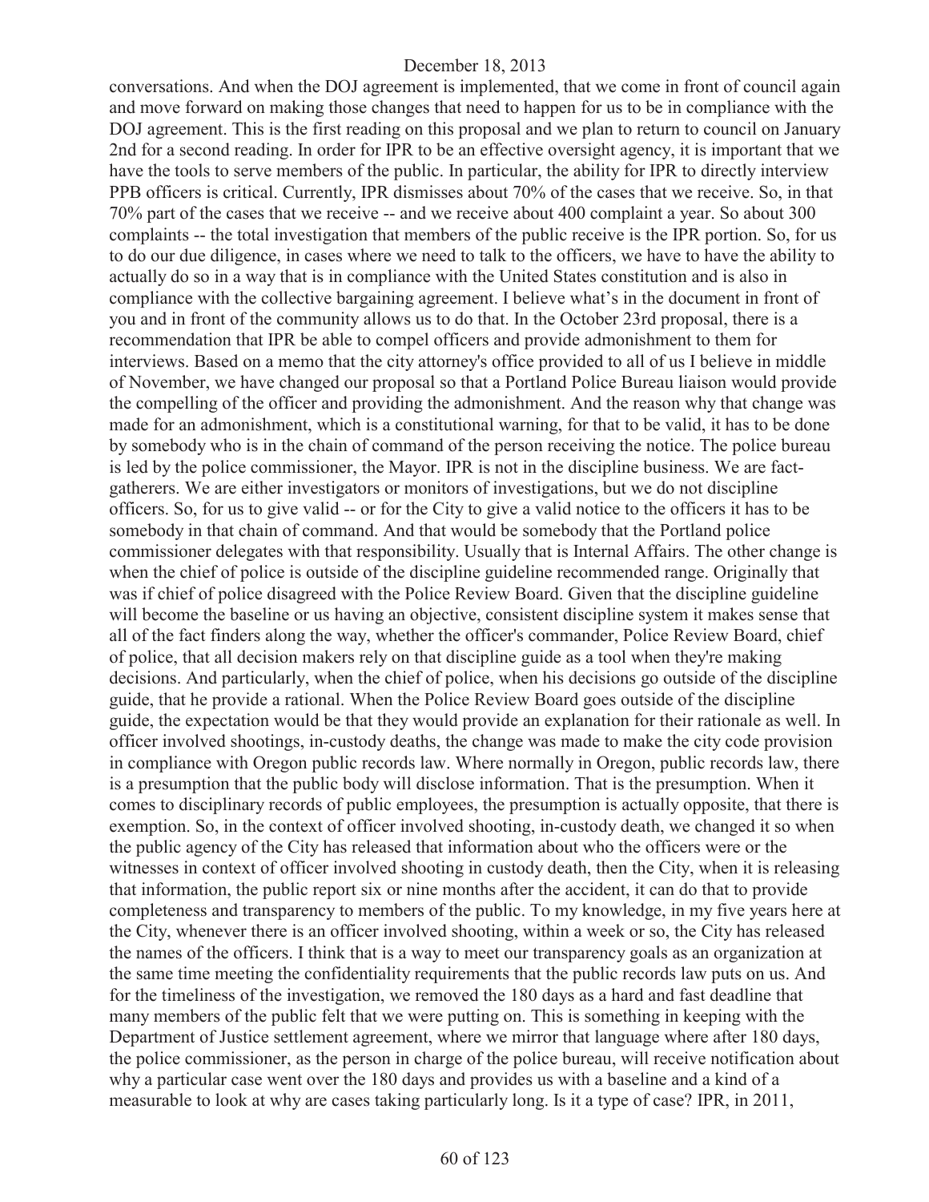conversations. And when the DOJ agreement is implemented, that we come in front of council again and move forward on making those changes that need to happen for us to be in compliance with the DOJ agreement. This is the first reading on this proposal and we plan to return to council on January 2nd for a second reading. In order for IPR to be an effective oversight agency, it is important that we have the tools to serve members of the public. In particular, the ability for IPR to directly interview PPB officers is critical. Currently, IPR dismisses about 70% of the cases that we receive. So, in that 70% part of the cases that we receive -- and we receive about 400 complaint a year. So about 300 complaints -- the total investigation that members of the public receive is the IPR portion. So, for us to do our due diligence, in cases where we need to talk to the officers, we have to have the ability to actually do so in a way that is in compliance with the United States constitution and is also in compliance with the collective bargaining agreement. I believe what's in the document in front of you and in front of the community allows us to do that. In the October 23rd proposal, there is a recommendation that IPR be able to compel officers and provide admonishment to them for interviews. Based on a memo that the city attorney's office provided to all of us I believe in middle of November, we have changed our proposal so that a Portland Police Bureau liaison would provide the compelling of the officer and providing the admonishment. And the reason why that change was made for an admonishment, which is a constitutional warning, for that to be valid, it has to be done by somebody who is in the chain of command of the person receiving the notice. The police bureau is led by the police commissioner, the Mayor. IPR is not in the discipline business. We are fact-gatherers. We are either investigators or monitors of investigations, but we do not discipline officers. So, for us to give valid -- or for the City to give a valid notice to the officers it has to be somebody in that chain of command. And that would be somebody that the Portland police commissioner delegates with that responsibility. Usually that is Internal Affairs. The other change is when the chief of police is outside of the discipline guideline recommended range. Originally that was if chief of police disagreed with the Police Review Board. Given that the discipline guideline will become the baseline or us having an objective, consistent discipline system it makes sense that all of the fact finders along the way, whether the officer's commander, Police Review Board, chief of police, that all decision makers rely on that discipline guide as a tool when they're making decisions. And particularly, when the chief of police, when his decisions go outside of the discipline guide, that he provide a rational. When the Police Review Board goes outside of the discipline guide, the expectation would be that they would provide an explanation for their rationale as well. In officer involved shootings, in-custody deaths, the change was made to make the city code provision in compliance with Oregon public records law. Where normally in Oregon, public records law, there is a presumption that the public body will disclose information. That is the presumption. When it comes to disciplinary records of public employees, the presumption is actually opposite, that there is exemption. So, in the context of officer involved shooting, in-custody death, we changed it so when the public agency of the City has released that information about who the officers were or the witnesses in context of officer involved shooting in custody death, then the City, when it is releasing that information, the public report six or nine months after the accident, it can do that to provide completeness and transparency to members of the public. To my knowledge, in my five years here at the City, whenever there is an officer involved shooting, within a week or so, the City has released the names of the officers. I think that is a way to meet our transparency goals as an organization at the same time meeting the confidentiality requirements that the public records law puts on us. And for the timeliness of the investigation, we removed the 180 days as a hard and fast deadline that many members of the public felt that we were putting on. This is something in keeping with the Department of Justice settlement agreement, where we mirror that language where after 180 days, the police commissioner, as the person in charge of the police bureau, will receive notification about why a particular case went over the 180 days and provides us with a baseline and a kind of a measurable to look at why are cases taking particularly long. Is it a type of case? IPR, in 2011,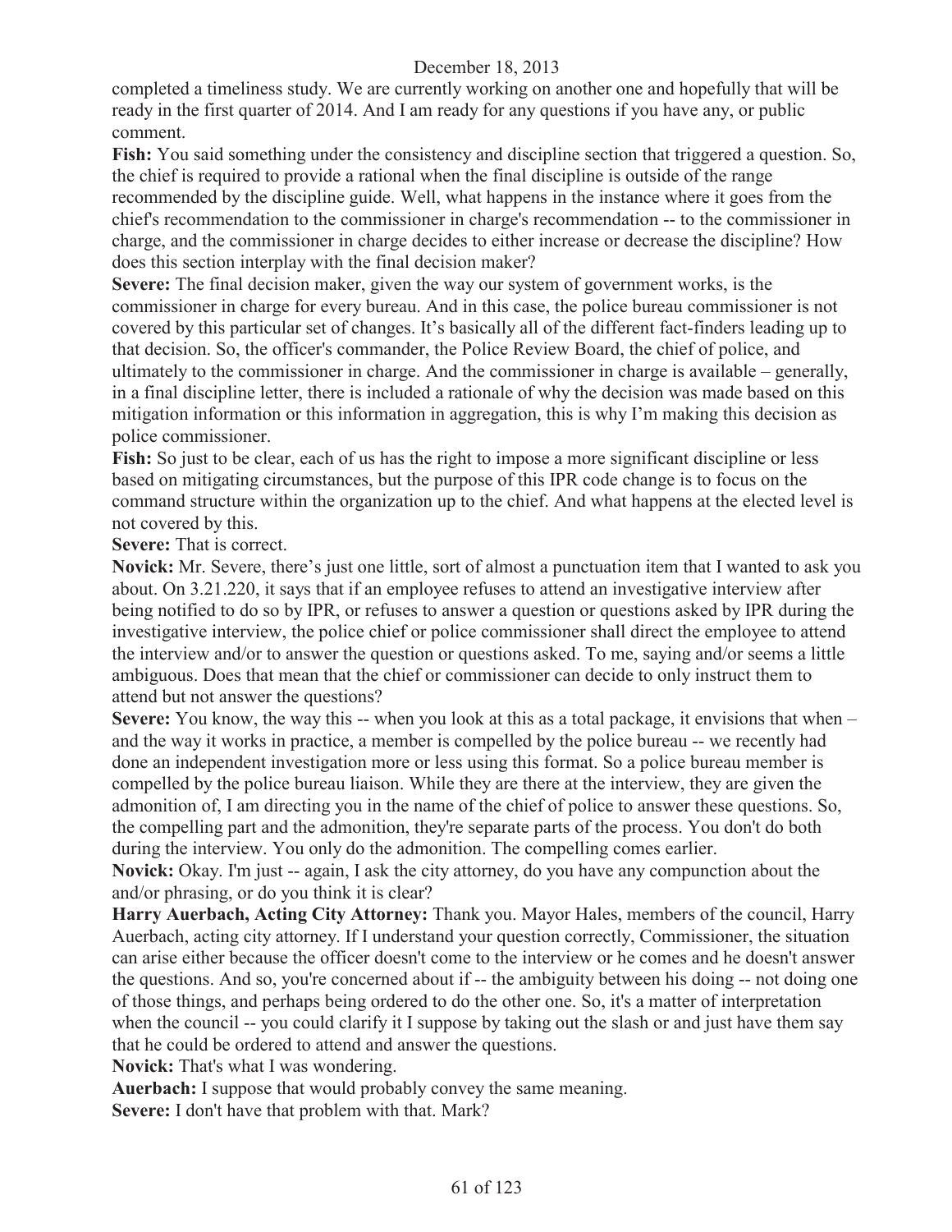completed a timeliness study. We are currently working on another one and hopefully that will be ready in the first quarter of 2014. And I am ready for any questions if you have any, or public comment.

**Fish:** You said something under the consistency and discipline section that triggered a question. So, the chief is required to provide a rational when the final discipline is outside of the range recommended by the discipline guide. Well, what happens in the instance where it goes from the chief's recommendation to the commissioner in charge's recommendation -- to the commissioner in charge, and the commissioner in charge decides to either increase or decrease the discipline? How does this section interplay with the final decision maker?

**Severe:** The final decision maker, given the way our system of government works, is the commissioner in charge for every bureau. And in this case, the police bureau commissioner is not covered by this particular set of changes. It's basically all of the different fact-finders leading up to that decision. So, the officer's commander, the Police Review Board, the chief of police, and ultimately to the commissioner in charge. And the commissioner in charge is available – generally, in a final discipline letter, there is included a rationale of why the decision was made based on this mitigation information or this information in aggregation, this is why I'm making this decision as police commissioner.

**Fish:** So just to be clear, each of us has the right to impose a more significant discipline or less based on mitigating circumstances, but the purpose of this IPR code change is to focus on the command structure within the organization up to the chief. And what happens at the elected level is not covered by this.

**Severe:** That is correct.

**Novick:** Mr. Severe, there's just one little, sort of almost a punctuation item that I wanted to ask you about. On 3.21.220, it says that if an employee refuses to attend an investigative interview after being notified to do so by IPR, or refuses to answer a question or questions asked by IPR during the investigative interview, the police chief or police commissioner shall direct the employee to attend the interview and/or to answer the question or questions asked. To me, saying and/or seems a little ambiguous. Does that mean that the chief or commissioner can decide to only instruct them to attend but not answer the questions?

**Severe:** You know, the way this -- when you look at this as a total package, it envisions that when – and the way it works in practice, a member is compelled by the police bureau -- we recently had done an independent investigation more or less using this format. So a police bureau member is compelled by the police bureau liaison. While they are there at the interview, they are given the admonition of, I am directing you in the name of the chief of police to answer these questions. So, the compelling part and the admonition, they're separate parts of the process. You don't do both during the interview. You only do the admonition. The compelling comes earlier.

**Novick:** Okay. I'm just -- again, I ask the city attorney, do you have any compunction about the and/or phrasing, or do you think it is clear?

**Harry Auerbach, Acting City Attorney:** Thank you. Mayor Hales, members of the council, Harry Auerbach, acting city attorney. If I understand your question correctly, Commissioner, the situation can arise either because the officer doesn't come to the interview or he comes and he doesn't answer the questions. And so, you're concerned about if -- the ambiguity between his doing -- not doing one of those things, and perhaps being ordered to do the other one. So, it's a matter of interpretation when the council -- you could clarify it I suppose by taking out the slash or and just have them say that he could be ordered to attend and answer the questions.

**Novick:** That's what I was wondering.

**Auerbach:** I suppose that would probably convey the same meaning.

**Severe:** I don't have that problem with that. Mark?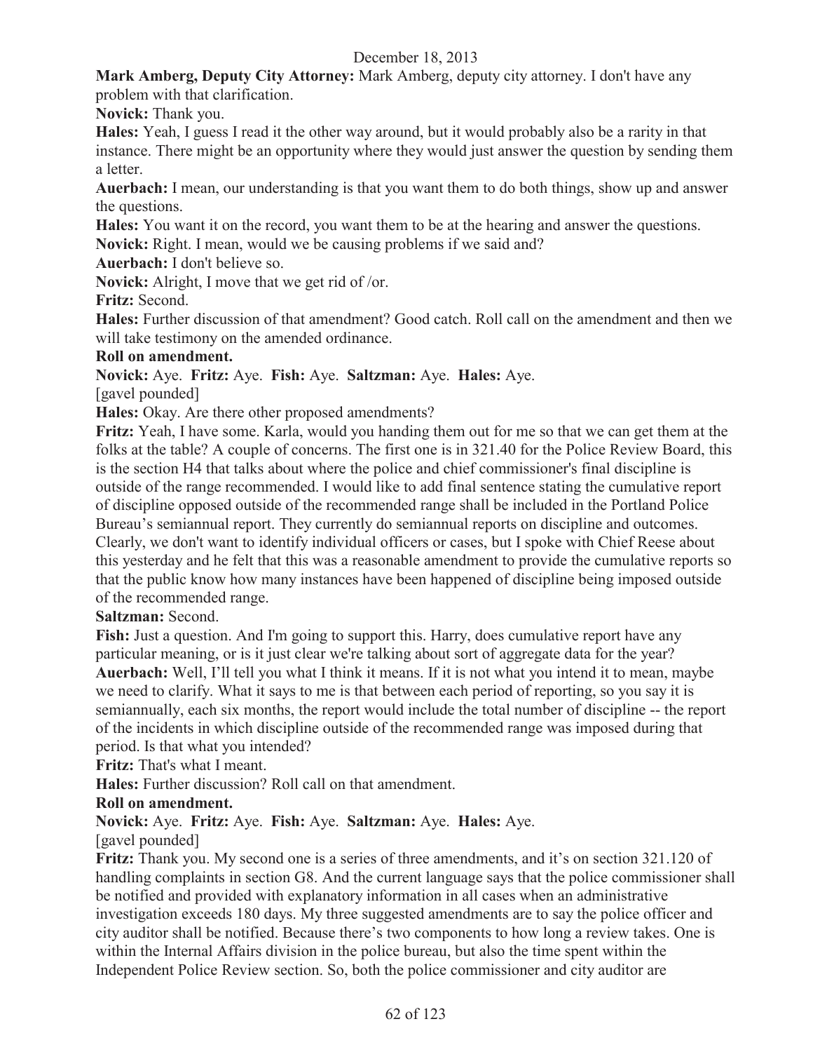**Mark Amberg, Deputy City Attorney:** Mark Amberg, deputy city attorney. I don't have any problem with that clarification.

**Novick:** Thank you.

**Hales:** Yeah, I guess I read it the other way around, but it would probably also be a rarity in that instance. There might be an opportunity where they would just answer the question by sending them a letter.

**Auerbach:** I mean, our understanding is that you want them to do both things, show up and answer the questions.

**Hales:** You want it on the record, you want them to be at the hearing and answer the questions.

**Novick:** Right. I mean, would we be causing problems if we said and?

**Auerbach:** I don't believe so.

**Novick:** Alright, I move that we get rid of /or.

**Fritz:** Second.

**Hales:** Further discussion of that amendment? Good catch. Roll call on the amendment and then we will take testimony on the amended ordinance.

**Roll on amendment.**

**Novick:** Aye. **Fritz:** Aye. **Fish:** Aye. **Saltzman:** Aye. **Hales:** Aye.

[gavel pounded]

**Hales:** Okay. Are there other proposed amendments?

**Fritz:** Yeah, I have some. Karla, would you handing them out for me so that we can get them at the folks at the table? A couple of concerns. The first one is in 321.40 for the Police Review Board, this is the section H4 that talks about where the police and chief commissioner's final discipline is outside of the range recommended. I would like to add final sentence stating the cumulative report of discipline opposed outside of the recommended range shall be included in the Portland Police Bureau's semiannual report. They currently do semiannual reports on discipline and outcomes. Clearly, we don't want to identify individual officers or cases, but I spoke with Chief Reese about this yesterday and he felt that this was a reasonable amendment to provide the cumulative reports so that the public know how many instances have been happened of discipline being imposed outside of the recommended range.

**Saltzman:** Second.

**Fish:** Just a question. And I'm going to support this. Harry, does cumulative report have any particular meaning, or is it just clear we're talking about sort of aggregate data for the year?

**Auerbach:** Well, I'll tell you what I think it means. If it is not what you intend it to mean, maybe we need to clarify. What it says to me is that between each period of reporting, so you say it is semiannually, each six months, the report would include the total number of discipline -- the report of the incidents in which discipline outside of the recommended range was imposed during that period. Is that what you intended?

**Fritz:** That's what I meant.

**Hales:** Further discussion? Roll call on that amendment.

**Roll on amendment.**

**Novick:** Aye. **Fritz:** Aye. **Fish:** Aye. **Saltzman:** Aye. **Hales:** Aye.

[gavel pounded]

**Fritz:** Thank you. My second one is a series of three amendments, and it's on section 321.120 of handling complaints in section G8. And the current language says that the police commissioner shall be notified and provided with explanatory information in all cases when an administrative investigation exceeds 180 days. My three suggested amendments are to say the police officer and city auditor shall be notified. Because there's two components to how long a review takes. One is within the Internal Affairs division in the police bureau, but also the time spent within the Independent Police Review section. So, both the police commissioner and city auditor are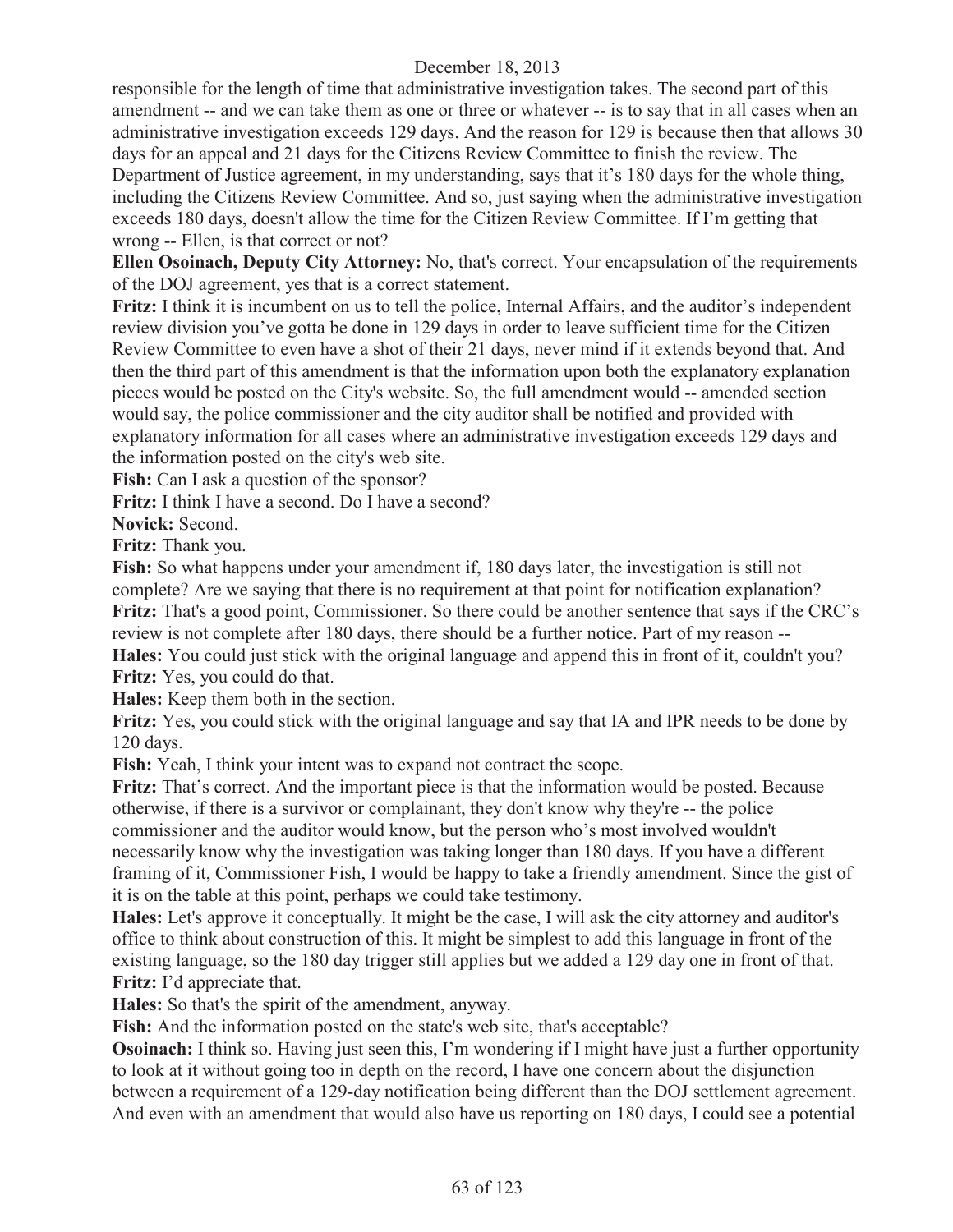responsible for the length of time that administrative investigation takes. The second part of this amendment -- and we can take them as one or three or whatever -- is to say that in all cases when an administrative investigation exceeds 129 days. And the reason for 129 is because then that allows 30 days for an appeal and 21 days for the Citizens Review Committee to finish the review. The Department of Justice agreement, in my understanding, says that it's 180 days for the whole thing, including the Citizens Review Committee. And so, just saying when the administrative investigation exceeds 180 days, doesn't allow the time for the Citizen Review Committee. If I'm getting that wrong -- Ellen, is that correct or not?

**Ellen Osoinach, Deputy City Attorney:** No, that's correct. Your encapsulation of the requirements of the DOJ agreement, yes that is a correct statement.

**Fritz:** I think it is incumbent on us to tell the police, Internal Affairs, and the auditor's independent review division you've gotta be done in 129 days in order to leave sufficient time for the Citizen Review Committee to even have a shot of their 21 days, never mind if it extends beyond that. And then the third part of this amendment is that the information upon both the explanatory explanation pieces would be posted on the City's website. So, the full amendment would -- amended section would say, the police commissioner and the city auditor shall be notified and provided with explanatory information for all cases where an administrative investigation exceeds 129 days and the information posted on the city's web site.

**Fish:** Can I ask a question of the sponsor?

**Fritz:** I think I have a second. Do I have a second?

**Novick:** Second.

**Fritz:** Thank you.

**Fish:** So what happens under your amendment if, 180 days later, the investigation is still not complete? Are we saying that there is no requirement at that point for notification explanation?

**Fritz:** That's a good point, Commissioner. So there could be another sentence that says if the CRC's review is not complete after 180 days, there should be a further notice. Part of my reason --

**Hales:** You could just stick with the original language and append this in front of it, couldn't you?

**Fritz:** Yes, you could do that.

**Hales:** Keep them both in the section.

**Fritz:** Yes, you could stick with the original language and say that IA and IPR needs to be done by 120 days.

**Fish:** Yeah, I think your intent was to expand not contract the scope.

**Fritz:** That's correct. And the important piece is that the information would be posted. Because otherwise, if there is a survivor or complainant, they don't know why they're -- the police commissioner and the auditor would know, but the person who's most involved wouldn't necessarily know why the investigation was taking longer than 180 days. If you have a different framing of it, Commissioner Fish, I would be happy to take a friendly amendment. Since the gist of it is on the table at this point, perhaps we could take testimony.

**Hales:** Let's approve it conceptually. It might be the case, I will ask the city attorney and auditor's office to think about construction of this. It might be simplest to add this language in front of the existing language, so the 180 day trigger still applies but we added a 129 day one in front of that.

**Fritz:** I'd appreciate that.

**Hales:** So that's the spirit of the amendment, anyway.

**Fish:** And the information posted on the state's web site, that's acceptable?

**Osoinach:** I think so. Having just seen this, I'm wondering if I might have just a further opportunity to look at it without going too in depth on the record, I have one concern about the disjunction between a requirement of a 129-day notification being different than the DOJ settlement agreement. And even with an amendment that would also have us reporting on 180 days, I could see a potential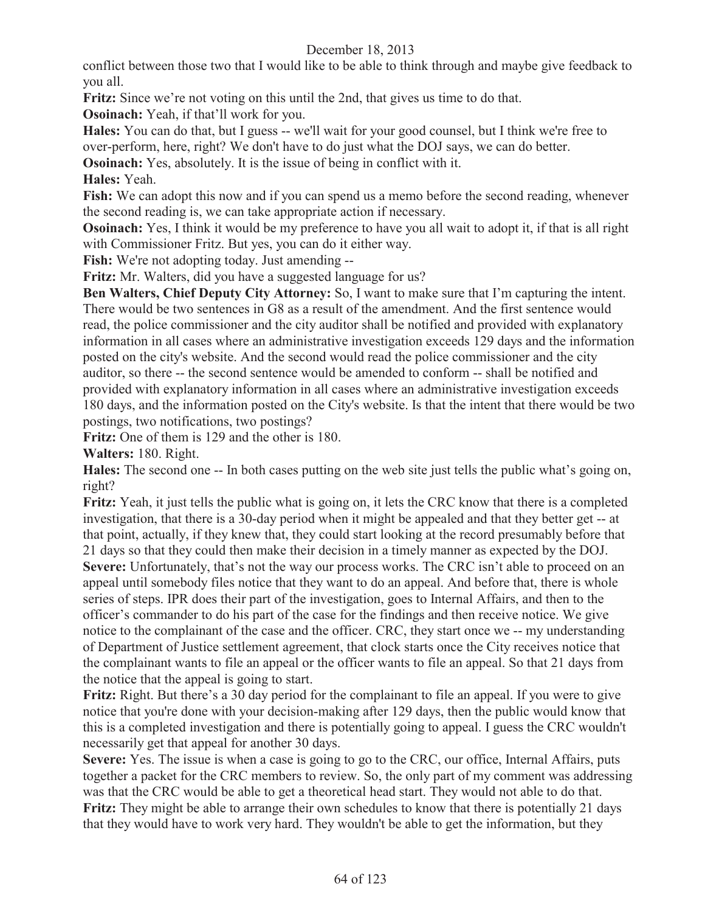conflict between those two that I would like to be able to think through and maybe give feedback to you all.

**Fritz:** Since we're not voting on this until the 2nd, that gives us time to do that.

**Osoinach:** Yeah, if that'll work for you.

**Hales:** You can do that, but I guess -- we'll wait for your good counsel, but I think we're free to over-perform, here, right? We don't have to do just what the DOJ says, we can do better.

**Osoinach:** Yes, absolutely. It is the issue of being in conflict with it.

**Hales:** Yeah.

**Fish:** We can adopt this now and if you can spend us a memo before the second reading, whenever the second reading is, we can take appropriate action if necessary.

**Osoinach:** Yes, I think it would be my preference to have you all wait to adopt it, if that is all right with Commissioner Fritz. But yes, you can do it either way.

**Fish:** We're not adopting today. Just amending --

**Fritz:** Mr. Walters, did you have a suggested language for us?

**Ben Walters, Chief Deputy City Attorney:** So, I want to make sure that I'm capturing the intent. There would be two sentences in G8 as a result of the amendment. And the first sentence would read, the police commissioner and the city auditor shall be notified and provided with explanatory information in all cases where an administrative investigation exceeds 129 days and the information posted on the city's website. And the second would read the police commissioner and the city auditor, so there -- the second sentence would be amended to conform -- shall be notified and provided with explanatory information in all cases where an administrative investigation exceeds 180 days, and the information posted on the City's website. Is that the intent that there would be two postings, two notifications, two postings?

**Fritz:** One of them is 129 and the other is 180.

**Walters:** 180. Right.

**Hales:** The second one -- In both cases putting on the web site just tells the public what's going on, right?

**Fritz:** Yeah, it just tells the public what is going on, it lets the CRC know that there is a completed investigation, that there is a 30-day period when it might be appealed and that they better get -- at that point, actually, if they knew that, they could start looking at the record presumably before that 21 days so that they could then make their decision in a timely manner as expected by the DOJ.

**Severe:** Unfortunately, that's not the way our process works. The CRC isn't able to proceed on an appeal until somebody files notice that they want to do an appeal. And before that, there is whole series of steps. IPR does their part of the investigation, goes to Internal Affairs, and then to the officer's commander to do his part of the case for the findings and then receive notice. We give notice to the complainant of the case and the officer. CRC, they start once we -- my understanding of Department of Justice settlement agreement, that clock starts once the City receives notice that the complainant wants to file an appeal or the officer wants to file an appeal. So that 21 days from the notice that the appeal is going to start.

**Fritz:** Right. But there's a 30 day period for the complainant to file an appeal. If you were to give notice that you're done with your decision-making after 129 days, then the public would know that this is a completed investigation and there is potentially going to appeal. I guess the CRC wouldn't necessarily get that appeal for another 30 days.

**Severe:** Yes. The issue is when a case is going to go to the CRC, our office, Internal Affairs, puts together a packet for the CRC members to review. So, the only part of my comment was addressing was that the CRC would be able to get a theoretical head start. They would not able to do that.

**Fritz:** They might be able to arrange their own schedules to know that there is potentially 21 days that they would have to work very hard. They wouldn't be able to get the information, but they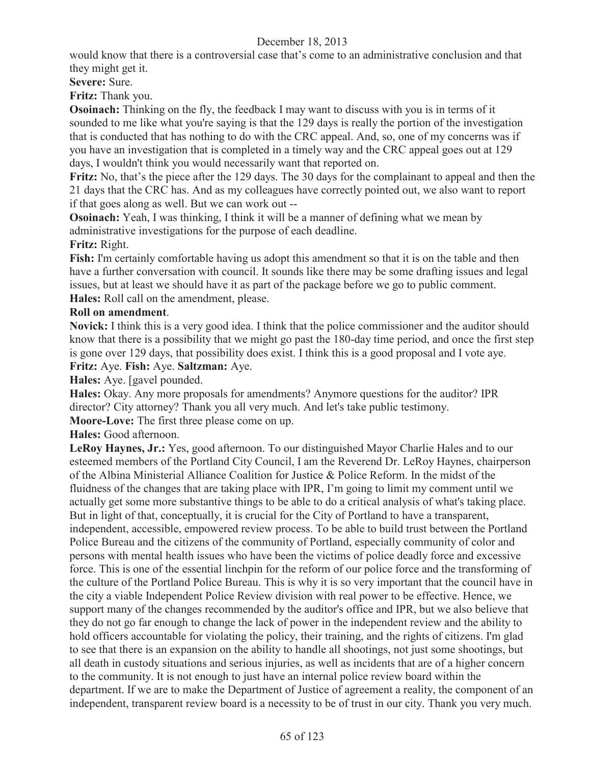would know that there is a controversial case that's come to an administrative conclusion and that they might get it.

**Severe:** Sure.

**Fritz:** Thank you.

**Osoinach:** Thinking on the fly, the feedback I may want to discuss with you is in terms of it sounded to me like what you're saying is that the 129 days is really the portion of the investigation that is conducted that has nothing to do with the CRC appeal. And, so, one of my concerns was if you have an investigation that is completed in a timely way and the CRC appeal goes out at 129 days, I wouldn't think you would necessarily want that reported on.

**Fritz:** No, that's the piece after the 129 days. The 30 days for the complainant to appeal and then the 21 days that the CRC has. And as my colleagues have correctly pointed out, we also want to report if that goes along as well. But we can work out --

**Osoinach:** Yeah, I was thinking, I think it will be a manner of defining what we mean by administrative investigations for the purpose of each deadline.

**Fritz:** Right.

**Fish:** I'm certainly comfortable having us adopt this amendment so that it is on the table and then have a further conversation with council. It sounds like there may be some drafting issues and legal issues, but at least we should have it as part of the package before we go to public comment.

**Hales:** Roll call on the amendment, please.

**Roll on amendment**.

**Novick:** I think this is a very good idea. I think that the police commissioner and the auditor should know that there is a possibility that we might go past the 180-day time period, and once the first step is gone over 129 days, that possibility does exist. I think this is a good proposal and I vote aye.

**Fritz:** Aye. **Fish:** Aye. **Saltzman:** Aye.

**Hales:** Aye. [gavel pounded.

**Hales:** Okay. Any more proposals for amendments? Anymore questions for the auditor? IPR director? City attorney? Thank you all very much. And let's take public testimony.

**Moore-Love:** The first three please come on up.

**Hales:** Good afternoon.

**LeRoy Haynes, Jr.:** Yes, good afternoon. To our distinguished Mayor Charlie Hales and to our esteemed members of the Portland City Council, I am the Reverend Dr. LeRoy Haynes, chairperson of the Albina Ministerial Alliance Coalition for Justice & Police Reform. In the midst of the fluidness of the changes that are taking place with IPR, I'm going to limit my comment until we actually get some more substantive things to be able to do a critical analysis of what's taking place. But in light of that, conceptually, it is crucial for the City of Portland to have a transparent, independent, accessible, empowered review process. To be able to build trust between the Portland Police Bureau and the citizens of the community of Portland, especially community of color and persons with mental health issues who have been the victims of police deadly force and excessive force. This is one of the essential linchpin for the reform of our police force and the transforming of the culture of the Portland Police Bureau. This is why it is so very important that the council have in the city a viable Independent Police Review division with real power to be effective. Hence, we support many of the changes recommended by the auditor's office and IPR, but we also believe that they do not go far enough to change the lack of power in the independent review and the ability to hold officers accountable for violating the policy, their training, and the rights of citizens. I'm glad to see that there is an expansion on the ability to handle all shootings, not just some shootings, but all death in custody situations and serious injuries, as well as incidents that are of a higher concern to the community. It is not enough to just have an internal police review board within the department. If we are to make the Department of Justice of agreement a reality, the component of an independent, transparent review board is a necessity to be of trust in our city. Thank you very much.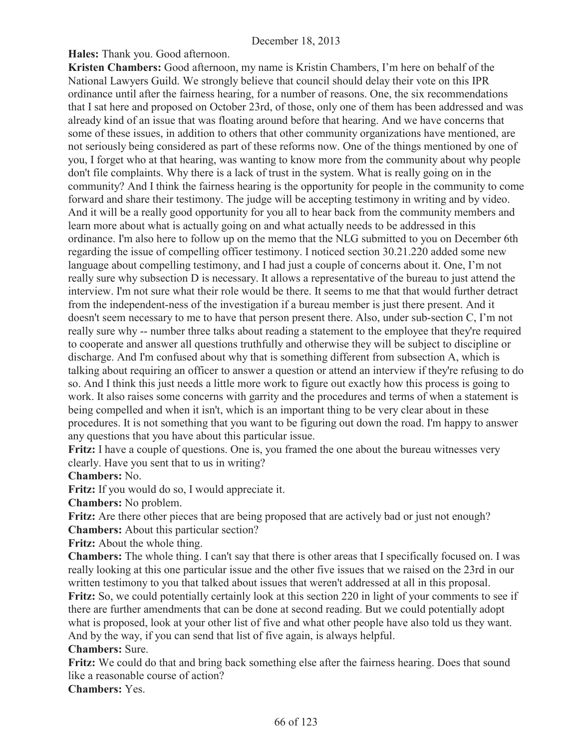**Hales:** Thank you. Good afternoon.

**Kristen Chambers:** Good afternoon, my name is Kristin Chambers, I'm here on behalf of the National Lawyers Guild. We strongly believe that council should delay their vote on this IPR ordinance until after the fairness hearing, for a number of reasons. One, the six recommendations that I sat here and proposed on October 23rd, of those, only one of them has been addressed and was already kind of an issue that was floating around before that hearing. And we have concerns that some of these issues, in addition to others that other community organizations have mentioned, are not seriously being considered as part of these reforms now. One of the things mentioned by one of you, I forget who at that hearing, was wanting to know more from the community about why people don't file complaints. Why there is a lack of trust in the system. What is really going on in the community? And I think the fairness hearing is the opportunity for people in the community to come forward and share their testimony. The judge will be accepting testimony in writing and by video. And it will be a really good opportunity for you all to hear back from the community members and learn more about what is actually going on and what actually needs to be addressed in this ordinance. I'm also here to follow up on the memo that the NLG submitted to you on December 6th regarding the issue of compelling officer testimony. I noticed section 30.21.220 added some new language about compelling testimony, and I had just a couple of concerns about it. One, I'm not really sure why subsection D is necessary. It allows a representative of the bureau to just attend the interview. I'm not sure what their role would be there. It seems to me that that would further detract from the independent-ness of the investigation if a bureau member is just there present. And it doesn't seem necessary to me to have that person present there. Also, under sub-section C, I'm not really sure why -- number three talks about reading a statement to the employee that they're required to cooperate and answer all questions truthfully and otherwise they will be subject to discipline or discharge. And I'm confused about why that is something different from subsection A, which is talking about requiring an officer to answer a question or attend an interview if they're refusing to do so. And I think this just needs a little more work to figure out exactly how this process is going to work. It also raises some concerns with garrity and the procedures and terms of when a statement is being compelled and when it isn't, which is an important thing to be very clear about in these procedures. It is not something that you want to be figuring out down the road. I'm happy to answer any questions that you have about this particular issue.

**Fritz:** I have a couple of questions. One is, you framed the one about the bureau witnesses very clearly. Have you sent that to us in writing?

**Chambers:** No.

**Fritz:** If you would do so, I would appreciate it.

**Chambers:** No problem.

**Fritz:** Are there other pieces that are being proposed that are actively bad or just not enough?

**Chambers:** About this particular section?

**Fritz:** About the whole thing.

**Chambers:** The whole thing. I can't say that there is other areas that I specifically focused on. I was really looking at this one particular issue and the other five issues that we raised on the 23rd in our written testimony to you that talked about issues that weren't addressed at all in this proposal.

**Fritz:** So, we could potentially certainly look at this section 220 in light of your comments to see if there are further amendments that can be done at second reading. But we could potentially adopt what is proposed, look at your other list of five and what other people have also told us they want. And by the way, if you can send that list of five again, is always helpful.

**Chambers:** Sure.

**Fritz:** We could do that and bring back something else after the fairness hearing. Does that sound like a reasonable course of action?

**Chambers:** Yes.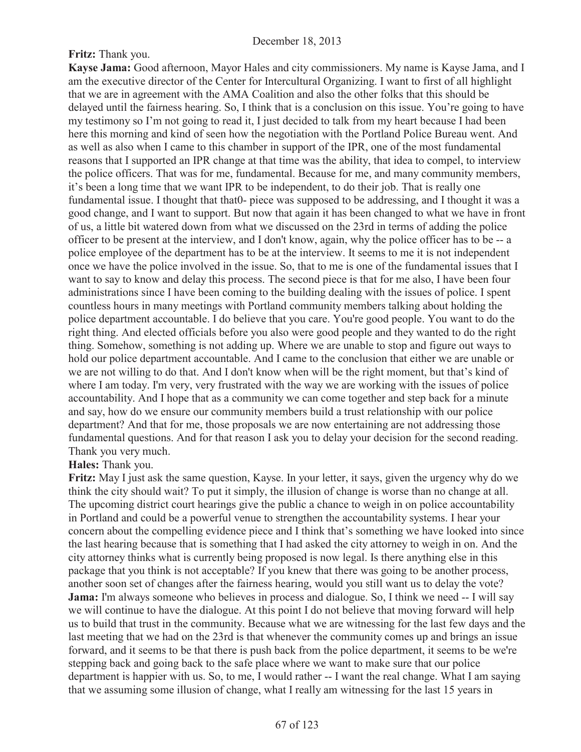**Fritz:** Thank you.

**Kayse Jama:** Good afternoon, Mayor Hales and city commissioners. My name is Kayse Jama, and I am the executive director of the Center for Intercultural Organizing. I want to first of all highlight that we are in agreement with the AMA Coalition and also the other folks that this should be delayed until the fairness hearing. So, I think that is a conclusion on this issue. You're going to have my testimony so I'm not going to read it, I just decided to talk from my heart because I had been here this morning and kind of seen how the negotiation with the Portland Police Bureau went. And as well as also when I came to this chamber in support of the IPR, one of the most fundamental reasons that I supported an IPR change at that time was the ability, that idea to compel, to interview the police officers. That was for me, fundamental. Because for me, and many community members, it's been a long time that we want IPR to be independent, to do their job. That is really one fundamental issue. I thought that that0- piece was supposed to be addressing, and I thought it was a good change, and I want to support. But now that again it has been changed to what we have in front of us, a little bit watered down from what we discussed on the 23rd in terms of adding the police officer to be present at the interview, and I don't know, again, why the police officer has to be -- a police employee of the department has to be at the interview. It seems to me it is not independent once we have the police involved in the issue. So, that to me is one of the fundamental issues that I want to say to know and delay this process. The second piece is that for me also, I have been four administrations since I have been coming to the building dealing with the issues of police. I spent countless hours in many meetings with Portland community members talking about holding the police department accountable. I do believe that you care. You're good people. You want to do the right thing. And elected officials before you also were good people and they wanted to do the right thing. Somehow, something is not adding up. Where we are unable to stop and figure out ways to hold our police department accountable. And I came to the conclusion that either we are unable or we are not willing to do that. And I don't know when will be the right moment, but that's kind of where I am today. I'm very, very frustrated with the way we are working with the issues of police accountability. And I hope that as a community we can come together and step back for a minute and say, how do we ensure our community members build a trust relationship with our police department? And that for me, those proposals we are now entertaining are not addressing those fundamental questions. And for that reason I ask you to delay your decision for the second reading. Thank you very much.

**Hales:** Thank you.

**Fritz:** May I just ask the same question, Kayse. In your letter, it says, given the urgency why do we think the city should wait? To put it simply, the illusion of change is worse than no change at all. The upcoming district court hearings give the public a chance to weigh in on police accountability in Portland and could be a powerful venue to strengthen the accountability systems. I hear your concern about the compelling evidence piece and I think that's something we have looked into since the last hearing because that is something that I had asked the city attorney to weigh in on. And the city attorney thinks what is currently being proposed is now legal. Is there anything else in this package that you think is not acceptable? If you knew that there was going to be another process, another soon set of changes after the fairness hearing, would you still want us to delay the vote?

**Jama:** I'm always someone who believes in process and dialogue. So, I think we need -- I will say we will continue to have the dialogue. At this point I do not believe that moving forward will help us to build that trust in the community. Because what we are witnessing for the last few days and the last meeting that we had on the 23rd is that whenever the community comes up and brings an issue forward, and it seems to be that there is push back from the police department, it seems to be we're stepping back and going back to the safe place where we want to make sure that our police department is happier with us. So, to me, I would rather -- I want the real change. What I am saying that we assuming some illusion of change, what I really am witnessing for the last 15 years in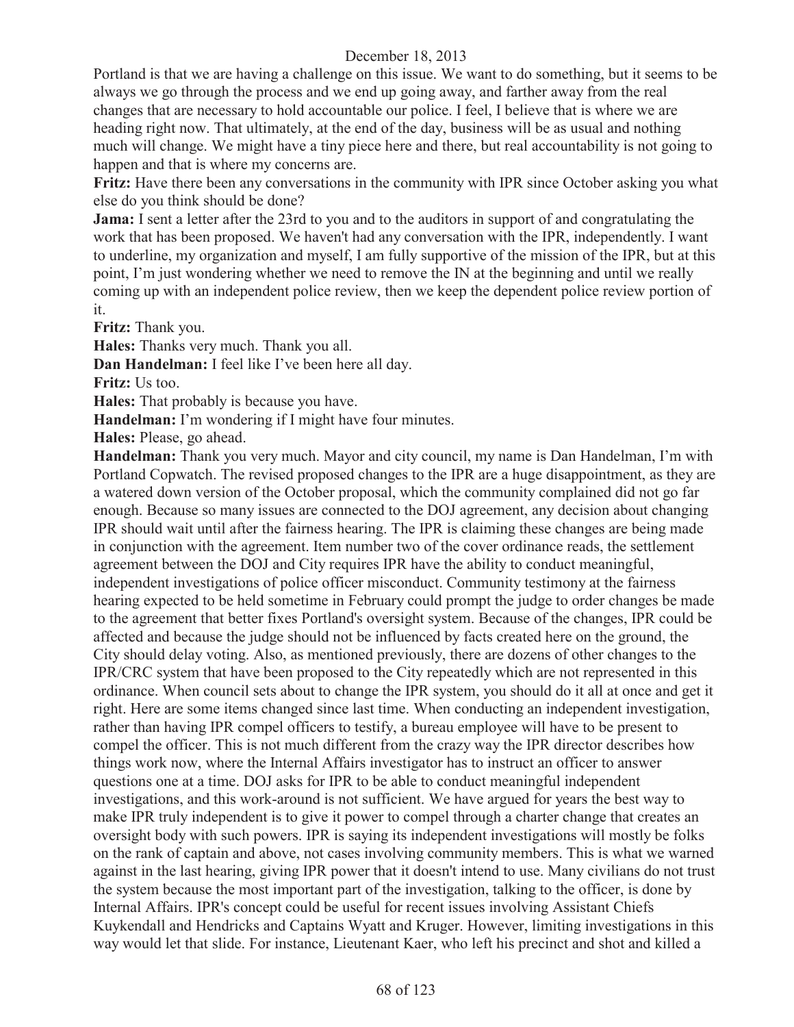Portland is that we are having a challenge on this issue. We want to do something, but it seems to be always we go through the process and we end up going away, and farther away from the real changes that are necessary to hold accountable our police. I feel, I believe that is where we are heading right now. That ultimately, at the end of the day, business will be as usual and nothing much will change. We might have a tiny piece here and there, but real accountability is not going to happen and that is where my concerns are.

**Fritz:** Have there been any conversations in the community with IPR since October asking you what else do you think should be done?

**Jama:** I sent a letter after the 23rd to you and to the auditors in support of and congratulating the work that has been proposed. We haven't had any conversation with the IPR, independently. I want to underline, my organization and myself, I am fully supportive of the mission of the IPR, but at this point, I'm just wondering whether we need to remove the IN at the beginning and until we really coming up with an independent police review, then we keep the dependent police review portion of it.

**Fritz:** Thank you.

**Hales:** Thanks very much. Thank you all.

**Dan Handelman:** I feel like I've been here all day.

**Fritz:** Us too.

**Hales:** That probably is because you have.

**Handelman:** I'm wondering if I might have four minutes.

**Hales:** Please, go ahead.

**Handelman:** Thank you very much. Mayor and city council, my name is Dan Handelman, I'm with Portland Copwatch. The revised proposed changes to the IPR are a huge disappointment, as they are a watered down version of the October proposal, which the community complained did not go far enough. Because so many issues are connected to the DOJ agreement, any decision about changing IPR should wait until after the fairness hearing. The IPR is claiming these changes are being made in conjunction with the agreement. Item number two of the cover ordinance reads, the settlement agreement between the DOJ and City requires IPR have the ability to conduct meaningful, independent investigations of police officer misconduct. Community testimony at the fairness hearing expected to be held sometime in February could prompt the judge to order changes be made to the agreement that better fixes Portland's oversight system. Because of the changes, IPR could be affected and because the judge should not be influenced by facts created here on the ground, the City should delay voting. Also, as mentioned previously, there are dozens of other changes to the IPR/CRC system that have been proposed to the City repeatedly which are not represented in this ordinance. When council sets about to change the IPR system, you should do it all at once and get it right. Here are some items changed since last time. When conducting an independent investigation, rather than having IPR compel officers to testify, a bureau employee will have to be present to compel the officer. This is not much different from the crazy way the IPR director describes how things work now, where the Internal Affairs investigator has to instruct an officer to answer questions one at a time. DOJ asks for IPR to be able to conduct meaningful independent investigations, and this work-around is not sufficient. We have argued for years the best way to make IPR truly independent is to give it power to compel through a charter change that creates an oversight body with such powers. IPR is saying its independent investigations will mostly be folks on the rank of captain and above, not cases involving community members. This is what we warned against in the last hearing, giving IPR power that it doesn't intend to use. Many civilians do not trust the system because the most important part of the investigation, talking to the officer, is done by Internal Affairs. IPR's concept could be useful for recent issues involving Assistant Chiefs Kuykendall and Hendricks and Captains Wyatt and Kruger. However, limiting investigations in this way would let that slide. For instance, Lieutenant Kaer, who left his precinct and shot and killed a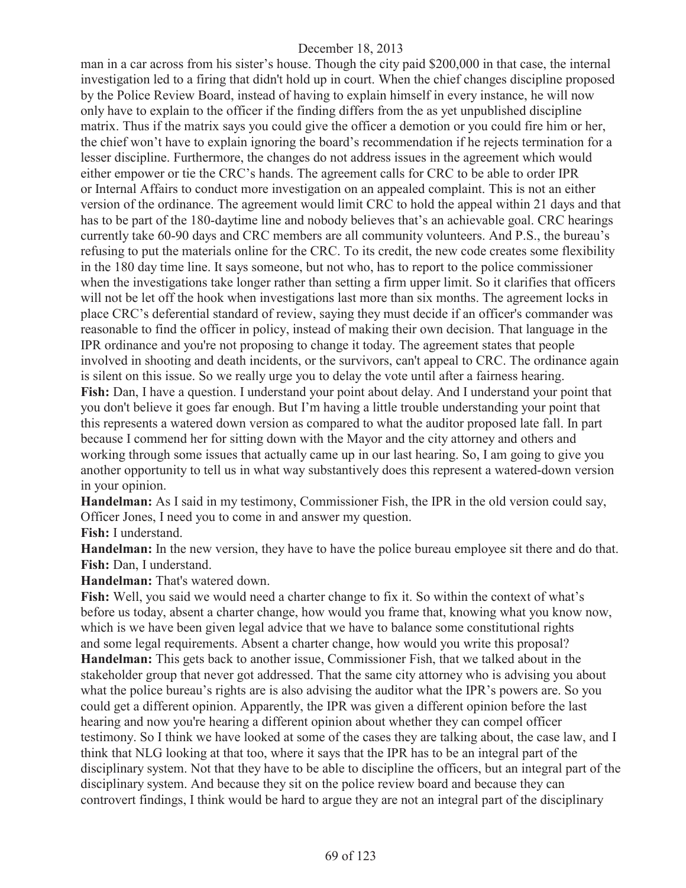man in a car across from his sister's house. Though the city paid $200,000 in that case, the internal investigation led to a firing that didn't hold up in court. When the chief changes discipline proposed by the Police Review Board, instead of having to explain himself in every instance, he will now only have to explain to the officer if the finding differs from the as yet unpublished discipline matrix. Thus if the matrix says you could give the officer a demotion or you could fire him or her, the chief won't have to explain ignoring the board's recommendation if he rejects termination for a lesser discipline. Furthermore, the changes do not address issues in the agreement which would either empower or tie the CRC's hands. The agreement calls for CRC to be able to order IPR or Internal Affairs to conduct more investigation on an appealed complaint. This is not an either version of the ordinance. The agreement would limit CRC to hold the appeal within 21 days and that has to be part of the 180-daytime line and nobody believes that's an achievable goal. CRC hearings currently take 60-90 days and CRC members are all community volunteers. And P.S., the bureau's refusing to put the materials online for the CRC. To its credit, the new code creates some flexibility in the 180 day time line. It says someone, but not who, has to report to the police commissioner when the investigations take longer rather than setting a firm upper limit. So it clarifies that officers will not be let off the hook when investigations last more than six months. The agreement locks in place CRC's deferential standard of review, saying they must decide if an officer's commander was reasonable to find the officer in policy, instead of making their own decision. That language in the IPR ordinance and you're not proposing to change it today. The agreement states that people involved in shooting and death incidents, or the survivors, can't appeal to CRC. The ordinance again is silent on this issue. So we really urge you to delay the vote until after a fairness hearing.

**Fish:** Dan, I have a question. I understand your point about delay. And I understand your point that you don't believe it goes far enough. But I'm having a little trouble understanding your point that this represents a watered down version as compared to what the auditor proposed late fall. In part because I commend her for sitting down with the Mayor and the city attorney and others and working through some issues that actually came up in our last hearing. So, I am going to give you another opportunity to tell us in what way substantively does this represent a watered-down version in your opinion.

**Handelman:** As I said in my testimony, Commissioner Fish, the IPR in the old version could say, Officer Jones, I need you to come in and answer my question.

**Fish:** I understand.

**Handelman:** In the new version, they have to have the police bureau employee sit there and do that.

**Fish:** Dan, I understand.

**Handelman:** That's watered down.

**Fish:** Well, you said we would need a charter change to fix it. So within the context of what's before us today, absent a charter change, how would you frame that, knowing what you know now, which is we have been given legal advice that we have to balance some constitutional rights and some legal requirements. Absent a charter change, how would you write this proposal?

**Handelman:** This gets back to another issue, Commissioner Fish, that we talked about in the stakeholder group that never got addressed. That the same city attorney who is advising you about what the police bureau's rights are is also advising the auditor what the IPR's powers are. So you could get a different opinion. Apparently, the IPR was given a different opinion before the last hearing and now you're hearing a different opinion about whether they can compel officer testimony. So I think we have looked at some of the cases they are talking about, the case law, and I think that NLG looking at that too, where it says that the IPR has to be an integral part of the disciplinary system. Not that they have to be able to discipline the officers, but an integral part of the disciplinary system. And because they sit on the police review board and because they can controvert findings, I think would be hard to argue they are not an integral part of the disciplinary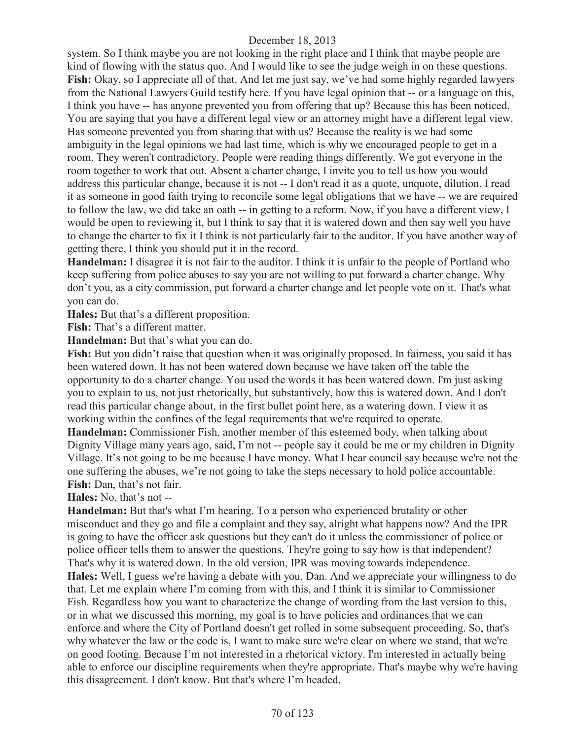system. So I think maybe you are not looking in the right place and I think that maybe people are kind of flowing with the status quo. And I would like to see the judge weigh in on these questions.

**Fish:** Okay, so I appreciate all of that. And let me just say, we've had some highly regarded lawyers from the National Lawyers Guild testify here. If you have legal opinion that -- or a language on this, I think you have -- has anyone prevented you from offering that up? Because this has been noticed. You are saying that you have a different legal view or an attorney might have a different legal view. Has someone prevented you from sharing that with us? Because the reality is we had some ambiguity in the legal opinions we had last time, which is why we encouraged people to get in a room. They weren't contradictory. People were reading things differently. We got everyone in the room together to work that out. Absent a charter change, I invite you to tell us how you would address this particular change, because it is not -- I don't read it as a quote, unquote, dilution. I read it as someone in good faith trying to reconcile some legal obligations that we have -- we are required to follow the law, we did take an oath -- in getting to a reform. Now, if you have a different view, I would be open to reviewing it, but I think to say that it is watered down and then say well you have to change the charter to fix it I think is not particularly fair to the auditor. If you have another way of getting there, I think you should put it in the record.

**Handelman:** I disagree it is not fair to the auditor. I think it is unfair to the people of Portland who keep suffering from police abuses to say you are not willing to put forward a charter change. Why don't you, as a city commission, put forward a charter change and let people vote on it. That's what you can do.

**Hales:** But that's a different proposition.

**Fish:** That's a different matter.

**Handelman:** But that's what you can do.

**Fish:** But you didn't raise that question when it was originally proposed. In fairness, you said it has been watered down. It has not been watered down because we have taken off the table the opportunity to do a charter change. You used the words it has been watered down. I'm just asking you to explain to us, not just rhetorically, but substantively, how this is watered down. And I don't read this particular change about, in the first bullet point here, as a watering down. I view it as working within the confines of the legal requirements that we're required to operate.

**Handelman:** Commissioner Fish, another member of this esteemed body, when talking about Dignity Village many years ago, said, I'm not -- people say it could be me or my children in Dignity Village. It's not going to be me because I have money. What I hear council say because we're not the one suffering the abuses, we're not going to take the steps necessary to hold police accountable.

**Fish:** Dan, that's not fair.

**Hales:** No, that's not --

**Handelman:** But that's what I'm hearing. To a person who experienced brutality or other misconduct and they go and file a complaint and they say, alright what happens now? And the IPR is going to have the officer ask questions but they can't do it unless the commissioner of police or police officer tells them to answer the questions. They're going to say how is that independent? That's why it is watered down. In the old version, IPR was moving towards independence.

**Hales:** Well, I guess we're having a debate with you, Dan. And we appreciate your willingness to do that. Let me explain where I'm coming from with this, and I think it is similar to Commissioner Fish. Regardless how you want to characterize the change of wording from the last version to this, or in what we discussed this morning, my goal is to have policies and ordinances that we can enforce and where the City of Portland doesn't get rolled in some subsequent proceeding. So, that's why whatever the law or the code is, I want to make sure we're clear on where we stand, that we're on good footing. Because I'm not interested in a rhetorical victory. I'm interested in actually being able to enforce our discipline requirements when they're appropriate. That's maybe why we're having this disagreement. I don't know. But that's where I'm headed.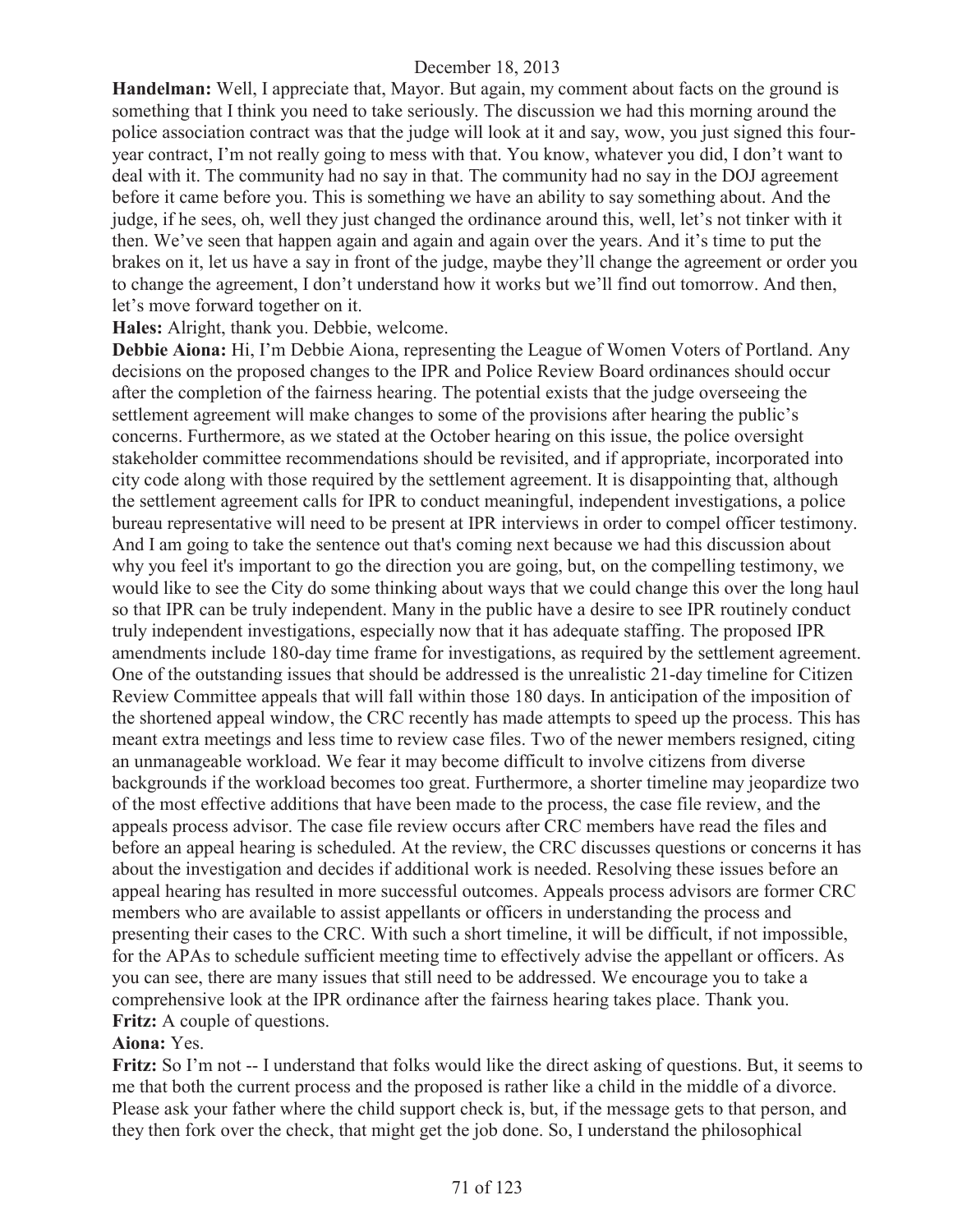**Handelman:** Well, I appreciate that, Mayor. But again, my comment about facts on the ground is something that I think you need to take seriously. The discussion we had this morning around the police association contract was that the judge will look at it and say, wow, you just signed this four-year contract, I'm not really going to mess with that. You know, whatever you did, I don't want to deal with it. The community had no say in that. The community had no say in the DOJ agreement before it came before you. This is something we have an ability to say something about. And the judge, if he sees, oh, well they just changed the ordinance around this, well, let's not tinker with it then. We've seen that happen again and again and again over the years. And it's time to put the brakes on it, let us have a say in front of the judge, maybe they'll change the agreement or order you to change the agreement, I don't understand how it works but we'll find out tomorrow. And then, let's move forward together on it.

**Hales:** Alright, thank you. Debbie, welcome.

**Debbie Aiona:** Hi, I'm Debbie Aiona, representing the League of Women Voters of Portland. Any decisions on the proposed changes to the IPR and Police Review Board ordinances should occur after the completion of the fairness hearing. The potential exists that the judge overseeing the settlement agreement will make changes to some of the provisions after hearing the public's concerns. Furthermore, as we stated at the October hearing on this issue, the police oversight stakeholder committee recommendations should be revisited, and if appropriate, incorporated into city code along with those required by the settlement agreement. It is disappointing that, although the settlement agreement calls for IPR to conduct meaningful, independent investigations, a police bureau representative will need to be present at IPR interviews in order to compel officer testimony. And I am going to take the sentence out that's coming next because we had this discussion about why you feel it's important to go the direction you are going, but, on the compelling testimony, we would like to see the City do some thinking about ways that we could change this over the long haul so that IPR can be truly independent. Many in the public have a desire to see IPR routinely conduct truly independent investigations, especially now that it has adequate staffing. The proposed IPR amendments include 180-day time frame for investigations, as required by the settlement agreement. One of the outstanding issues that should be addressed is the unrealistic 21-day timeline for Citizen Review Committee appeals that will fall within those 180 days. In anticipation of the imposition of the shortened appeal window, the CRC recently has made attempts to speed up the process. This has meant extra meetings and less time to review case files. Two of the newer members resigned, citing an unmanageable workload. We fear it may become difficult to involve citizens from diverse backgrounds if the workload becomes too great. Furthermore, a shorter timeline may jeopardize two of the most effective additions that have been made to the process, the case file review, and the appeals process advisor. The case file review occurs after CRC members have read the files and before an appeal hearing is scheduled. At the review, the CRC discusses questions or concerns it has about the investigation and decides if additional work is needed. Resolving these issues before an appeal hearing has resulted in more successful outcomes. Appeals process advisors are former CRC members who are available to assist appellants or officers in understanding the process and presenting their cases to the CRC. With such a short timeline, it will be difficult, if not impossible, for the APAs to schedule sufficient meeting time to effectively advise the appellant or officers. As you can see, there are many issues that still need to be addressed. We encourage you to take a comprehensive look at the IPR ordinance after the fairness hearing takes place. Thank you.

**Fritz:** A couple of questions.

**Aiona:** Yes.

**Fritz:** So I'm not -- I understand that folks would like the direct asking of questions. But, it seems to me that both the current process and the proposed is rather like a child in the middle of a divorce. Please ask your father where the child support check is, but, if the message gets to that person, and they then fork over the check, that might get the job done. So, I understand the philosophical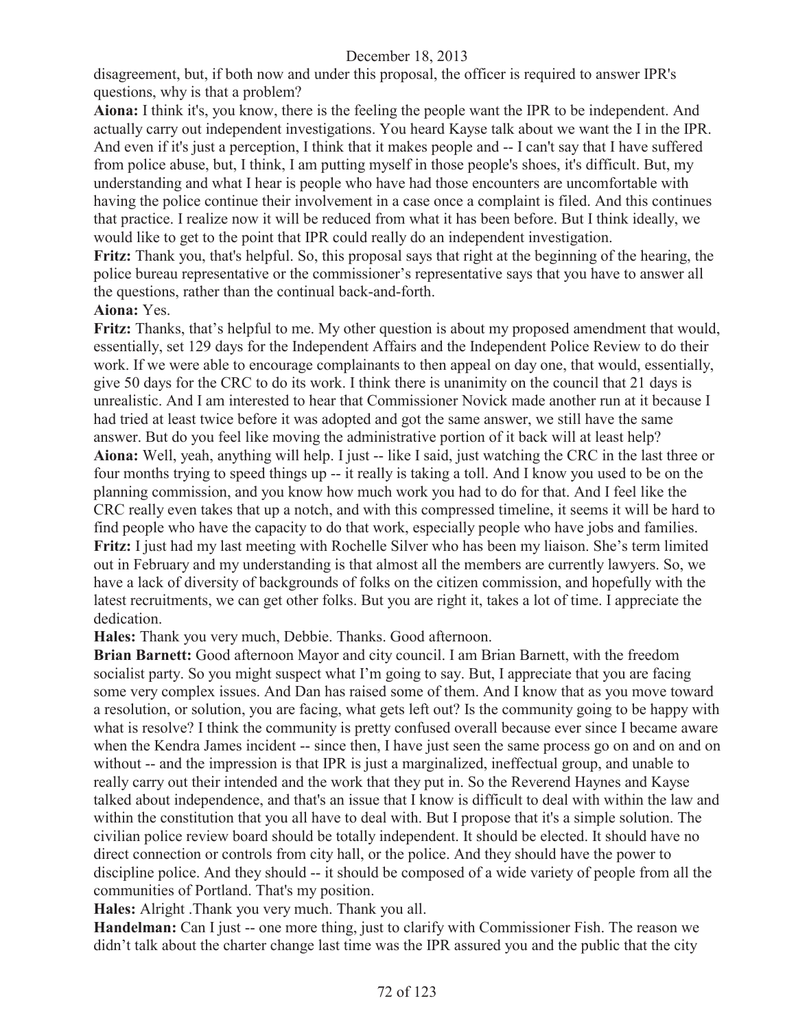disagreement, but, if both now and under this proposal, the officer is required to answer IPR's questions, why is that a problem?

**Aiona:** I think it's, you know, there is the feeling the people want the IPR to be independent. And actually carry out independent investigations. You heard Kayse talk about we want the I in the IPR. And even if it's just a perception, I think that it makes people and -- I can't say that I have suffered from police abuse, but, I think, I am putting myself in those people's shoes, it's difficult. But, my understanding and what I hear is people who have had those encounters are uncomfortable with having the police continue their involvement in a case once a complaint is filed. And this continues that practice. I realize now it will be reduced from what it has been before. But I think ideally, we would like to get to the point that IPR could really do an independent investigation.

**Fritz:** Thank you, that's helpful. So, this proposal says that right at the beginning of the hearing, the police bureau representative or the commissioner's representative says that you have to answer all the questions, rather than the continual back-and-forth.

**Aiona:** Yes.

**Fritz:** Thanks, that's helpful to me. My other question is about my proposed amendment that would, essentially, set 129 days for the Independent Affairs and the Independent Police Review to do their work. If we were able to encourage complainants to then appeal on day one, that would, essentially, give 50 days for the CRC to do its work. I think there is unanimity on the council that 21 days is unrealistic. And I am interested to hear that Commissioner Novick made another run at it because I had tried at least twice before it was adopted and got the same answer, we still have the same answer. But do you feel like moving the administrative portion of it back will at least help?

**Aiona:** Well, yeah, anything will help. I just -- like I said, just watching the CRC in the last three or four months trying to speed things up -- it really is taking a toll. And I know you used to be on the planning commission, and you know how much work you had to do for that. And I feel like the CRC really even takes that up a notch, and with this compressed timeline, it seems it will be hard to find people who have the capacity to do that work, especially people who have jobs and families.

**Fritz:** I just had my last meeting with Rochelle Silver who has been my liaison. She's term limited out in February and my understanding is that almost all the members are currently lawyers. So, we have a lack of diversity of backgrounds of folks on the citizen commission, and hopefully with the latest recruitments, we can get other folks. But you are right it, takes a lot of time. I appreciate the dedication.

**Hales:** Thank you very much, Debbie. Thanks. Good afternoon.

**Brian Barnett:** Good afternoon Mayor and city council. I am Brian Barnett, with the freedom socialist party. So you might suspect what I'm going to say. But, I appreciate that you are facing some very complex issues. And Dan has raised some of them. And I know that as you move toward a resolution, or solution, you are facing, what gets left out? Is the community going to be happy with what is resolve? I think the community is pretty confused overall because ever since I became aware when the Kendra James incident -- since then, I have just seen the same process go on and on and on without -- and the impression is that IPR is just a marginalized, ineffectual group, and unable to really carry out their intended and the work that they put in. So the Reverend Haynes and Kayse talked about independence, and that's an issue that I know is difficult to deal with within the law and within the constitution that you all have to deal with. But I propose that it's a simple solution. The civilian police review board should be totally independent. It should be elected. It should have no direct connection or controls from city hall, or the police. And they should have the power to discipline police. And they should -- it should be composed of a wide variety of people from all the communities of Portland. That's my position.

**Hales:** Alright .Thank you very much. Thank you all.

**Handelman:** Can I just -- one more thing, just to clarify with Commissioner Fish. The reason we didn't talk about the charter change last time was the IPR assured you and the public that the city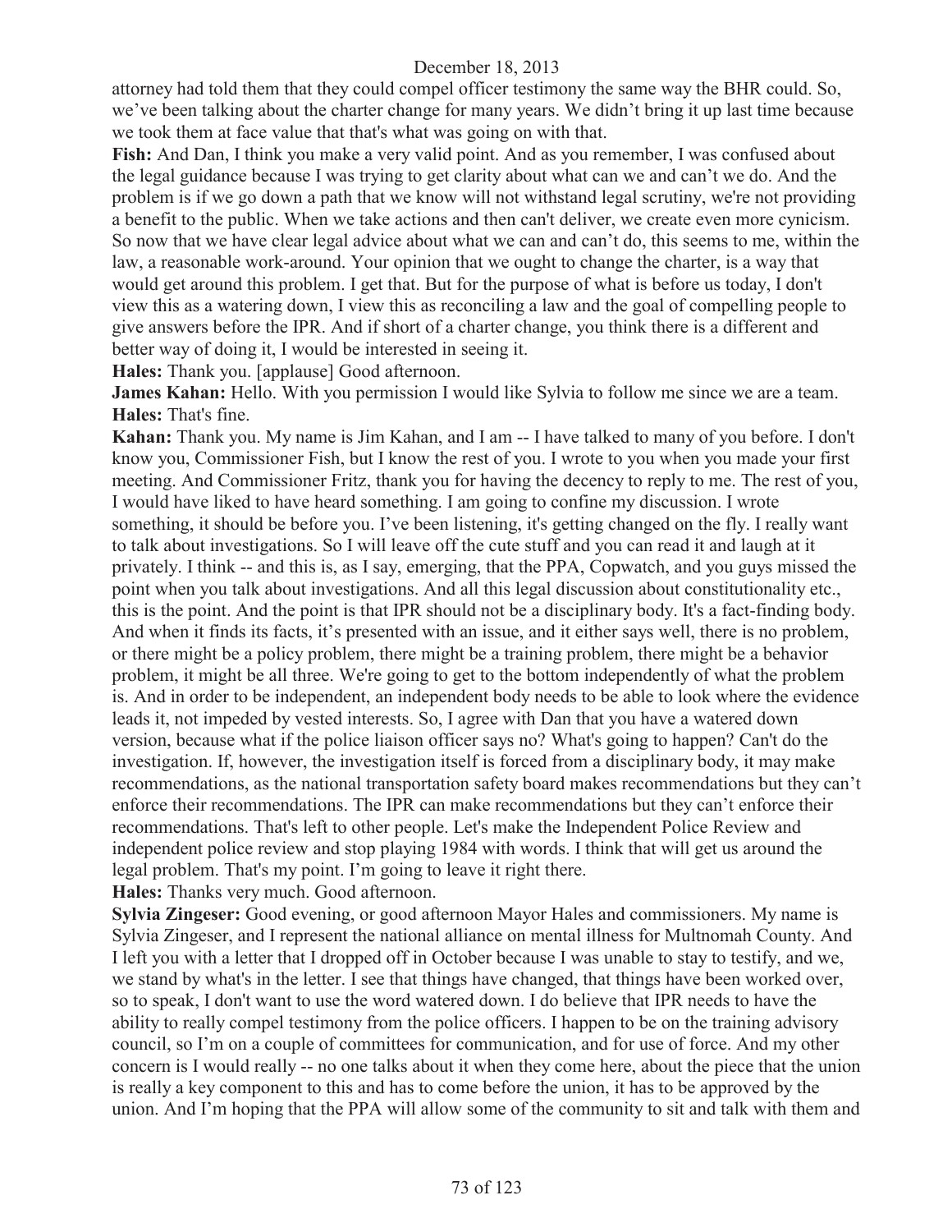attorney had told them that they could compel officer testimony the same way the BHR could. So, we've been talking about the charter change for many years. We didn't bring it up last time because we took them at face value that that's what was going on with that.

**Fish:** And Dan, I think you make a very valid point. And as you remember, I was confused about the legal guidance because I was trying to get clarity about what can we and can't we do. And the problem is if we go down a path that we know will not withstand legal scrutiny, we're not providing a benefit to the public. When we take actions and then can't deliver, we create even more cynicism. So now that we have clear legal advice about what we can and can't do, this seems to me, within the law, a reasonable work-around. Your opinion that we ought to change the charter, is a way that would get around this problem. I get that. But for the purpose of what is before us today, I don't view this as a watering down, I view this as reconciling a law and the goal of compelling people to give answers before the IPR. And if short of a charter change, you think there is a different and better way of doing it, I would be interested in seeing it.

**Hales:** Thank you. [applause] Good afternoon.

**James Kahan:** Hello. With you permission I would like Sylvia to follow me since we are a team.

**Hales:** That's fine.

**Kahan:** Thank you. My name is Jim Kahan, and I am -- I have talked to many of you before. I don't know you, Commissioner Fish, but I know the rest of you. I wrote to you when you made your first meeting. And Commissioner Fritz, thank you for having the decency to reply to me. The rest of you, I would have liked to have heard something. I am going to confine my discussion. I wrote something, it should be before you. I've been listening, it's getting changed on the fly. I really want to talk about investigations. So I will leave off the cute stuff and you can read it and laugh at it privately. I think -- and this is, as I say, emerging, that the PPA, Copwatch, and you guys missed the point when you talk about investigations. And all this legal discussion about constitutionality etc., this is the point. And the point is that IPR should not be a disciplinary body. It's a fact-finding body. And when it finds its facts, it's presented with an issue, and it either says well, there is no problem, or there might be a policy problem, there might be a training problem, there might be a behavior problem, it might be all three. We're going to get to the bottom independently of what the problem is. And in order to be independent, an independent body needs to be able to look where the evidence leads it, not impeded by vested interests. So, I agree with Dan that you have a watered down version, because what if the police liaison officer says no? What's going to happen? Can't do the investigation. If, however, the investigation itself is forced from a disciplinary body, it may make recommendations, as the national transportation safety board makes recommendations but they can't enforce their recommendations. The IPR can make recommendations but they can't enforce their recommendations. That's left to other people. Let's make the Independent Police Review and independent police review and stop playing 1984 with words. I think that will get us around the legal problem. That's my point. I'm going to leave it right there.

**Hales:** Thanks very much. Good afternoon.

**Sylvia Zingeser:** Good evening, or good afternoon Mayor Hales and commissioners. My name is Sylvia Zingeser, and I represent the national alliance on mental illness for Multnomah County. And I left you with a letter that I dropped off in October because I was unable to stay to testify, and we, we stand by what's in the letter. I see that things have changed, that things have been worked over, so to speak, I don't want to use the word watered down. I do believe that IPR needs to have the ability to really compel testimony from the police officers. I happen to be on the training advisory council, so I'm on a couple of committees for communication, and for use of force. And my other concern is I would really -- no one talks about it when they come here, about the piece that the union is really a key component to this and has to come before the union, it has to be approved by the union. And I'm hoping that the PPA will allow some of the community to sit and talk with them and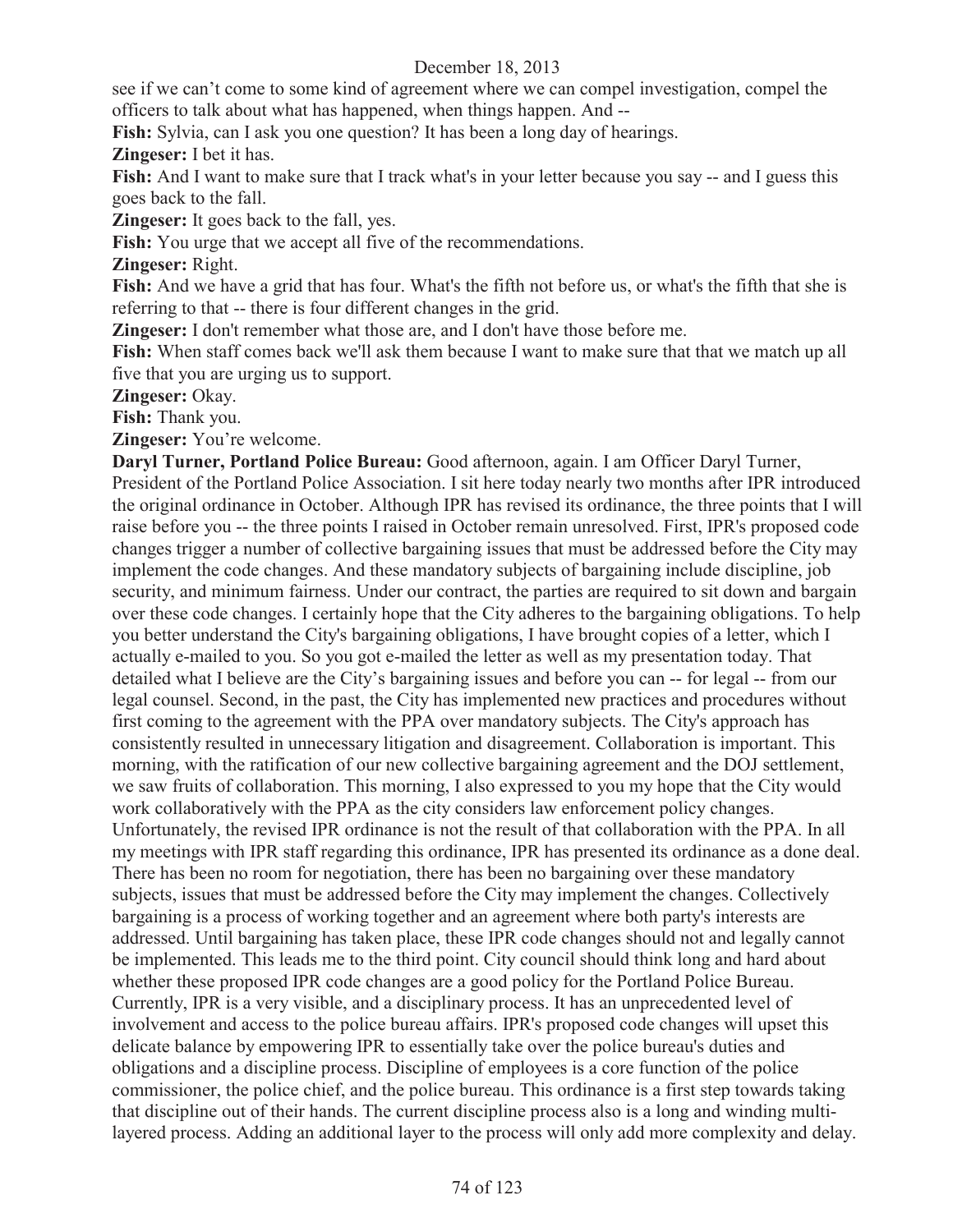see if we can't come to some kind of agreement where we can compel investigation, compel the officers to talk about what has happened, when things happen. And --

**Fish:** Sylvia, can I ask you one question? It has been a long day of hearings.

**Zingeser:** I bet it has.

**Fish:** And I want to make sure that I track what's in your letter because you say -- and I guess this goes back to the fall.

**Zingeser:** It goes back to the fall, yes.

**Fish:** You urge that we accept all five of the recommendations.

**Zingeser:** Right.

**Fish:** And we have a grid that has four. What's the fifth not before us, or what's the fifth that she is referring to that -- there is four different changes in the grid.

**Zingeser:** I don't remember what those are, and I don't have those before me.

**Fish:** When staff comes back we'll ask them because I want to make sure that that we match up all five that you are urging us to support.

**Zingeser:** Okay.

**Fish:** Thank you.

**Zingeser:** You're welcome.

**Daryl Turner, Portland Police Bureau:** Good afternoon, again. I am Officer Daryl Turner, President of the Portland Police Association. I sit here today nearly two months after IPR introduced the original ordinance in October. Although IPR has revised its ordinance, the three points that I will raise before you -- the three points I raised in October remain unresolved. First, IPR's proposed code changes trigger a number of collective bargaining issues that must be addressed before the City may implement the code changes. And these mandatory subjects of bargaining include discipline, job security, and minimum fairness. Under our contract, the parties are required to sit down and bargain over these code changes. I certainly hope that the City adheres to the bargaining obligations. To help you better understand the City's bargaining obligations, I have brought copies of a letter, which I actually e-mailed to you. So you got e-mailed the letter as well as my presentation today. That detailed what I believe are the City's bargaining issues and before you can -- for legal -- from our legal counsel. Second, in the past, the City has implemented new practices and procedures without first coming to the agreement with the PPA over mandatory subjects. The City's approach has consistently resulted in unnecessary litigation and disagreement. Collaboration is important. This morning, with the ratification of our new collective bargaining agreement and the DOJ settlement, we saw fruits of collaboration. This morning, I also expressed to you my hope that the City would work collaboratively with the PPA as the city considers law enforcement policy changes. Unfortunately, the revised IPR ordinance is not the result of that collaboration with the PPA. In all my meetings with IPR staff regarding this ordinance, IPR has presented its ordinance as a done deal. There has been no room for negotiation, there has been no bargaining over these mandatory subjects, issues that must be addressed before the City may implement the changes. Collectively bargaining is a process of working together and an agreement where both party's interests are addressed. Until bargaining has taken place, these IPR code changes should not and legally cannot be implemented. This leads me to the third point. City council should think long and hard about whether these proposed IPR code changes are a good policy for the Portland Police Bureau. Currently, IPR is a very visible, and a disciplinary process. It has an unprecedented level of involvement and access to the police bureau affairs. IPR's proposed code changes will upset this delicate balance by empowering IPR to essentially take over the police bureau's duties and obligations and a discipline process. Discipline of employees is a core function of the police commissioner, the police chief, and the police bureau. This ordinance is a first step towards taking that discipline out of their hands. The current discipline process also is a long and winding multi-layered process. Adding an additional layer to the process will only add more complexity and delay.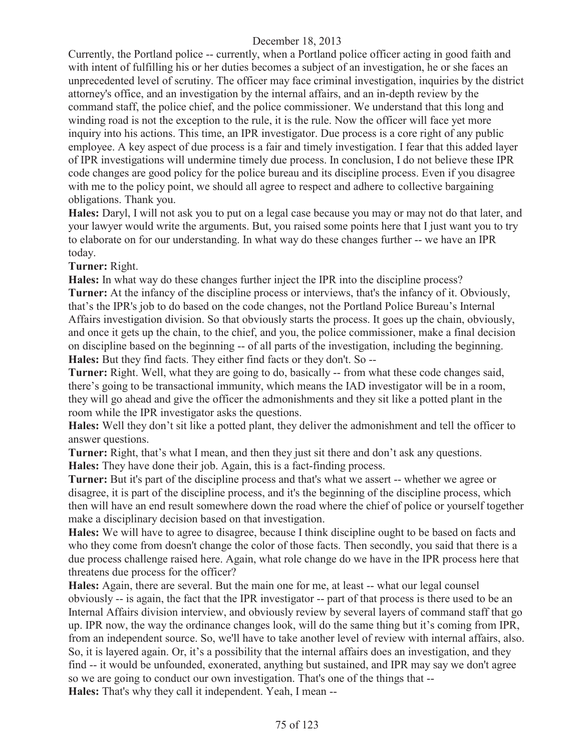Currently, the Portland police -- currently, when a Portland police officer acting in good faith and with intent of fulfilling his or her duties becomes a subject of an investigation, he or she faces an unprecedented level of scrutiny. The officer may face criminal investigation, inquiries by the district attorney's office, and an investigation by the internal affairs, and an in-depth review by the command staff, the police chief, and the police commissioner. We understand that this long and winding road is not the exception to the rule, it is the rule. Now the officer will face yet more inquiry into his actions. This time, an IPR investigator. Due process is a core right of any public employee. A key aspect of due process is a fair and timely investigation. I fear that this added layer of IPR investigations will undermine timely due process. In conclusion, I do not believe these IPR code changes are good policy for the police bureau and its discipline process. Even if you disagree with me to the policy point, we should all agree to respect and adhere to collective bargaining obligations. Thank you.

**Hales:** Daryl, I will not ask you to put on a legal case because you may or may not do that later, and your lawyer would write the arguments. But, you raised some points here that I just want you to try to elaborate on for our understanding. In what way do these changes further -- we have an IPR today.

**Turner:** Right.

**Hales:** In what way do these changes further inject the IPR into the discipline process?

**Turner:** At the infancy of the discipline process or interviews, that's the infancy of it. Obviously, that's the IPR's job to do based on the code changes, not the Portland Police Bureau's Internal Affairs investigation division. So that obviously starts the process. It goes up the chain, obviously, and once it gets up the chain, to the chief, and you, the police commissioner, make a final decision on discipline based on the beginning -- of all parts of the investigation, including the beginning.

**Hales:** But they find facts. They either find facts or they don't. So --

**Turner:** Right. Well, what they are going to do, basically -- from what these code changes said, there's going to be transactional immunity, which means the IAD investigator will be in a room, they will go ahead and give the officer the admonishments and they sit like a potted plant in the room while the IPR investigator asks the questions.

**Hales:** Well they don't sit like a potted plant, they deliver the admonishment and tell the officer to answer questions.

**Turner:** Right, that's what I mean, and then they just sit there and don't ask any questions.

**Hales:** They have done their job. Again, this is a fact-finding process.

**Turner:** But it's part of the discipline process and that's what we assert -- whether we agree or disagree, it is part of the discipline process, and it's the beginning of the discipline process, which then will have an end result somewhere down the road where the chief of police or yourself together make a disciplinary decision based on that investigation.

**Hales:** We will have to agree to disagree, because I think discipline ought to be based on facts and who they come from doesn't change the color of those facts. Then secondly, you said that there is a due process challenge raised here. Again, what role change do we have in the IPR process here that threatens due process for the officer?

**Hales:** Again, there are several. But the main one for me, at least -- what our legal counsel obviously -- is again, the fact that the IPR investigator -- part of that process is there used to be an Internal Affairs division interview, and obviously review by several layers of command staff that go up. IPR now, the way the ordinance changes look, will do the same thing but it's coming from IPR, from an independent source. So, we'll have to take another level of review with internal affairs, also. So, it is layered again. Or, it's a possibility that the internal affairs does an investigation, and they find -- it would be unfounded, exonerated, anything but sustained, and IPR may say we don't agree so we are going to conduct our own investigation. That's one of the things that --

**Hales:** That's why they call it independent. Yeah, I mean --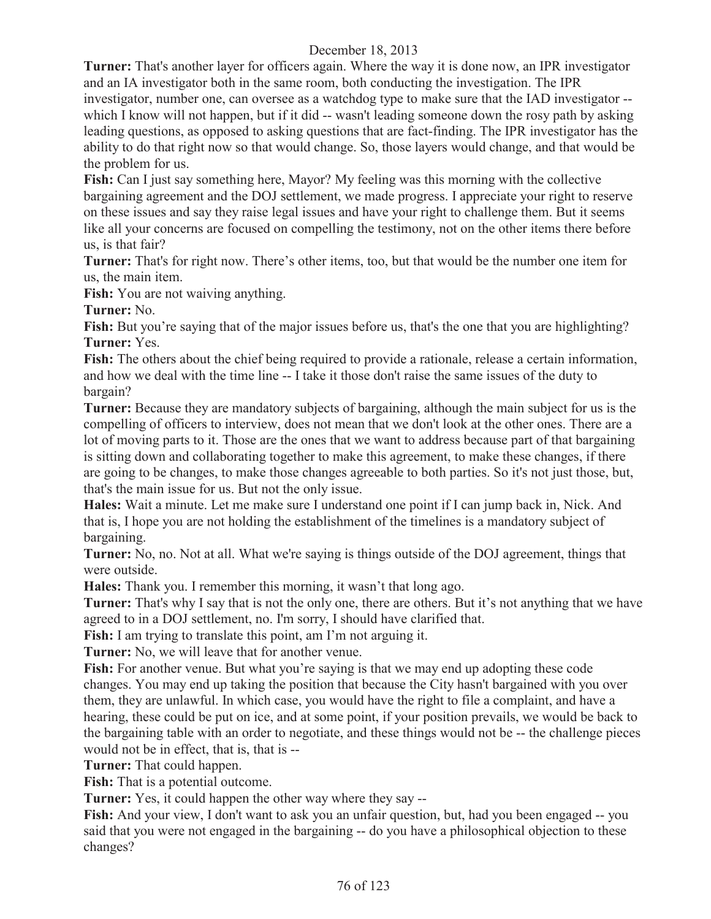**Turner:** That's another layer for officers again. Where the way it is done now, an IPR investigator and an IA investigator both in the same room, both conducting the investigation. The IPR investigator, number one, can oversee as a watchdog type to make sure that the IAD investigator -- which I know will not happen, but if it did -- wasn't leading someone down the rosy path by asking leading questions, as opposed to asking questions that are fact-finding. The IPR investigator has the ability to do that right now so that would change. So, those layers would change, and that would be the problem for us.

**Fish:** Can I just say something here, Mayor? My feeling was this morning with the collective bargaining agreement and the DOJ settlement, we made progress. I appreciate your right to reserve on these issues and say they raise legal issues and have your right to challenge them. But it seems like all your concerns are focused on compelling the testimony, not on the other items there before us, is that fair?

**Turner:** That's for right now. There's other items, too, but that would be the number one item for us, the main item.

**Fish:** You are not waiving anything.

**Turner:** No.

**Fish:** But you're saying that of the major issues before us, that's the one that you are highlighting?

**Turner:** Yes.

**Fish:** The others about the chief being required to provide a rationale, release a certain information, and how we deal with the time line -- I take it those don't raise the same issues of the duty to bargain?

**Turner:** Because they are mandatory subjects of bargaining, although the main subject for us is the compelling of officers to interview, does not mean that we don't look at the other ones. There are a lot of moving parts to it. Those are the ones that we want to address because part of that bargaining is sitting down and collaborating together to make this agreement, to make these changes, if there are going to be changes, to make those changes agreeable to both parties. So it's not just those, but, that's the main issue for us. But not the only issue.

**Hales:** Wait a minute. Let me make sure I understand one point if I can jump back in, Nick. And that is, I hope you are not holding the establishment of the timelines is a mandatory subject of bargaining.

**Turner:** No, no. Not at all. What we're saying is things outside of the DOJ agreement, things that were outside.

**Hales:** Thank you. I remember this morning, it wasn't that long ago.

**Turner:** That's why I say that is not the only one, there are others. But it's not anything that we have agreed to in a DOJ settlement, no. I'm sorry, I should have clarified that.

**Fish:** I am trying to translate this point, am I'm not arguing it.

**Turner:** No, we will leave that for another venue.

**Fish:** For another venue. But what you're saying is that we may end up adopting these code changes. You may end up taking the position that because the City hasn't bargained with you over them, they are unlawful. In which case, you would have the right to file a complaint, and have a hearing, these could be put on ice, and at some point, if your position prevails, we would be back to the bargaining table with an order to negotiate, and these things would not be -- the challenge pieces would not be in effect, that is, that is --

**Turner:** That could happen.

**Fish:** That is a potential outcome.

**Turner:** Yes, it could happen the other way where they say --

**Fish:** And your view, I don't want to ask you an unfair question, but, had you been engaged -- you said that you were not engaged in the bargaining -- do you have a philosophical objection to these changes?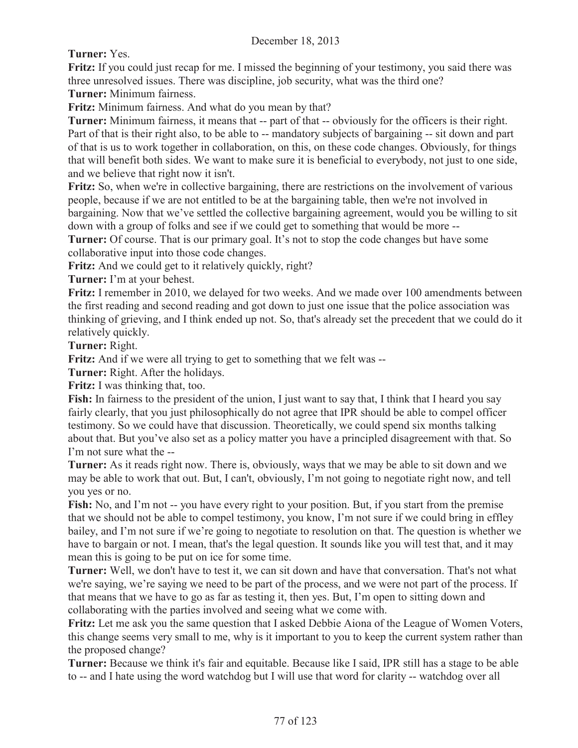**Turner:** Yes.

**Fritz:** If you could just recap for me. I missed the beginning of your testimony, you said there was three unresolved issues. There was discipline, job security, what was the third one?

**Turner:** Minimum fairness.

**Fritz:** Minimum fairness. And what do you mean by that?

**Turner:** Minimum fairness, it means that -- part of that -- obviously for the officers is their right. Part of that is their right also, to be able to -- mandatory subjects of bargaining -- sit down and part of that is us to work together in collaboration, on this, on these code changes. Obviously, for things that will benefit both sides. We want to make sure it is beneficial to everybody, not just to one side, and we believe that right now it isn't.

**Fritz:** So, when we're in collective bargaining, there are restrictions on the involvement of various people, because if we are not entitled to be at the bargaining table, then we're not involved in bargaining. Now that we've settled the collective bargaining agreement, would you be willing to sit down with a group of folks and see if we could get to something that would be more --

**Turner:** Of course. That is our primary goal. It's not to stop the code changes but have some collaborative input into those code changes.

**Fritz:** And we could get to it relatively quickly, right?

**Turner:** I'm at your behest.

**Fritz:** I remember in 2010, we delayed for two weeks. And we made over 100 amendments between the first reading and second reading and got down to just one issue that the police association was thinking of grieving, and I think ended up not. So, that's already set the precedent that we could do it relatively quickly.

**Turner:** Right.

**Fritz:** And if we were all trying to get to something that we felt was --

**Turner:** Right. After the holidays.

**Fritz:** I was thinking that, too.

**Fish:** In fairness to the president of the union, I just want to say that, I think that I heard you say fairly clearly, that you just philosophically do not agree that IPR should be able to compel officer testimony. So we could have that discussion. Theoretically, we could spend six months talking about that. But you've also set as a policy matter you have a principled disagreement with that. So I'm not sure what the --

**Turner:** As it reads right now. There is, obviously, ways that we may be able to sit down and we may be able to work that out. But, I can't, obviously, I'm not going to negotiate right now, and tell you yes or no.

**Fish:** No, and I'm not -- you have every right to your position. But, if you start from the premise that we should not be able to compel testimony, you know, I'm not sure if we could bring in effley bailey, and I'm not sure if we're going to negotiate to resolution on that. The question is whether we have to bargain or not. I mean, that's the legal question. It sounds like you will test that, and it may mean this is going to be put on ice for some time.

**Turner:** Well, we don't have to test it, we can sit down and have that conversation. That's not what we're saying, we're saying we need to be part of the process, and we were not part of the process. If that means that we have to go as far as testing it, then yes. But, I'm open to sitting down and collaborating with the parties involved and seeing what we come with.

**Fritz:** Let me ask you the same question that I asked Debbie Aiona of the League of Women Voters, this change seems very small to me, why is it important to you to keep the current system rather than the proposed change?

**Turner:** Because we think it's fair and equitable. Because like I said, IPR still has a stage to be able to -- and I hate using the word watchdog but I will use that word for clarity -- watchdog over all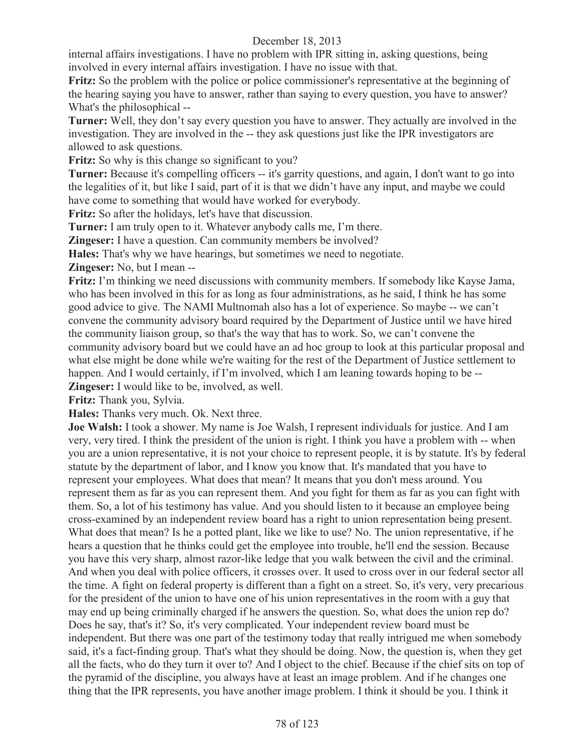internal affairs investigations. I have no problem with IPR sitting in, asking questions, being involved in every internal affairs investigation. I have no issue with that.

**Fritz:** So the problem with the police or police commissioner's representative at the beginning of the hearing saying you have to answer, rather than saying to every question, you have to answer? What's the philosophical --

**Turner:** Well, they don't say every question you have to answer. They actually are involved in the investigation. They are involved in the -- they ask questions just like the IPR investigators are allowed to ask questions.

**Fritz:** So why is this change so significant to you?

**Turner:** Because it's compelling officers -- it's garrity questions, and again, I don't want to go into the legalities of it, but like I said, part of it is that we didn't have any input, and maybe we could have come to something that would have worked for everybody.

**Fritz:** So after the holidays, let's have that discussion.

**Turner:** I am truly open to it. Whatever anybody calls me, I'm there.

**Zingeser:** I have a question. Can community members be involved?

**Hales:** That's why we have hearings, but sometimes we need to negotiate.

**Zingeser:** No, but I mean --

**Fritz:** I'm thinking we need discussions with community members. If somebody like Kayse Jama, who has been involved in this for as long as four administrations, as he said, I think he has some good advice to give. The NAMI Multnomah also has a lot of experience. So maybe -- we can't convene the community advisory board required by the Department of Justice until we have hired the community liaison group, so that's the way that has to work. So, we can't convene the community advisory board but we could have an ad hoc group to look at this particular proposal and what else might be done while we're waiting for the rest of the Department of Justice settlement to happen. And I would certainly, if I'm involved, which I am leaning towards hoping to be --

**Zingeser:** I would like to be, involved, as well.

**Fritz:** Thank you, Sylvia.

**Hales:** Thanks very much. Ok. Next three.

**Joe Walsh:** I took a shower. My name is Joe Walsh, I represent individuals for justice. And I am very, very tired. I think the president of the union is right. I think you have a problem with -- when you are a union representative, it is not your choice to represent people, it is by statute. It's by federal statute by the department of labor, and I know you know that. It's mandated that you have to represent your employees. What does that mean? It means that you don't mess around. You represent them as far as you can represent them. And you fight for them as far as you can fight with them. So, a lot of his testimony has value. And you should listen to it because an employee being cross-examined by an independent review board has a right to union representation being present. What does that mean? Is he a potted plant, like we like to use? No. The union representative, if he hears a question that he thinks could get the employee into trouble, he'll end the session. Because you have this very sharp, almost razor-like ledge that you walk between the civil and the criminal. And when you deal with police officers, it crosses over. It used to cross over in our federal sector all the time. A fight on federal property is different than a fight on a street. So, it's very, very precarious for the president of the union to have one of his union representatives in the room with a guy that may end up being criminally charged if he answers the question. So, what does the union rep do? Does he say, that's it? So, it's very complicated. Your independent review board must be independent. But there was one part of the testimony today that really intrigued me when somebody said, it's a fact-finding group. That's what they should be doing. Now, the question is, when they get all the facts, who do they turn it over to? And I object to the chief. Because if the chief sits on top of the pyramid of the discipline, you always have at least an image problem. And if he changes one thing that the IPR represents, you have another image problem. I think it should be you. I think it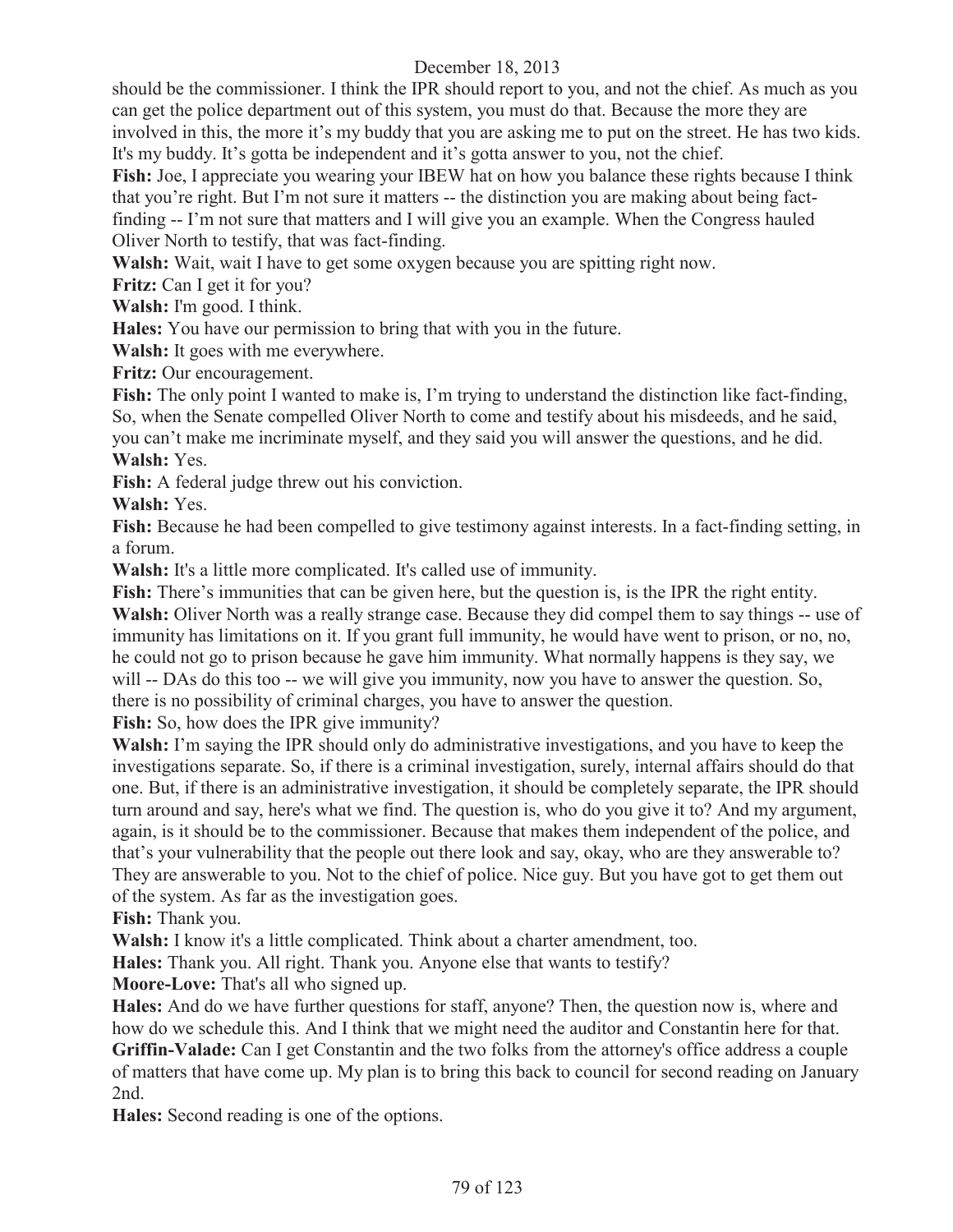should be the commissioner. I think the IPR should report to you, and not the chief. As much as you can get the police department out of this system, you must do that. Because the more they are involved in this, the more it's my buddy that you are asking me to put on the street. He has two kids. It's my buddy. It's gotta be independent and it's gotta answer to you, not the chief.

**Fish:** Joe, I appreciate you wearing your IBEW hat on how you balance these rights because I think that you're right. But I'm not sure it matters -- the distinction you are making about being fact-finding -- I'm not sure that matters and I will give you an example. When the Congress hauled Oliver North to testify, that was fact-finding.

**Walsh:** Wait, wait I have to get some oxygen because you are spitting right now.

**Fritz:** Can I get it for you?

**Walsh:** I'm good. I think.

**Hales:** You have our permission to bring that with you in the future.

**Walsh:** It goes with me everywhere.

**Fritz:** Our encouragement.

**Fish:** The only point I wanted to make is, I'm trying to understand the distinction like fact-finding, So, when the Senate compelled Oliver North to come and testify about his misdeeds, and he said, you can't make me incriminate myself, and they said you will answer the questions, and he did.

**Walsh:** Yes.

**Fish:** A federal judge threw out his conviction.

**Walsh:** Yes.

**Fish:** Because he had been compelled to give testimony against interests. In a fact-finding setting, in a forum.

**Walsh:** It's a little more complicated. It's called use of immunity.

**Fish:** There's immunities that can be given here, but the question is, is the IPR the right entity.

**Walsh:** Oliver North was a really strange case. Because they did compel them to say things -- use of immunity has limitations on it. If you grant full immunity, he would have went to prison, or no, no, he could not go to prison because he gave him immunity. What normally happens is they say, we will -- DAs do this too -- we will give you immunity, now you have to answer the question. So, there is no possibility of criminal charges, you have to answer the question.

**Fish:** So, how does the IPR give immunity?

**Walsh:** I'm saying the IPR should only do administrative investigations, and you have to keep the investigations separate. So, if there is a criminal investigation, surely, internal affairs should do that one. But, if there is an administrative investigation, it should be completely separate, the IPR should turn around and say, here's what we find. The question is, who do you give it to? And my argument, again, is it should be to the commissioner. Because that makes them independent of the police, and that's your vulnerability that the people out there look and say, okay, who are they answerable to? They are answerable to you. Not to the chief of police. Nice guy. But you have got to get them out of the system. As far as the investigation goes.

**Fish:** Thank you.

**Walsh:** I know it's a little complicated. Think about a charter amendment, too.

**Hales:** Thank you. All right. Thank you. Anyone else that wants to testify?

**Moore-Love:** That's all who signed up.

**Hales:** And do we have further questions for staff, anyone? Then, the question now is, where and how do we schedule this. And I think that we might need the auditor and Constantin here for that.

**Griffin-Valade:** Can I get Constantin and the two folks from the attorney's office address a couple of matters that have come up. My plan is to bring this back to council for second reading on January 2nd.

**Hales:** Second reading is one of the options.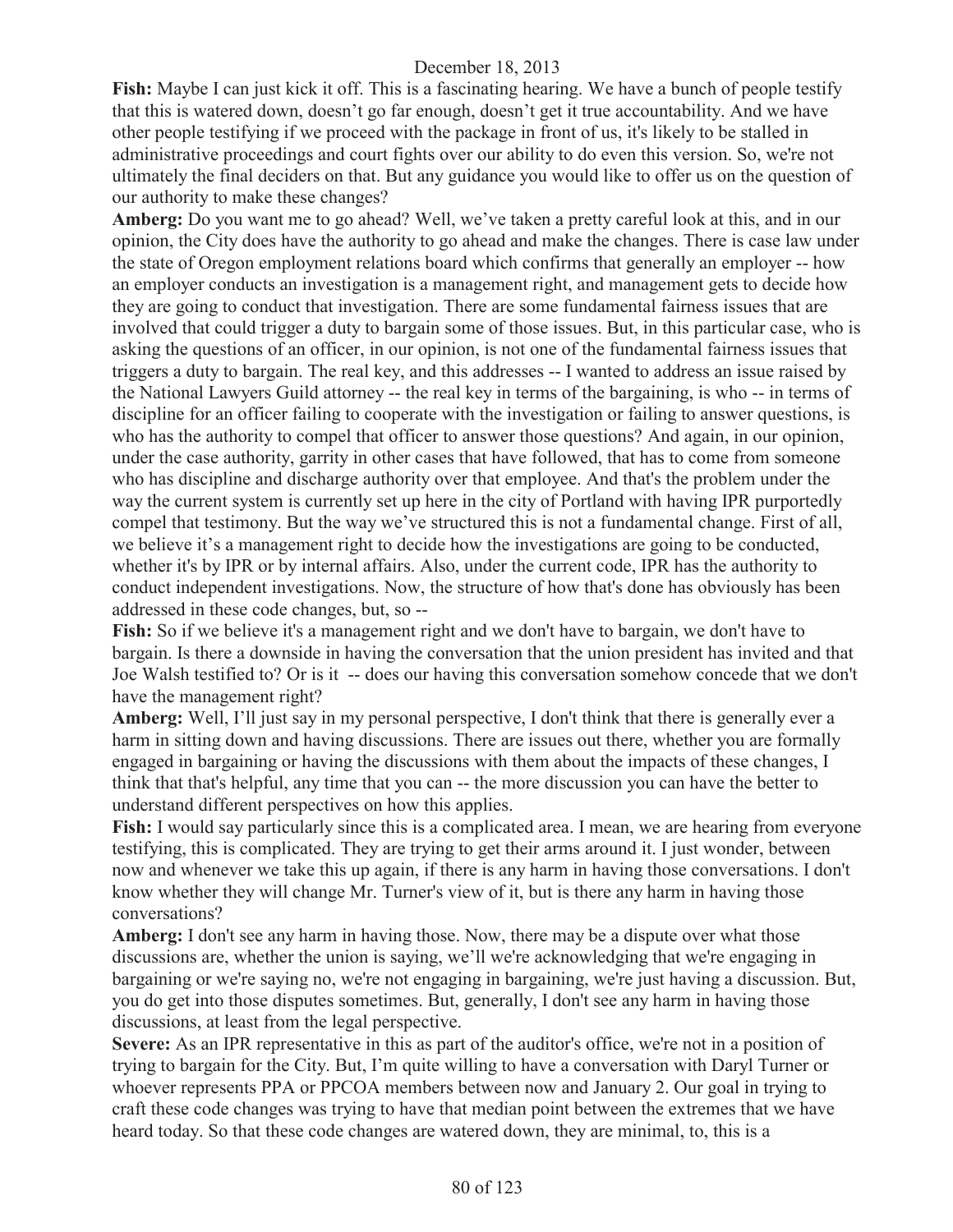**Fish:** Maybe I can just kick it off. This is a fascinating hearing. We have a bunch of people testify that this is watered down, doesn't go far enough, doesn't get it true accountability. And we have other people testifying if we proceed with the package in front of us, it's likely to be stalled in administrative proceedings and court fights over our ability to do even this version. So, we're not ultimately the final deciders on that. But any guidance you would like to offer us on the question of our authority to make these changes?

**Amberg:** Do you want me to go ahead? Well, we've taken a pretty careful look at this, and in our opinion, the City does have the authority to go ahead and make the changes. There is case law under the state of Oregon employment relations board which confirms that generally an employer -- how an employer conducts an investigation is a management right, and management gets to decide how they are going to conduct that investigation. There are some fundamental fairness issues that are involved that could trigger a duty to bargain some of those issues. But, in this particular case, who is asking the questions of an officer, in our opinion, is not one of the fundamental fairness issues that triggers a duty to bargain. The real key, and this addresses -- I wanted to address an issue raised by the National Lawyers Guild attorney -- the real key in terms of the bargaining, is who -- in terms of discipline for an officer failing to cooperate with the investigation or failing to answer questions, is who has the authority to compel that officer to answer those questions? And again, in our opinion, under the case authority, garrity in other cases that have followed, that has to come from someone who has discipline and discharge authority over that employee. And that's the problem under the way the current system is currently set up here in the city of Portland with having IPR purportedly compel that testimony. But the way we've structured this is not a fundamental change. First of all, we believe it's a management right to decide how the investigations are going to be conducted, whether it's by IPR or by internal affairs. Also, under the current code, IPR has the authority to conduct independent investigations. Now, the structure of how that's done has obviously has been addressed in these code changes, but, so --

**Fish:** So if we believe it's a management right and we don't have to bargain, we don't have to bargain. Is there a downside in having the conversation that the union president has invited and that Joe Walsh testified to? Or is it -- does our having this conversation somehow concede that we don't have the management right?

**Amberg:** Well, I'll just say in my personal perspective, I don't think that there is generally ever a harm in sitting down and having discussions. There are issues out there, whether you are formally engaged in bargaining or having the discussions with them about the impacts of these changes, I think that that's helpful, any time that you can -- the more discussion you can have the better to understand different perspectives on how this applies.

**Fish:** I would say particularly since this is a complicated area. I mean, we are hearing from everyone testifying, this is complicated. They are trying to get their arms around it. I just wonder, between now and whenever we take this up again, if there is any harm in having those conversations. I don't know whether they will change Mr. Turner's view of it, but is there any harm in having those conversations?

**Amberg:** I don't see any harm in having those. Now, there may be a dispute over what those discussions are, whether the union is saying, we'll we're acknowledging that we're engaging in bargaining or we're saying no, we're not engaging in bargaining, we're just having a discussion. But, you do get into those disputes sometimes. But, generally, I don't see any harm in having those discussions, at least from the legal perspective.

**Severe:** As an IPR representative in this as part of the auditor's office, we're not in a position of trying to bargain for the City. But, I'm quite willing to have a conversation with Daryl Turner or whoever represents PPA or PPCOA members between now and January 2. Our goal in trying to craft these code changes was trying to have that median point between the extremes that we have heard today. So that these code changes are watered down, they are minimal, to, this is a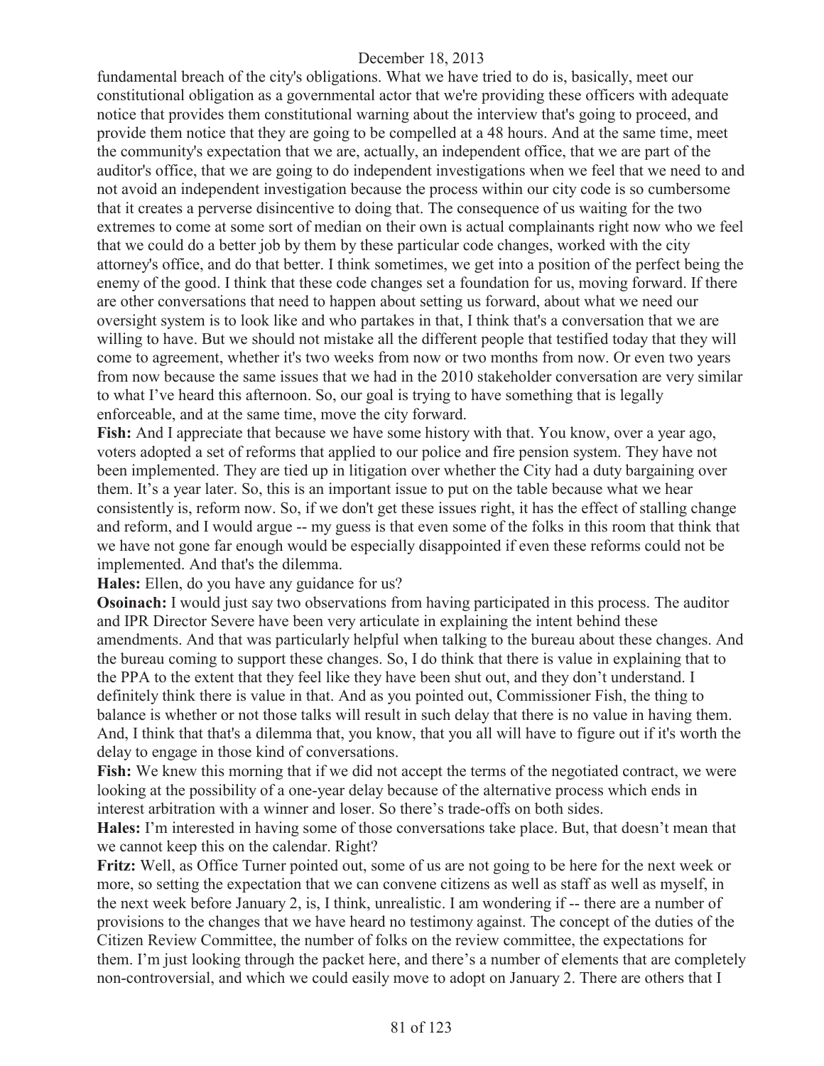fundamental breach of the city's obligations. What we have tried to do is, basically, meet our constitutional obligation as a governmental actor that we're providing these officers with adequate notice that provides them constitutional warning about the interview that's going to proceed, and provide them notice that they are going to be compelled at a 48 hours. And at the same time, meet the community's expectation that we are, actually, an independent office, that we are part of the auditor's office, that we are going to do independent investigations when we feel that we need to and not avoid an independent investigation because the process within our city code is so cumbersome that it creates a perverse disincentive to doing that. The consequence of us waiting for the two extremes to come at some sort of median on their own is actual complainants right now who we feel that we could do a better job by them by these particular code changes, worked with the city attorney's office, and do that better. I think sometimes, we get into a position of the perfect being the enemy of the good. I think that these code changes set a foundation for us, moving forward. If there are other conversations that need to happen about setting us forward, about what we need our oversight system is to look like and who partakes in that, I think that's a conversation that we are willing to have. But we should not mistake all the different people that testified today that they will come to agreement, whether it's two weeks from now or two months from now. Or even two years from now because the same issues that we had in the 2010 stakeholder conversation are very similar to what I've heard this afternoon. So, our goal is trying to have something that is legally enforceable, and at the same time, move the city forward.

**Fish:** And I appreciate that because we have some history with that. You know, over a year ago, voters adopted a set of reforms that applied to our police and fire pension system. They have not been implemented. They are tied up in litigation over whether the City had a duty bargaining over them. It's a year later. So, this is an important issue to put on the table because what we hear consistently is, reform now. So, if we don't get these issues right, it has the effect of stalling change and reform, and I would argue -- my guess is that even some of the folks in this room that think that we have not gone far enough would be especially disappointed if even these reforms could not be implemented. And that's the dilemma.

**Hales:** Ellen, do you have any guidance for us?

**Osoinach:** I would just say two observations from having participated in this process. The auditor and IPR Director Severe have been very articulate in explaining the intent behind these amendments. And that was particularly helpful when talking to the bureau about these changes. And the bureau coming to support these changes. So, I do think that there is value in explaining that to the PPA to the extent that they feel like they have been shut out, and they don't understand. I definitely think there is value in that. And as you pointed out, Commissioner Fish, the thing to balance is whether or not those talks will result in such delay that there is no value in having them. And, I think that that's a dilemma that, you know, that you all will have to figure out if it's worth the delay to engage in those kind of conversations.

**Fish:** We knew this morning that if we did not accept the terms of the negotiated contract, we were looking at the possibility of a one-year delay because of the alternative process which ends in interest arbitration with a winner and loser. So there's trade-offs on both sides.

**Hales:** I'm interested in having some of those conversations take place. But, that doesn't mean that we cannot keep this on the calendar. Right?

**Fritz:** Well, as Office Turner pointed out, some of us are not going to be here for the next week or more, so setting the expectation that we can convene citizens as well as staff as well as myself, in the next week before January 2, is, I think, unrealistic. I am wondering if -- there are a number of provisions to the changes that we have heard no testimony against. The concept of the duties of the Citizen Review Committee, the number of folks on the review committee, the expectations for them. I'm just looking through the packet here, and there's a number of elements that are completely non-controversial, and which we could easily move to adopt on January 2. There are others that I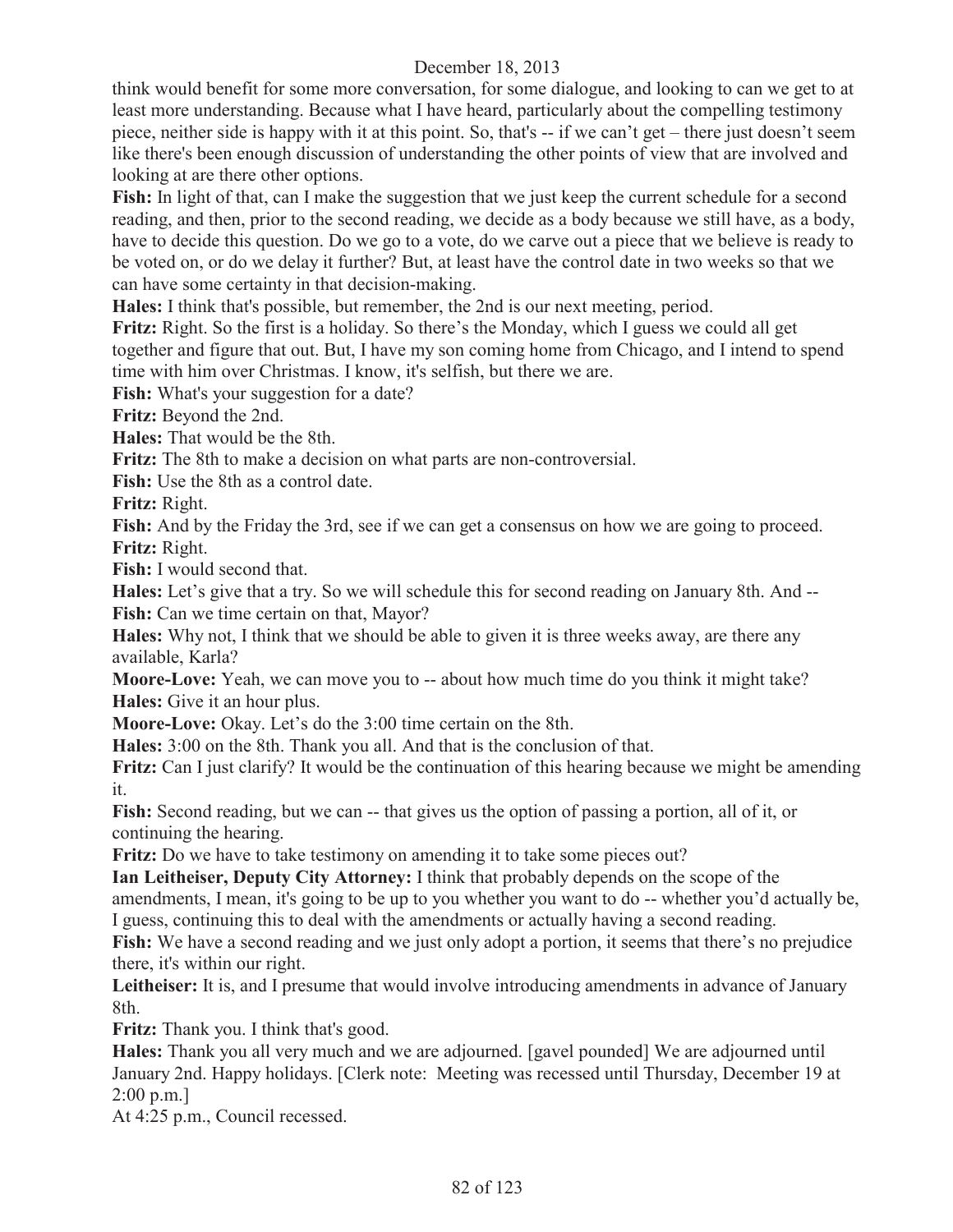think would benefit for some more conversation, for some dialogue, and looking to can we get to at least more understanding. Because what I have heard, particularly about the compelling testimony piece, neither side is happy with it at this point. So, that's -- if we can't get – there just doesn't seem like there's been enough discussion of understanding the other points of view that are involved and looking at are there other options.

**Fish:** In light of that, can I make the suggestion that we just keep the current schedule for a second reading, and then, prior to the second reading, we decide as a body because we still have, as a body, have to decide this question. Do we go to a vote, do we carve out a piece that we believe is ready to be voted on, or do we delay it further? But, at least have the control date in two weeks so that we can have some certainty in that decision-making.

**Hales:** I think that's possible, but remember, the 2nd is our next meeting, period.

**Fritz:** Right. So the first is a holiday. So there's the Monday, which I guess we could all get together and figure that out. But, I have my son coming home from Chicago, and I intend to spend time with him over Christmas. I know, it's selfish, but there we are.

**Fish:** What's your suggestion for a date?

**Fritz:** Beyond the 2nd.

**Hales:** That would be the 8th.

**Fritz:** The 8th to make a decision on what parts are non-controversial.

**Fish:** Use the 8th as a control date.

**Fritz:** Right.

**Fish:** And by the Friday the 3rd, see if we can get a consensus on how we are going to proceed.

**Fritz:** Right.

**Fish:** I would second that.

**Hales:** Let's give that a try. So we will schedule this for second reading on January 8th. And --

**Fish:** Can we time certain on that, Mayor?

**Hales:** Why not, I think that we should be able to given it is three weeks away, are there any available, Karla?

**Moore-Love:** Yeah, we can move you to -- about how much time do you think it might take?

**Hales:** Give it an hour plus.

**Moore-Love:** Okay. Let's do the 3:00 time certain on the 8th.

**Hales:** 3:00 on the 8th. Thank you all. And that is the conclusion of that.

**Fritz:** Can I just clarify? It would be the continuation of this hearing because we might be amending it.

**Fish:** Second reading, but we can -- that gives us the option of passing a portion, all of it, or continuing the hearing.

**Fritz:** Do we have to take testimony on amending it to take some pieces out?

**Ian Leitheiser, Deputy City Attorney:** I think that probably depends on the scope of the amendments, I mean, it's going to be up to you whether you want to do -- whether you'd actually be, I guess, continuing this to deal with the amendments or actually having a second reading.

**Fish:** We have a second reading and we just only adopt a portion, it seems that there's no prejudice there, it's within our right.

**Leitheiser:** It is, and I presume that would involve introducing amendments in advance of January 8th.

**Fritz:** Thank you. I think that's good.

**Hales:** Thank you all very much and we are adjourned. [gavel pounded] We are adjourned until January 2nd. Happy holidays. [Clerk note: Meeting was recessed until Thursday, December 19 at 2:00 p.m.]

At 4:25 p.m., Council recessed.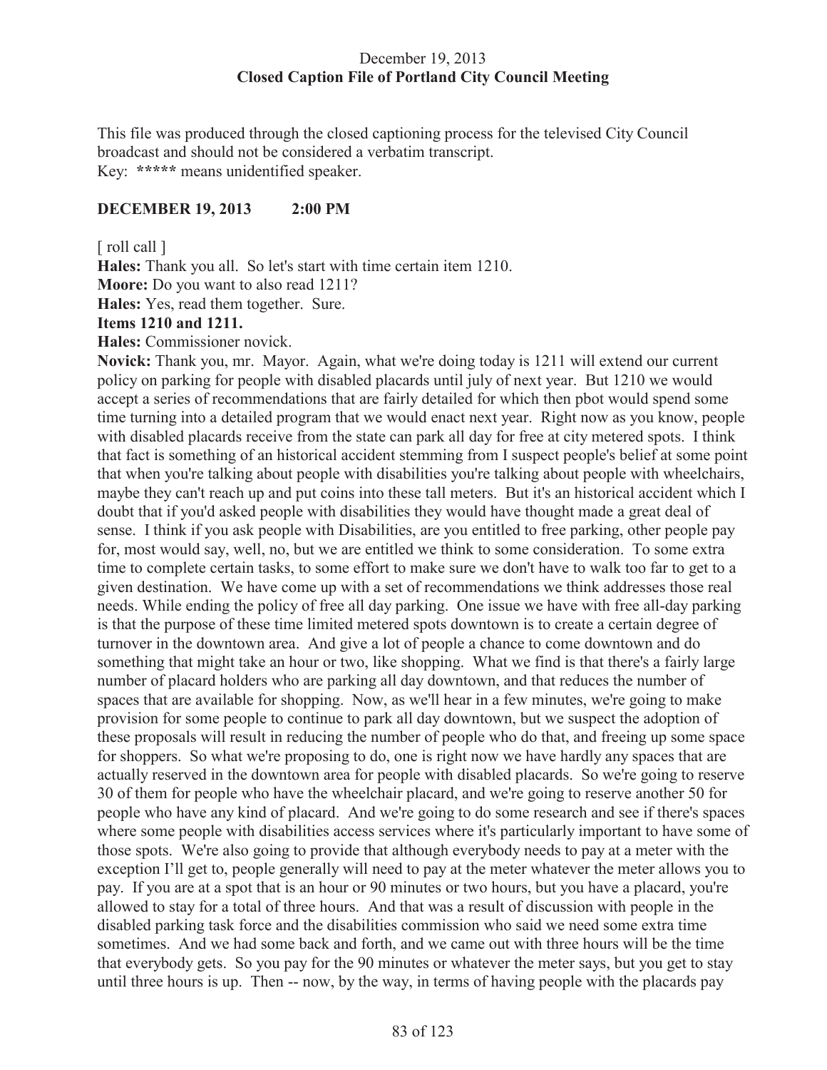December 19, 2013
**Closed Caption File of Portland City Council Meeting**

This file was produced through the closed captioning process for the televised City Council broadcast and should not be considered a verbatim transcript.
Key: **\*\*\*\*\*** means unidentified speaker.

**DECEMBER 19, 2013 2:00 PM**

[ roll call ]

**Hales:** Thank you all. So let's start with time certain item 1210.

**Moore:** Do you want to also read 1211?

**Hales:** Yes, read them together. Sure.

**Items 1210 and 1211.**

**Hales:** Commissioner novick.

**Novick:** Thank you, mr. Mayor. Again, what we're doing today is 1211 will extend our current policy on parking for people with disabled placards until july of next year. But 1210 we would accept a series of recommendations that are fairly detailed for which then pbot would spend some time turning into a detailed program that we would enact next year. Right now as you know, people with disabled placards receive from the state can park all day for free at city metered spots. I think that fact is something of an historical accident stemming from I suspect people's belief at some point that when you're talking about people with disabilities you're talking about people with wheelchairs, maybe they can't reach up and put coins into these tall meters. But it's an historical accident which I doubt that if you'd asked people with disabilities they would have thought made a great deal of sense. I think if you ask people with Disabilities, are you entitled to free parking, other people pay for, most would say, well, no, but we are entitled we think to some consideration. To some extra time to complete certain tasks, to some effort to make sure we don't have to walk too far to get to a given destination. We have come up with a set of recommendations we think addresses those real needs. While ending the policy of free all day parking. One issue we have with free all-day parking is that the purpose of these time limited metered spots downtown is to create a certain degree of turnover in the downtown area. And give a lot of people a chance to come downtown and do something that might take an hour or two, like shopping. What we find is that there's a fairly large number of placard holders who are parking all day downtown, and that reduces the number of spaces that are available for shopping. Now, as we'll hear in a few minutes, we're going to make provision for some people to continue to park all day downtown, but we suspect the adoption of these proposals will result in reducing the number of people who do that, and freeing up some space for shoppers. So what we're proposing to do, one is right now we have hardly any spaces that are actually reserved in the downtown area for people with disabled placards. So we're going to reserve 30 of them for people who have the wheelchair placard, and we're going to reserve another 50 for people who have any kind of placard. And we're going to do some research and see if there's spaces where some people with disabilities access services where it's particularly important to have some of those spots. We're also going to provide that although everybody needs to pay at a meter with the exception I'll get to, people generally will need to pay at the meter whatever the meter allows you to pay. If you are at a spot that is an hour or 90 minutes or two hours, but you have a placard, you're allowed to stay for a total of three hours. And that was a result of discussion with people in the disabled parking task force and the disabilities commission who said we need some extra time sometimes. And we had some back and forth, and we came out with three hours will be the time that everybody gets. So you pay for the 90 minutes or whatever the meter says, but you get to stay until three hours is up. Then -- now, by the way, in terms of having people with the placards pay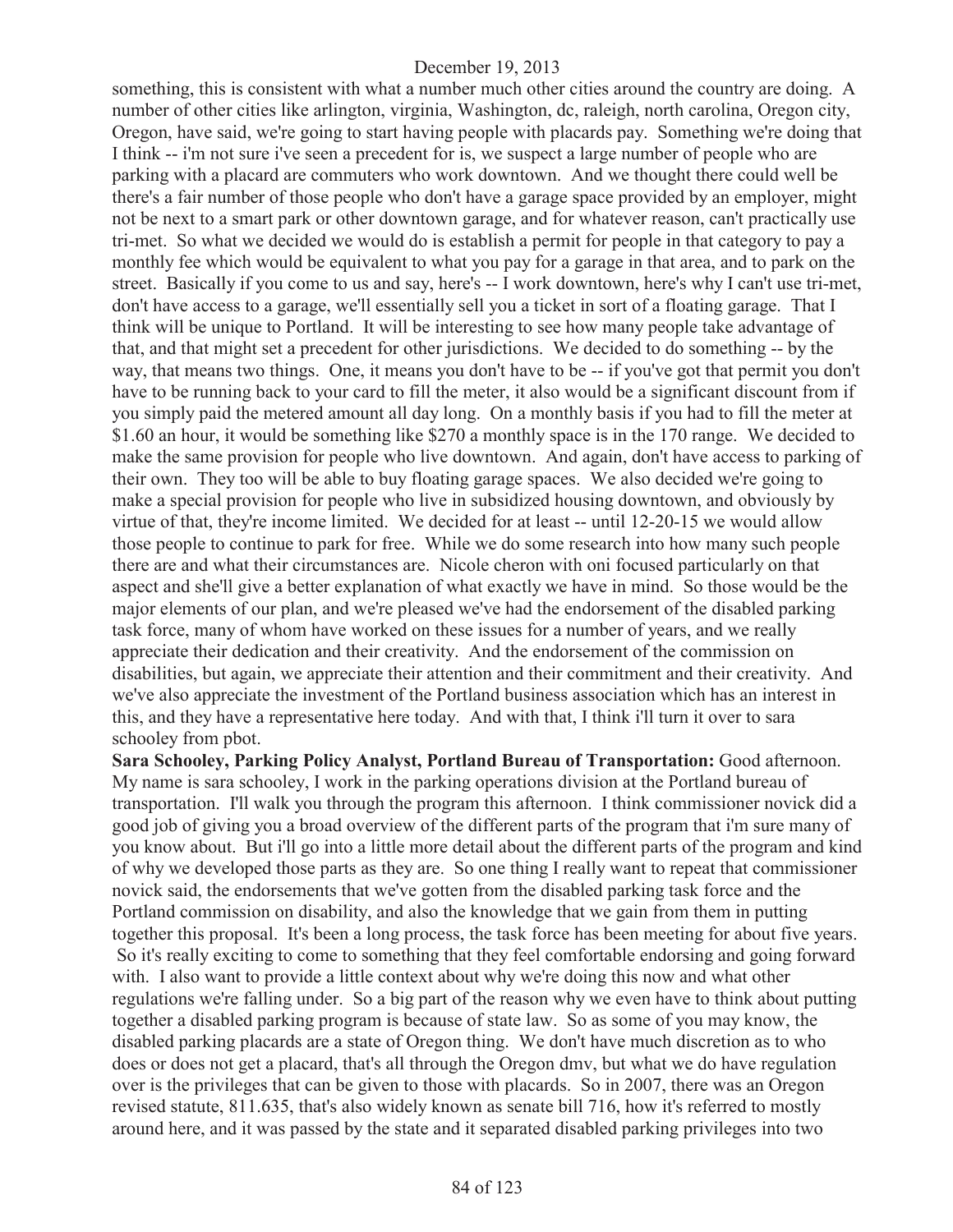something, this is consistent with what a number much other cities around the country are doing. A number of other cities like arlington, virginia, Washington, dc, raleigh, north carolina, Oregon city, Oregon, have said, we're going to start having people with placards pay. Something we're doing that I think -- i'm not sure i've seen a precedent for is, we suspect a large number of people who are parking with a placard are commuters who work downtown. And we thought there could well be there's a fair number of those people who don't have a garage space provided by an employer, might not be next to a smart park or other downtown garage, and for whatever reason, can't practically use tri-met. So what we decided we would do is establish a permit for people in that category to pay a monthly fee which would be equivalent to what you pay for a garage in that area, and to park on the street. Basically if you come to us and say, here's -- I work downtown, here's why I can't use tri-met, don't have access to a garage, we'll essentially sell you a ticket in sort of a floating garage. That I think will be unique to Portland. It will be interesting to see how many people take advantage of that, and that might set a precedent for other jurisdictions. We decided to do something -- by the way, that means two things. One, it means you don't have to be -- if you've got that permit you don't have to be running back to your card to fill the meter, it also would be a significant discount from if you simply paid the metered amount all day long. On a monthly basis if you had to fill the meter at $1.60 an hour, it would be something like $270 a monthly space is in the 170 range. We decided to make the same provision for people who live downtown. And again, don't have access to parking of their own. They too will be able to buy floating garage spaces. We also decided we're going to make a special provision for people who live in subsidized housing downtown, and obviously by virtue of that, they're income limited. We decided for at least -- until 12-20-15 we would allow those people to continue to park for free. While we do some research into how many such people there are and what their circumstances are. Nicole cheron with oni focused particularly on that aspect and she'll give a better explanation of what exactly we have in mind. So those would be the major elements of our plan, and we're pleased we've had the endorsement of the disabled parking task force, many of whom have worked on these issues for a number of years, and we really appreciate their dedication and their creativity. And the endorsement of the commission on disabilities, but again, we appreciate their attention and their commitment and their creativity. And we've also appreciate the investment of the Portland business association which has an interest in this, and they have a representative here today. And with that, I think i'll turn it over to sara schooley from pbot.

**Sara Schooley, Parking Policy Analyst, Portland Bureau of Transportation:** Good afternoon. My name is sara schooley, I work in the parking operations division at the Portland bureau of transportation. I'll walk you through the program this afternoon. I think commissioner novick did a good job of giving you a broad overview of the different parts of the program that i'm sure many of you know about. But i'll go into a little more detail about the different parts of the program and kind of why we developed those parts as they are. So one thing I really want to repeat that commissioner novick said, the endorsements that we've gotten from the disabled parking task force and the Portland commission on disability, and also the knowledge that we gain from them in putting together this proposal. It's been a long process, the task force has been meeting for about five years. So it's really exciting to come to something that they feel comfortable endorsing and going forward with. I also want to provide a little context about why we're doing this now and what other regulations we're falling under. So a big part of the reason why we even have to think about putting together a disabled parking program is because of state law. So as some of you may know, the disabled parking placards are a state of Oregon thing. We don't have much discretion as to who does or does not get a placard, that's all through the Oregon dmv, but what we do have regulation over is the privileges that can be given to those with placards. So in 2007, there was an Oregon revised statute, 811.635, that's also widely known as senate bill 716, how it's referred to mostly around here, and it was passed by the state and it separated disabled parking privileges into two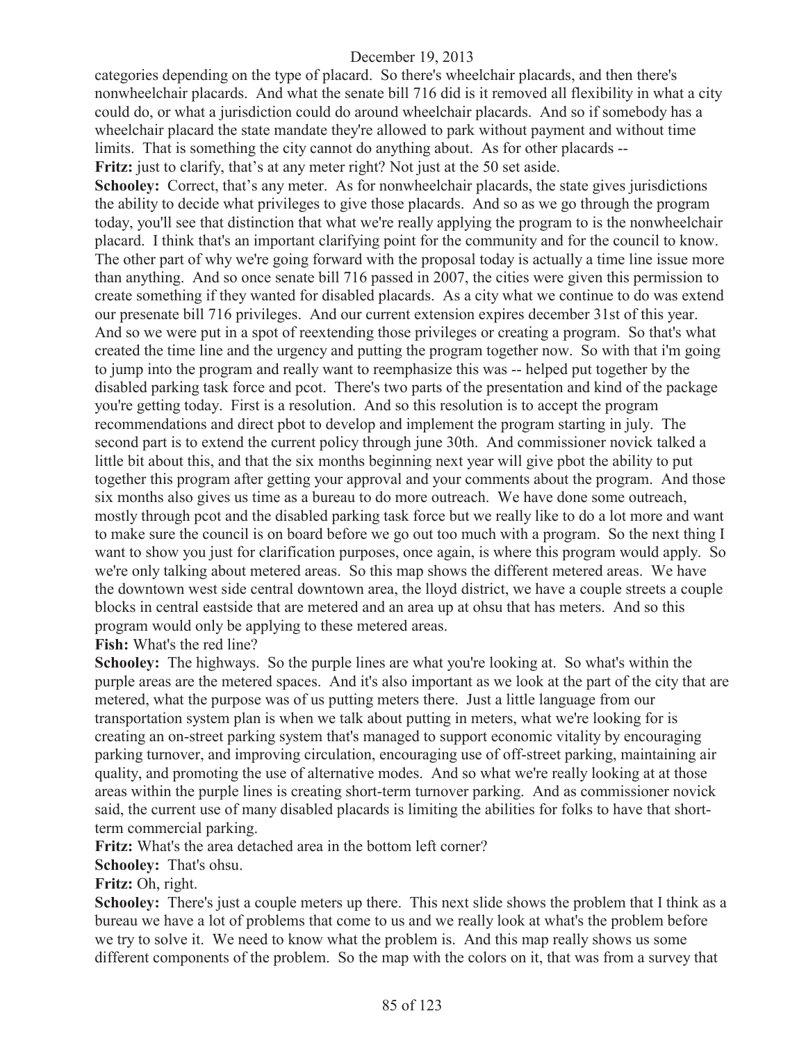categories depending on the type of placard. So there's wheelchair placards, and then there's nonwheelchair placards. And what the senate bill 716 did is it removed all flexibility in what a city could do, or what a jurisdiction could do around wheelchair placards. And so if somebody has a wheelchair placard the state mandate they're allowed to park without payment and without time limits. That is something the city cannot do anything about. As for other placards --

**Fritz:** just to clarify, that's at any meter right? Not just at the 50 set aside.

**Schooley:** Correct, that's any meter. As for nonwheelchair placards, the state gives jurisdictions the ability to decide what privileges to give those placards. And so as we go through the program today, you'll see that distinction that what we're really applying the program to is the nonwheelchair placard. I think that's an important clarifying point for the community and for the council to know. The other part of why we're going forward with the proposal today is actually a time line issue more than anything. And so once senate bill 716 passed in 2007, the cities were given this permission to create something if they wanted for disabled placards. As a city what we continue to do was extend our presenate bill 716 privileges. And our current extension expires december 31st of this year. And so we were put in a spot of reextending those privileges or creating a program. So that's what created the time line and the urgency and putting the program together now. So with that i'm going to jump into the program and really want to reemphasize this was -- helped put together by the disabled parking task force and pcot. There's two parts of the presentation and kind of the package you're getting today. First is a resolution. And so this resolution is to accept the program recommendations and direct pbot to develop and implement the program starting in july. The second part is to extend the current policy through june 30th. And commissioner novick talked a little bit about this, and that the six months beginning next year will give pbot the ability to put together this program after getting your approval and your comments about the program. And those six months also gives us time as a bureau to do more outreach. We have done some outreach, mostly through pcot and the disabled parking task force but we really like to do a lot more and want to make sure the council is on board before we go out too much with a program. So the next thing I want to show you just for clarification purposes, once again, is where this program would apply. So we're only talking about metered areas. So this map shows the different metered areas. We have the downtown west side central downtown area, the lloyd district, we have a couple streets a couple blocks in central eastside that are metered and an area up at ohsu that has meters. And so this program would only be applying to these metered areas.

**Fish:** What's the red line?

**Schooley:** The highways. So the purple lines are what you're looking at. So what's within the purple areas are the metered spaces. And it's also important as we look at the part of the city that are metered, what the purpose was of us putting meters there. Just a little language from our transportation system plan is when we talk about putting in meters, what we're looking for is creating an on-street parking system that's managed to support economic vitality by encouraging parking turnover, and improving circulation, encouraging use of off-street parking, maintaining air quality, and promoting the use of alternative modes. And so what we're really looking at at those areas within the purple lines is creating short-term turnover parking. And as commissioner novick said, the current use of many disabled placards is limiting the abilities for folks to have that short-term commercial parking.

**Fritz:** What's the area detached area in the bottom left corner?

**Schooley:** That's ohsu.

**Fritz:** Oh, right.

**Schooley:** There's just a couple meters up there. This next slide shows the problem that I think as a bureau we have a lot of problems that come to us and we really look at what's the problem before we try to solve it. We need to know what the problem is. And this map really shows us some different components of the problem. So the map with the colors on it, that was from a survey that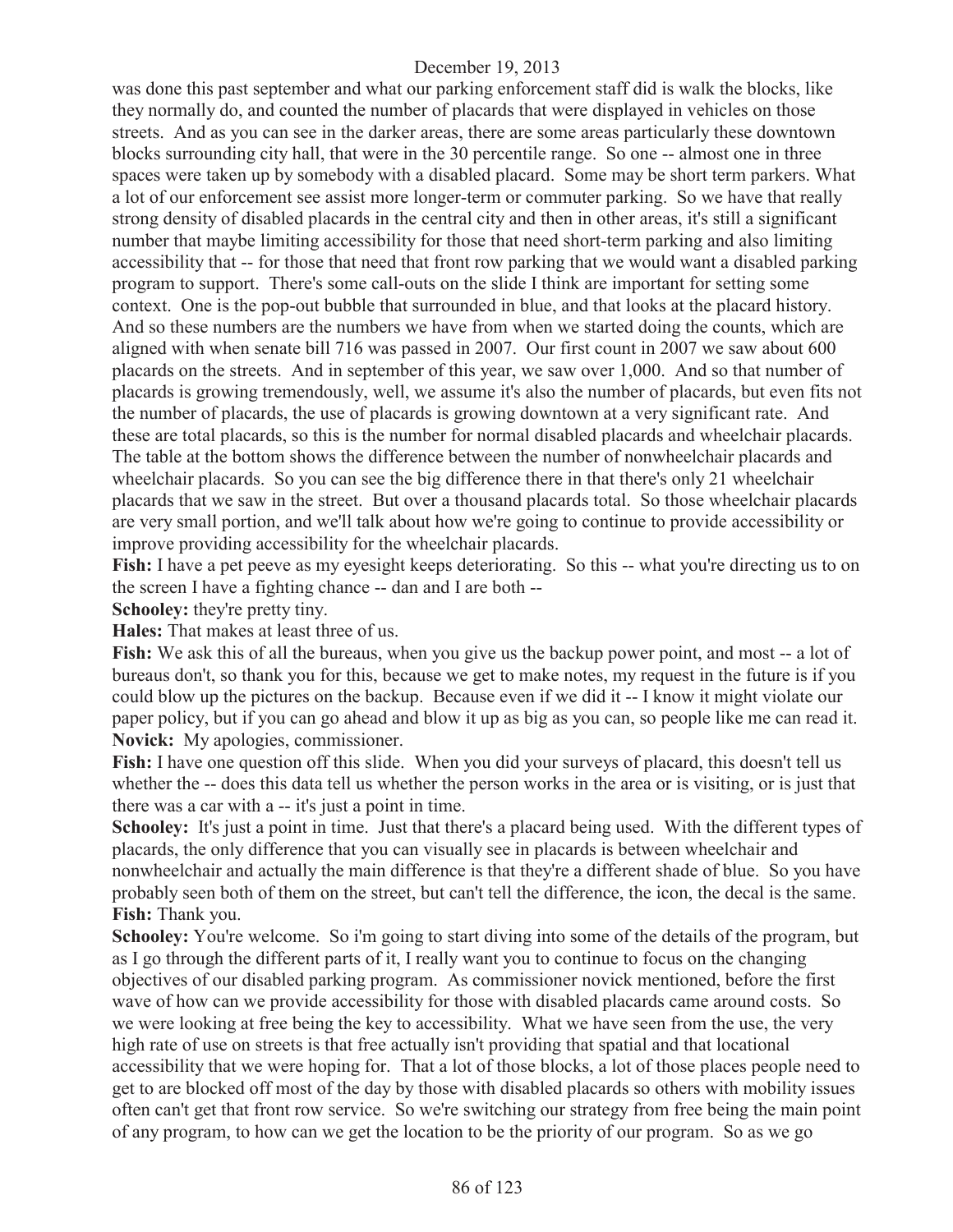was done this past september and what our parking enforcement staff did is walk the blocks, like they normally do, and counted the number of placards that were displayed in vehicles on those streets. And as you can see in the darker areas, there are some areas particularly these downtown blocks surrounding city hall, that were in the 30 percentile range. So one -- almost one in three spaces were taken up by somebody with a disabled placard. Some may be short term parkers. What a lot of our enforcement see assist more longer-term or commuter parking. So we have that really strong density of disabled placards in the central city and then in other areas, it's still a significant number that maybe limiting accessibility for those that need short-term parking and also limiting accessibility that -- for those that need that front row parking that we would want a disabled parking program to support. There's some call-outs on the slide I think are important for setting some context. One is the pop-out bubble that surrounded in blue, and that looks at the placard history. And so these numbers are the numbers we have from when we started doing the counts, which are aligned with when senate bill 716 was passed in 2007. Our first count in 2007 we saw about 600 placards on the streets. And in september of this year, we saw over 1,000. And so that number of placards is growing tremendously, well, we assume it's also the number of placards, but even fits not the number of placards, the use of placards is growing downtown at a very significant rate. And these are total placards, so this is the number for normal disabled placards and wheelchair placards. The table at the bottom shows the difference between the number of nonwheelchair placards and wheelchair placards. So you can see the big difference there in that there's only 21 wheelchair placards that we saw in the street. But over a thousand placards total. So those wheelchair placards are very small portion, and we'll talk about how we're going to continue to provide accessibility or improve providing accessibility for the wheelchair placards.

**Fish:** I have a pet peeve as my eyesight keeps deteriorating. So this -- what you're directing us to on the screen I have a fighting chance -- dan and I are both --

**Schooley:** they're pretty tiny.

**Hales:** That makes at least three of us.

**Fish:** We ask this of all the bureaus, when you give us the backup power point, and most -- a lot of bureaus don't, so thank you for this, because we get to make notes, my request in the future is if you could blow up the pictures on the backup. Because even if we did it -- I know it might violate our paper policy, but if you can go ahead and blow it up as big as you can, so people like me can read it.

**Novick:** My apologies, commissioner.

**Fish:** I have one question off this slide. When you did your surveys of placard, this doesn't tell us whether the -- does this data tell us whether the person works in the area or is visiting, or is just that there was a car with a -- it's just a point in time.

**Schooley:** It's just a point in time. Just that there's a placard being used. With the different types of placards, the only difference that you can visually see in placards is between wheelchair and nonwheelchair and actually the main difference is that they're a different shade of blue. So you have probably seen both of them on the street, but can't tell the difference, the icon, the decal is the same.

**Fish:** Thank you.

**Schooley:** You're welcome. So i'm going to start diving into some of the details of the program, but as I go through the different parts of it, I really want you to continue to focus on the changing objectives of our disabled parking program. As commissioner novick mentioned, before the first wave of how can we provide accessibility for those with disabled placards came around costs. So we were looking at free being the key to accessibility. What we have seen from the use, the very high rate of use on streets is that free actually isn't providing that spatial and that locational accessibility that we were hoping for. That a lot of those blocks, a lot of those places people need to get to are blocked off most of the day by those with disabled placards so others with mobility issues often can't get that front row service. So we're switching our strategy from free being the main point of any program, to how can we get the location to be the priority of our program. So as we go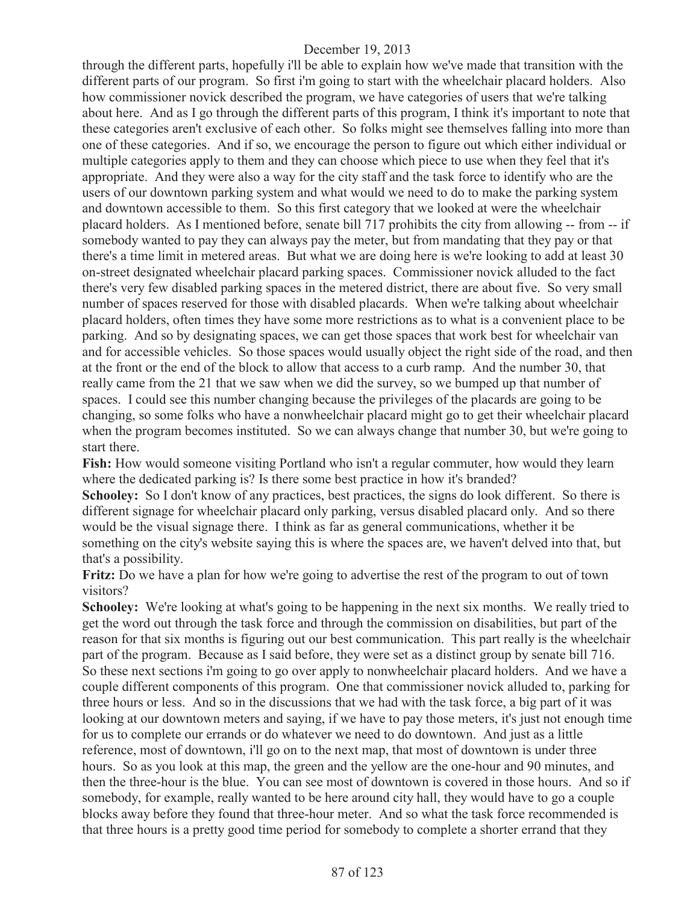through the different parts, hopefully i'll be able to explain how we've made that transition with the different parts of our program. So first i'm going to start with the wheelchair placard holders. Also how commissioner novick described the program, we have categories of users that we're talking about here. And as I go through the different parts of this program, I think it's important to note that these categories aren't exclusive of each other. So folks might see themselves falling into more than one of these categories. And if so, we encourage the person to figure out which either individual or multiple categories apply to them and they can choose which piece to use when they feel that it's appropriate. And they were also a way for the city staff and the task force to identify who are the users of our downtown parking system and what would we need to do to make the parking system and downtown accessible to them. So this first category that we looked at were the wheelchair placard holders. As I mentioned before, senate bill 717 prohibits the city from allowing -- from -- if somebody wanted to pay they can always pay the meter, but from mandating that they pay or that there's a time limit in metered areas. But what we are doing here is we're looking to add at least 30 on-street designated wheelchair placard parking spaces. Commissioner novick alluded to the fact there's very few disabled parking spaces in the metered district, there are about five. So very small number of spaces reserved for those with disabled placards. When we're talking about wheelchair placard holders, often times they have some more restrictions as to what is a convenient place to be parking. And so by designating spaces, we can get those spaces that work best for wheelchair van and for accessible vehicles. So those spaces would usually object the right side of the road, and then at the front or the end of the block to allow that access to a curb ramp. And the number 30, that really came from the 21 that we saw when we did the survey, so we bumped up that number of spaces. I could see this number changing because the privileges of the placards are going to be changing, so some folks who have a nonwheelchair placard might go to get their wheelchair placard when the program becomes instituted. So we can always change that number 30, but we're going to start there.

**Fish:** How would someone visiting Portland who isn't a regular commuter, how would they learn where the dedicated parking is? Is there some best practice in how it's branded?

**Schooley:** So I don't know of any practices, best practices, the signs do look different. So there is different signage for wheelchair placard only parking, versus disabled placard only. And so there would be the visual signage there. I think as far as general communications, whether it be something on the city's website saying this is where the spaces are, we haven't delved into that, but that's a possibility.

**Fritz:** Do we have a plan for how we're going to advertise the rest of the program to out of town visitors?

**Schooley:** We're looking at what's going to be happening in the next six months. We really tried to get the word out through the task force and through the commission on disabilities, but part of the reason for that six months is figuring out our best communication. This part really is the wheelchair part of the program. Because as I said before, they were set as a distinct group by senate bill 716. So these next sections i'm going to go over apply to nonwheelchair placard holders. And we have a couple different components of this program. One that commissioner novick alluded to, parking for three hours or less. And so in the discussions that we had with the task force, a big part of it was looking at our downtown meters and saying, if we have to pay those meters, it's just not enough time for us to complete our errands or do whatever we need to do downtown. And just as a little reference, most of downtown, i'll go on to the next map, that most of downtown is under three hours. So as you look at this map, the green and the yellow are the one-hour and 90 minutes, and then the three-hour is the blue. You can see most of downtown is covered in those hours. And so if somebody, for example, really wanted to be here around city hall, they would have to go a couple blocks away before they found that three-hour meter. And so what the task force recommended is that three hours is a pretty good time period for somebody to complete a shorter errand that they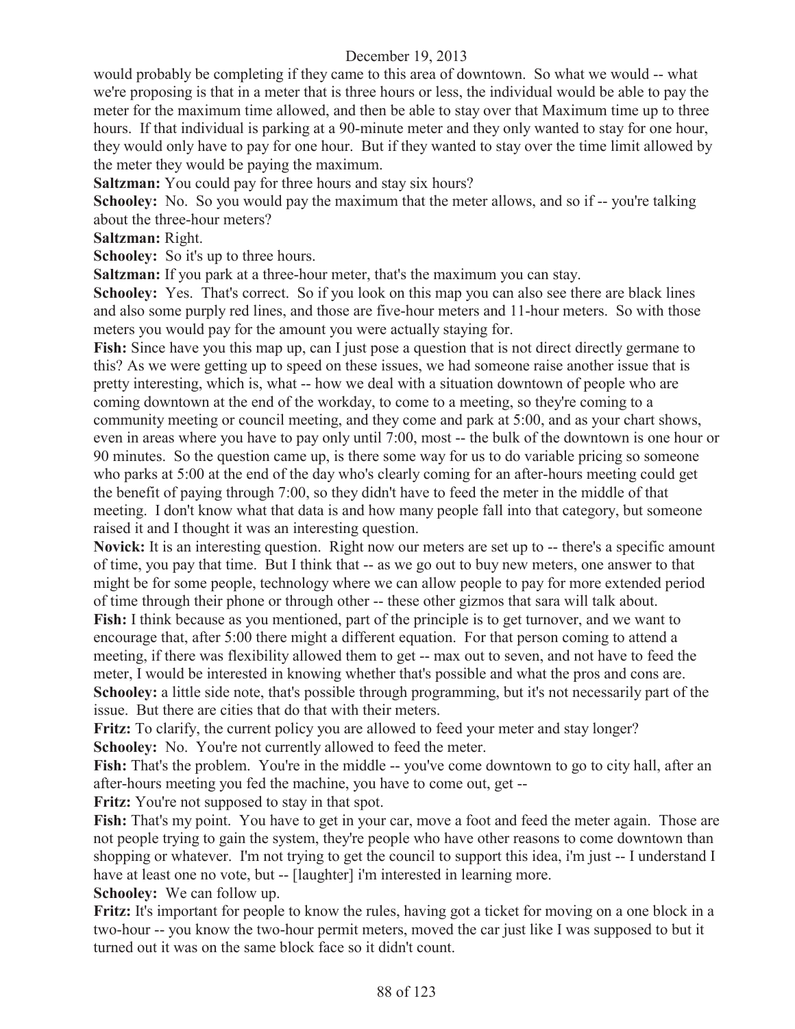would probably be completing if they came to this area of downtown. So what we would -- what we're proposing is that in a meter that is three hours or less, the individual would be able to pay the meter for the maximum time allowed, and then be able to stay over that Maximum time up to three hours. If that individual is parking at a 90-minute meter and they only wanted to stay for one hour, they would only have to pay for one hour. But if they wanted to stay over the time limit allowed by the meter they would be paying the maximum.

**Saltzman:** You could pay for three hours and stay six hours?

**Schooley:** No. So you would pay the maximum that the meter allows, and so if -- you're talking about the three-hour meters?

**Saltzman:** Right.

**Schooley:** So it's up to three hours.

**Saltzman:** If you park at a three-hour meter, that's the maximum you can stay.

**Schooley:** Yes. That's correct. So if you look on this map you can also see there are black lines and also some purply red lines, and those are five-hour meters and 11-hour meters. So with those meters you would pay for the amount you were actually staying for.

**Fish:** Since have you this map up, can I just pose a question that is not direct directly germane to this? As we were getting up to speed on these issues, we had someone raise another issue that is pretty interesting, which is, what -- how we deal with a situation downtown of people who are coming downtown at the end of the workday, to come to a meeting, so they're coming to a community meeting or council meeting, and they come and park at 5:00, and as your chart shows, even in areas where you have to pay only until 7:00, most -- the bulk of the downtown is one hour or 90 minutes. So the question came up, is there some way for us to do variable pricing so someone who parks at 5:00 at the end of the day who's clearly coming for an after-hours meeting could get the benefit of paying through 7:00, so they didn't have to feed the meter in the middle of that meeting. I don't know what that data is and how many people fall into that category, but someone raised it and I thought it was an interesting question.

**Novick:** It is an interesting question. Right now our meters are set up to -- there's a specific amount of time, you pay that time. But I think that -- as we go out to buy new meters, one answer to that might be for some people, technology where we can allow people to pay for more extended period of time through their phone or through other -- these other gizmos that sara will talk about.

**Fish:** I think because as you mentioned, part of the principle is to get turnover, and we want to encourage that, after 5:00 there might a different equation. For that person coming to attend a meeting, if there was flexibility allowed them to get -- max out to seven, and not have to feed the meter, I would be interested in knowing whether that's possible and what the pros and cons are.

**Schooley:** a little side note, that's possible through programming, but it's not necessarily part of the issue. But there are cities that do that with their meters.

**Fritz:** To clarify, the current policy you are allowed to feed your meter and stay longer?

**Schooley:** No. You're not currently allowed to feed the meter.

**Fish:** That's the problem. You're in the middle -- you've come downtown to go to city hall, after an after-hours meeting you fed the machine, you have to come out, get --

**Fritz:** You're not supposed to stay in that spot.

**Fish:** That's my point. You have to get in your car, move a foot and feed the meter again. Those are not people trying to gain the system, they're people who have other reasons to come downtown than shopping or whatever. I'm not trying to get the council to support this idea, i'm just -- I understand I have at least one no vote, but -- [laughter] i'm interested in learning more.

**Schooley:** We can follow up.

**Fritz:** It's important for people to know the rules, having got a ticket for moving on a one block in a two-hour -- you know the two-hour permit meters, moved the car just like I was supposed to but it turned out it was on the same block face so it didn't count.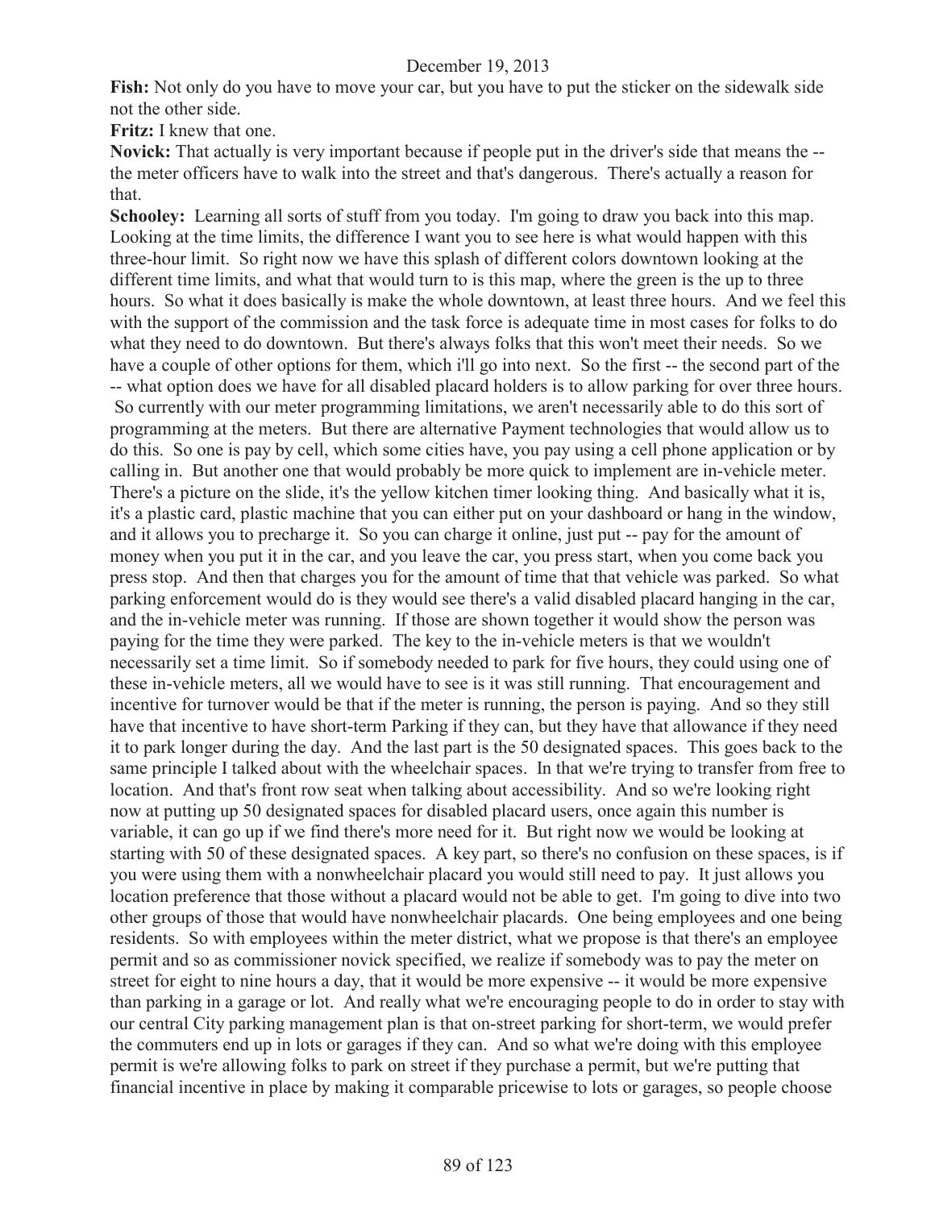**Fish:** Not only do you have to move your car, but you have to put the sticker on the sidewalk side not the other side.

**Fritz:** I knew that one.

**Novick:** That actually is very important because if people put in the driver's side that means the -- the meter officers have to walk into the street and that's dangerous. There's actually a reason for that.

**Schooley:** Learning all sorts of stuff from you today. I'm going to draw you back into this map. Looking at the time limits, the difference I want you to see here is what would happen with this three-hour limit. So right now we have this splash of different colors downtown looking at the different time limits, and what that would turn to is this map, where the green is the up to three hours. So what it does basically is make the whole downtown, at least three hours. And we feel this with the support of the commission and the task force is adequate time in most cases for folks to do what they need to do downtown. But there's always folks that this won't meet their needs. So we have a couple of other options for them, which i'll go into next. So the first -- the second part of the -- what option does we have for all disabled placard holders is to allow parking for over three hours. So currently with our meter programming limitations, we aren't necessarily able to do this sort of programming at the meters. But there are alternative Payment technologies that would allow us to do this. So one is pay by cell, which some cities have, you pay using a cell phone application or by calling in. But another one that would probably be more quick to implement are in-vehicle meter. There's a picture on the slide, it's the yellow kitchen timer looking thing. And basically what it is, it's a plastic card, plastic machine that you can either put on your dashboard or hang in the window, and it allows you to precharge it. So you can charge it online, just put -- pay for the amount of money when you put it in the car, and you leave the car, you press start, when you come back you press stop. And then that charges you for the amount of time that that vehicle was parked. So what parking enforcement would do is they would see there's a valid disabled placard hanging in the car, and the in-vehicle meter was running. If those are shown together it would show the person was paying for the time they were parked. The key to the in-vehicle meters is that we wouldn't necessarily set a time limit. So if somebody needed to park for five hours, they could using one of these in-vehicle meters, all we would have to see is it was still running. That encouragement and incentive for turnover would be that if the meter is running, the person is paying. And so they still have that incentive to have short-term Parking if they can, but they have that allowance if they need it to park longer during the day. And the last part is the 50 designated spaces. This goes back to the same principle I talked about with the wheelchair spaces. In that we're trying to transfer from free to location. And that's front row seat when talking about accessibility. And so we're looking right now at putting up 50 designated spaces for disabled placard users, once again this number is variable, it can go up if we find there's more need for it. But right now we would be looking at starting with 50 of these designated spaces. A key part, so there's no confusion on these spaces, is if you were using them with a nonwheelchair placard you would still need to pay. It just allows you location preference that those without a placard would not be able to get. I'm going to dive into two other groups of those that would have nonwheelchair placards. One being employees and one being residents. So with employees within the meter district, what we propose is that there's an employee permit and so as commissioner novick specified, we realize if somebody was to pay the meter on street for eight to nine hours a day, that it would be more expensive -- it would be more expensive than parking in a garage or lot. And really what we're encouraging people to do in order to stay with our central City parking management plan is that on-street parking for short-term, we would prefer the commuters end up in lots or garages if they can. And so what we're doing with this employee permit is we're allowing folks to park on street if they purchase a permit, but we're putting that financial incentive in place by making it comparable pricewise to lots or garages, so people choose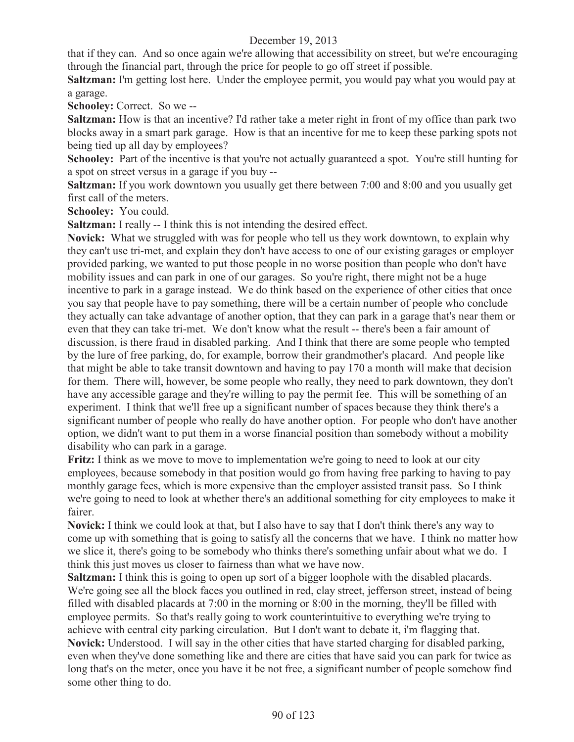that if they can. And so once again we're allowing that accessibility on street, but we're encouraging through the financial part, through the price for people to go off street if possible.

**Saltzman:** I'm getting lost here. Under the employee permit, you would pay what you would pay at a garage.

**Schooley:** Correct. So we --

**Saltzman:** How is that an incentive? I'd rather take a meter right in front of my office than park two blocks away in a smart park garage. How is that an incentive for me to keep these parking spots not being tied up all day by employees?

**Schooley:** Part of the incentive is that you're not actually guaranteed a spot. You're still hunting for a spot on street versus in a garage if you buy --

**Saltzman:** If you work downtown you usually get there between 7:00 and 8:00 and you usually get first call of the meters.

**Schooley:** You could.

**Saltzman:** I really -- I think this is not intending the desired effect.

**Novick:** What we struggled with was for people who tell us they work downtown, to explain why they can't use tri-met, and explain they don't have access to one of our existing garages or employer provided parking, we wanted to put those people in no worse position than people who don't have mobility issues and can park in one of our garages. So you're right, there might not be a huge incentive to park in a garage instead. We do think based on the experience of other cities that once you say that people have to pay something, there will be a certain number of people who conclude they actually can take advantage of another option, that they can park in a garage that's near them or even that they can take tri-met. We don't know what the result -- there's been a fair amount of discussion, is there fraud in disabled parking. And I think that there are some people who tempted by the lure of free parking, do, for example, borrow their grandmother's placard. And people like that might be able to take transit downtown and having to pay 170 a month will make that decision for them. There will, however, be some people who really, they need to park downtown, they don't have any accessible garage and they're willing to pay the permit fee. This will be something of an experiment. I think that we'll free up a significant number of spaces because they think there's a significant number of people who really do have another option. For people who don't have another option, we didn't want to put them in a worse financial position than somebody without a mobility disability who can park in a garage.

**Fritz:** I think as we move to move to implementation we're going to need to look at our city employees, because somebody in that position would go from having free parking to having to pay monthly garage fees, which is more expensive than the employer assisted transit pass. So I think we're going to need to look at whether there's an additional something for city employees to make it fairer.

**Novick:** I think we could look at that, but I also have to say that I don't think there's any way to come up with something that is going to satisfy all the concerns that we have. I think no matter how we slice it, there's going to be somebody who thinks there's something unfair about what we do. I think this just moves us closer to fairness than what we have now.

**Saltzman:** I think this is going to open up sort of a bigger loophole with the disabled placards. We're going see all the block faces you outlined in red, clay street, jefferson street, instead of being filled with disabled placards at 7:00 in the morning or 8:00 in the morning, they'll be filled with employee permits. So that's really going to work counterintuitive to everything we're trying to achieve with central city parking circulation. But I don't want to debate it, i'm flagging that.

**Novick:** Understood. I will say in the other cities that have started charging for disabled parking, even when they've done something like and there are cities that have said you can park for twice as long that's on the meter, once you have it be not free, a significant number of people somehow find some other thing to do.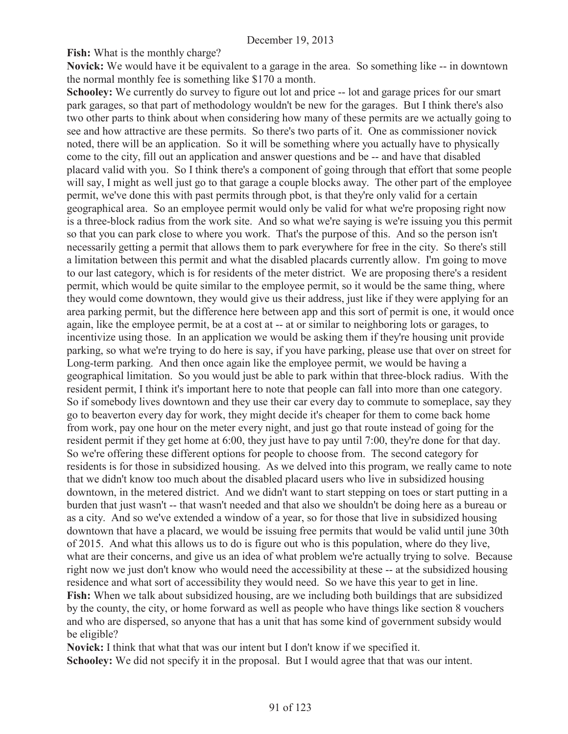**Fish:** What is the monthly charge?

**Novick:** We would have it be equivalent to a garage in the area. So something like -- in downtown the normal monthly fee is something like $170 a month.

**Schooley:** We currently do survey to figure out lot and price -- lot and garage prices for our smart park garages, so that part of methodology wouldn't be new for the garages. But I think there's also two other parts to think about when considering how many of these permits are we actually going to see and how attractive are these permits. So there's two parts of it. One as commissioner novick noted, there will be an application. So it will be something where you actually have to physically come to the city, fill out an application and answer questions and be -- and have that disabled placard valid with you. So I think there's a component of going through that effort that some people will say, I might as well just go to that garage a couple blocks away. The other part of the employee permit, we've done this with past permits through pbot, is that they're only valid for a certain geographical area. So an employee permit would only be valid for what we're proposing right now is a three-block radius from the work site. And so what we're saying is we're issuing you this permit so that you can park close to where you work. That's the purpose of this. And so the person isn't necessarily getting a permit that allows them to park everywhere for free in the city. So there's still a limitation between this permit and what the disabled placards currently allow. I'm going to move to our last category, which is for residents of the meter district. We are proposing there's a resident permit, which would be quite similar to the employee permit, so it would be the same thing, where they would come downtown, they would give us their address, just like if they were applying for an area parking permit, but the difference here between app and this sort of permit is one, it would once again, like the employee permit, be at a cost at -- at or similar to neighboring lots or garages, to incentivize using those. In an application we would be asking them if they're housing unit provide parking, so what we're trying to do here is say, if you have parking, please use that over on street for Long-term parking. And then once again like the employee permit, we would be having a geographical limitation. So you would just be able to park within that three-block radius. With the resident permit, I think it's important here to note that people can fall into more than one category. So if somebody lives downtown and they use their car every day to commute to someplace, say they go to beaverton every day for work, they might decide it's cheaper for them to come back home from work, pay one hour on the meter every night, and just go that route instead of going for the resident permit if they get home at 6:00, they just have to pay until 7:00, they're done for that day. So we're offering these different options for people to choose from. The second category for residents is for those in subsidized housing. As we delved into this program, we really came to note that we didn't know too much about the disabled placard users who live in subsidized housing downtown, in the metered district. And we didn't want to start stepping on toes or start putting in a burden that just wasn't -- that wasn't needed and that also we shouldn't be doing here as a bureau or as a city. And so we've extended a window of a year, so for those that live in subsidized housing downtown that have a placard, we would be issuing free permits that would be valid until june 30th of 2015. And what this allows us to do is figure out who is this population, where do they live, what are their concerns, and give us an idea of what problem we're actually trying to solve. Because right now we just don't know who would need the accessibility at these -- at the subsidized housing residence and what sort of accessibility they would need. So we have this year to get in line.

**Fish:** When we talk about subsidized housing, are we including both buildings that are subsidized by the county, the city, or home forward as well as people who have things like section 8 vouchers and who are dispersed, so anyone that has a unit that has some kind of government subsidy would be eligible?

**Novick:** I think that what that was our intent but I don't know if we specified it.

**Schooley:** We did not specify it in the proposal. But I would agree that that was our intent.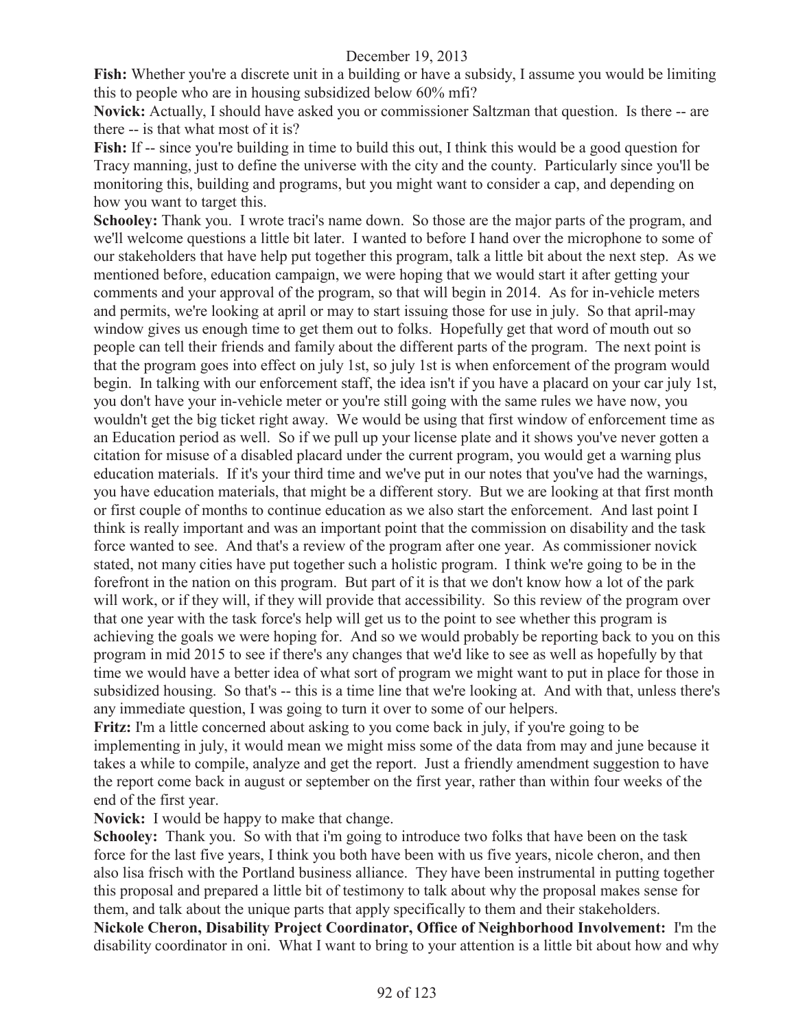**Fish:** Whether you're a discrete unit in a building or have a subsidy, I assume you would be limiting this to people who are in housing subsidized below 60% mfi?

**Novick:** Actually, I should have asked you or commissioner Saltzman that question. Is there -- are there -- is that what most of it is?

**Fish:** If -- since you're building in time to build this out, I think this would be a good question for Tracy manning, just to define the universe with the city and the county. Particularly since you'll be monitoring this, building and programs, but you might want to consider a cap, and depending on how you want to target this.

**Schooley:** Thank you. I wrote traci's name down. So those are the major parts of the program, and we'll welcome questions a little bit later. I wanted to before I hand over the microphone to some of our stakeholders that have help put together this program, talk a little bit about the next step. As we mentioned before, education campaign, we were hoping that we would start it after getting your comments and your approval of the program, so that will begin in 2014. As for in-vehicle meters and permits, we're looking at april or may to start issuing those for use in july. So that april-may window gives us enough time to get them out to folks. Hopefully get that word of mouth out so people can tell their friends and family about the different parts of the program. The next point is that the program goes into effect on july 1st, so july 1st is when enforcement of the program would begin. In talking with our enforcement staff, the idea isn't if you have a placard on your car july 1st, you don't have your in-vehicle meter or you're still going with the same rules we have now, you wouldn't get the big ticket right away. We would be using that first window of enforcement time as an Education period as well. So if we pull up your license plate and it shows you've never gotten a citation for misuse of a disabled placard under the current program, you would get a warning plus education materials. If it's your third time and we've put in our notes that you've had the warnings, you have education materials, that might be a different story. But we are looking at that first month or first couple of months to continue education as we also start the enforcement. And last point I think is really important and was an important point that the commission on disability and the task force wanted to see. And that's a review of the program after one year. As commissioner novick stated, not many cities have put together such a holistic program. I think we're going to be in the forefront in the nation on this program. But part of it is that we don't know how a lot of the park will work, or if they will, if they will provide that accessibility. So this review of the program over that one year with the task force's help will get us to the point to see whether this program is achieving the goals we were hoping for. And so we would probably be reporting back to you on this program in mid 2015 to see if there's any changes that we'd like to see as well as hopefully by that time we would have a better idea of what sort of program we might want to put in place for those in subsidized housing. So that's -- this is a time line that we're looking at. And with that, unless there's any immediate question, I was going to turn it over to some of our helpers.

**Fritz:** I'm a little concerned about asking to you come back in july, if you're going to be implementing in july, it would mean we might miss some of the data from may and june because it takes a while to compile, analyze and get the report. Just a friendly amendment suggestion to have the report come back in august or september on the first year, rather than within four weeks of the end of the first year.

**Novick:** I would be happy to make that change.

**Schooley:** Thank you. So with that i'm going to introduce two folks that have been on the task force for the last five years, I think you both have been with us five years, nicole cheron, and then also lisa frisch with the Portland business alliance. They have been instrumental in putting together this proposal and prepared a little bit of testimony to talk about why the proposal makes sense for them, and talk about the unique parts that apply specifically to them and their stakeholders.

**Nickole Cheron, Disability Project Coordinator, Office of Neighborhood Involvement:** I'm the disability coordinator in oni. What I want to bring to your attention is a little bit about how and why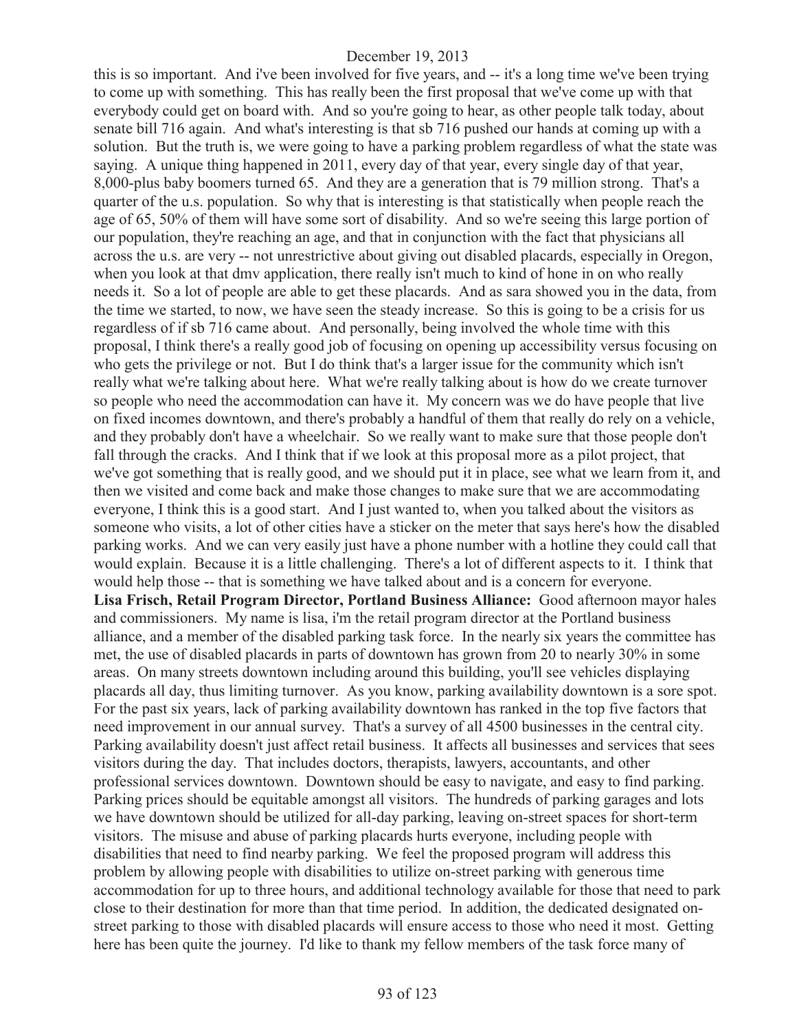this is so important. And i've been involved for five years, and -- it's a long time we've been trying to come up with something. This has really been the first proposal that we've come up with that everybody could get on board with. And so you're going to hear, as other people talk today, about senate bill 716 again. And what's interesting is that sb 716 pushed our hands at coming up with a solution. But the truth is, we were going to have a parking problem regardless of what the state was saying. A unique thing happened in 2011, every day of that year, every single day of that year, 8,000-plus baby boomers turned 65. And they are a generation that is 79 million strong. That's a quarter of the u.s. population. So why that is interesting is that statistically when people reach the age of 65, 50% of them will have some sort of disability. And so we're seeing this large portion of our population, they're reaching an age, and that in conjunction with the fact that physicians all across the u.s. are very -- not unrestrictive about giving out disabled placards, especially in Oregon, when you look at that dmv application, there really isn't much to kind of hone in on who really needs it. So a lot of people are able to get these placards. And as sara showed you in the data, from the time we started, to now, we have seen the steady increase. So this is going to be a crisis for us regardless of if sb 716 came about. And personally, being involved the whole time with this proposal, I think there's a really good job of focusing on opening up accessibility versus focusing on who gets the privilege or not. But I do think that's a larger issue for the community which isn't really what we're talking about here. What we're really talking about is how do we create turnover so people who need the accommodation can have it. My concern was we do have people that live on fixed incomes downtown, and there's probably a handful of them that really do rely on a vehicle, and they probably don't have a wheelchair. So we really want to make sure that those people don't fall through the cracks. And I think that if we look at this proposal more as a pilot project, that we've got something that is really good, and we should put it in place, see what we learn from it, and then we visited and come back and make those changes to make sure that we are accommodating everyone, I think this is a good start. And I just wanted to, when you talked about the visitors as someone who visits, a lot of other cities have a sticker on the meter that says here's how the disabled parking works. And we can very easily just have a phone number with a hotline they could call that would explain. Because it is a little challenging. There's a lot of different aspects to it. I think that would help those -- that is something we have talked about and is a concern for everyone.

**Lisa Frisch, Retail Program Director, Portland Business Alliance:** Good afternoon mayor hales and commissioners. My name is lisa, i'm the retail program director at the Portland business alliance, and a member of the disabled parking task force. In the nearly six years the committee has met, the use of disabled placards in parts of downtown has grown from 20 to nearly 30% in some areas. On many streets downtown including around this building, you'll see vehicles displaying placards all day, thus limiting turnover. As you know, parking availability downtown is a sore spot. For the past six years, lack of parking availability downtown has ranked in the top five factors that need improvement in our annual survey. That's a survey of all 4500 businesses in the central city. Parking availability doesn't just affect retail business. It affects all businesses and services that sees visitors during the day. That includes doctors, therapists, lawyers, accountants, and other professional services downtown. Downtown should be easy to navigate, and easy to find parking. Parking prices should be equitable amongst all visitors. The hundreds of parking garages and lots we have downtown should be utilized for all-day parking, leaving on-street spaces for short-term visitors. The misuse and abuse of parking placards hurts everyone, including people with disabilities that need to find nearby parking. We feel the proposed program will address this problem by allowing people with disabilities to utilize on-street parking with generous time accommodation for up to three hours, and additional technology available for those that need to park close to their destination for more than that time period. In addition, the dedicated designated on-street parking to those with disabled placards will ensure access to those who need it most. Getting here has been quite the journey. I'd like to thank my fellow members of the task force many of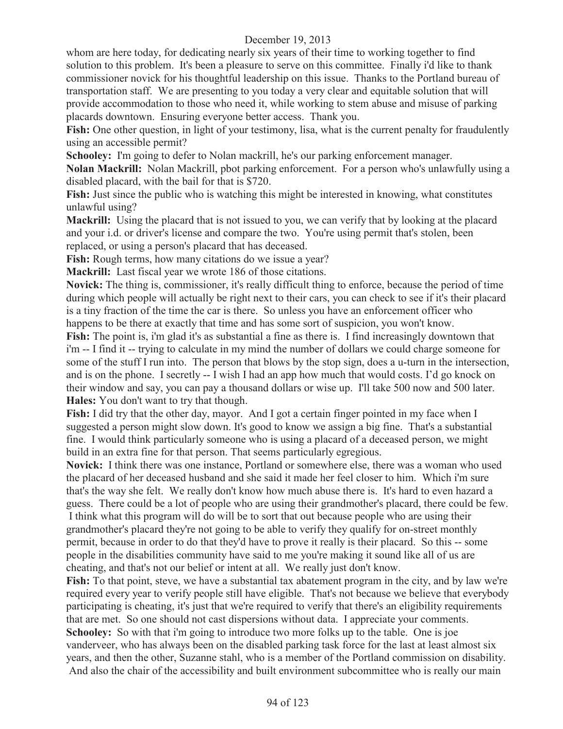whom are here today, for dedicating nearly six years of their time to working together to find solution to this problem. It's been a pleasure to serve on this committee. Finally i'd like to thank commissioner novick for his thoughtful leadership on this issue. Thanks to the Portland bureau of transportation staff. We are presenting to you today a very clear and equitable solution that will provide accommodation to those who need it, while working to stem abuse and misuse of parking placards downtown. Ensuring everyone better access. Thank you.

**Fish:** One other question, in light of your testimony, lisa, what is the current penalty for fraudulently using an accessible permit?

**Schooley:** I'm going to defer to Nolan mackrill, he's our parking enforcement manager.

**Nolan Mackrill:** Nolan Mackrill, pbot parking enforcement. For a person who's unlawfully using a disabled placard, with the bail for that is $720.

**Fish:** Just since the public who is watching this might be interested in knowing, what constitutes unlawful using?

**Mackrill:** Using the placard that is not issued to you, we can verify that by looking at the placard and your i.d. or driver's license and compare the two. You're using permit that's stolen, been replaced, or using a person's placard that has deceased.

**Fish:** Rough terms, how many citations do we issue a year?

**Mackrill:** Last fiscal year we wrote 186 of those citations.

**Novick:** The thing is, commissioner, it's really difficult thing to enforce, because the period of time during which people will actually be right next to their cars, you can check to see if it's their placard is a tiny fraction of the time the car is there. So unless you have an enforcement officer who happens to be there at exactly that time and has some sort of suspicion, you won't know.

**Fish:** The point is, i'm glad it's as substantial a fine as there is. I find increasingly downtown that i'm -- I find it -- trying to calculate in my mind the number of dollars we could charge someone for some of the stuff I run into. The person that blows by the stop sign, does a u-turn in the intersection, and is on the phone. I secretly -- I wish I had an app how much that would costs. I'd go knock on their window and say, you can pay a thousand dollars or wise up. I'll take 500 now and 500 later.

**Hales:** You don't want to try that though.

**Fish:** I did try that the other day, mayor. And I got a certain finger pointed in my face when I suggested a person might slow down. It's good to know we assign a big fine. That's a substantial fine. I would think particularly someone who is using a placard of a deceased person, we might build in an extra fine for that person. That seems particularly egregious.

**Novick:** I think there was one instance, Portland or somewhere else, there was a woman who used the placard of her deceased husband and she said it made her feel closer to him. Which i'm sure that's the way she felt. We really don't know how much abuse there is. It's hard to even hazard a guess. There could be a lot of people who are using their grandmother's placard, there could be few. I think what this program will do will be to sort that out because people who are using their grandmother's placard they're not going to be able to verify they qualify for on-street monthly permit, because in order to do that they'd have to prove it really is their placard. So this -- some people in the disabilities community have said to me you're making it sound like all of us are cheating, and that's not our belief or intent at all. We really just don't know.

**Fish:** To that point, steve, we have a substantial tax abatement program in the city, and by law we're required every year to verify people still have eligible. That's not because we believe that everybody participating is cheating, it's just that we're required to verify that there's an eligibility requirements that are met. So one should not cast dispersions without data. I appreciate your comments.

**Schooley:** So with that i'm going to introduce two more folks up to the table. One is joe vanderveer, who has always been on the disabled parking task force for the last at least almost six years, and then the other, Suzanne stahl, who is a member of the Portland commission on disability. And also the chair of the accessibility and built environment subcommittee who is really our main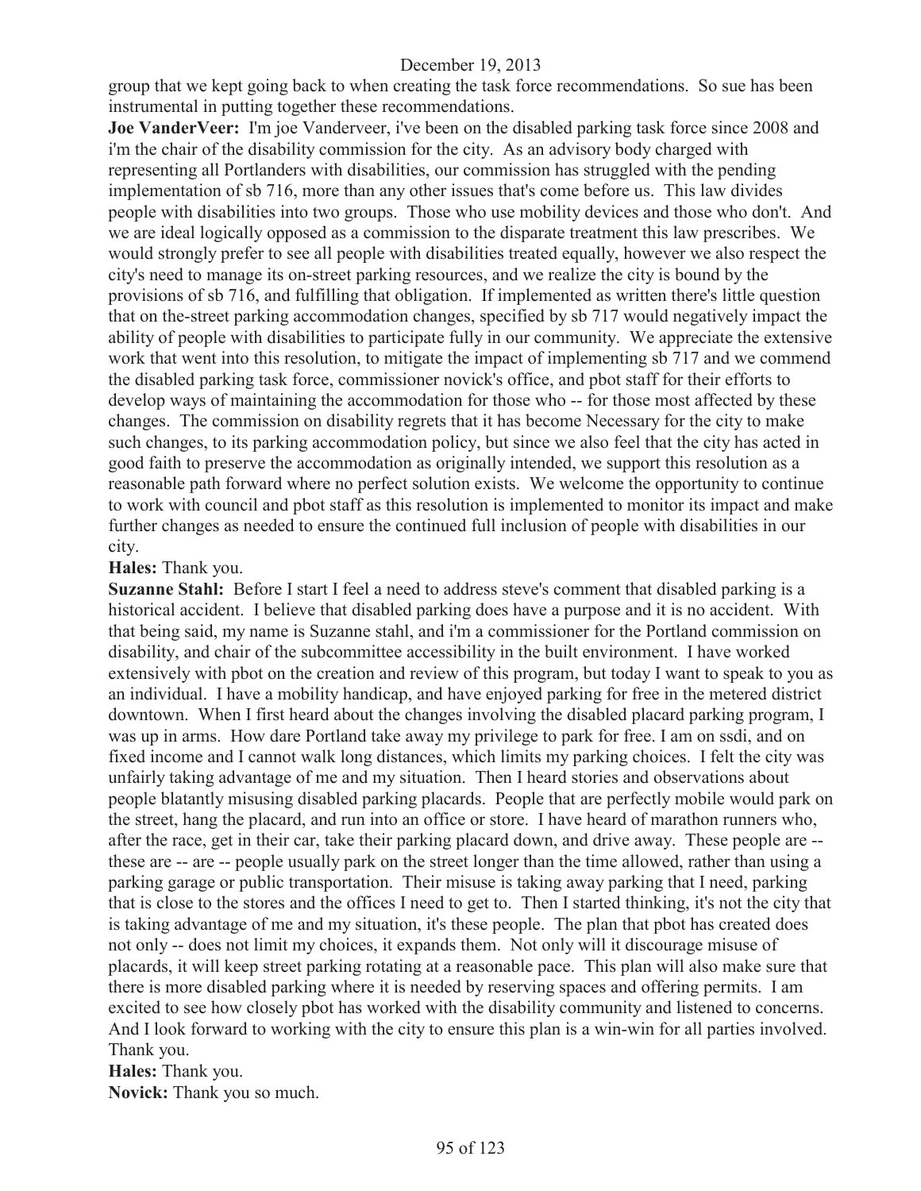group that we kept going back to when creating the task force recommendations. So sue has been instrumental in putting together these recommendations.

**Joe VanderVeer:** I'm joe Vanderveer, i've been on the disabled parking task force since 2008 and i'm the chair of the disability commission for the city. As an advisory body charged with representing all Portlanders with disabilities, our commission has struggled with the pending implementation of sb 716, more than any other issues that's come before us. This law divides people with disabilities into two groups. Those who use mobility devices and those who don't. And we are ideal logically opposed as a commission to the disparate treatment this law prescribes. We would strongly prefer to see all people with disabilities treated equally, however we also respect the city's need to manage its on-street parking resources, and we realize the city is bound by the provisions of sb 716, and fulfilling that obligation. If implemented as written there's little question that on the-street parking accommodation changes, specified by sb 717 would negatively impact the ability of people with disabilities to participate fully in our community. We appreciate the extensive work that went into this resolution, to mitigate the impact of implementing sb 717 and we commend the disabled parking task force, commissioner novick's office, and pbot staff for their efforts to develop ways of maintaining the accommodation for those who -- for those most affected by these changes. The commission on disability regrets that it has become Necessary for the city to make such changes, to its parking accommodation policy, but since we also feel that the city has acted in good faith to preserve the accommodation as originally intended, we support this resolution as a reasonable path forward where no perfect solution exists. We welcome the opportunity to continue to work with council and pbot staff as this resolution is implemented to monitor its impact and make further changes as needed to ensure the continued full inclusion of people with disabilities in our city.

**Hales:** Thank you.

**Suzanne Stahl:** Before I start I feel a need to address steve's comment that disabled parking is a historical accident. I believe that disabled parking does have a purpose and it is no accident. With that being said, my name is Suzanne stahl, and i'm a commissioner for the Portland commission on disability, and chair of the subcommittee accessibility in the built environment. I have worked extensively with pbot on the creation and review of this program, but today I want to speak to you as an individual. I have a mobility handicap, and have enjoyed parking for free in the metered district downtown. When I first heard about the changes involving the disabled placard parking program, I was up in arms. How dare Portland take away my privilege to park for free. I am on ssdi, and on fixed income and I cannot walk long distances, which limits my parking choices. I felt the city was unfairly taking advantage of me and my situation. Then I heard stories and observations about people blatantly misusing disabled parking placards. People that are perfectly mobile would park on the street, hang the placard, and run into an office or store. I have heard of marathon runners who, after the race, get in their car, take their parking placard down, and drive away. These people are -- these are -- are -- people usually park on the street longer than the time allowed, rather than using a parking garage or public transportation. Their misuse is taking away parking that I need, parking that is close to the stores and the offices I need to get to. Then I started thinking, it's not the city that is taking advantage of me and my situation, it's these people. The plan that pbot has created does not only -- does not limit my choices, it expands them. Not only will it discourage misuse of placards, it will keep street parking rotating at a reasonable pace. This plan will also make sure that there is more disabled parking where it is needed by reserving spaces and offering permits. I am excited to see how closely pbot has worked with the disability community and listened to concerns. And I look forward to working with the city to ensure this plan is a win-win for all parties involved. Thank you.

**Hales:** Thank you.

**Novick:** Thank you so much.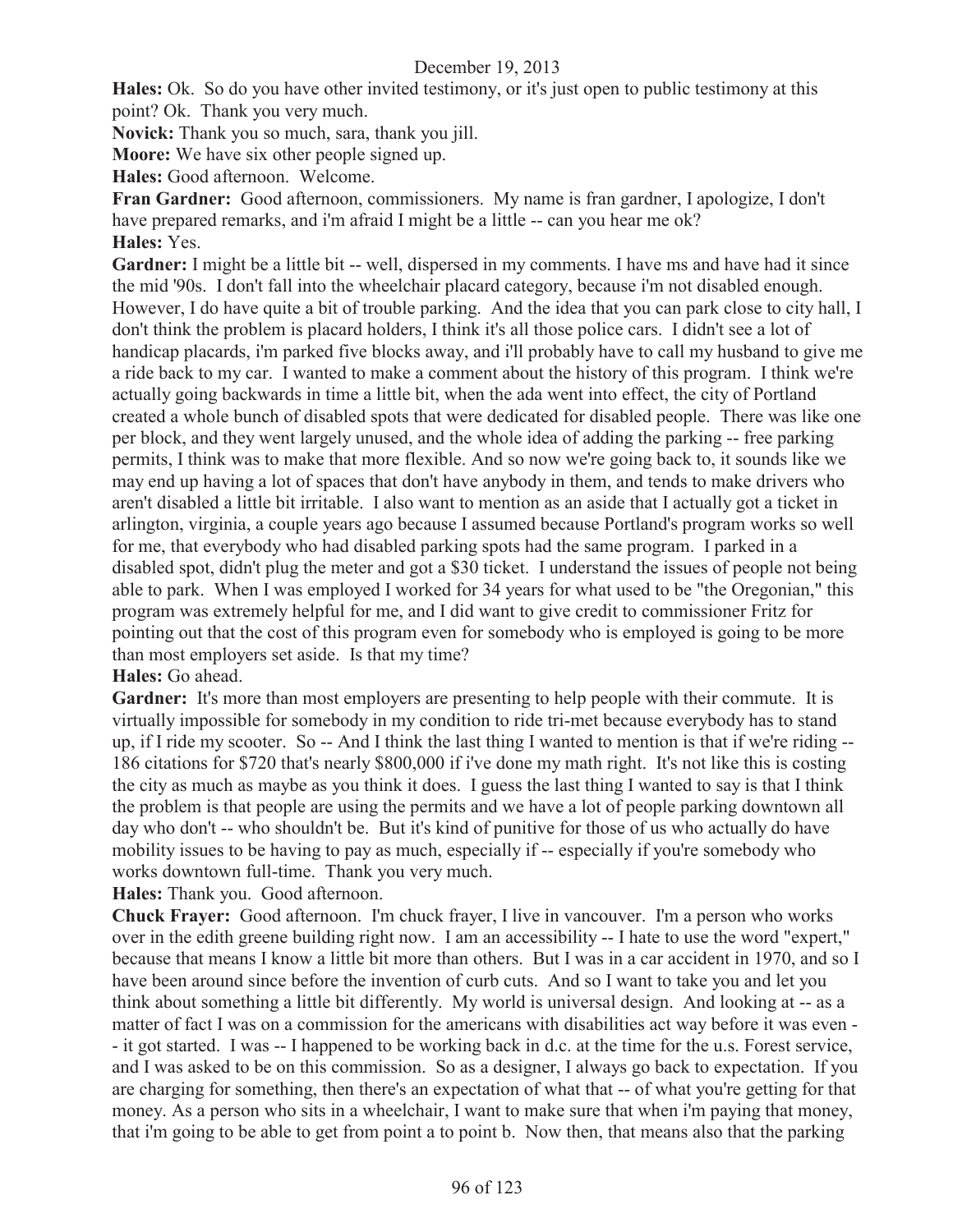**Hales:** Ok. So do you have other invited testimony, or it's just open to public testimony at this point? Ok. Thank you very much.

**Novick:** Thank you so much, sara, thank you jill.

**Moore:** We have six other people signed up.

**Hales:** Good afternoon. Welcome.

**Fran Gardner:** Good afternoon, commissioners. My name is fran gardner, I apologize, I don't have prepared remarks, and i'm afraid I might be a little -- can you hear me ok?

**Hales:** Yes.

**Gardner:** I might be a little bit -- well, dispersed in my comments. I have ms and have had it since the mid '90s. I don't fall into the wheelchair placard category, because i'm not disabled enough. However, I do have quite a bit of trouble parking. And the idea that you can park close to city hall, I don't think the problem is placard holders, I think it's all those police cars. I didn't see a lot of handicap placards, i'm parked five blocks away, and i'll probably have to call my husband to give me a ride back to my car. I wanted to make a comment about the history of this program. I think we're actually going backwards in time a little bit, when the ada went into effect, the city of Portland created a whole bunch of disabled spots that were dedicated for disabled people. There was like one per block, and they went largely unused, and the whole idea of adding the parking -- free parking permits, I think was to make that more flexible. And so now we're going back to, it sounds like we may end up having a lot of spaces that don't have anybody in them, and tends to make drivers who aren't disabled a little bit irritable. I also want to mention as an aside that I actually got a ticket in arlington, virginia, a couple years ago because I assumed because Portland's program works so well for me, that everybody who had disabled parking spots had the same program. I parked in a disabled spot, didn't plug the meter and got a $30 ticket. I understand the issues of people not being able to park. When I was employed I worked for 34 years for what used to be "the Oregonian," this program was extremely helpful for me, and I did want to give credit to commissioner Fritz for pointing out that the cost of this program even for somebody who is employed is going to be more than most employers set aside. Is that my time?

**Hales:** Go ahead.

**Gardner:** It's more than most employers are presenting to help people with their commute. It is virtually impossible for somebody in my condition to ride tri-met because everybody has to stand up, if I ride my scooter. So -- And I think the last thing I wanted to mention is that if we're riding -- 186 citations for $720 that's nearly $800,000 if i've done my math right. It's not like this is costing the city as much as maybe as you think it does. I guess the last thing I wanted to say is that I think the problem is that people are using the permits and we have a lot of people parking downtown all day who don't -- who shouldn't be. But it's kind of punitive for those of us who actually do have mobility issues to be having to pay as much, especially if -- especially if you're somebody who works downtown full-time. Thank you very much.

**Hales:** Thank you. Good afternoon.

**Chuck Frayer:** Good afternoon. I'm chuck frayer, I live in vancouver. I'm a person who works over in the edith greene building right now. I am an accessibility -- I hate to use the word "expert," because that means I know a little bit more than others. But I was in a car accident in 1970, and so I have been around since before the invention of curb cuts. And so I want to take you and let you think about something a little bit differently. My world is universal design. And looking at -- as a matter of fact I was on a commission for the americans with disabilities act way before it was even -- it got started. I was -- I happened to be working back in d.c. at the time for the u.s. Forest service, and I was asked to be on this commission. So as a designer, I always go back to expectation. If you are charging for something, then there's an expectation of what that -- of what you're getting for that money. As a person who sits in a wheelchair, I want to make sure that when i'm paying that money, that i'm going to be able to get from point a to point b. Now then, that means also that the parking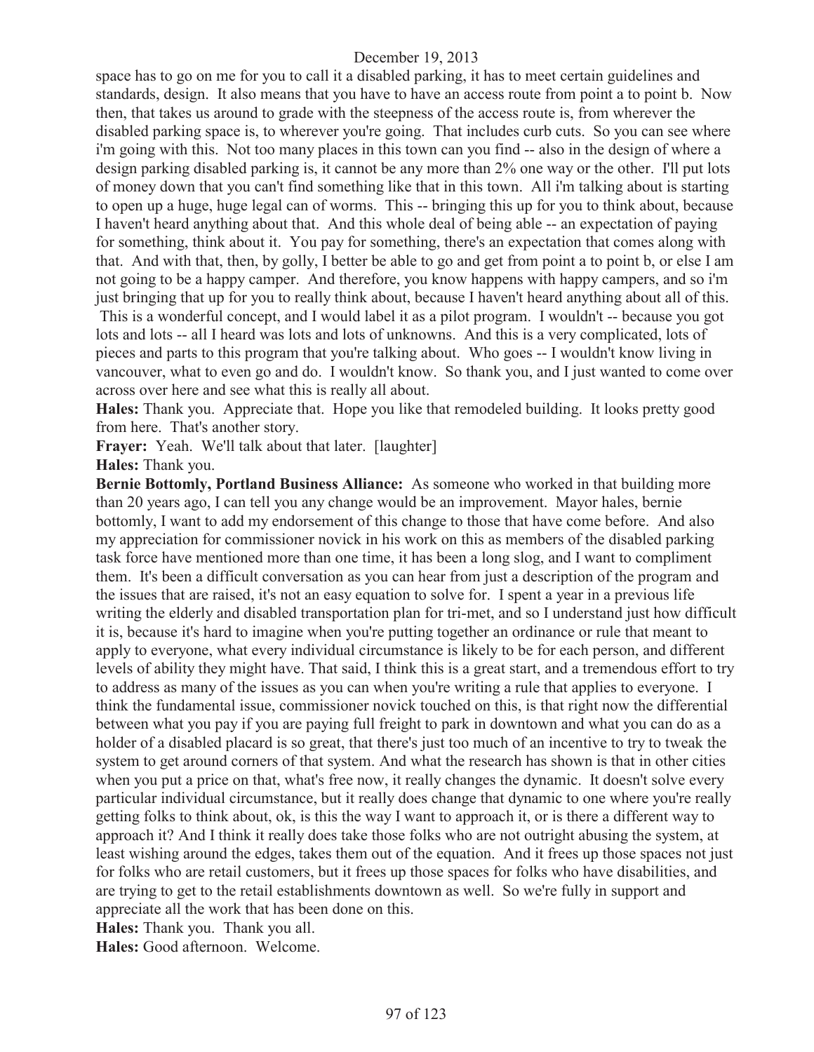space has to go on me for you to call it a disabled parking, it has to meet certain guidelines and standards, design. It also means that you have to have an access route from point a to point b. Now then, that takes us around to grade with the steepness of the access route is, from wherever the disabled parking space is, to wherever you're going. That includes curb cuts. So you can see where i'm going with this. Not too many places in this town can you find -- also in the design of where a design parking disabled parking is, it cannot be any more than 2% one way or the other. I'll put lots of money down that you can't find something like that in this town. All i'm talking about is starting to open up a huge, huge legal can of worms. This -- bringing this up for you to think about, because I haven't heard anything about that. And this whole deal of being able -- an expectation of paying for something, think about it. You pay for something, there's an expectation that comes along with that. And with that, then, by golly, I better be able to go and get from point a to point b, or else I am not going to be a happy camper. And therefore, you know happens with happy campers, and so i'm just bringing that up for you to really think about, because I haven't heard anything about all of this. This is a wonderful concept, and I would label it as a pilot program. I wouldn't -- because you got lots and lots -- all I heard was lots and lots of unknowns. And this is a very complicated, lots of pieces and parts to this program that you're talking about. Who goes -- I wouldn't know living in vancouver, what to even go and do. I wouldn't know. So thank you, and I just wanted to come over across over here and see what this is really all about.

**Hales:** Thank you. Appreciate that. Hope you like that remodeled building. It looks pretty good from here. That's another story.

**Frayer:** Yeah. We'll talk about that later. [laughter]

**Hales:** Thank you.

**Bernie Bottomly, Portland Business Alliance:** As someone who worked in that building more than 20 years ago, I can tell you any change would be an improvement. Mayor hales, bernie bottomly, I want to add my endorsement of this change to those that have come before. And also my appreciation for commissioner novick in his work on this as members of the disabled parking task force have mentioned more than one time, it has been a long slog, and I want to compliment them. It's been a difficult conversation as you can hear from just a description of the program and the issues that are raised, it's not an easy equation to solve for. I spent a year in a previous life writing the elderly and disabled transportation plan for tri-met, and so I understand just how difficult it is, because it's hard to imagine when you're putting together an ordinance or rule that meant to apply to everyone, what every individual circumstance is likely to be for each person, and different levels of ability they might have. That said, I think this is a great start, and a tremendous effort to try to address as many of the issues as you can when you're writing a rule that applies to everyone. I think the fundamental issue, commissioner novick touched on this, is that right now the differential between what you pay if you are paying full freight to park in downtown and what you can do as a holder of a disabled placard is so great, that there's just too much of an incentive to try to tweak the system to get around corners of that system. And what the research has shown is that in other cities when you put a price on that, what's free now, it really changes the dynamic. It doesn't solve every particular individual circumstance, but it really does change that dynamic to one where you're really getting folks to think about, ok, is this the way I want to approach it, or is there a different way to approach it? And I think it really does take those folks who are not outright abusing the system, at least wishing around the edges, takes them out of the equation. And it frees up those spaces not just for folks who are retail customers, but it frees up those spaces for folks who have disabilities, and are trying to get to the retail establishments downtown as well. So we're fully in support and appreciate all the work that has been done on this.

**Hales:** Thank you. Thank you all.

**Hales:** Good afternoon. Welcome.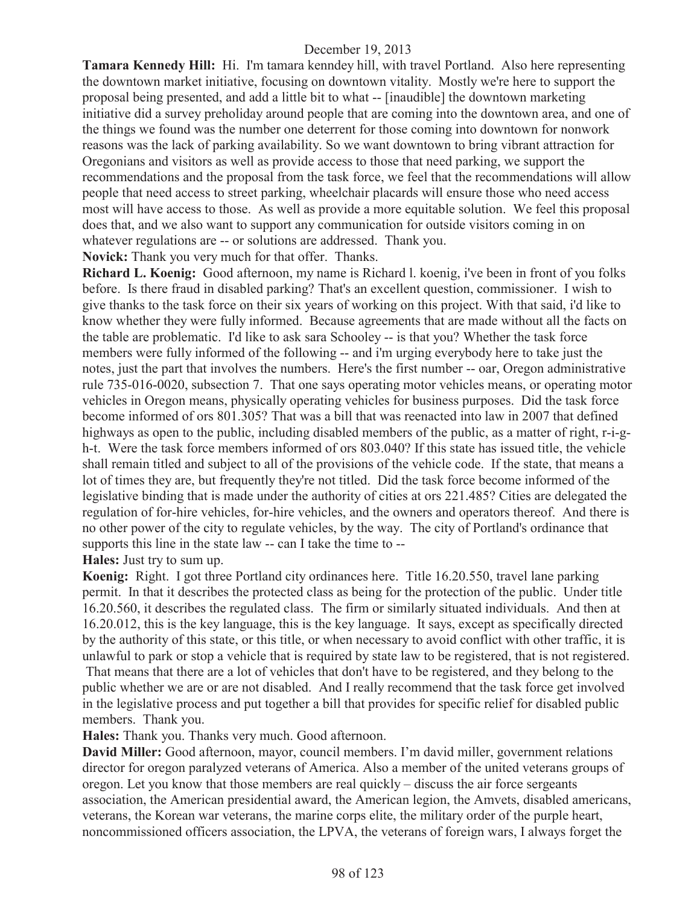December 19, 2013

**Tamara Kennedy Hill:** Hi. I'm tamara kenndey hill, with travel Portland. Also here representing the downtown market initiative, focusing on downtown vitality. Mostly we're here to support the proposal being presented, and add a little bit to what -- [inaudible] the downtown marketing initiative did a survey preholiday around people that are coming into the downtown area, and one of the things we found was the number one deterrent for those coming into downtown for nonwork reasons was the lack of parking availability. So we want downtown to bring vibrant attraction for Oregonians and visitors as well as provide access to those that need parking, we support the recommendations and the proposal from the task force, we feel that the recommendations will allow people that need access to street parking, wheelchair placards will ensure those who need access most will have access to those. As well as provide a more equitable solution. We feel this proposal does that, and we also want to support any communication for outside visitors coming in on whatever regulations are -- or solutions are addressed. Thank you.

**Novick:** Thank you very much for that offer. Thanks.

**Richard L. Koenig:** Good afternoon, my name is Richard l. koenig, i've been in front of you folks before. Is there fraud in disabled parking? That's an excellent question, commissioner. I wish to give thanks to the task force on their six years of working on this project. With that said, i'd like to know whether they were fully informed. Because agreements that are made without all the facts on the table are problematic. I'd like to ask sara Schooley -- is that you? Whether the task force members were fully informed of the following -- and i'm urging everybody here to take just the notes, just the part that involves the numbers. Here's the first number -- oar, Oregon administrative rule 735-016-0020, subsection 7. That one says operating motor vehicles means, or operating motor vehicles in Oregon means, physically operating vehicles for business purposes. Did the task force become informed of ors 801.305? That was a bill that was reenacted into law in 2007 that defined highways as open to the public, including disabled members of the public, as a matter of right, r-i-g-h-t. Were the task force members informed of ors 803.040? If this state has issued title, the vehicle shall remain titled and subject to all of the provisions of the vehicle code. If the state, that means a lot of times they are, but frequently they're not titled. Did the task force become informed of the legislative binding that is made under the authority of cities at ors 221.485? Cities are delegated the regulation of for-hire vehicles, for-hire vehicles, and the owners and operators thereof. And there is no other power of the city to regulate vehicles, by the way. The city of Portland's ordinance that supports this line in the state law -- can I take the time to --

**Hales:** Just try to sum up.

**Koenig:** Right. I got three Portland city ordinances here. Title 16.20.550, travel lane parking permit. In that it describes the protected class as being for the protection of the public. Under title 16.20.560, it describes the regulated class. The firm or similarly situated individuals. And then at 16.20.012, this is the key language, this is the key language. It says, except as specifically directed by the authority of this state, or this title, or when necessary to avoid conflict with other traffic, it is unlawful to park or stop a vehicle that is required by state law to be registered, that is not registered. That means that there are a lot of vehicles that don't have to be registered, and they belong to the public whether we are or are not disabled. And I really recommend that the task force get involved in the legislative process and put together a bill that provides for specific relief for disabled public members. Thank you.

**Hales:** Thank you. Thanks very much. Good afternoon.

**David Miller:** Good afternoon, mayor, council members. I'm david miller, government relations director for oregon paralyzed veterans of America. Also a member of the united veterans groups of oregon. Let you know that those members are real quickly – discuss the air force sergeants association, the American presidential award, the American legion, the Amvets, disabled americans, veterans, the Korean war veterans, the marine corps elite, the military order of the purple heart, noncommissioned officers association, the LPVA, the veterans of foreign wars, I always forget the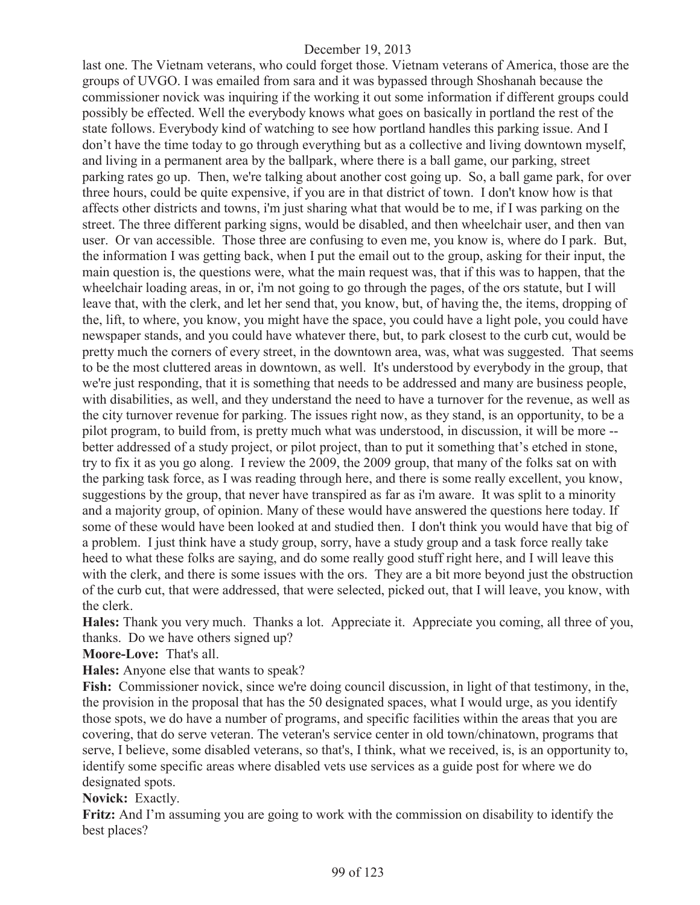last one. The Vietnam veterans, who could forget those. Vietnam veterans of America, those are the groups of UVGO. I was emailed from sara and it was bypassed through Shoshanah because the commissioner novick was inquiring if the working it out some information if different groups could possibly be effected. Well the everybody knows what goes on basically in portland the rest of the state follows. Everybody kind of watching to see how portland handles this parking issue. And I don't have the time today to go through everything but as a collective and living downtown myself, and living in a permanent area by the ballpark, where there is a ball game, our parking, street parking rates go up. Then, we're talking about another cost going up. So, a ball game park, for over three hours, could be quite expensive, if you are in that district of town. I don't know how is that affects other districts and towns, i'm just sharing what that would be to me, if I was parking on the street. The three different parking signs, would be disabled, and then wheelchair user, and then van user. Or van accessible. Those three are confusing to even me, you know is, where do I park. But, the information I was getting back, when I put the email out to the group, asking for their input, the main question is, the questions were, what the main request was, that if this was to happen, that the wheelchair loading areas, in or, i'm not going to go through the pages, of the ors statute, but I will leave that, with the clerk, and let her send that, you know, but, of having the, the items, dropping of the, lift, to where, you know, you might have the space, you could have a light pole, you could have newspaper stands, and you could have whatever there, but, to park closest to the curb cut, would be pretty much the corners of every street, in the downtown area, was, what was suggested. That seems to be the most cluttered areas in downtown, as well. It's understood by everybody in the group, that we're just responding, that it is something that needs to be addressed and many are business people, with disabilities, as well, and they understand the need to have a turnover for the revenue, as well as the city turnover revenue for parking. The issues right now, as they stand, is an opportunity, to be a pilot program, to build from, is pretty much what was understood, in discussion, it will be more -- better addressed of a study project, or pilot project, than to put it something that's etched in stone, try to fix it as you go along. I review the 2009, the 2009 group, that many of the folks sat on with the parking task force, as I was reading through here, and there is some really excellent, you know, suggestions by the group, that never have transpired as far as i'm aware. It was split to a minority and a majority group, of opinion. Many of these would have answered the questions here today. If some of these would have been looked at and studied then. I don't think you would have that big of a problem. I just think have a study group, sorry, have a study group and a task force really take heed to what these folks are saying, and do some really good stuff right here, and I will leave this with the clerk, and there is some issues with the ors. They are a bit more beyond just the obstruction of the curb cut, that were addressed, that were selected, picked out, that I will leave, you know, with the clerk.

**Hales:** Thank you very much. Thanks a lot. Appreciate it. Appreciate you coming, all three of you, thanks. Do we have others signed up?

**Moore-Love:** That's all.

**Hales:** Anyone else that wants to speak?

**Fish:** Commissioner novick, since we're doing council discussion, in light of that testimony, in the, the provision in the proposal that has the 50 designated spaces, what I would urge, as you identify those spots, we do have a number of programs, and specific facilities within the areas that you are covering, that do serve veteran. The veteran's service center in old town/chinatown, programs that serve, I believe, some disabled veterans, so that's, I think, what we received, is, is an opportunity to, identify some specific areas where disabled vets use services as a guide post for where we do designated spots.

**Novick:** Exactly.

**Fritz:** And I'm assuming you are going to work with the commission on disability to identify the best places?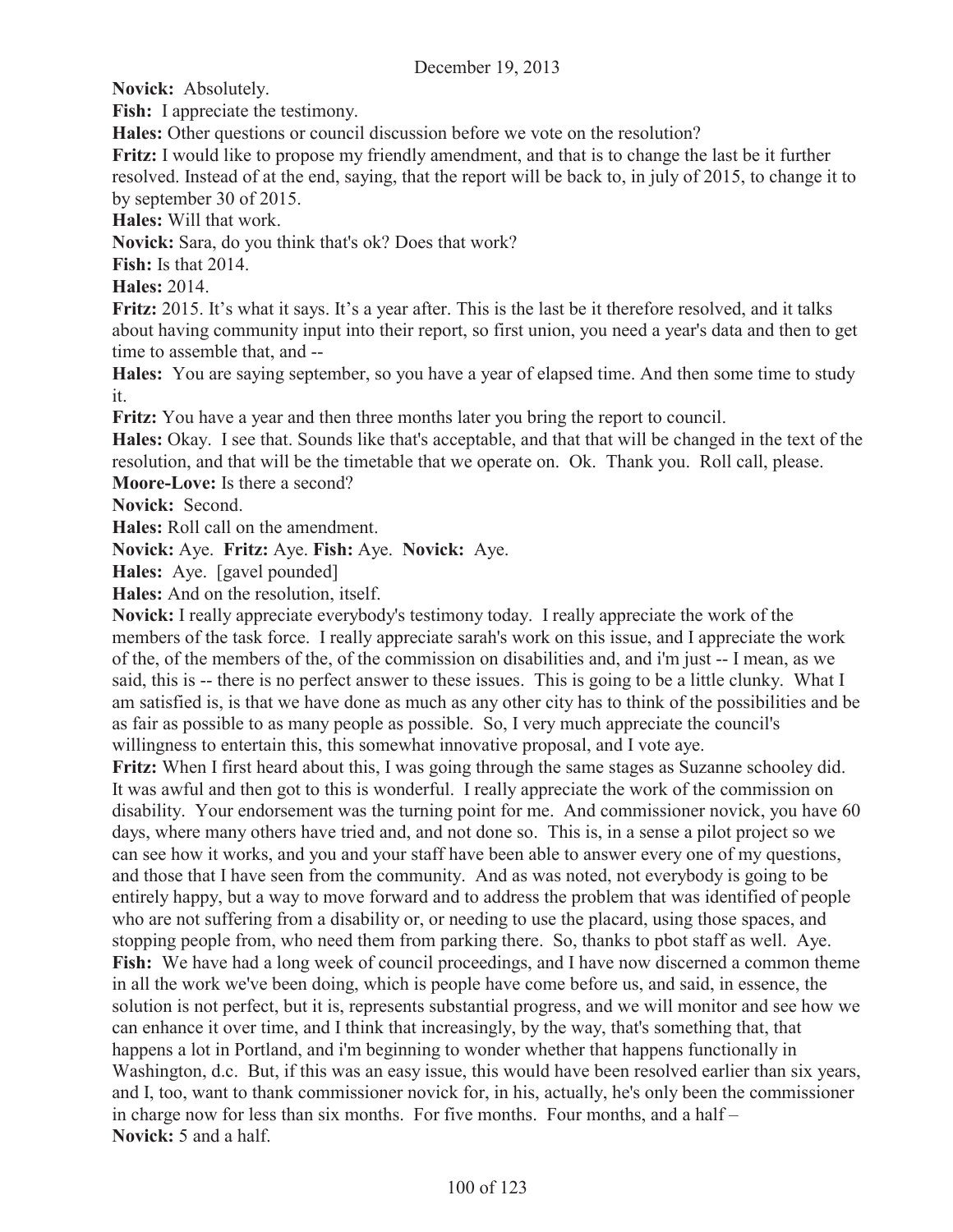**Novick:** Absolutely.

**Fish:** I appreciate the testimony.

**Hales:** Other questions or council discussion before we vote on the resolution?

**Fritz:** I would like to propose my friendly amendment, and that is to change the last be it further resolved. Instead of at the end, saying, that the report will be back to, in july of 2015, to change it to by september 30 of 2015.

**Hales:** Will that work.

**Novick:** Sara, do you think that's ok? Does that work?

**Fish:** Is that 2014.

**Hales:** 2014.

**Fritz:** 2015. It's what it says. It's a year after. This is the last be it therefore resolved, and it talks about having community input into their report, so first union, you need a year's data and then to get time to assemble that, and --

**Hales:** You are saying september, so you have a year of elapsed time. And then some time to study it.

**Fritz:** You have a year and then three months later you bring the report to council.

**Hales:** Okay. I see that. Sounds like that's acceptable, and that that will be changed in the text of the resolution, and that will be the timetable that we operate on. Ok. Thank you. Roll call, please.

**Moore-Love:** Is there a second?

**Novick:** Second.

**Hales:** Roll call on the amendment.

**Novick:** Aye. **Fritz:** Aye. **Fish:** Aye. **Novick:** Aye.

**Hales:** Aye. [gavel pounded]

**Hales:** And on the resolution, itself.

**Novick:** I really appreciate everybody's testimony today. I really appreciate the work of the members of the task force. I really appreciate sarah's work on this issue, and I appreciate the work of the, of the members of the, of the commission on disabilities and, and i'm just -- I mean, as we said, this is -- there is no perfect answer to these issues. This is going to be a little clunky. What I am satisfied is, is that we have done as much as any other city has to think of the possibilities and be as fair as possible to as many people as possible. So, I very much appreciate the council's willingness to entertain this, this somewhat innovative proposal, and I vote aye.

**Fritz:** When I first heard about this, I was going through the same stages as Suzanne schooley did. It was awful and then got to this is wonderful. I really appreciate the work of the commission on disability. Your endorsement was the turning point for me. And commissioner novick, you have 60 days, where many others have tried and, and not done so. This is, in a sense a pilot project so we can see how it works, and you and your staff have been able to answer every one of my questions, and those that I have seen from the community. And as was noted, not everybody is going to be entirely happy, but a way to move forward and to address the problem that was identified of people who are not suffering from a disability or, or needing to use the placard, using those spaces, and stopping people from, who need them from parking there. So, thanks to pbot staff as well. Aye.

**Fish:** We have had a long week of council proceedings, and I have now discerned a common theme in all the work we've been doing, which is people have come before us, and said, in essence, the solution is not perfect, but it is, represents substantial progress, and we will monitor and see how we can enhance it over time, and I think that increasingly, by the way, that's something that, that happens a lot in Portland, and i'm beginning to wonder whether that happens functionally in Washington, d.c. But, if this was an easy issue, this would have been resolved earlier than six years, and I, too, want to thank commissioner novick for, in his, actually, he's only been the commissioner in charge now for less than six months. For five months. Four months, and a half –

**Novick:** 5 and a half.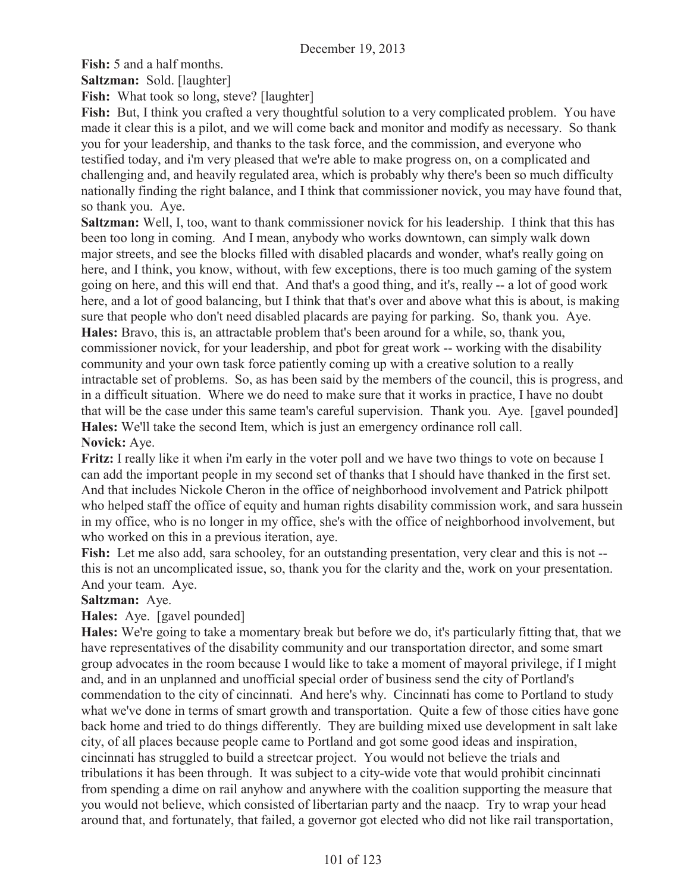**Fish:** 5 and a half months.

**Saltzman:** Sold. [laughter]

**Fish:** What took so long, steve? [laughter]

**Fish:** But, I think you crafted a very thoughtful solution to a very complicated problem. You have made it clear this is a pilot, and we will come back and monitor and modify as necessary. So thank you for your leadership, and thanks to the task force, and the commission, and everyone who testified today, and i'm very pleased that we're able to make progress on, on a complicated and challenging and, and heavily regulated area, which is probably why there's been so much difficulty nationally finding the right balance, and I think that commissioner novick, you may have found that, so thank you. Aye.

**Saltzman:** Well, I, too, want to thank commissioner novick for his leadership. I think that this has been too long in coming. And I mean, anybody who works downtown, can simply walk down major streets, and see the blocks filled with disabled placards and wonder, what's really going on here, and I think, you know, without, with few exceptions, there is too much gaming of the system going on here, and this will end that. And that's a good thing, and it's, really -- a lot of good work here, and a lot of good balancing, but I think that that's over and above what this is about, is making sure that people who don't need disabled placards are paying for parking. So, thank you. Aye.

**Hales:** Bravo, this is, an attractable problem that's been around for a while, so, thank you, commissioner novick, for your leadership, and pbot for great work -- working with the disability community and your own task force patiently coming up with a creative solution to a really intractable set of problems. So, as has been said by the members of the council, this is progress, and in a difficult situation. Where we do need to make sure that it works in practice, I have no doubt that will be the case under this same team's careful supervision. Thank you. Aye. [gavel pounded]

**Hales:** We'll take the second Item, which is just an emergency ordinance roll call.

**Novick:** Aye.

**Fritz:** I really like it when i'm early in the voter poll and we have two things to vote on because I can add the important people in my second set of thanks that I should have thanked in the first set. And that includes Nickole Cheron in the office of neighborhood involvement and Patrick philpott who helped staff the office of equity and human rights disability commission work, and sara hussein in my office, who is no longer in my office, she's with the office of neighborhood involvement, but who worked on this in a previous iteration, aye.

**Fish:** Let me also add, sara schooley, for an outstanding presentation, very clear and this is not -- this is not an uncomplicated issue, so, thank you for the clarity and the, work on your presentation. And your team. Aye.

**Saltzman:** Aye.

**Hales:** Aye. [gavel pounded]

**Hales:** We're going to take a momentary break but before we do, it's particularly fitting that, that we have representatives of the disability community and our transportation director, and some smart group advocates in the room because I would like to take a moment of mayoral privilege, if I might and, and in an unplanned and unofficial special order of business send the city of Portland's commendation to the city of cincinnati. And here's why. Cincinnati has come to Portland to study what we've done in terms of smart growth and transportation. Quite a few of those cities have gone back home and tried to do things differently. They are building mixed use development in salt lake city, of all places because people came to Portland and got some good ideas and inspiration, cincinnati has struggled to build a streetcar project. You would not believe the trials and tribulations it has been through. It was subject to a city-wide vote that would prohibit cincinnati from spending a dime on rail anyhow and anywhere with the coalition supporting the measure that you would not believe, which consisted of libertarian party and the naacp. Try to wrap your head around that, and fortunately, that failed, a governor got elected who did not like rail transportation,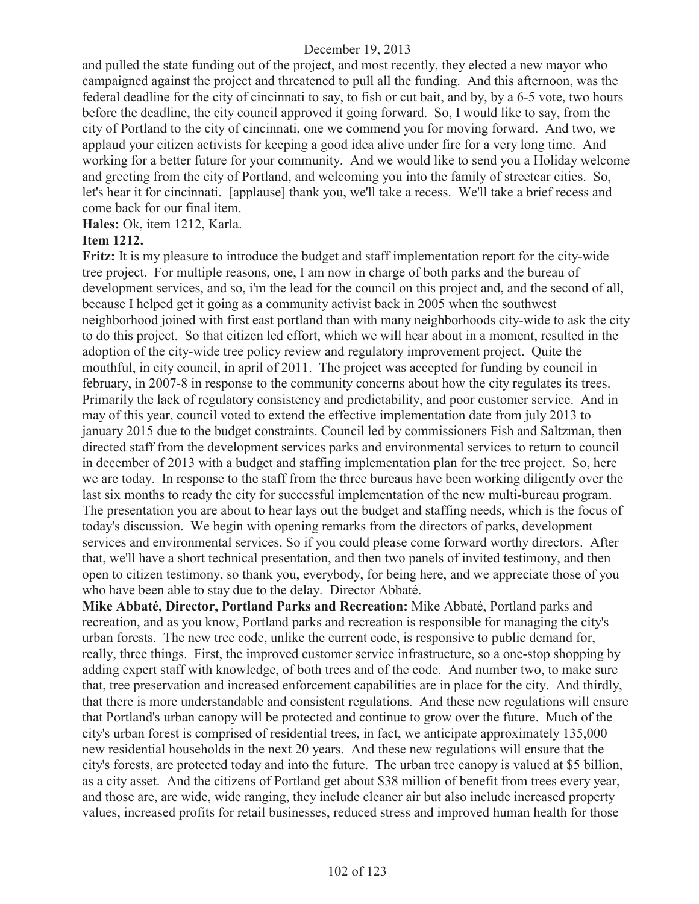and pulled the state funding out of the project, and most recently, they elected a new mayor who campaigned against the project and threatened to pull all the funding. And this afternoon, was the federal deadline for the city of cincinnati to say, to fish or cut bait, and by, by a 6-5 vote, two hours before the deadline, the city council approved it going forward. So, I would like to say, from the city of Portland to the city of cincinnati, one we commend you for moving forward. And two, we applaud your citizen activists for keeping a good idea alive under fire for a very long time. And working for a better future for your community. And we would like to send you a Holiday welcome and greeting from the city of Portland, and welcoming you into the family of streetcar cities. So, let's hear it for cincinnati. [applause] thank you, we'll take a recess. We'll take a brief recess and come back for our final item.

**Hales:** Ok, item 1212, Karla.

**Item 1212.**

**Fritz:** It is my pleasure to introduce the budget and staff implementation report for the city-wide tree project. For multiple reasons, one, I am now in charge of both parks and the bureau of development services, and so, i'm the lead for the council on this project and, and the second of all, because I helped get it going as a community activist back in 2005 when the southwest neighborhood joined with first east portland than with many neighborhoods city-wide to ask the city to do this project. So that citizen led effort, which we will hear about in a moment, resulted in the adoption of the city-wide tree policy review and regulatory improvement project. Quite the mouthful, in city council, in april of 2011. The project was accepted for funding by council in february, in 2007-8 in response to the community concerns about how the city regulates its trees. Primarily the lack of regulatory consistency and predictability, and poor customer service. And in may of this year, council voted to extend the effective implementation date from july 2013 to january 2015 due to the budget constraints. Council led by commissioners Fish and Saltzman, then directed staff from the development services parks and environmental services to return to council in december of 2013 with a budget and staffing implementation plan for the tree project. So, here we are today. In response to the staff from the three bureaus have been working diligently over the last six months to ready the city for successful implementation of the new multi-bureau program. The presentation you are about to hear lays out the budget and staffing needs, which is the focus of today's discussion. We begin with opening remarks from the directors of parks, development services and environmental services. So if you could please come forward worthy directors. After that, we'll have a short technical presentation, and then two panels of invited testimony, and then open to citizen testimony, so thank you, everybody, for being here, and we appreciate those of you who have been able to stay due to the delay. Director Abbaté.

**Mike Abbaté, Director, Portland Parks and Recreation:** Mike Abbaté, Portland parks and recreation, and as you know, Portland parks and recreation is responsible for managing the city's urban forests. The new tree code, unlike the current code, is responsive to public demand for, really, three things. First, the improved customer service infrastructure, so a one-stop shopping by adding expert staff with knowledge, of both trees and of the code. And number two, to make sure that, tree preservation and increased enforcement capabilities are in place for the city. And thirdly, that there is more understandable and consistent regulations. And these new regulations will ensure that Portland's urban canopy will be protected and continue to grow over the future. Much of the city's urban forest is comprised of residential trees, in fact, we anticipate approximately 135,000 new residential households in the next 20 years. And these new regulations will ensure that the city's forests, are protected today and into the future. The urban tree canopy is valued at $5 billion, as a city asset. And the citizens of Portland get about $38 million of benefit from trees every year, and those are, are wide, wide ranging, they include cleaner air but also include increased property values, increased profits for retail businesses, reduced stress and improved human health for those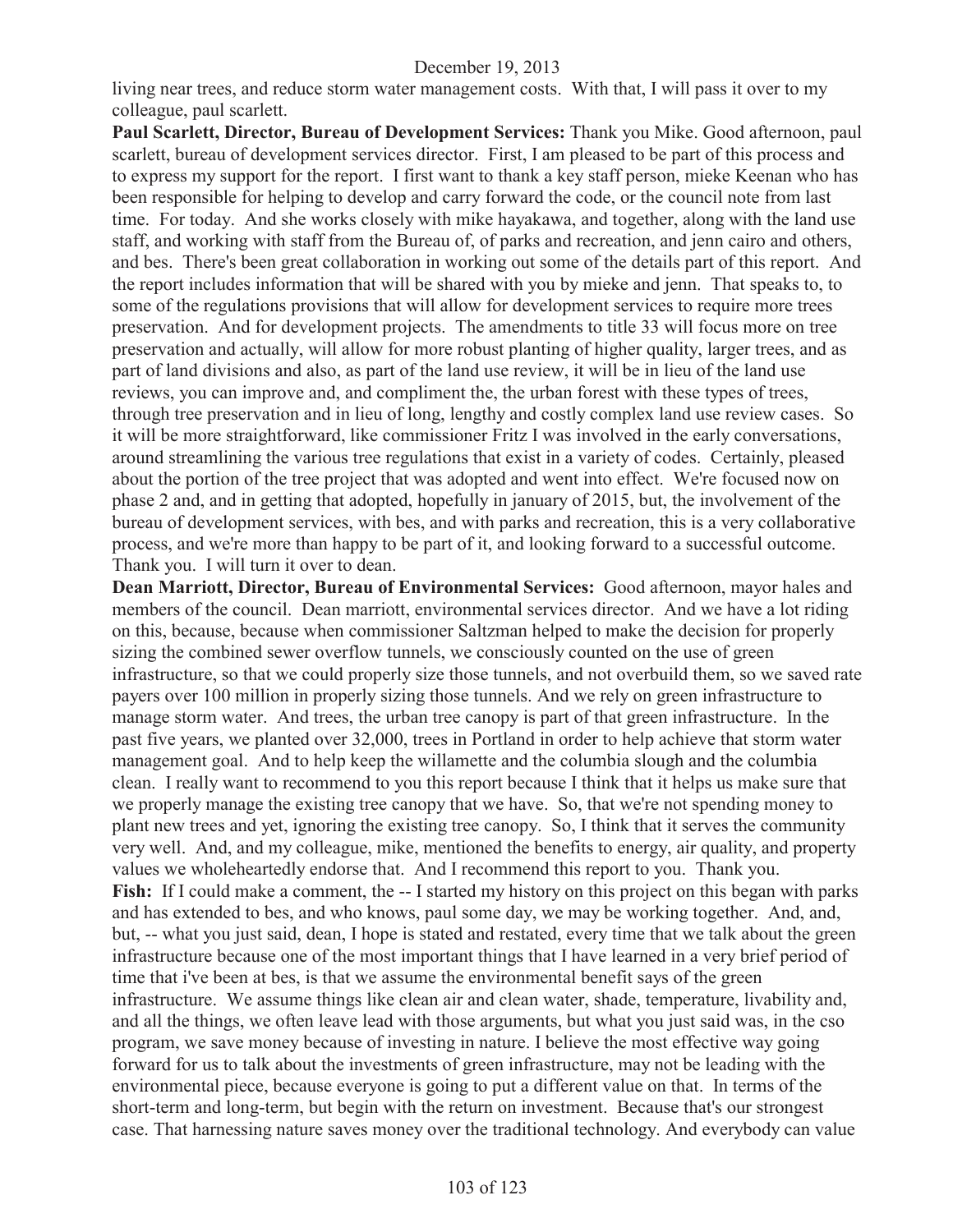living near trees, and reduce storm water management costs. With that, I will pass it over to my colleague, paul scarlett.

**Paul Scarlett, Director, Bureau of Development Services:** Thank you Mike. Good afternoon, paul scarlett, bureau of development services director. First, I am pleased to be part of this process and to express my support for the report. I first want to thank a key staff person, mieke Keenan who has been responsible for helping to develop and carry forward the code, or the council note from last time. For today. And she works closely with mike hayakawa, and together, along with the land use staff, and working with staff from the Bureau of, of parks and recreation, and jenn cairo and others, and bes. There's been great collaboration in working out some of the details part of this report. And the report includes information that will be shared with you by mieke and jenn. That speaks to, to some of the regulations provisions that will allow for development services to require more trees preservation. And for development projects. The amendments to title 33 will focus more on tree preservation and actually, will allow for more robust planting of higher quality, larger trees, and as part of land divisions and also, as part of the land use review, it will be in lieu of the land use reviews, you can improve and, and compliment the, the urban forest with these types of trees, through tree preservation and in lieu of long, lengthy and costly complex land use review cases. So it will be more straightforward, like commissioner Fritz I was involved in the early conversations, around streamlining the various tree regulations that exist in a variety of codes. Certainly, pleased about the portion of the tree project that was adopted and went into effect. We're focused now on phase 2 and, and in getting that adopted, hopefully in january of 2015, but, the involvement of the bureau of development services, with bes, and with parks and recreation, this is a very collaborative process, and we're more than happy to be part of it, and looking forward to a successful outcome. Thank you. I will turn it over to dean.

**Dean Marriott, Director, Bureau of Environmental Services:** Good afternoon, mayor hales and members of the council. Dean marriott, environmental services director. And we have a lot riding on this, because, because when commissioner Saltzman helped to make the decision for properly sizing the combined sewer overflow tunnels, we consciously counted on the use of green infrastructure, so that we could properly size those tunnels, and not overbuild them, so we saved rate payers over 100 million in properly sizing those tunnels. And we rely on green infrastructure to manage storm water. And trees, the urban tree canopy is part of that green infrastructure. In the past five years, we planted over 32,000, trees in Portland in order to help achieve that storm water management goal. And to help keep the willamette and the columbia slough and the columbia clean. I really want to recommend to you this report because I think that it helps us make sure that we properly manage the existing tree canopy that we have. So, that we're not spending money to plant new trees and yet, ignoring the existing tree canopy. So, I think that it serves the community very well. And, and my colleague, mike, mentioned the benefits to energy, air quality, and property values we wholeheartedly endorse that. And I recommend this report to you. Thank you.

**Fish:** If I could make a comment, the -- I started my history on this project on this began with parks and has extended to bes, and who knows, paul some day, we may be working together. And, and, but, -- what you just said, dean, I hope is stated and restated, every time that we talk about the green infrastructure because one of the most important things that I have learned in a very brief period of time that i've been at bes, is that we assume the environmental benefit says of the green infrastructure. We assume things like clean air and clean water, shade, temperature, livability and, and all the things, we often leave lead with those arguments, but what you just said was, in the cso program, we save money because of investing in nature. I believe the most effective way going forward for us to talk about the investments of green infrastructure, may not be leading with the environmental piece, because everyone is going to put a different value on that. In terms of the short-term and long-term, but begin with the return on investment. Because that's our strongest case. That harnessing nature saves money over the traditional technology. And everybody can value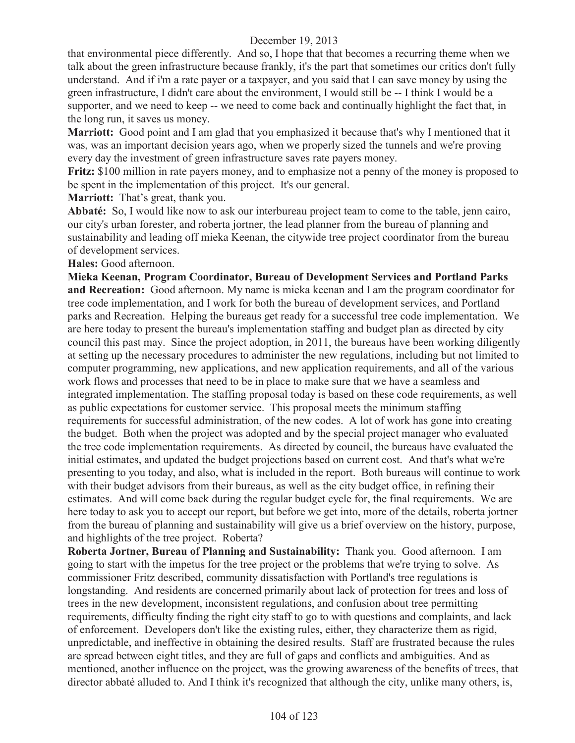that environmental piece differently. And so, I hope that that becomes a recurring theme when we talk about the green infrastructure because frankly, it's the part that sometimes our critics don't fully understand. And if i'm a rate payer or a taxpayer, and you said that I can save money by using the green infrastructure, I didn't care about the environment, I would still be -- I think I would be a supporter, and we need to keep -- we need to come back and continually highlight the fact that, in the long run, it saves us money.

**Marriott:** Good point and I am glad that you emphasized it because that's why I mentioned that it was, was an important decision years ago, when we properly sized the tunnels and we're proving every day the investment of green infrastructure saves rate payers money.

**Fritz:** $100 million in rate payers money, and to emphasize not a penny of the money is proposed to be spent in the implementation of this project. It's our general.

**Marriott:** That's great, thank you.

**Abbaté:** So, I would like now to ask our interbureau project team to come to the table, jenn cairo, our city's urban forester, and roberta jortner, the lead planner from the bureau of planning and sustainability and leading off mieka Keenan, the citywide tree project coordinator from the bureau of development services.

**Hales:** Good afternoon.

**Mieka Keenan, Program Coordinator, Bureau of Development Services and Portland Parks and Recreation:** Good afternoon. My name is mieka keenan and I am the program coordinator for tree code implementation, and I work for both the bureau of development services, and Portland parks and Recreation. Helping the bureaus get ready for a successful tree code implementation. We are here today to present the bureau's implementation staffing and budget plan as directed by city council this past may. Since the project adoption, in 2011, the bureaus have been working diligently at setting up the necessary procedures to administer the new regulations, including but not limited to computer programming, new applications, and new application requirements, and all of the various work flows and processes that need to be in place to make sure that we have a seamless and integrated implementation. The staffing proposal today is based on these code requirements, as well as public expectations for customer service. This proposal meets the minimum staffing requirements for successful administration, of the new codes. A lot of work has gone into creating the budget. Both when the project was adopted and by the special project manager who evaluated the tree code implementation requirements. As directed by council, the bureaus have evaluated the initial estimates, and updated the budget projections based on current cost. And that's what we're presenting to you today, and also, what is included in the report. Both bureaus will continue to work with their budget advisors from their bureaus, as well as the city budget office, in refining their estimates. And will come back during the regular budget cycle for, the final requirements. We are here today to ask you to accept our report, but before we get into, more of the details, roberta jortner from the bureau of planning and sustainability will give us a brief overview on the history, purpose, and highlights of the tree project. Roberta?

**Roberta Jortner, Bureau of Planning and Sustainability:** Thank you. Good afternoon. I am going to start with the impetus for the tree project or the problems that we're trying to solve. As commissioner Fritz described, community dissatisfaction with Portland's tree regulations is longstanding. And residents are concerned primarily about lack of protection for trees and loss of trees in the new development, inconsistent regulations, and confusion about tree permitting requirements, difficulty finding the right city staff to go to with questions and complaints, and lack of enforcement. Developers don't like the existing rules, either, they characterize them as rigid, unpredictable, and ineffective in obtaining the desired results. Staff are frustrated because the rules are spread between eight titles, and they are full of gaps and conflicts and ambiguities. And as mentioned, another influence on the project, was the growing awareness of the benefits of trees, that director abbaté alluded to. And I think it's recognized that although the city, unlike many others, is,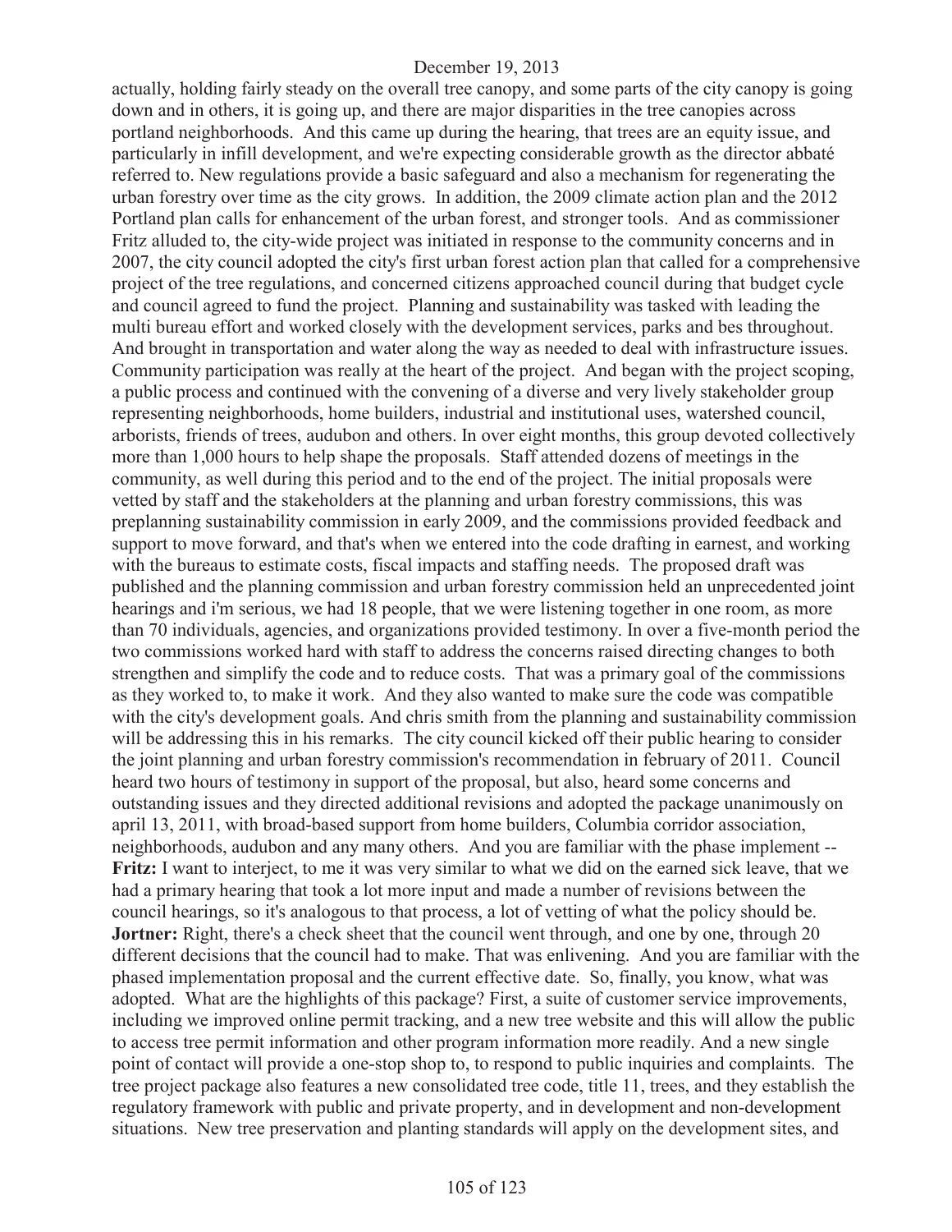actually, holding fairly steady on the overall tree canopy, and some parts of the city canopy is going down and in others, it is going up, and there are major disparities in the tree canopies across portland neighborhoods. And this came up during the hearing, that trees are an equity issue, and particularly in infill development, and we're expecting considerable growth as the director abbaté referred to. New regulations provide a basic safeguard and also a mechanism for regenerating the urban forestry over time as the city grows. In addition, the 2009 climate action plan and the 2012 Portland plan calls for enhancement of the urban forest, and stronger tools. And as commissioner Fritz alluded to, the city-wide project was initiated in response to the community concerns and in 2007, the city council adopted the city's first urban forest action plan that called for a comprehensive project of the tree regulations, and concerned citizens approached council during that budget cycle and council agreed to fund the project. Planning and sustainability was tasked with leading the multi bureau effort and worked closely with the development services, parks and bes throughout. And brought in transportation and water along the way as needed to deal with infrastructure issues. Community participation was really at the heart of the project. And began with the project scoping, a public process and continued with the convening of a diverse and very lively stakeholder group representing neighborhoods, home builders, industrial and institutional uses, watershed council, arborists, friends of trees, audubon and others. In over eight months, this group devoted collectively more than 1,000 hours to help shape the proposals. Staff attended dozens of meetings in the community, as well during this period and to the end of the project. The initial proposals were vetted by staff and the stakeholders at the planning and urban forestry commissions, this was preplanning sustainability commission in early 2009, and the commissions provided feedback and support to move forward, and that's when we entered into the code drafting in earnest, and working with the bureaus to estimate costs, fiscal impacts and staffing needs. The proposed draft was published and the planning commission and urban forestry commission held an unprecedented joint hearings and i'm serious, we had 18 people, that we were listening together in one room, as more than 70 individuals, agencies, and organizations provided testimony. In over a five-month period the two commissions worked hard with staff to address the concerns raised directing changes to both strengthen and simplify the code and to reduce costs. That was a primary goal of the commissions as they worked to, to make it work. And they also wanted to make sure the code was compatible with the city's development goals. And chris smith from the planning and sustainability commission will be addressing this in his remarks. The city council kicked off their public hearing to consider the joint planning and urban forestry commission's recommendation in february of 2011. Council heard two hours of testimony in support of the proposal, but also, heard some concerns and outstanding issues and they directed additional revisions and adopted the package unanimously on april 13, 2011, with broad-based support from home builders, Columbia corridor association, neighborhoods, audubon and any many others. And you are familiar with the phase implement --

**Fritz:** I want to interject, to me it was very similar to what we did on the earned sick leave, that we had a primary hearing that took a lot more input and made a number of revisions between the council hearings, so it's analogous to that process, a lot of vetting of what the policy should be.

**Jortner:** Right, there's a check sheet that the council went through, and one by one, through 20 different decisions that the council had to make. That was enlivening. And you are familiar with the phased implementation proposal and the current effective date. So, finally, you know, what was adopted. What are the highlights of this package? First, a suite of customer service improvements, including we improved online permit tracking, and a new tree website and this will allow the public to access tree permit information and other program information more readily. And a new single point of contact will provide a one-stop shop to, to respond to public inquiries and complaints. The tree project package also features a new consolidated tree code, title 11, trees, and they establish the regulatory framework with public and private property, and in development and non-development situations. New tree preservation and planting standards will apply on the development sites, and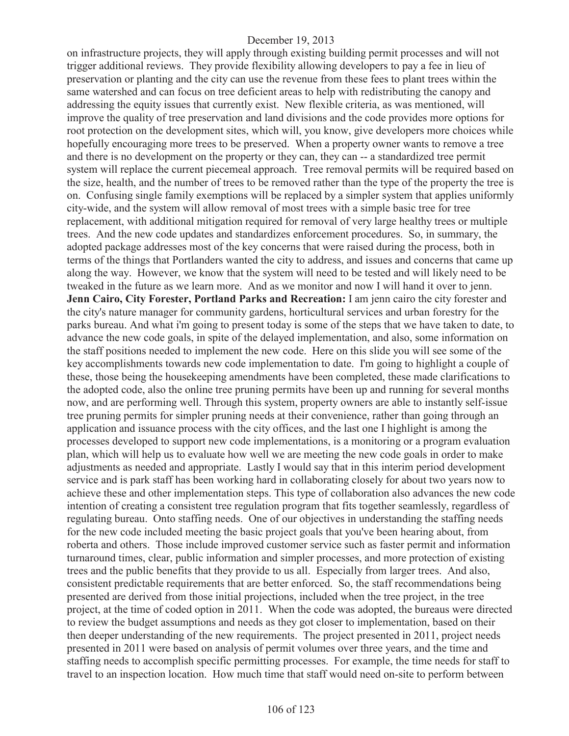on infrastructure projects, they will apply through existing building permit processes and will not trigger additional reviews. They provide flexibility allowing developers to pay a fee in lieu of preservation or planting and the city can use the revenue from these fees to plant trees within the same watershed and can focus on tree deficient areas to help with redistributing the canopy and addressing the equity issues that currently exist. New flexible criteria, as was mentioned, will improve the quality of tree preservation and land divisions and the code provides more options for root protection on the development sites, which will, you know, give developers more choices while hopefully encouraging more trees to be preserved. When a property owner wants to remove a tree and there is no development on the property or they can, they can -- a standardized tree permit system will replace the current piecemeal approach. Tree removal permits will be required based on the size, health, and the number of trees to be removed rather than the type of the property the tree is on. Confusing single family exemptions will be replaced by a simpler system that applies uniformly city-wide, and the system will allow removal of most trees with a simple basic tree for tree replacement, with additional mitigation required for removal of very large healthy trees or multiple trees. And the new code updates and standardizes enforcement procedures. So, in summary, the adopted package addresses most of the key concerns that were raised during the process, both in terms of the things that Portlanders wanted the city to address, and issues and concerns that came up along the way. However, we know that the system will need to be tested and will likely need to be tweaked in the future as we learn more. And as we monitor and now I will hand it over to jenn.

**Jenn Cairo, City Forester, Portland Parks and Recreation:** I am jenn cairo the city forester and the city's nature manager for community gardens, horticultural services and urban forestry for the parks bureau. And what i'm going to present today is some of the steps that we have taken to date, to advance the new code goals, in spite of the delayed implementation, and also, some information on the staff positions needed to implement the new code. Here on this slide you will see some of the key accomplishments towards new code implementation to date. I'm going to highlight a couple of these, those being the housekeeping amendments have been completed, these made clarifications to the adopted code, also the online tree pruning permits have been up and running for several months now, and are performing well. Through this system, property owners are able to instantly self-issue tree pruning permits for simpler pruning needs at their convenience, rather than going through an application and issuance process with the city offices, and the last one I highlight is among the processes developed to support new code implementations, is a monitoring or a program evaluation plan, which will help us to evaluate how well we are meeting the new code goals in order to make adjustments as needed and appropriate. Lastly I would say that in this interim period development service and is park staff has been working hard in collaborating closely for about two years now to achieve these and other implementation steps. This type of collaboration also advances the new code intention of creating a consistent tree regulation program that fits together seamlessly, regardless of regulating bureau. Onto staffing needs. One of our objectives in understanding the staffing needs for the new code included meeting the basic project goals that you've been hearing about, from roberta and others. Those include improved customer service such as faster permit and information turnaround times, clear, public information and simpler processes, and more protection of existing trees and the public benefits that they provide to us all. Especially from larger trees. And also, consistent predictable requirements that are better enforced. So, the staff recommendations being presented are derived from those initial projections, included when the tree project, in the tree project, at the time of coded option in 2011. When the code was adopted, the bureaus were directed to review the budget assumptions and needs as they got closer to implementation, based on their then deeper understanding of the new requirements. The project presented in 2011, project needs presented in 2011 were based on analysis of permit volumes over three years, and the time and staffing needs to accomplish specific permitting processes. For example, the time needs for staff to travel to an inspection location. How much time that staff would need on-site to perform between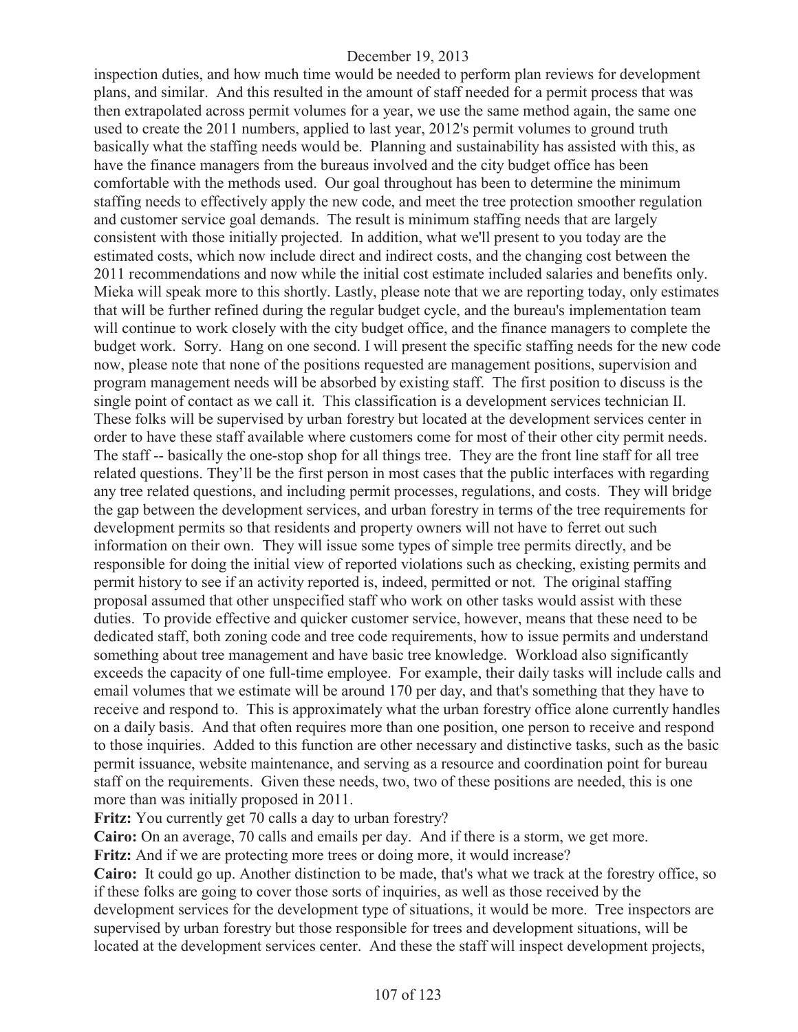inspection duties, and how much time would be needed to perform plan reviews for development plans, and similar. And this resulted in the amount of staff needed for a permit process that was then extrapolated across permit volumes for a year, we use the same method again, the same one used to create the 2011 numbers, applied to last year, 2012's permit volumes to ground truth basically what the staffing needs would be. Planning and sustainability has assisted with this, as have the finance managers from the bureaus involved and the city budget office has been comfortable with the methods used. Our goal throughout has been to determine the minimum staffing needs to effectively apply the new code, and meet the tree protection smoother regulation and customer service goal demands. The result is minimum staffing needs that are largely consistent with those initially projected. In addition, what we'll present to you today are the estimated costs, which now include direct and indirect costs, and the changing cost between the 2011 recommendations and now while the initial cost estimate included salaries and benefits only. Mieka will speak more to this shortly. Lastly, please note that we are reporting today, only estimates that will be further refined during the regular budget cycle, and the bureau's implementation team will continue to work closely with the city budget office, and the finance managers to complete the budget work. Sorry. Hang on one second. I will present the specific staffing needs for the new code now, please note that none of the positions requested are management positions, supervision and program management needs will be absorbed by existing staff. The first position to discuss is the single point of contact as we call it. This classification is a development services technician II. These folks will be supervised by urban forestry but located at the development services center in order to have these staff available where customers come for most of their other city permit needs. The staff -- basically the one-stop shop for all things tree. They are the front line staff for all tree related questions. They'll be the first person in most cases that the public interfaces with regarding any tree related questions, and including permit processes, regulations, and costs. They will bridge the gap between the development services, and urban forestry in terms of the tree requirements for development permits so that residents and property owners will not have to ferret out such information on their own. They will issue some types of simple tree permits directly, and be responsible for doing the initial view of reported violations such as checking, existing permits and permit history to see if an activity reported is, indeed, permitted or not. The original staffing proposal assumed that other unspecified staff who work on other tasks would assist with these duties. To provide effective and quicker customer service, however, means that these need to be dedicated staff, both zoning code and tree code requirements, how to issue permits and understand something about tree management and have basic tree knowledge. Workload also significantly exceeds the capacity of one full-time employee. For example, their daily tasks will include calls and email volumes that we estimate will be around 170 per day, and that's something that they have to receive and respond to. This is approximately what the urban forestry office alone currently handles on a daily basis. And that often requires more than one position, one person to receive and respond to those inquiries. Added to this function are other necessary and distinctive tasks, such as the basic permit issuance, website maintenance, and serving as a resource and coordination point for bureau staff on the requirements. Given these needs, two, two of these positions are needed, this is one more than was initially proposed in 2011.

**Fritz:** You currently get 70 calls a day to urban forestry?

**Cairo:** On an average, 70 calls and emails per day. And if there is a storm, we get more.

**Fritz:** And if we are protecting more trees or doing more, it would increase?

**Cairo:** It could go up. Another distinction to be made, that's what we track at the forestry office, so if these folks are going to cover those sorts of inquiries, as well as those received by the development services for the development type of situations, it would be more. Tree inspectors are supervised by urban forestry but those responsible for trees and development situations, will be located at the development services center. And these the staff will inspect development projects,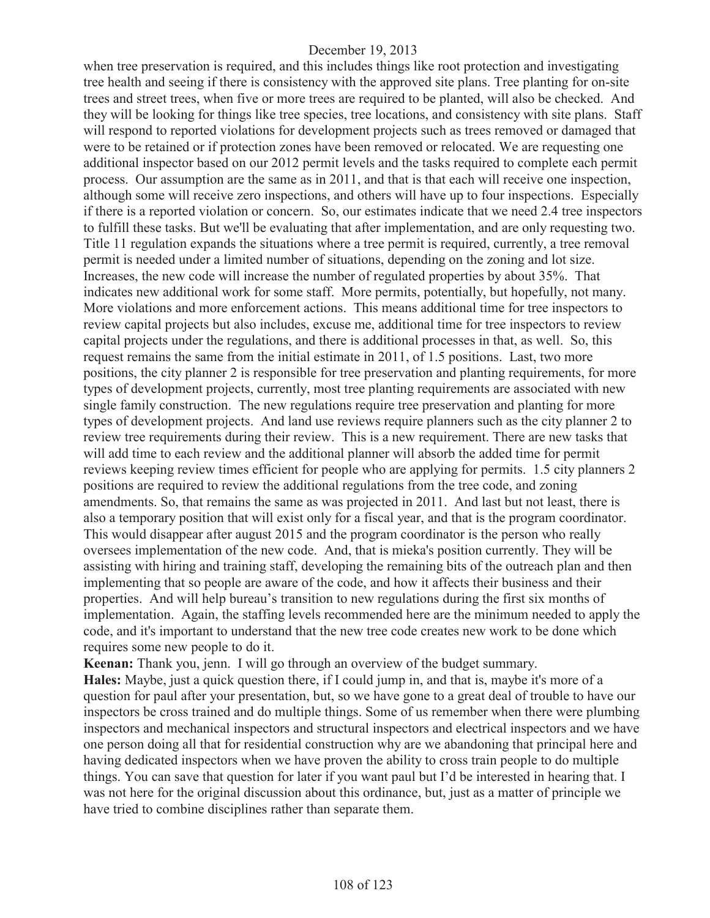when tree preservation is required, and this includes things like root protection and investigating tree health and seeing if there is consistency with the approved site plans. Tree planting for on-site trees and street trees, when five or more trees are required to be planted, will also be checked. And they will be looking for things like tree species, tree locations, and consistency with site plans. Staff will respond to reported violations for development projects such as trees removed or damaged that were to be retained or if protection zones have been removed or relocated. We are requesting one additional inspector based on our 2012 permit levels and the tasks required to complete each permit process. Our assumption are the same as in 2011, and that is that each will receive one inspection, although some will receive zero inspections, and others will have up to four inspections. Especially if there is a reported violation or concern. So, our estimates indicate that we need 2.4 tree inspectors to fulfill these tasks. But we'll be evaluating that after implementation, and are only requesting two. Title 11 regulation expands the situations where a tree permit is required, currently, a tree removal permit is needed under a limited number of situations, depending on the zoning and lot size. Increases, the new code will increase the number of regulated properties by about 35%. That indicates new additional work for some staff. More permits, potentially, but hopefully, not many. More violations and more enforcement actions. This means additional time for tree inspectors to review capital projects but also includes, excuse me, additional time for tree inspectors to review capital projects under the regulations, and there is additional processes in that, as well. So, this request remains the same from the initial estimate in 2011, of 1.5 positions. Last, two more positions, the city planner 2 is responsible for tree preservation and planting requirements, for more types of development projects, currently, most tree planting requirements are associated with new single family construction. The new regulations require tree preservation and planting for more types of development projects. And land use reviews require planners such as the city planner 2 to review tree requirements during their review. This is a new requirement. There are new tasks that will add time to each review and the additional planner will absorb the added time for permit reviews keeping review times efficient for people who are applying for permits. 1.5 city planners 2 positions are required to review the additional regulations from the tree code, and zoning amendments. So, that remains the same as was projected in 2011. And last but not least, there is also a temporary position that will exist only for a fiscal year, and that is the program coordinator. This would disappear after august 2015 and the program coordinator is the person who really oversees implementation of the new code. And, that is mieka's position currently. They will be assisting with hiring and training staff, developing the remaining bits of the outreach plan and then implementing that so people are aware of the code, and how it affects their business and their properties. And will help bureau's transition to new regulations during the first six months of implementation. Again, the staffing levels recommended here are the minimum needed to apply the code, and it's important to understand that the new tree code creates new work to be done which requires some new people to do it.

**Keenan:** Thank you, jenn. I will go through an overview of the budget summary.

**Hales:** Maybe, just a quick question there, if I could jump in, and that is, maybe it's more of a question for paul after your presentation, but, so we have gone to a great deal of trouble to have our inspectors be cross trained and do multiple things. Some of us remember when there were plumbing inspectors and mechanical inspectors and structural inspectors and electrical inspectors and we have one person doing all that for residential construction why are we abandoning that principal here and having dedicated inspectors when we have proven the ability to cross train people to do multiple things. You can save that question for later if you want paul but I'd be interested in hearing that. I was not here for the original discussion about this ordinance, but, just as a matter of principle we have tried to combine disciplines rather than separate them.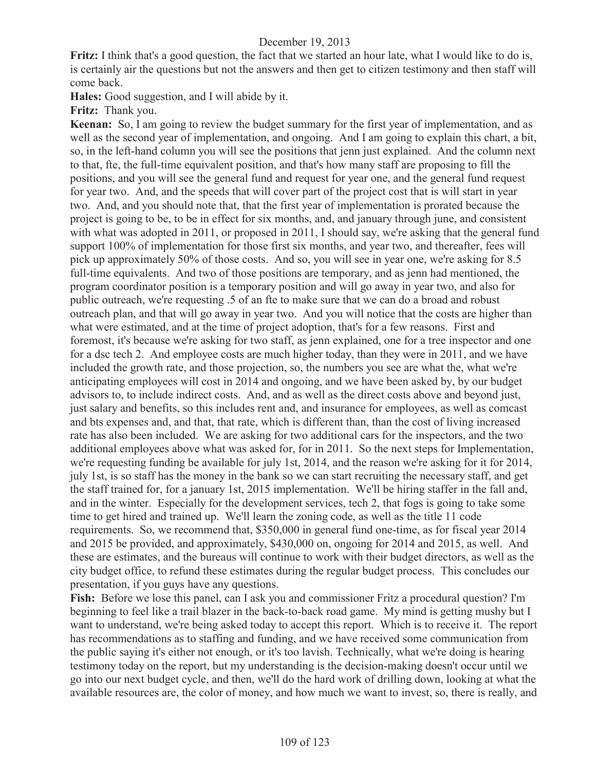**Fritz:** I think that's a good question, the fact that we started an hour late, what I would like to do is, is certainly air the questions but not the answers and then get to citizen testimony and then staff will come back.

**Hales:** Good suggestion, and I will abide by it.

**Fritz:** Thank you.

**Keenan:** So, I am going to review the budget summary for the first year of implementation, and as well as the second year of implementation, and ongoing. And I am going to explain this chart, a bit, so, in the left-hand column you will see the positions that jenn just explained. And the column next to that, fte, the full-time equivalent position, and that's how many staff are proposing to fill the positions, and you will see the general fund and request for year one, and the general fund request for year two. And, and the speeds that will cover part of the project cost that is will start in year two. And, and you should note that, that the first year of implementation is prorated because the project is going to be, to be in effect for six months, and, and january through june, and consistent with what was adopted in 2011, or proposed in 2011, I should say, we're asking that the general fund support 100% of implementation for those first six months, and year two, and thereafter, fees will pick up approximately 50% of those costs. And so, you will see in year one, we're asking for 8.5 full-time equivalents. And two of those positions are temporary, and as jenn had mentioned, the program coordinator position is a temporary position and will go away in year two, and also for public outreach, we're requesting .5 of an fte to make sure that we can do a broad and robust outreach plan, and that will go away in year two. And you will notice that the costs are higher than what were estimated, and at the time of project adoption, that's for a few reasons. First and foremost, it's because we're asking for two staff, as jenn explained, one for a tree inspector and one for a dsc tech 2. And employee costs are much higher today, than they were in 2011, and we have included the growth rate, and those projection, so, the numbers you see are what the, what we're anticipating employees will cost in 2014 and ongoing, and we have been asked by, by our budget advisors to, to include indirect costs. And, and as well as the direct costs above and beyond just, just salary and benefits, so this includes rent and, and insurance for employees, as well as comcast and bts expenses and, and that, that rate, which is different than, than the cost of living increased rate has also been included. We are asking for two additional cars for the inspectors, and the two additional employees above what was asked for, for in 2011. So the next steps for Implementation, we're requesting funding be available for july 1st, 2014, and the reason we're asking for it for 2014, july 1st, is so staff has the money in the bank so we can start recruiting the necessary staff, and get the staff trained for, for a january 1st, 2015 implementation. We'll be hiring staffer in the fall and, and in the winter. Especially for the development services, tech 2, that fogs is going to take some time to get hired and trained up. We'll learn the zoning code, as well as the title 11 code requirements. So, we recommend that, $350,000 in general fund one-time, as for fiscal year 2014 and 2015 be provided, and approximately, $430,000 on, ongoing for 2014 and 2015, as well. And these are estimates, and the bureaus will continue to work with their budget directors, as well as the city budget office, to refund these estimates during the regular budget process. This concludes our presentation, if you guys have any questions.

**Fish:** Before we lose this panel, can I ask you and commissioner Fritz a procedural question? I'm beginning to feel like a trail blazer in the back-to-back road game. My mind is getting mushy but I want to understand, we're being asked today to accept this report. Which is to receive it. The report has recommendations as to staffing and funding, and we have received some communication from the public saying it's either not enough, or it's too lavish. Technically, what we're doing is hearing testimony today on the report, but my understanding is the decision-making doesn't occur until we go into our next budget cycle, and then, we'll do the hard work of drilling down, looking at what the available resources are, the color of money, and how much we want to invest, so, there is really, and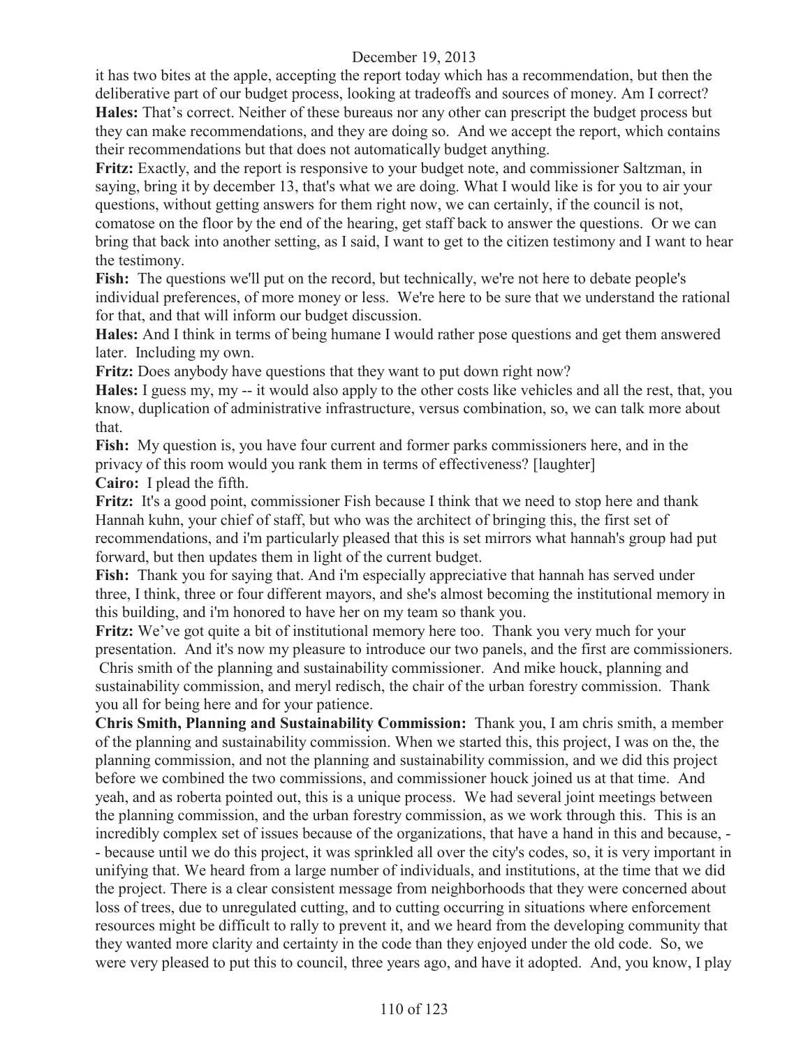it has two bites at the apple, accepting the report today which has a recommendation, but then the deliberative part of our budget process, looking at tradeoffs and sources of money. Am I correct?

**Hales:** That's correct. Neither of these bureaus nor any other can prescript the budget process but they can make recommendations, and they are doing so. And we accept the report, which contains their recommendations but that does not automatically budget anything.

**Fritz:** Exactly, and the report is responsive to your budget note, and commissioner Saltzman, in saying, bring it by december 13, that's what we are doing. What I would like is for you to air your questions, without getting answers for them right now, we can certainly, if the council is not, comatose on the floor by the end of the hearing, get staff back to answer the questions. Or we can bring that back into another setting, as I said, I want to get to the citizen testimony and I want to hear the testimony.

**Fish:** The questions we'll put on the record, but technically, we're not here to debate people's individual preferences, of more money or less. We're here to be sure that we understand the rational for that, and that will inform our budget discussion.

**Hales:** And I think in terms of being humane I would rather pose questions and get them answered later. Including my own.

**Fritz:** Does anybody have questions that they want to put down right now?

**Hales:** I guess my, my -- it would also apply to the other costs like vehicles and all the rest, that, you know, duplication of administrative infrastructure, versus combination, so, we can talk more about that.

**Fish:** My question is, you have four current and former parks commissioners here, and in the privacy of this room would you rank them in terms of effectiveness? [laughter]

**Cairo:** I plead the fifth.

**Fritz:** It's a good point, commissioner Fish because I think that we need to stop here and thank Hannah kuhn, your chief of staff, but who was the architect of bringing this, the first set of recommendations, and i'm particularly pleased that this is set mirrors what hannah's group had put forward, but then updates them in light of the current budget.

**Fish:** Thank you for saying that. And i'm especially appreciative that hannah has served under three, I think, three or four different mayors, and she's almost becoming the institutional memory in this building, and i'm honored to have her on my team so thank you.

**Fritz:** We've got quite a bit of institutional memory here too. Thank you very much for your presentation. And it's now my pleasure to introduce our two panels, and the first are commissioners. Chris smith of the planning and sustainability commissioner. And mike houck, planning and sustainability commission, and meryl redisch, the chair of the urban forestry commission. Thank you all for being here and for your patience.

**Chris Smith, Planning and Sustainability Commission:** Thank you, I am chris smith, a member of the planning and sustainability commission. When we started this, this project, I was on the, the planning commission, and not the planning and sustainability commission, and we did this project before we combined the two commissions, and commissioner houck joined us at that time. And yeah, and as roberta pointed out, this is a unique process. We had several joint meetings between the planning commission, and the urban forestry commission, as we work through this. This is an incredibly complex set of issues because of the organizations, that have a hand in this and because, -- because until we do this project, it was sprinkled all over the city's codes, so, it is very important in unifying that. We heard from a large number of individuals, and institutions, at the time that we did the project. There is a clear consistent message from neighborhoods that they were concerned about loss of trees, due to unregulated cutting, and to cutting occurring in situations where enforcement resources might be difficult to rally to prevent it, and we heard from the developing community that they wanted more clarity and certainty in the code than they enjoyed under the old code. So, we were very pleased to put this to council, three years ago, and have it adopted. And, you know, I play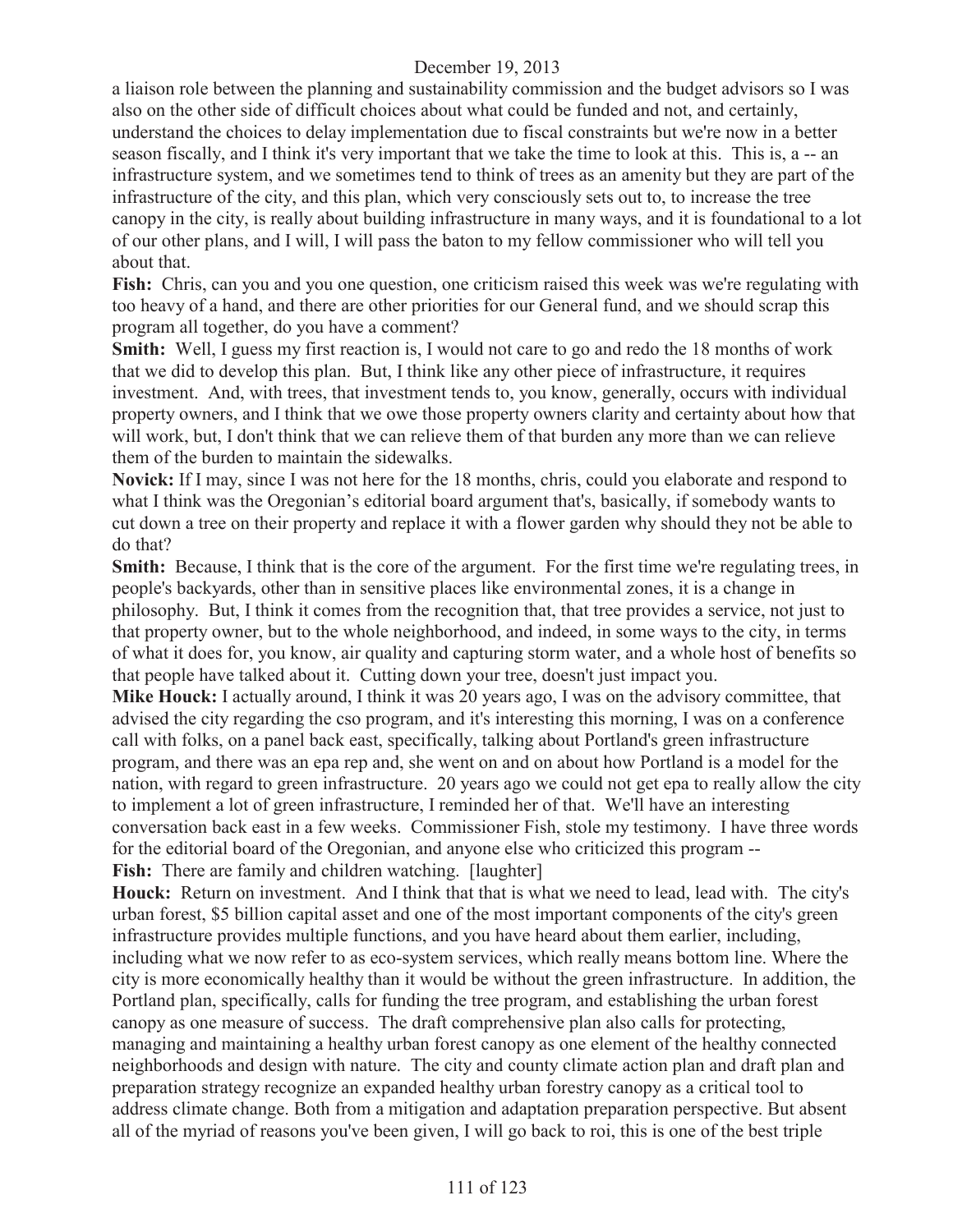a liaison role between the planning and sustainability commission and the budget advisors so I was also on the other side of difficult choices about what could be funded and not, and certainly, understand the choices to delay implementation due to fiscal constraints but we're now in a better season fiscally, and I think it's very important that we take the time to look at this. This is, a -- an infrastructure system, and we sometimes tend to think of trees as an amenity but they are part of the infrastructure of the city, and this plan, which very consciously sets out to, to increase the tree canopy in the city, is really about building infrastructure in many ways, and it is foundational to a lot of our other plans, and I will, I will pass the baton to my fellow commissioner who will tell you about that.

**Fish:** Chris, can you and you one question, one criticism raised this week was we're regulating with too heavy of a hand, and there are other priorities for our General fund, and we should scrap this program all together, do you have a comment?

**Smith:** Well, I guess my first reaction is, I would not care to go and redo the 18 months of work that we did to develop this plan. But, I think like any other piece of infrastructure, it requires investment. And, with trees, that investment tends to, you know, generally, occurs with individual property owners, and I think that we owe those property owners clarity and certainty about how that will work, but, I don't think that we can relieve them of that burden any more than we can relieve them of the burden to maintain the sidewalks.

**Novick:** If I may, since I was not here for the 18 months, chris, could you elaborate and respond to what I think was the Oregonian's editorial board argument that's, basically, if somebody wants to cut down a tree on their property and replace it with a flower garden why should they not be able to do that?

**Smith:** Because, I think that is the core of the argument. For the first time we're regulating trees, in people's backyards, other than in sensitive places like environmental zones, it is a change in philosophy. But, I think it comes from the recognition that, that tree provides a service, not just to that property owner, but to the whole neighborhood, and indeed, in some ways to the city, in terms of what it does for, you know, air quality and capturing storm water, and a whole host of benefits so that people have talked about it. Cutting down your tree, doesn't just impact you.

**Mike Houck:** I actually around, I think it was 20 years ago, I was on the advisory committee, that advised the city regarding the cso program, and it's interesting this morning, I was on a conference call with folks, on a panel back east, specifically, talking about Portland's green infrastructure program, and there was an epa rep and, she went on and on about how Portland is a model for the nation, with regard to green infrastructure. 20 years ago we could not get epa to really allow the city to implement a lot of green infrastructure, I reminded her of that. We'll have an interesting conversation back east in a few weeks. Commissioner Fish, stole my testimony. I have three words for the editorial board of the Oregonian, and anyone else who criticized this program --

**Fish:** There are family and children watching. [laughter]

**Houck:** Return on investment. And I think that that is what we need to lead, lead with. The city's urban forest, $5 billion capital asset and one of the most important components of the city's green infrastructure provides multiple functions, and you have heard about them earlier, including, including what we now refer to as eco-system services, which really means bottom line. Where the city is more economically healthy than it would be without the green infrastructure. In addition, the Portland plan, specifically, calls for funding the tree program, and establishing the urban forest canopy as one measure of success. The draft comprehensive plan also calls for protecting, managing and maintaining a healthy urban forest canopy as one element of the healthy connected neighborhoods and design with nature. The city and county climate action plan and draft plan and preparation strategy recognize an expanded healthy urban forestry canopy as a critical tool to address climate change. Both from a mitigation and adaptation preparation perspective. But absent all of the myriad of reasons you've been given, I will go back to roi, this is one of the best triple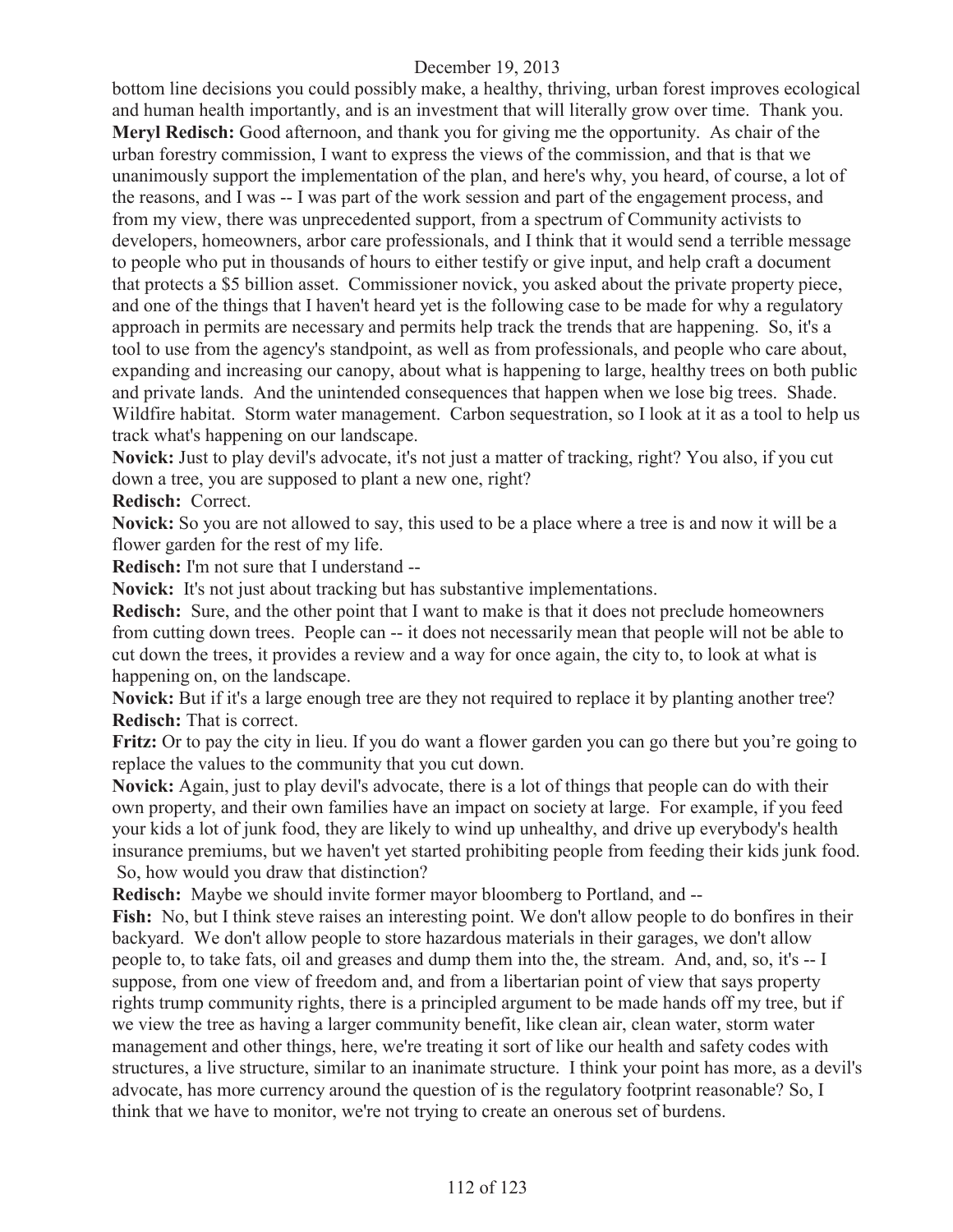bottom line decisions you could possibly make, a healthy, thriving, urban forest improves ecological and human health importantly, and is an investment that will literally grow over time. Thank you.

**Meryl Redisch:** Good afternoon, and thank you for giving me the opportunity. As chair of the urban forestry commission, I want to express the views of the commission, and that is that we unanimously support the implementation of the plan, and here's why, you heard, of course, a lot of the reasons, and I was -- I was part of the work session and part of the engagement process, and from my view, there was unprecedented support, from a spectrum of Community activists to developers, homeowners, arbor care professionals, and I think that it would send a terrible message to people who put in thousands of hours to either testify or give input, and help craft a document that protects a $5 billion asset. Commissioner novick, you asked about the private property piece, and one of the things that I haven't heard yet is the following case to be made for why a regulatory approach in permits are necessary and permits help track the trends that are happening. So, it's a tool to use from the agency's standpoint, as well as from professionals, and people who care about, expanding and increasing our canopy, about what is happening to large, healthy trees on both public and private lands. And the unintended consequences that happen when we lose big trees. Shade. Wildfire habitat. Storm water management. Carbon sequestration, so I look at it as a tool to help us track what's happening on our landscape.

**Novick:** Just to play devil's advocate, it's not just a matter of tracking, right? You also, if you cut down a tree, you are supposed to plant a new one, right?

**Redisch:** Correct.

**Novick:** So you are not allowed to say, this used to be a place where a tree is and now it will be a flower garden for the rest of my life.

**Redisch:** I'm not sure that I understand --

**Novick:** It's not just about tracking but has substantive implementations.

**Redisch:** Sure, and the other point that I want to make is that it does not preclude homeowners from cutting down trees. People can -- it does not necessarily mean that people will not be able to cut down the trees, it provides a review and a way for once again, the city to, to look at what is happening on, on the landscape.

**Novick:** But if it's a large enough tree are they not required to replace it by planting another tree?

**Redisch:** That is correct.

**Fritz:** Or to pay the city in lieu. If you do want a flower garden you can go there but you're going to replace the values to the community that you cut down.

**Novick:** Again, just to play devil's advocate, there is a lot of things that people can do with their own property, and their own families have an impact on society at large. For example, if you feed your kids a lot of junk food, they are likely to wind up unhealthy, and drive up everybody's health insurance premiums, but we haven't yet started prohibiting people from feeding their kids junk food. So, how would you draw that distinction?

**Redisch:** Maybe we should invite former mayor bloomberg to Portland, and --

**Fish:** No, but I think steve raises an interesting point. We don't allow people to do bonfires in their backyard. We don't allow people to store hazardous materials in their garages, we don't allow people to, to take fats, oil and greases and dump them into the, the stream. And, and, so, it's -- I suppose, from one view of freedom and, and from a libertarian point of view that says property rights trump community rights, there is a principled argument to be made hands off my tree, but if we view the tree as having a larger community benefit, like clean air, clean water, storm water management and other things, here, we're treating it sort of like our health and safety codes with structures, a live structure, similar to an inanimate structure. I think your point has more, as a devil's advocate, has more currency around the question of is the regulatory footprint reasonable? So, I think that we have to monitor, we're not trying to create an onerous set of burdens.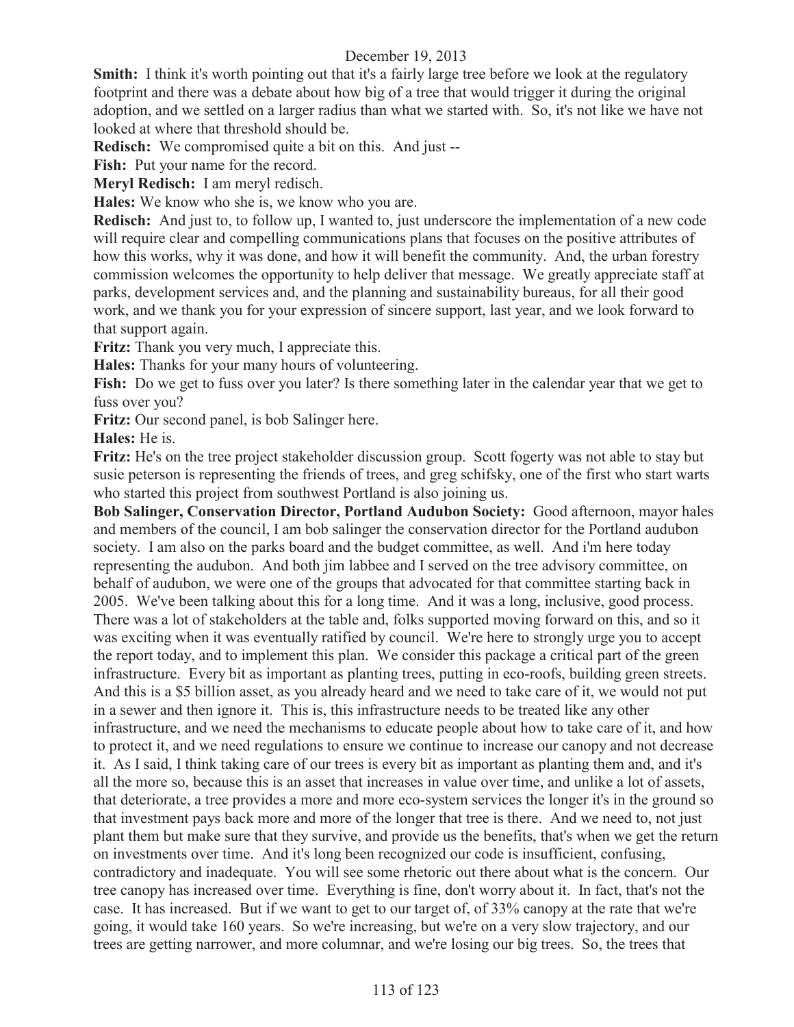**Smith:** I think it's worth pointing out that it's a fairly large tree before we look at the regulatory footprint and there was a debate about how big of a tree that would trigger it during the original adoption, and we settled on a larger radius than what we started with. So, it's not like we have not looked at where that threshold should be.

**Redisch:** We compromised quite a bit on this. And just --

**Fish:** Put your name for the record.

**Meryl Redisch:** I am meryl redisch.

**Hales:** We know who she is, we know who you are.

**Redisch:** And just to, to follow up, I wanted to, just underscore the implementation of a new code will require clear and compelling communications plans that focuses on the positive attributes of how this works, why it was done, and how it will benefit the community. And, the urban forestry commission welcomes the opportunity to help deliver that message. We greatly appreciate staff at parks, development services and, and the planning and sustainability bureaus, for all their good work, and we thank you for your expression of sincere support, last year, and we look forward to that support again.

**Fritz:** Thank you very much, I appreciate this.

**Hales:** Thanks for your many hours of volunteering.

**Fish:** Do we get to fuss over you later? Is there something later in the calendar year that we get to fuss over you?

**Fritz:** Our second panel, is bob Salinger here.

**Hales:** He is.

**Fritz:** He's on the tree project stakeholder discussion group. Scott fogerty was not able to stay but susie peterson is representing the friends of trees, and greg schifsky, one of the first who start warts who started this project from southwest Portland is also joining us.

**Bob Salinger, Conservation Director, Portland Audubon Society:** Good afternoon, mayor hales and members of the council, I am bob salinger the conservation director for the Portland audubon society. I am also on the parks board and the budget committee, as well. And i'm here today representing the audubon. And both jim labbee and I served on the tree advisory committee, on behalf of audubon, we were one of the groups that advocated for that committee starting back in 2005. We've been talking about this for a long time. And it was a long, inclusive, good process. There was a lot of stakeholders at the table and, folks supported moving forward on this, and so it was exciting when it was eventually ratified by council. We're here to strongly urge you to accept the report today, and to implement this plan. We consider this package a critical part of the green infrastructure. Every bit as important as planting trees, putting in eco-roofs, building green streets. And this is a $5 billion asset, as you already heard and we need to take care of it, we would not put in a sewer and then ignore it. This is, this infrastructure needs to be treated like any other infrastructure, and we need the mechanisms to educate people about how to take care of it, and how to protect it, and we need regulations to ensure we continue to increase our canopy and not decrease it. As I said, I think taking care of our trees is every bit as important as planting them and, and it's all the more so, because this is an asset that increases in value over time, and unlike a lot of assets, that deteriorate, a tree provides a more and more eco-system services the longer it's in the ground so that investment pays back more and more of the longer that tree is there. And we need to, not just plant them but make sure that they survive, and provide us the benefits, that's when we get the return on investments over time. And it's long been recognized our code is insufficient, confusing, contradictory and inadequate. You will see some rhetoric out there about what is the concern. Our tree canopy has increased over time. Everything is fine, don't worry about it. In fact, that's not the case. It has increased. But if we want to get to our target of, of 33% canopy at the rate that we're going, it would take 160 years. So we're increasing, but we're on a very slow trajectory, and our trees are getting narrower, and more columnar, and we're losing our big trees. So, the trees that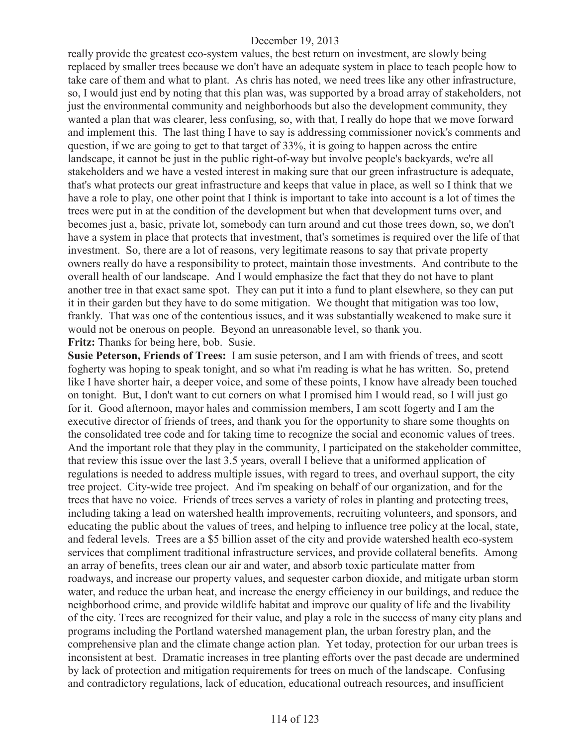really provide the greatest eco-system values, the best return on investment, are slowly being replaced by smaller trees because we don't have an adequate system in place to teach people how to take care of them and what to plant. As chris has noted, we need trees like any other infrastructure, so, I would just end by noting that this plan was, was supported by a broad array of stakeholders, not just the environmental community and neighborhoods but also the development community, they wanted a plan that was clearer, less confusing, so, with that, I really do hope that we move forward and implement this. The last thing I have to say is addressing commissioner novick's comments and question, if we are going to get to that target of 33%, it is going to happen across the entire landscape, it cannot be just in the public right-of-way but involve people's backyards, we're all stakeholders and we have a vested interest in making sure that our green infrastructure is adequate, that's what protects our great infrastructure and keeps that value in place, as well so I think that we have a role to play, one other point that I think is important to take into account is a lot of times the trees were put in at the condition of the development but when that development turns over, and becomes just a, basic, private lot, somebody can turn around and cut those trees down, so, we don't have a system in place that protects that investment, that's sometimes is required over the life of that investment. So, there are a lot of reasons, very legitimate reasons to say that private property owners really do have a responsibility to protect, maintain those investments. And contribute to the overall health of our landscape. And I would emphasize the fact that they do not have to plant another tree in that exact same spot. They can put it into a fund to plant elsewhere, so they can put it in their garden but they have to do some mitigation. We thought that mitigation was too low, frankly. That was one of the contentious issues, and it was substantially weakened to make sure it would not be onerous on people. Beyond an unreasonable level, so thank you.

**Fritz:** Thanks for being here, bob. Susie.

**Susie Peterson, Friends of Trees:** I am susie peterson, and I am with friends of trees, and scott fogherty was hoping to speak tonight, and so what i'm reading is what he has written. So, pretend like I have shorter hair, a deeper voice, and some of these points, I know have already been touched on tonight. But, I don't want to cut corners on what I promised him I would read, so I will just go for it. Good afternoon, mayor hales and commission members, I am scott fogerty and I am the executive director of friends of trees, and thank you for the opportunity to share some thoughts on the consolidated tree code and for taking time to recognize the social and economic values of trees. And the important role that they play in the community, I participated on the stakeholder committee, that review this issue over the last 3.5 years, overall I believe that a uniformed application of regulations is needed to address multiple issues, with regard to trees, and overhaul support, the city tree project. City-wide tree project. And i'm speaking on behalf of our organization, and for the trees that have no voice. Friends of trees serves a variety of roles in planting and protecting trees, including taking a lead on watershed health improvements, recruiting volunteers, and sponsors, and educating the public about the values of trees, and helping to influence tree policy at the local, state, and federal levels. Trees are a $5 billion asset of the city and provide watershed health eco-system services that compliment traditional infrastructure services, and provide collateral benefits. Among an array of benefits, trees clean our air and water, and absorb toxic particulate matter from roadways, and increase our property values, and sequester carbon dioxide, and mitigate urban storm water, and reduce the urban heat, and increase the energy efficiency in our buildings, and reduce the neighborhood crime, and provide wildlife habitat and improve our quality of life and the livability of the city. Trees are recognized for their value, and play a role in the success of many city plans and programs including the Portland watershed management plan, the urban forestry plan, and the comprehensive plan and the climate change action plan. Yet today, protection for our urban trees is inconsistent at best. Dramatic increases in tree planting efforts over the past decade are undermined by lack of protection and mitigation requirements for trees on much of the landscape. Confusing and contradictory regulations, lack of education, educational outreach resources, and insufficient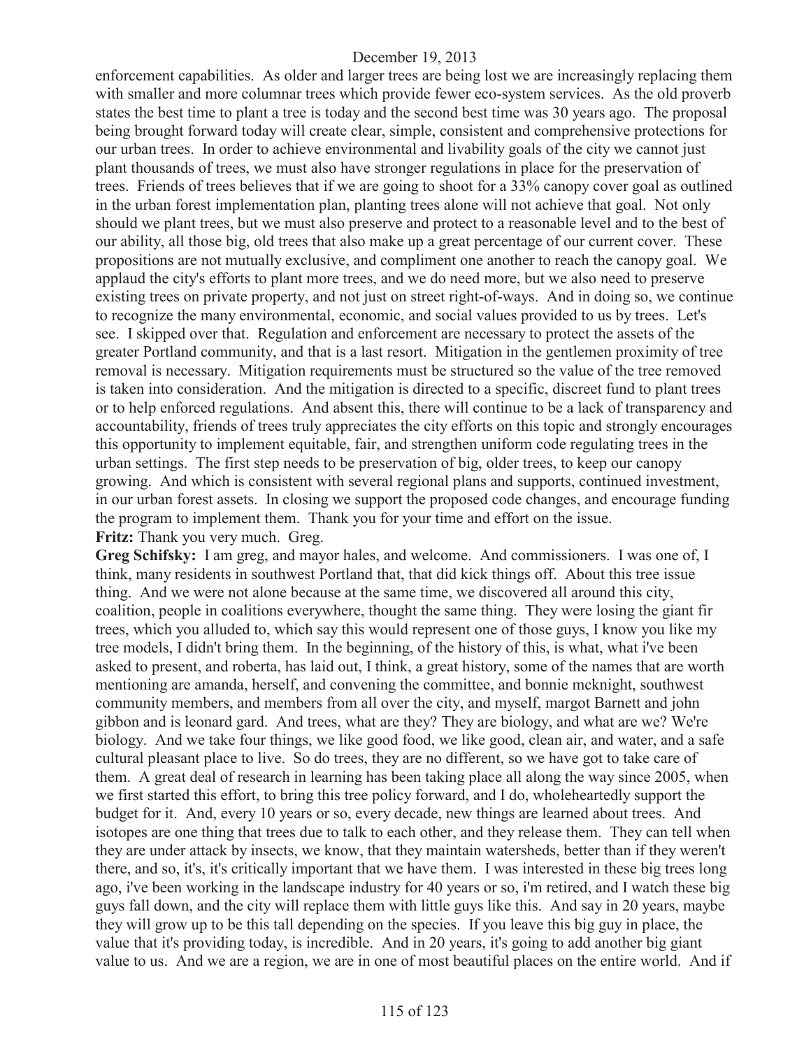enforcement capabilities. As older and larger trees are being lost we are increasingly replacing them with smaller and more columnar trees which provide fewer eco-system services. As the old proverb states the best time to plant a tree is today and the second best time was 30 years ago. The proposal being brought forward today will create clear, simple, consistent and comprehensive protections for our urban trees. In order to achieve environmental and livability goals of the city we cannot just plant thousands of trees, we must also have stronger regulations in place for the preservation of trees. Friends of trees believes that if we are going to shoot for a 33% canopy cover goal as outlined in the urban forest implementation plan, planting trees alone will not achieve that goal. Not only should we plant trees, but we must also preserve and protect to a reasonable level and to the best of our ability, all those big, old trees that also make up a great percentage of our current cover. These propositions are not mutually exclusive, and compliment one another to reach the canopy goal. We applaud the city's efforts to plant more trees, and we do need more, but we also need to preserve existing trees on private property, and not just on street right-of-ways. And in doing so, we continue to recognize the many environmental, economic, and social values provided to us by trees. Let's see. I skipped over that. Regulation and enforcement are necessary to protect the assets of the greater Portland community, and that is a last resort. Mitigation in the gentlemen proximity of tree removal is necessary. Mitigation requirements must be structured so the value of the tree removed is taken into consideration. And the mitigation is directed to a specific, discreet fund to plant trees or to help enforced regulations. And absent this, there will continue to be a lack of transparency and accountability, friends of trees truly appreciates the city efforts on this topic and strongly encourages this opportunity to implement equitable, fair, and strengthen uniform code regulating trees in the urban settings. The first step needs to be preservation of big, older trees, to keep our canopy growing. And which is consistent with several regional plans and supports, continued investment, in our urban forest assets. In closing we support the proposed code changes, and encourage funding the program to implement them. Thank you for your time and effort on the issue.

**Fritz:** Thank you very much. Greg.

**Greg Schifsky:** I am greg, and mayor hales, and welcome. And commissioners. I was one of, I think, many residents in southwest Portland that, that did kick things off. About this tree issue thing. And we were not alone because at the same time, we discovered all around this city, coalition, people in coalitions everywhere, thought the same thing. They were losing the giant fir trees, which you alluded to, which say this would represent one of those guys, I know you like my tree models, I didn't bring them. In the beginning, of the history of this, is what, what i've been asked to present, and roberta, has laid out, I think, a great history, some of the names that are worth mentioning are amanda, herself, and convening the committee, and bonnie mcknight, southwest community members, and members from all over the city, and myself, margot Barnett and john gibbon and is leonard gard. And trees, what are they? They are biology, and what are we? We're biology. And we take four things, we like good food, we like good, clean air, and water, and a safe cultural pleasant place to live. So do trees, they are no different, so we have got to take care of them. A great deal of research in learning has been taking place all along the way since 2005, when we first started this effort, to bring this tree policy forward, and I do, wholeheartedly support the budget for it. And, every 10 years or so, every decade, new things are learned about trees. And isotopes are one thing that trees due to talk to each other, and they release them. They can tell when they are under attack by insects, we know, that they maintain watersheds, better than if they weren't there, and so, it's, it's critically important that we have them. I was interested in these big trees long ago, i've been working in the landscape industry for 40 years or so, i'm retired, and I watch these big guys fall down, and the city will replace them with little guys like this. And say in 20 years, maybe they will grow up to be this tall depending on the species. If you leave this big guy in place, the value that it's providing today, is incredible. And in 20 years, it's going to add another big giant value to us. And we are a region, we are in one of most beautiful places on the entire world. And if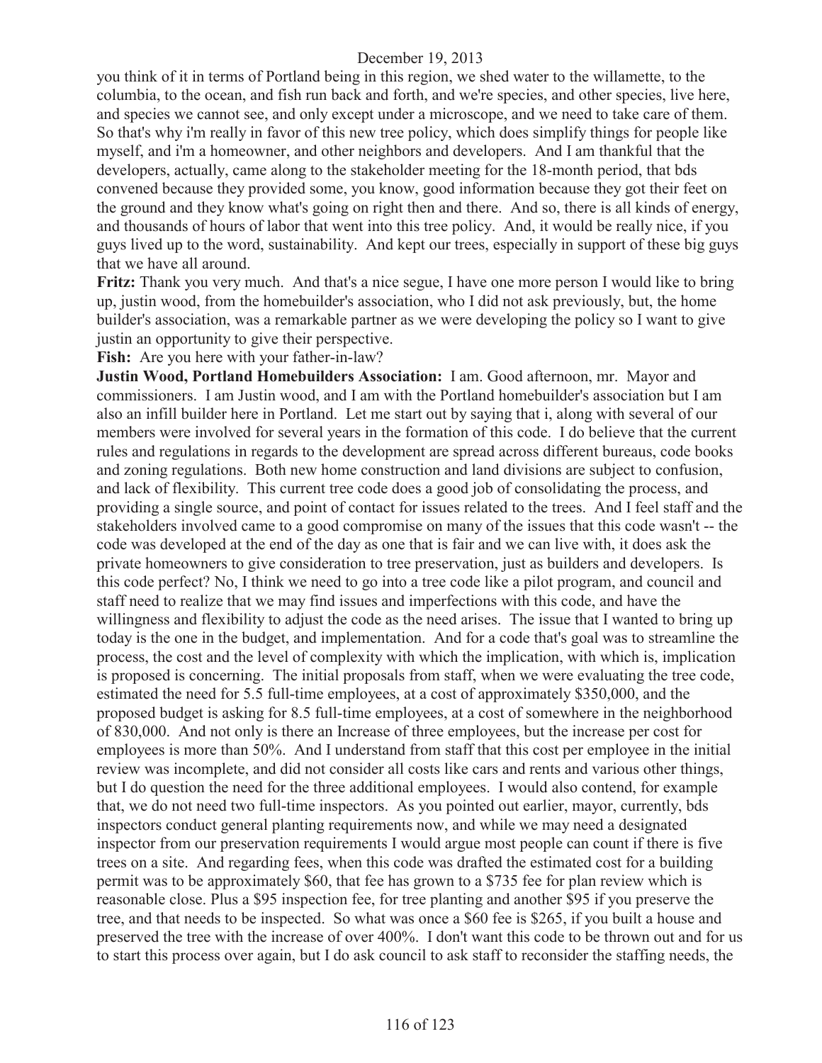you think of it in terms of Portland being in this region, we shed water to the willamette, to the columbia, to the ocean, and fish run back and forth, and we're species, and other species, live here, and species we cannot see, and only except under a microscope, and we need to take care of them. So that's why i'm really in favor of this new tree policy, which does simplify things for people like myself, and i'm a homeowner, and other neighbors and developers. And I am thankful that the developers, actually, came along to the stakeholder meeting for the 18-month period, that bds convened because they provided some, you know, good information because they got their feet on the ground and they know what's going on right then and there. And so, there is all kinds of energy, and thousands of hours of labor that went into this tree policy. And, it would be really nice, if you guys lived up to the word, sustainability. And kept our trees, especially in support of these big guys that we have all around.

**Fritz:** Thank you very much. And that's a nice segue, I have one more person I would like to bring up, justin wood, from the homebuilder's association, who I did not ask previously, but, the home builder's association, was a remarkable partner as we were developing the policy so I want to give justin an opportunity to give their perspective.

**Fish:** Are you here with your father-in-law?

**Justin Wood, Portland Homebuilders Association:** I am. Good afternoon, mr. Mayor and commissioners. I am Justin wood, and I am with the Portland homebuilder's association but I am also an infill builder here in Portland. Let me start out by saying that i, along with several of our members were involved for several years in the formation of this code. I do believe that the current rules and regulations in regards to the development are spread across different bureaus, code books and zoning regulations. Both new home construction and land divisions are subject to confusion, and lack of flexibility. This current tree code does a good job of consolidating the process, and providing a single source, and point of contact for issues related to the trees. And I feel staff and the stakeholders involved came to a good compromise on many of the issues that this code wasn't -- the code was developed at the end of the day as one that is fair and we can live with, it does ask the private homeowners to give consideration to tree preservation, just as builders and developers. Is this code perfect? No, I think we need to go into a tree code like a pilot program, and council and staff need to realize that we may find issues and imperfections with this code, and have the willingness and flexibility to adjust the code as the need arises. The issue that I wanted to bring up today is the one in the budget, and implementation. And for a code that's goal was to streamline the process, the cost and the level of complexity with which the implication, with which is, implication is proposed is concerning. The initial proposals from staff, when we were evaluating the tree code, estimated the need for 5.5 full-time employees, at a cost of approximately $350,000, and the proposed budget is asking for 8.5 full-time employees, at a cost of somewhere in the neighborhood of 830,000. And not only is there an Increase of three employees, but the increase per cost for employees is more than 50%. And I understand from staff that this cost per employee in the initial review was incomplete, and did not consider all costs like cars and rents and various other things, but I do question the need for the three additional employees. I would also contend, for example that, we do not need two full-time inspectors. As you pointed out earlier, mayor, currently, bds inspectors conduct general planting requirements now, and while we may need a designated inspector from our preservation requirements I would argue most people can count if there is five trees on a site. And regarding fees, when this code was drafted the estimated cost for a building permit was to be approximately $60, that fee has grown to a $735 fee for plan review which is reasonable close. Plus a $95 inspection fee, for tree planting and another $95 if you preserve the tree, and that needs to be inspected. So what was once a $60 fee is $265, if you built a house and preserved the tree with the increase of over 400%. I don't want this code to be thrown out and for us to start this process over again, but I do ask council to ask staff to reconsider the staffing needs, the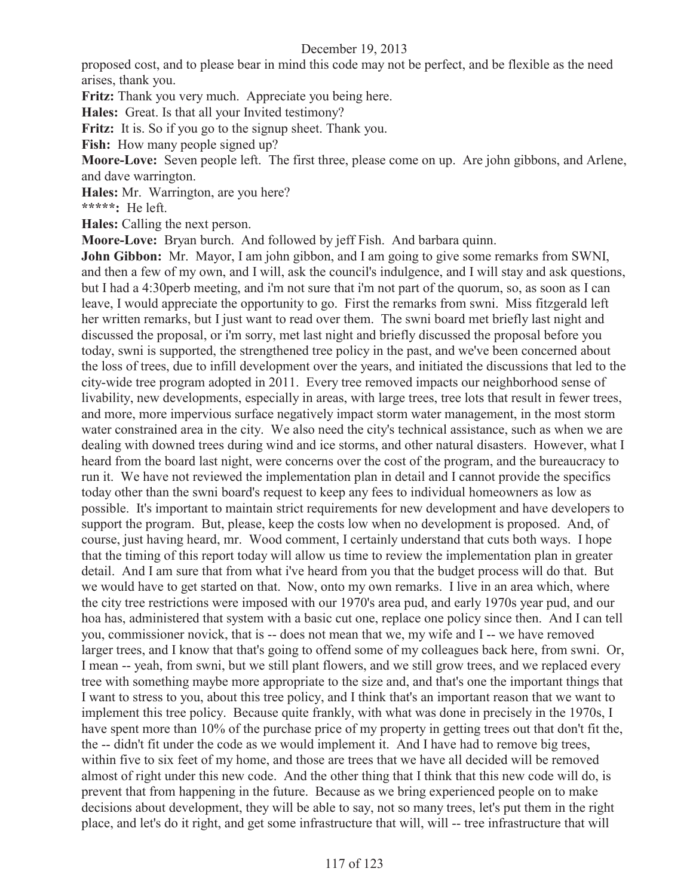proposed cost, and to please bear in mind this code may not be perfect, and be flexible as the need arises, thank you.

**Fritz:** Thank you very much. Appreciate you being here.

**Hales:** Great. Is that all your Invited testimony?

**Fritz:** It is. So if you go to the signup sheet. Thank you.

**Fish:** How many people signed up?

**Moore-Love:** Seven people left. The first three, please come on up. Are john gibbons, and Arlene, and dave warrington.

**Hales:** Mr. Warrington, are you here?

**\*\*\*\*\*:** He left.

**Hales:** Calling the next person.

**Moore-Love:** Bryan burch. And followed by jeff Fish. And barbara quinn.

**John Gibbon:** Mr. Mayor, I am john gibbon, and I am going to give some remarks from SWNI, and then a few of my own, and I will, ask the council's indulgence, and I will stay and ask questions, but I had a 4:30perb meeting, and i'm not sure that i'm not part of the quorum, so, as soon as I can leave, I would appreciate the opportunity to go. First the remarks from swni. Miss fitzgerald left her written remarks, but I just want to read over them. The swni board met briefly last night and discussed the proposal, or i'm sorry, met last night and briefly discussed the proposal before you today, swni is supported, the strengthened tree policy in the past, and we've been concerned about the loss of trees, due to infill development over the years, and initiated the discussions that led to the city-wide tree program adopted in 2011. Every tree removed impacts our neighborhood sense of livability, new developments, especially in areas, with large trees, tree lots that result in fewer trees, and more, more impervious surface negatively impact storm water management, in the most storm water constrained area in the city. We also need the city's technical assistance, such as when we are dealing with downed trees during wind and ice storms, and other natural disasters. However, what I heard from the board last night, were concerns over the cost of the program, and the bureaucracy to run it. We have not reviewed the implementation plan in detail and I cannot provide the specifics today other than the swni board's request to keep any fees to individual homeowners as low as possible. It's important to maintain strict requirements for new development and have developers to support the program. But, please, keep the costs low when no development is proposed. And, of course, just having heard, mr. Wood comment, I certainly understand that cuts both ways. I hope that the timing of this report today will allow us time to review the implementation plan in greater detail. And I am sure that from what i've heard from you that the budget process will do that. But we would have to get started on that. Now, onto my own remarks. I live in an area which, where the city tree restrictions were imposed with our 1970's area pud, and early 1970s year pud, and our hoa has, administered that system with a basic cut one, replace one policy since then. And I can tell you, commissioner novick, that is -- does not mean that we, my wife and I -- we have removed larger trees, and I know that that's going to offend some of my colleagues back here, from swni. Or, I mean -- yeah, from swni, but we still plant flowers, and we still grow trees, and we replaced every tree with something maybe more appropriate to the size and, and that's one the important things that I want to stress to you, about this tree policy, and I think that's an important reason that we want to implement this tree policy. Because quite frankly, with what was done in precisely in the 1970s, I have spent more than 10% of the purchase price of my property in getting trees out that don't fit the, the -- didn't fit under the code as we would implement it. And I have had to remove big trees, within five to six feet of my home, and those are trees that we have all decided will be removed almost of right under this new code. And the other thing that I think that this new code will do, is prevent that from happening in the future. Because as we bring experienced people on to make decisions about development, they will be able to say, not so many trees, let's put them in the right place, and let's do it right, and get some infrastructure that will, will -- tree infrastructure that will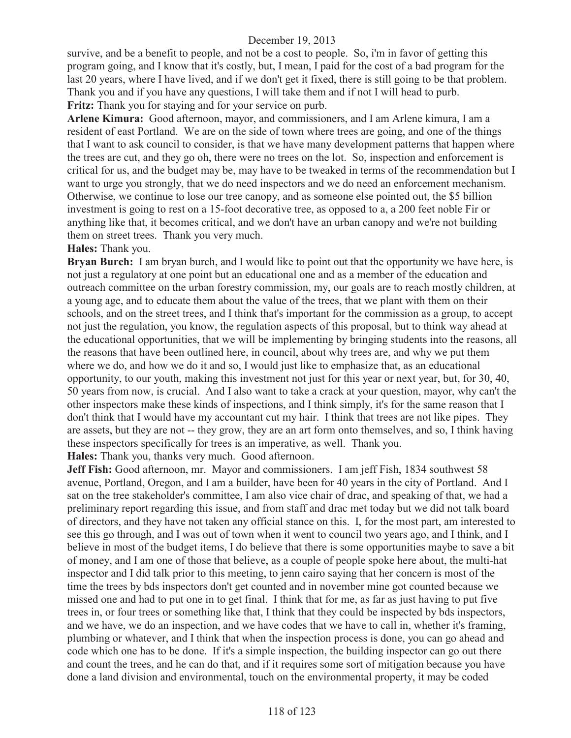survive, and be a benefit to people, and not be a cost to people. So, i'm in favor of getting this program going, and I know that it's costly, but, I mean, I paid for the cost of a bad program for the last 20 years, where I have lived, and if we don't get it fixed, there is still going to be that problem. Thank you and if you have any questions, I will take them and if not I will head to purb.

**Fritz:** Thank you for staying and for your service on purb.

**Arlene Kimura:** Good afternoon, mayor, and commissioners, and I am Arlene kimura, I am a resident of east Portland. We are on the side of town where trees are going, and one of the things that I want to ask council to consider, is that we have many development patterns that happen where the trees are cut, and they go oh, there were no trees on the lot. So, inspection and enforcement is critical for us, and the budget may be, may have to be tweaked in terms of the recommendation but I want to urge you strongly, that we do need inspectors and we do need an enforcement mechanism. Otherwise, we continue to lose our tree canopy, and as someone else pointed out, the $5 billion investment is going to rest on a 15-foot decorative tree, as opposed to a, a 200 feet noble Fir or anything like that, it becomes critical, and we don't have an urban canopy and we're not building them on street trees. Thank you very much.

**Hales:** Thank you.

**Bryan Burch:** I am bryan burch, and I would like to point out that the opportunity we have here, is not just a regulatory at one point but an educational one and as a member of the education and outreach committee on the urban forestry commission, my, our goals are to reach mostly children, at a young age, and to educate them about the value of the trees, that we plant with them on their schools, and on the street trees, and I think that's important for the commission as a group, to accept not just the regulation, you know, the regulation aspects of this proposal, but to think way ahead at the educational opportunities, that we will be implementing by bringing students into the reasons, all the reasons that have been outlined here, in council, about why trees are, and why we put them where we do, and how we do it and so, I would just like to emphasize that, as an educational opportunity, to our youth, making this investment not just for this year or next year, but, for 30, 40, 50 years from now, is crucial. And I also want to take a crack at your question, mayor, why can't the other inspectors make these kinds of inspections, and I think simply, it's for the same reason that I don't think that I would have my accountant cut my hair. I think that trees are not like pipes. They are assets, but they are not -- they grow, they are an art form onto themselves, and so, I think having these inspectors specifically for trees is an imperative, as well. Thank you.

**Hales:** Thank you, thanks very much. Good afternoon.

**Jeff Fish:** Good afternoon, mr. Mayor and commissioners. I am jeff Fish, 1834 southwest 58 avenue, Portland, Oregon, and I am a builder, have been for 40 years in the city of Portland. And I sat on the tree stakeholder's committee, I am also vice chair of drac, and speaking of that, we had a preliminary report regarding this issue, and from staff and drac met today but we did not talk board of directors, and they have not taken any official stance on this. I, for the most part, am interested to see this go through, and I was out of town when it went to council two years ago, and I think, and I believe in most of the budget items, I do believe that there is some opportunities maybe to save a bit of money, and I am one of those that believe, as a couple of people spoke here about, the multi-hat inspector and I did talk prior to this meeting, to jenn cairo saying that her concern is most of the time the trees by bds inspectors don't get counted and in november mine got counted because we missed one and had to put one in to get final. I think that for me, as far as just having to put five trees in, or four trees or something like that, I think that they could be inspected by bds inspectors, and we have, we do an inspection, and we have codes that we have to call in, whether it's framing, plumbing or whatever, and I think that when the inspection process is done, you can go ahead and code which one has to be done. If it's a simple inspection, the building inspector can go out there and count the trees, and he can do that, and if it requires some sort of mitigation because you have done a land division and environmental, touch on the environmental property, it may be coded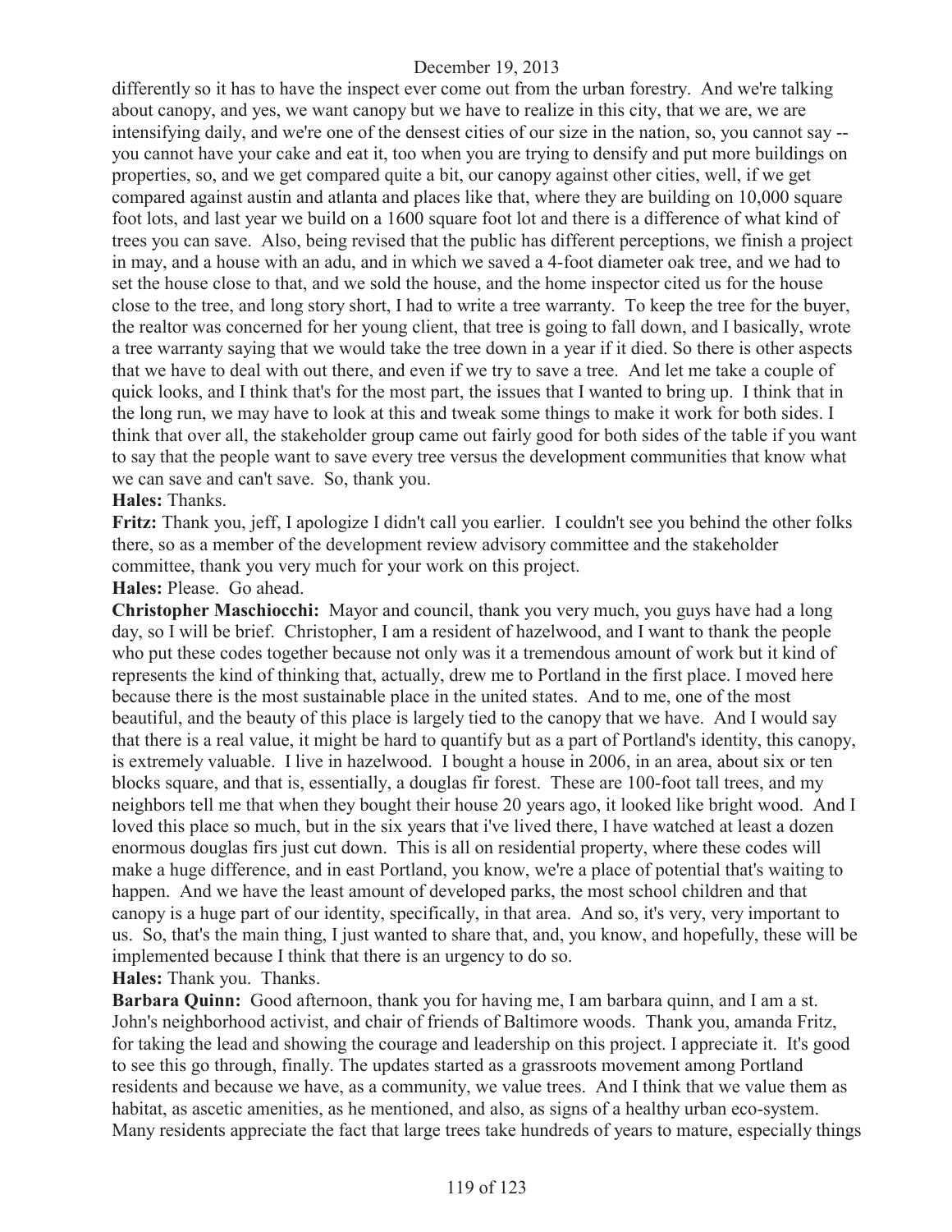differently so it has to have the inspect ever come out from the urban forestry. And we're talking about canopy, and yes, we want canopy but we have to realize in this city, that we are, we are intensifying daily, and we're one of the densest cities of our size in the nation, so, you cannot say -- you cannot have your cake and eat it, too when you are trying to densify and put more buildings on properties, so, and we get compared quite a bit, our canopy against other cities, well, if we get compared against austin and atlanta and places like that, where they are building on 10,000 square foot lots, and last year we build on a 1600 square foot lot and there is a difference of what kind of trees you can save. Also, being revised that the public has different perceptions, we finish a project in may, and a house with an adu, and in which we saved a 4-foot diameter oak tree, and we had to set the house close to that, and we sold the house, and the home inspector cited us for the house close to the tree, and long story short, I had to write a tree warranty. To keep the tree for the buyer, the realtor was concerned for her young client, that tree is going to fall down, and I basically, wrote a tree warranty saying that we would take the tree down in a year if it died. So there is other aspects that we have to deal with out there, and even if we try to save a tree. And let me take a couple of quick looks, and I think that's for the most part, the issues that I wanted to bring up. I think that in the long run, we may have to look at this and tweak some things to make it work for both sides. I think that over all, the stakeholder group came out fairly good for both sides of the table if you want to say that the people want to save every tree versus the development communities that know what we can save and can't save. So, thank you.

**Hales:** Thanks.

**Fritz:** Thank you, jeff, I apologize I didn't call you earlier. I couldn't see you behind the other folks there, so as a member of the development review advisory committee and the stakeholder committee, thank you very much for your work on this project.

**Hales:** Please. Go ahead.

**Christopher Maschiocchi:** Mayor and council, thank you very much, you guys have had a long day, so I will be brief. Christopher, I am a resident of hazelwood, and I want to thank the people who put these codes together because not only was it a tremendous amount of work but it kind of represents the kind of thinking that, actually, drew me to Portland in the first place. I moved here because there is the most sustainable place in the united states. And to me, one of the most beautiful, and the beauty of this place is largely tied to the canopy that we have. And I would say that there is a real value, it might be hard to quantify but as a part of Portland's identity, this canopy, is extremely valuable. I live in hazelwood. I bought a house in 2006, in an area, about six or ten blocks square, and that is, essentially, a douglas fir forest. These are 100-foot tall trees, and my neighbors tell me that when they bought their house 20 years ago, it looked like bright wood. And I loved this place so much, but in the six years that i've lived there, I have watched at least a dozen enormous douglas firs just cut down. This is all on residential property, where these codes will make a huge difference, and in east Portland, you know, we're a place of potential that's waiting to happen. And we have the least amount of developed parks, the most school children and that canopy is a huge part of our identity, specifically, in that area. And so, it's very, very important to us. So, that's the main thing, I just wanted to share that, and, you know, and hopefully, these will be implemented because I think that there is an urgency to do so.

**Hales:** Thank you. Thanks.

**Barbara Quinn:** Good afternoon, thank you for having me, I am barbara quinn, and I am a st. John's neighborhood activist, and chair of friends of Baltimore woods. Thank you, amanda Fritz, for taking the lead and showing the courage and leadership on this project. I appreciate it. It's good to see this go through, finally. The updates started as a grassroots movement among Portland residents and because we have, as a community, we value trees. And I think that we value them as habitat, as ascetic amenities, as he mentioned, and also, as signs of a healthy urban eco-system. Many residents appreciate the fact that large trees take hundreds of years to mature, especially things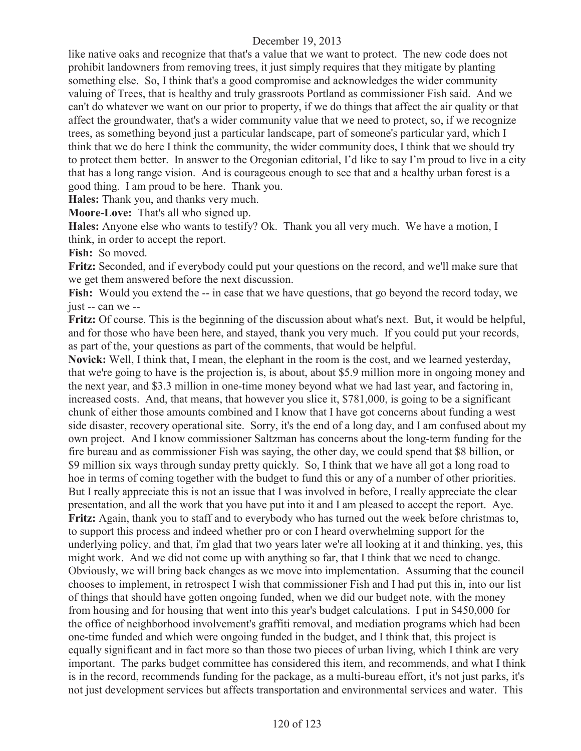like native oaks and recognize that that's a value that we want to protect. The new code does not prohibit landowners from removing trees, it just simply requires that they mitigate by planting something else. So, I think that's a good compromise and acknowledges the wider community valuing of Trees, that is healthy and truly grassroots Portland as commissioner Fish said. And we can't do whatever we want on our prior to property, if we do things that affect the air quality or that affect the groundwater, that's a wider community value that we need to protect, so, if we recognize trees, as something beyond just a particular landscape, part of someone's particular yard, which I think that we do here I think the community, the wider community does, I think that we should try to protect them better. In answer to the Oregonian editorial, I'd like to say I'm proud to live in a city that has a long range vision. And is courageous enough to see that and a healthy urban forest is a good thing. I am proud to be here. Thank you.

**Hales:** Thank you, and thanks very much.

**Moore-Love:** That's all who signed up.

**Hales:** Anyone else who wants to testify? Ok. Thank you all very much. We have a motion, I think, in order to accept the report.

**Fish:** So moved.

**Fritz:** Seconded, and if everybody could put your questions on the record, and we'll make sure that we get them answered before the next discussion.

**Fish:** Would you extend the -- in case that we have questions, that go beyond the record today, we just -- can we --

**Fritz:** Of course. This is the beginning of the discussion about what's next. But, it would be helpful, and for those who have been here, and stayed, thank you very much. If you could put your records, as part of the, your questions as part of the comments, that would be helpful.

**Novick:** Well, I think that, I mean, the elephant in the room is the cost, and we learned yesterday, that we're going to have is the projection is, is about, about $5.9 million more in ongoing money and the next year, and $3.3 million in one-time money beyond what we had last year, and factoring in, increased costs. And, that means, that however you slice it, $781,000, is going to be a significant chunk of either those amounts combined and I know that I have got concerns about funding a west side disaster, recovery operational site. Sorry, it's the end of a long day, and I am confused about my own project. And I know commissioner Saltzman has concerns about the long-term funding for the fire bureau and as commissioner Fish was saying, the other day, we could spend that $8 billion, or $9 million six ways through sunday pretty quickly. So, I think that we have all got a long road to hoe in terms of coming together with the budget to fund this or any of a number of other priorities. But I really appreciate this is not an issue that I was involved in before, I really appreciate the clear presentation, and all the work that you have put into it and I am pleased to accept the report. Aye.

**Fritz:** Again, thank you to staff and to everybody who has turned out the week before christmas to, to support this process and indeed whether pro or con I heard overwhelming support for the underlying policy, and that, i'm glad that two years later we're all looking at it and thinking, yes, this might work. And we did not come up with anything so far, that I think that we need to change. Obviously, we will bring back changes as we move into implementation. Assuming that the council chooses to implement, in retrospect I wish that commissioner Fish and I had put this in, into our list of things that should have gotten ongoing funded, when we did our budget note, with the money from housing and for housing that went into this year's budget calculations. I put in $450,000 for the office of neighborhood involvement's graffiti removal, and mediation programs which had been one-time funded and which were ongoing funded in the budget, and I think that, this project is equally significant and in fact more so than those two pieces of urban living, which I think are very important. The parks budget committee has considered this item, and recommends, and what I think is in the record, recommends funding for the package, as a multi-bureau effort, it's not just parks, it's not just development services but affects transportation and environmental services and water. This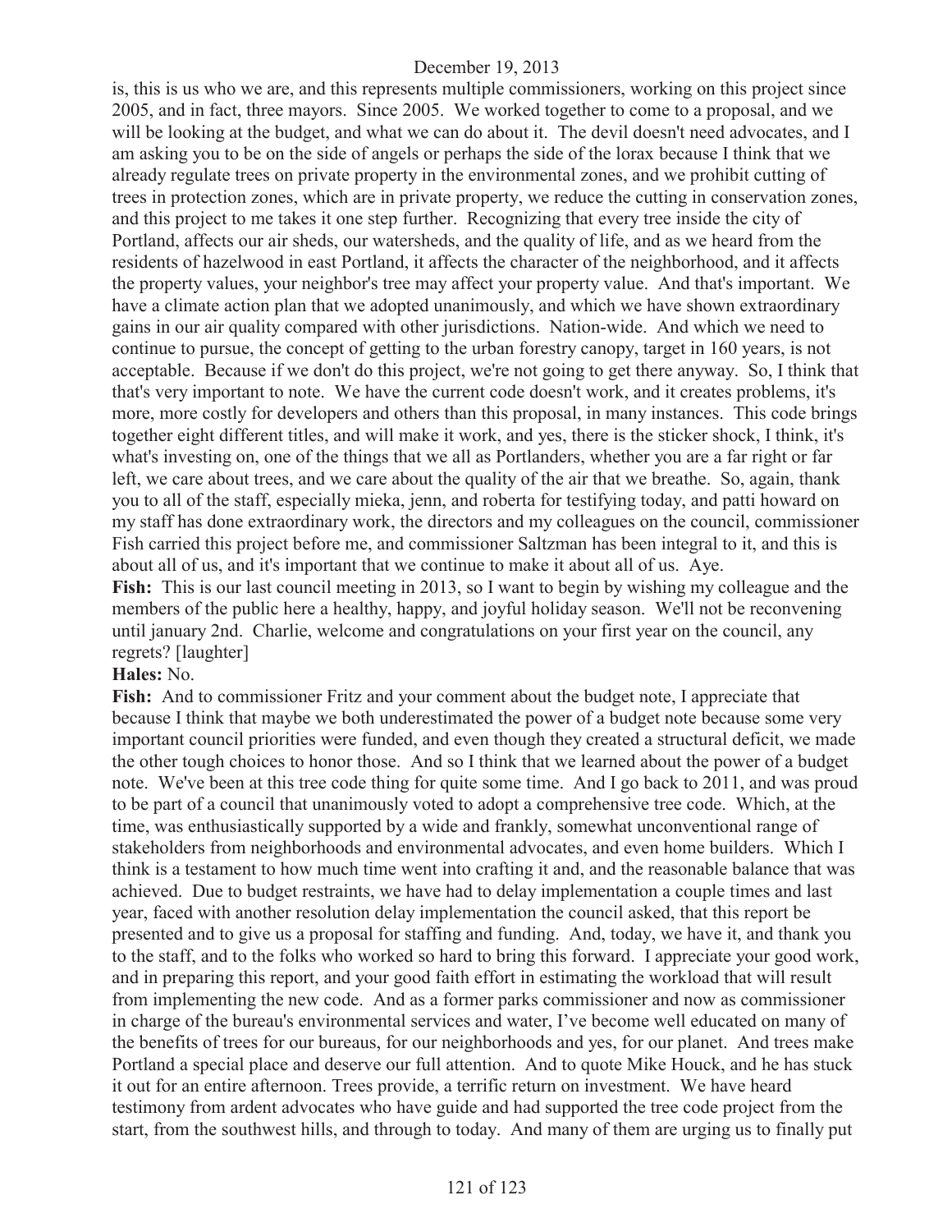is, this is us who we are, and this represents multiple commissioners, working on this project since 2005, and in fact, three mayors. Since 2005. We worked together to come to a proposal, and we will be looking at the budget, and what we can do about it. The devil doesn't need advocates, and I am asking you to be on the side of angels or perhaps the side of the lorax because I think that we already regulate trees on private property in the environmental zones, and we prohibit cutting of trees in protection zones, which are in private property, we reduce the cutting in conservation zones, and this project to me takes it one step further. Recognizing that every tree inside the city of Portland, affects our air sheds, our watersheds, and the quality of life, and as we heard from the residents of hazelwood in east Portland, it affects the character of the neighborhood, and it affects the property values, your neighbor's tree may affect your property value. And that's important. We have a climate action plan that we adopted unanimously, and which we have shown extraordinary gains in our air quality compared with other jurisdictions. Nation-wide. And which we need to continue to pursue, the concept of getting to the urban forestry canopy, target in 160 years, is not acceptable. Because if we don't do this project, we're not going to get there anyway. So, I think that that's very important to note. We have the current code doesn't work, and it creates problems, it's more, more costly for developers and others than this proposal, in many instances. This code brings together eight different titles, and will make it work, and yes, there is the sticker shock, I think, it's what's investing on, one of the things that we all as Portlanders, whether you are a far right or far left, we care about trees, and we care about the quality of the air that we breathe. So, again, thank you to all of the staff, especially mieka, jenn, and roberta for testifying today, and patti howard on my staff has done extraordinary work, the directors and my colleagues on the council, commissioner Fish carried this project before me, and commissioner Saltzman has been integral to it, and this is about all of us, and it's important that we continue to make it about all of us. Aye.

**Fish:** This is our last council meeting in 2013, so I want to begin by wishing my colleague and the members of the public here a healthy, happy, and joyful holiday season. We'll not be reconvening until january 2nd. Charlie, welcome and congratulations on your first year on the council, any regrets? [laughter]

**Hales:** No.

**Fish:** And to commissioner Fritz and your comment about the budget note, I appreciate that because I think that maybe we both underestimated the power of a budget note because some very important council priorities were funded, and even though they created a structural deficit, we made the other tough choices to honor those. And so I think that we learned about the power of a budget note. We've been at this tree code thing for quite some time. And I go back to 2011, and was proud to be part of a council that unanimously voted to adopt a comprehensive tree code. Which, at the time, was enthusiastically supported by a wide and frankly, somewhat unconventional range of stakeholders from neighborhoods and environmental advocates, and even home builders. Which I think is a testament to how much time went into crafting it and, and the reasonable balance that was achieved. Due to budget restraints, we have had to delay implementation a couple times and last year, faced with another resolution delay implementation the council asked, that this report be presented and to give us a proposal for staffing and funding. And, today, we have it, and thank you to the staff, and to the folks who worked so hard to bring this forward. I appreciate your good work, and in preparing this report, and your good faith effort in estimating the workload that will result from implementing the new code. And as a former parks commissioner and now as commissioner in charge of the bureau's environmental services and water, I've become well educated on many of the benefits of trees for our bureaus, for our neighborhoods and yes, for our planet. And trees make Portland a special place and deserve our full attention. And to quote Mike Houck, and he has stuck it out for an entire afternoon. Trees provide, a terrific return on investment. We have heard testimony from ardent advocates who have guide and had supported the tree code project from the start, from the southwest hills, and through to today. And many of them are urging us to finally put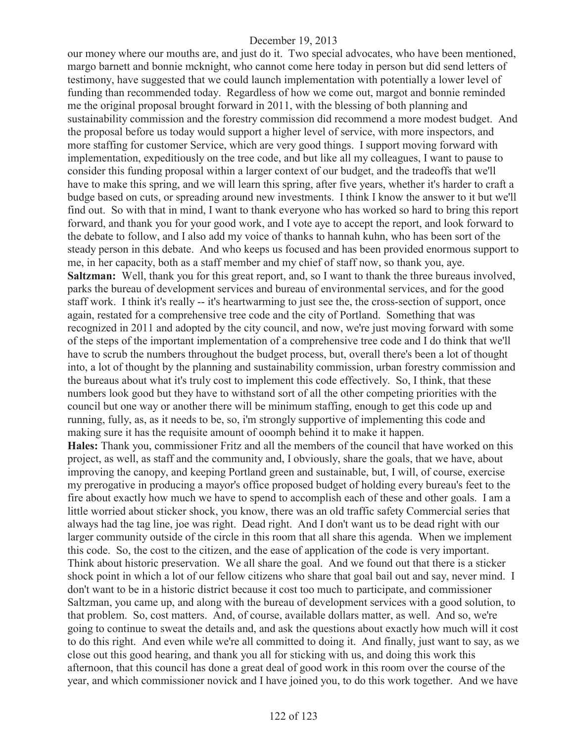our money where our mouths are, and just do it. Two special advocates, who have been mentioned, margo barnett and bonnie mcknight, who cannot come here today in person but did send letters of testimony, have suggested that we could launch implementation with potentially a lower level of funding than recommended today. Regardless of how we come out, margot and bonnie reminded me the original proposal brought forward in 2011, with the blessing of both planning and sustainability commission and the forestry commission did recommend a more modest budget. And the proposal before us today would support a higher level of service, with more inspectors, and more staffing for customer Service, which are very good things. I support moving forward with implementation, expeditiously on the tree code, and but like all my colleagues, I want to pause to consider this funding proposal within a larger context of our budget, and the tradeoffs that we'll have to make this spring, and we will learn this spring, after five years, whether it's harder to craft a budge based on cuts, or spreading around new investments. I think I know the answer to it but we'll find out. So with that in mind, I want to thank everyone who has worked so hard to bring this report forward, and thank you for your good work, and I vote aye to accept the report, and look forward to the debate to follow, and I also add my voice of thanks to hannah kuhn, who has been sort of the steady person in this debate. And who keeps us focused and has been provided enormous support to me, in her capacity, both as a staff member and my chief of staff now, so thank you, aye.

**Saltzman:** Well, thank you for this great report, and, so I want to thank the three bureaus involved, parks the bureau of development services and bureau of environmental services, and for the good staff work. I think it's really -- it's heartwarming to just see the, the cross-section of support, once again, restated for a comprehensive tree code and the city of Portland. Something that was recognized in 2011 and adopted by the city council, and now, we're just moving forward with some of the steps of the important implementation of a comprehensive tree code and I do think that we'll have to scrub the numbers throughout the budget process, but, overall there's been a lot of thought into, a lot of thought by the planning and sustainability commission, urban forestry commission and the bureaus about what it's truly cost to implement this code effectively. So, I think, that these numbers look good but they have to withstand sort of all the other competing priorities with the council but one way or another there will be minimum staffing, enough to get this code up and running, fully, as, as it needs to be, so, i'm strongly supportive of implementing this code and making sure it has the requisite amount of ooomph behind it to make it happen.

**Hales:** Thank you, commissioner Fritz and all the members of the council that have worked on this project, as well, as staff and the community and, I obviously, share the goals, that we have, about improving the canopy, and keeping Portland green and sustainable, but, I will, of course, exercise my prerogative in producing a mayor's office proposed budget of holding every bureau's feet to the fire about exactly how much we have to spend to accomplish each of these and other goals. I am a little worried about sticker shock, you know, there was an old traffic safety Commercial series that always had the tag line, joe was right. Dead right. And I don't want us to be dead right with our larger community outside of the circle in this room that all share this agenda. When we implement this code. So, the cost to the citizen, and the ease of application of the code is very important. Think about historic preservation. We all share the goal. And we found out that there is a sticker shock point in which a lot of our fellow citizens who share that goal bail out and say, never mind. I don't want to be in a historic district because it cost too much to participate, and commissioner Saltzman, you came up, and along with the bureau of development services with a good solution, to that problem. So, cost matters. And, of course, available dollars matter, as well. And so, we're going to continue to sweat the details and, and ask the questions about exactly how much will it cost to do this right. And even while we're all committed to doing it. And finally, just want to say, as we close out this good hearing, and thank you all for sticking with us, and doing this work this afternoon, that this council has done a great deal of good work in this room over the course of the year, and which commissioner novick and I have joined you, to do this work together. And we have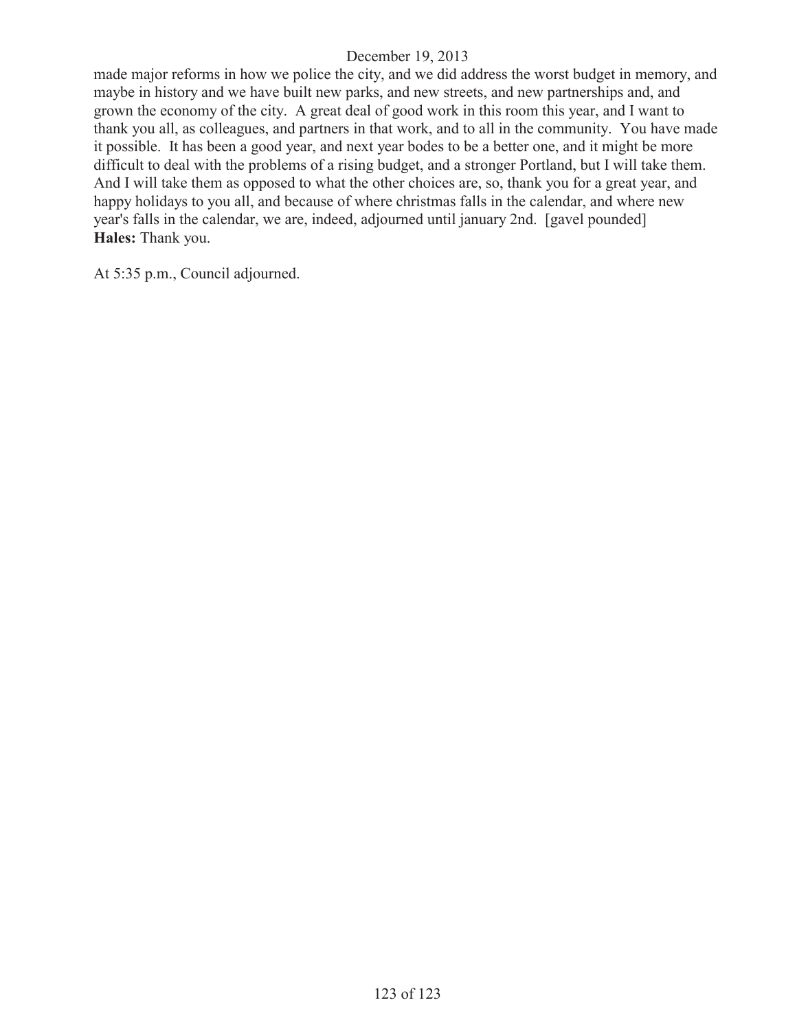made major reforms in how we police the city, and we did address the worst budget in memory, and maybe in history and we have built new parks, and new streets, and new partnerships and, and grown the economy of the city. A great deal of good work in this room this year, and I want to thank you all, as colleagues, and partners in that work, and to all in the community. You have made it possible. It has been a good year, and next year bodes to be a better one, and it might be more difficult to deal with the problems of a rising budget, and a stronger Portland, but I will take them. And I will take them as opposed to what the other choices are, so, thank you for a great year, and happy holidays to you all, and because of where christmas falls in the calendar, and where new year's falls in the calendar, we are, indeed, adjourned until january 2nd. [gavel pounded]
**Hales:** Thank you.

At 5:35 p.m., Council adjourned.